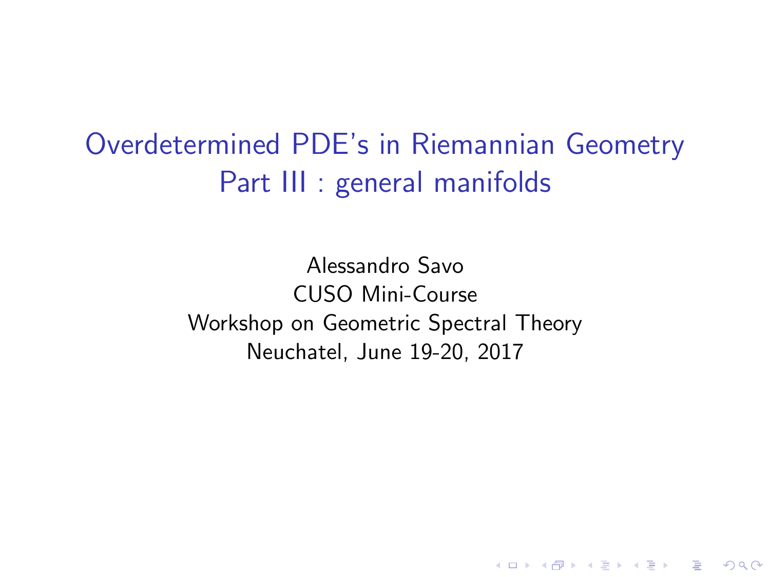# Overdetermined PDE's in Riemannian Geometry
## Part III : general manifolds

Alessandro Savo
CUSO Mini-Course
Workshop on Geometric Spectral Theory
Neuchatel, June 19-20, 2017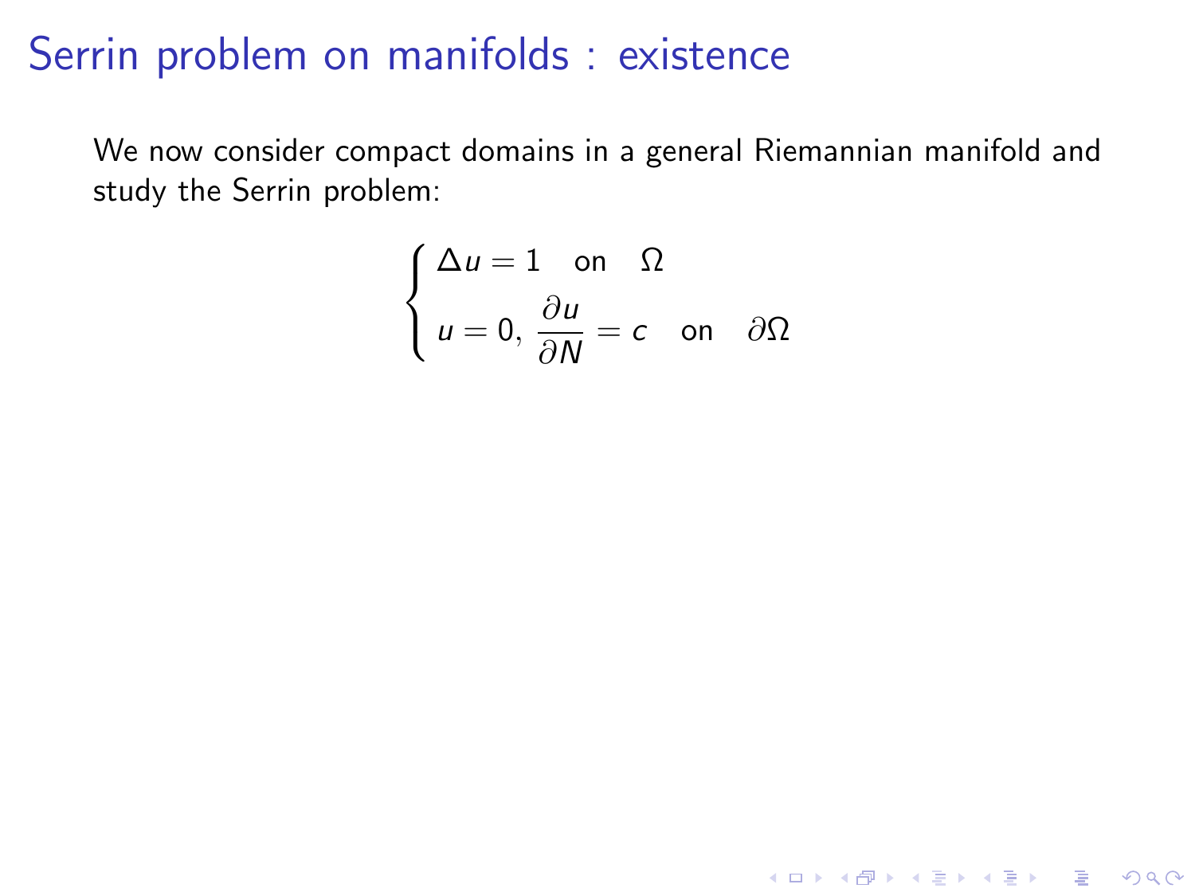# Serrin problem on manifolds : existence

We now consider compact domains in a general Riemannian manifold and study the Serrin problem:

$$
\begin{cases}
\Delta u = 1 \quad \text{on} \quad \Omega \\
u = 0, \, \dfrac{\partial u}{\partial N} = c \quad \text{on} \quad \partial\Omega
\end{cases}
$$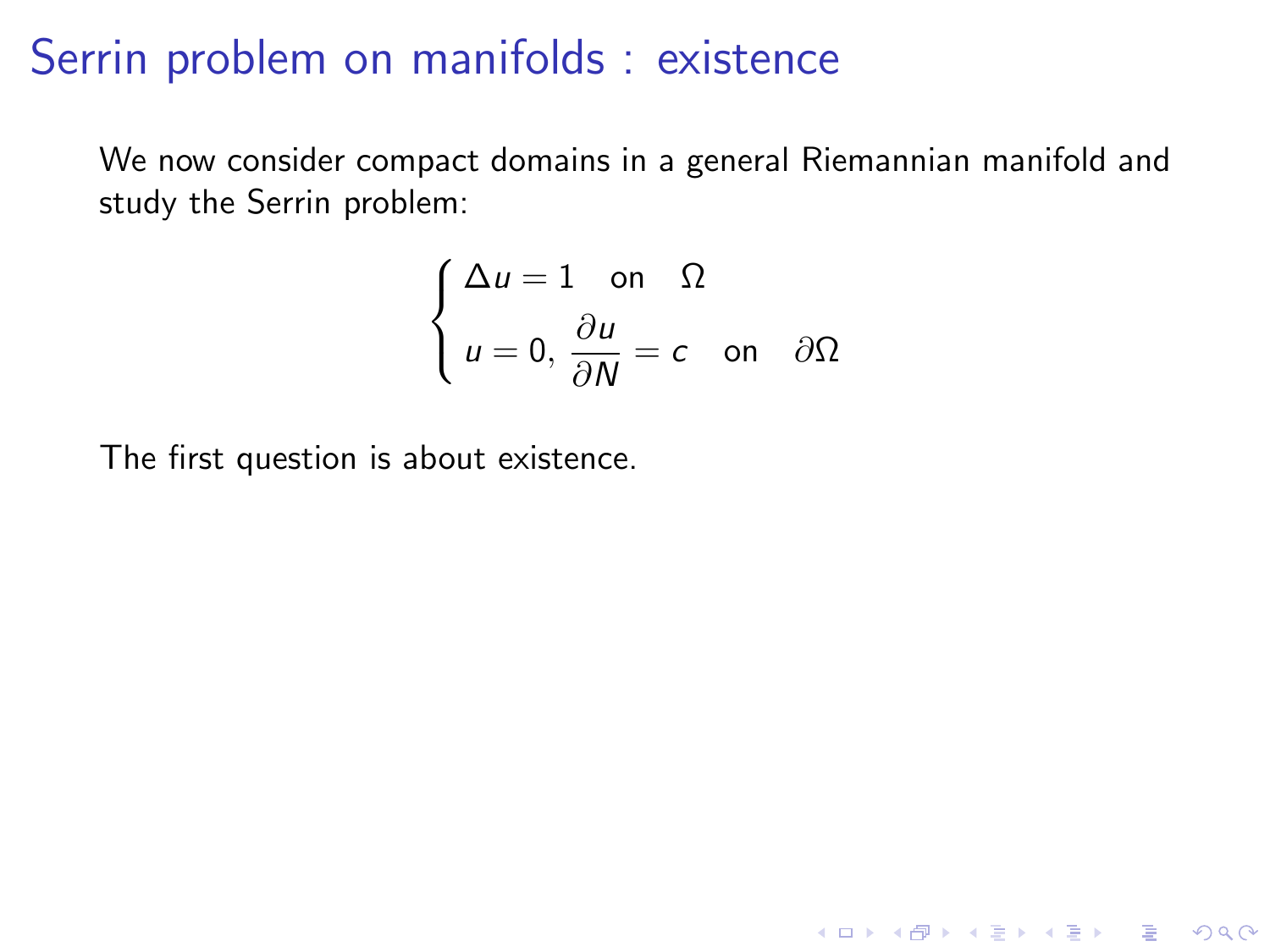# Serrin problem on manifolds : existence

We now consider compact domains in a general Riemannian manifold and study the Serrin problem:

$$
\begin{cases}
\Delta u = 1 \quad \text{on} \quad \Omega \\
u = 0, \, \dfrac{\partial u}{\partial N} = c \quad \text{on} \quad \partial\Omega
\end{cases}
$$

The first question is about existence.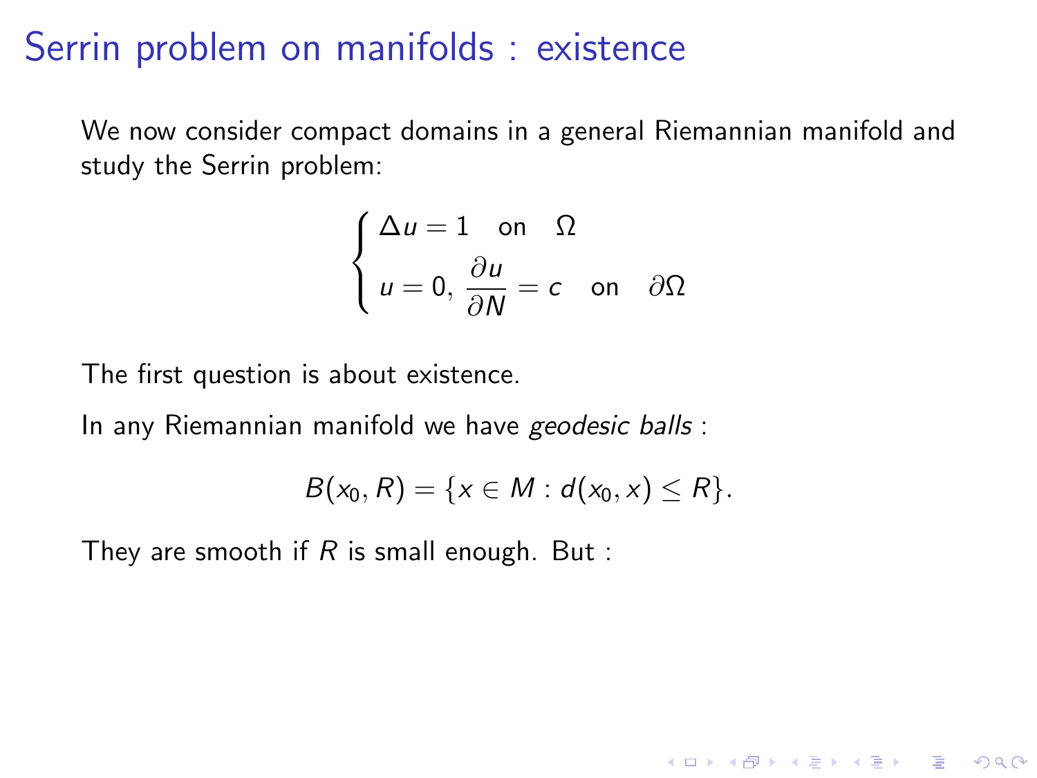# Serrin problem on manifolds : existence

We now consider compact domains in a general Riemannian manifold and study the Serrin problem:

$$\begin{cases} \Delta u = 1 \quad \text{on} \quad \Omega \\ u = 0, \, \dfrac{\partial u}{\partial N} = c \quad \text{on} \quad \partial\Omega \end{cases}$$

The first question is about existence.

In any Riemannian manifold we have *geodesic balls* :

$$B(x_0, R) = \{x \in M : d(x_0, x) \leq R\}.$$

They are smooth if $R$ is small enough. But :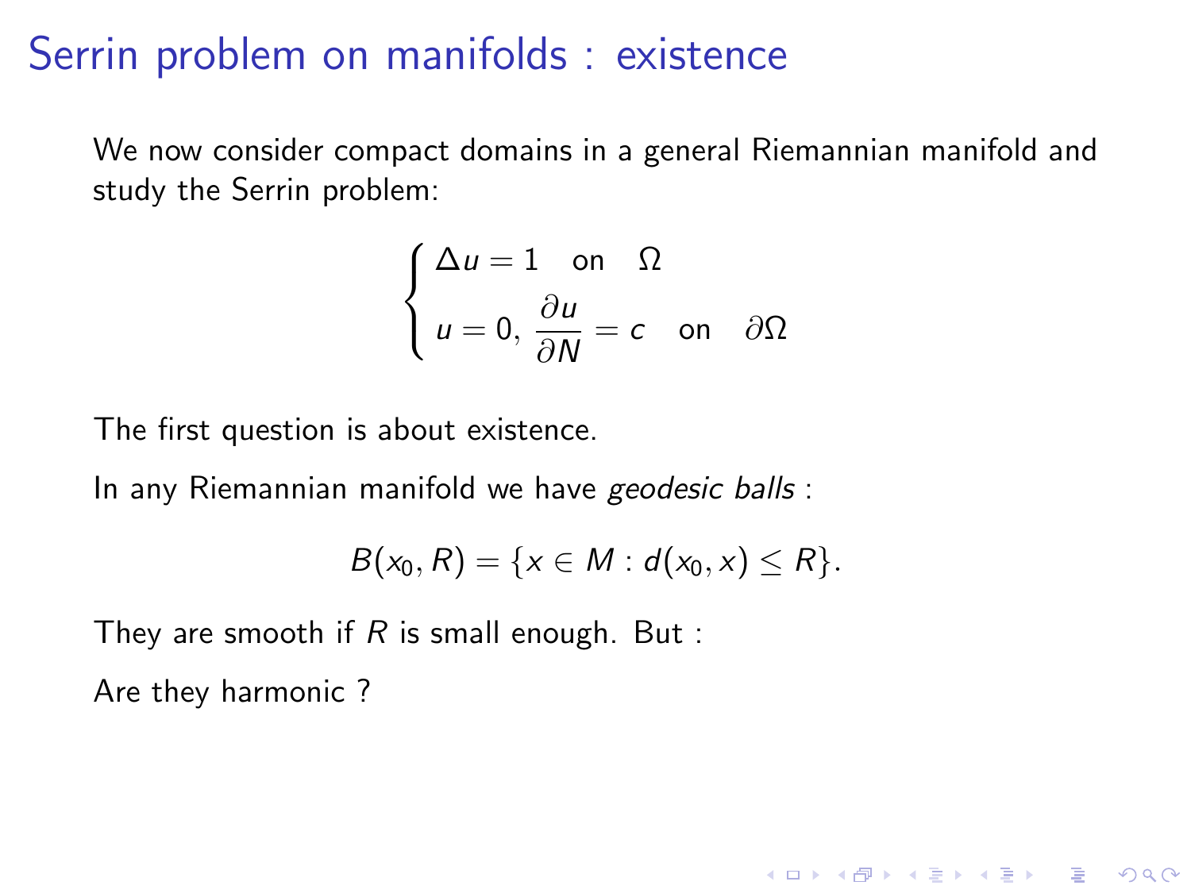# Serrin problem on manifolds : existence

We now consider compact domains in a general Riemannian manifold and study the Serrin problem:

$$
\begin{cases}
\Delta u = 1 \quad \text{on} \quad \Omega \\
u = 0, \, \dfrac{\partial u}{\partial N} = c \quad \text{on} \quad \partial\Omega
\end{cases}
$$

The first question is about existence.

In any Riemannian manifold we have *geodesic balls* :

$$
B(x_0, R) = \{x \in M : d(x_0, x) \leq R\}.
$$

They are smooth if $R$ is small enough. But :

Are they harmonic ?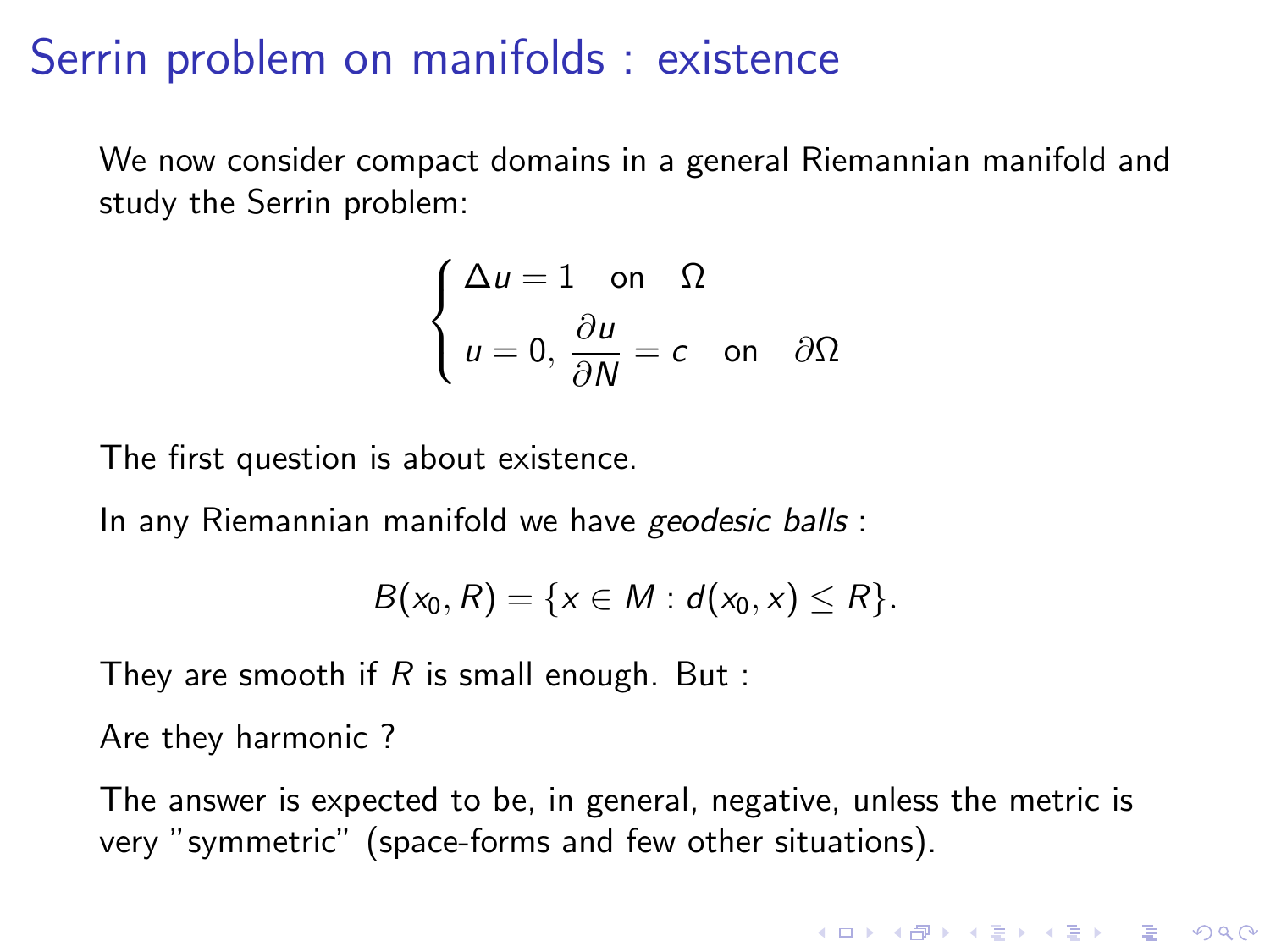# Serrin problem on manifolds : existence

We now consider compact domains in a general Riemannian manifold and study the Serrin problem:

$$\begin{cases} \Delta u = 1 \quad \text{on} \quad \Omega \\ u = 0, \, \dfrac{\partial u}{\partial N} = c \quad \text{on} \quad \partial\Omega \end{cases}$$

The first question is about existence.

In any Riemannian manifold we have *geodesic balls* :

$$B(x_0, R) = \{x \in M : d(x_0, x) \leq R\}.$$

They are smooth if $R$ is small enough. But :

Are they harmonic ?

The answer is expected to be, in general, negative, unless the metric is very "symmetric" (space-forms and few other situations).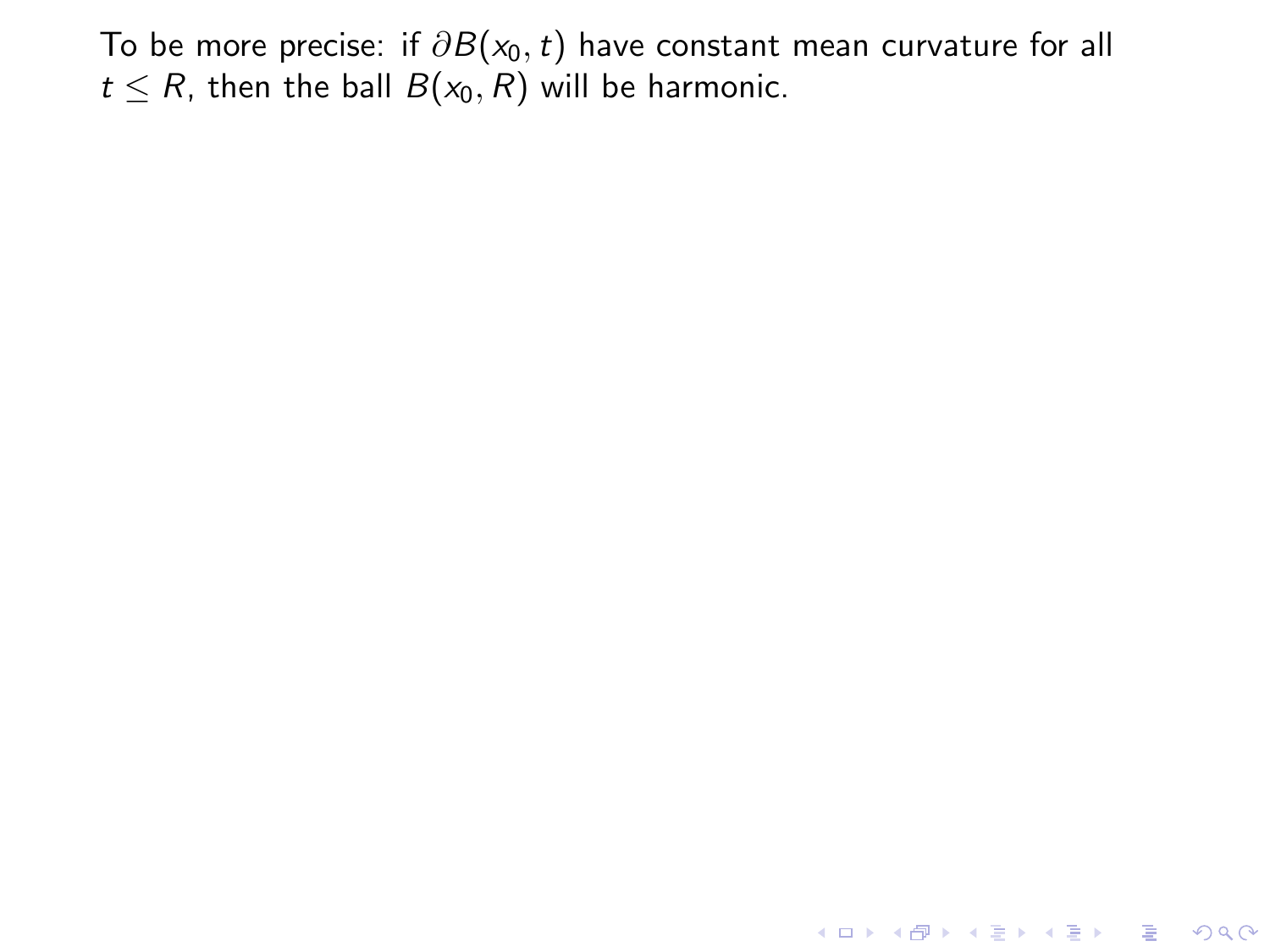To be more precise: if $\partial B(x_0, t)$ have constant mean curvature for all $t \leq R$, then the ball $B(x_0, R)$ will be harmonic.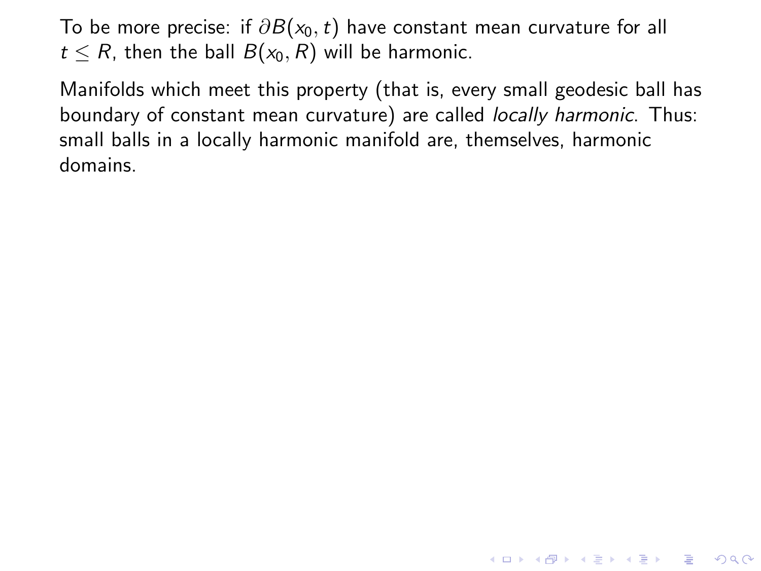To be more precise: if $\partial B(x_0, t)$ have constant mean curvature for all $t \leq R$, then the ball $B(x_0, R)$ will be harmonic.

Manifolds which meet this property (that is, every small geodesic ball has boundary of constant mean curvature) are called *locally harmonic*. Thus: small balls in a locally harmonic manifold are, themselves, harmonic domains.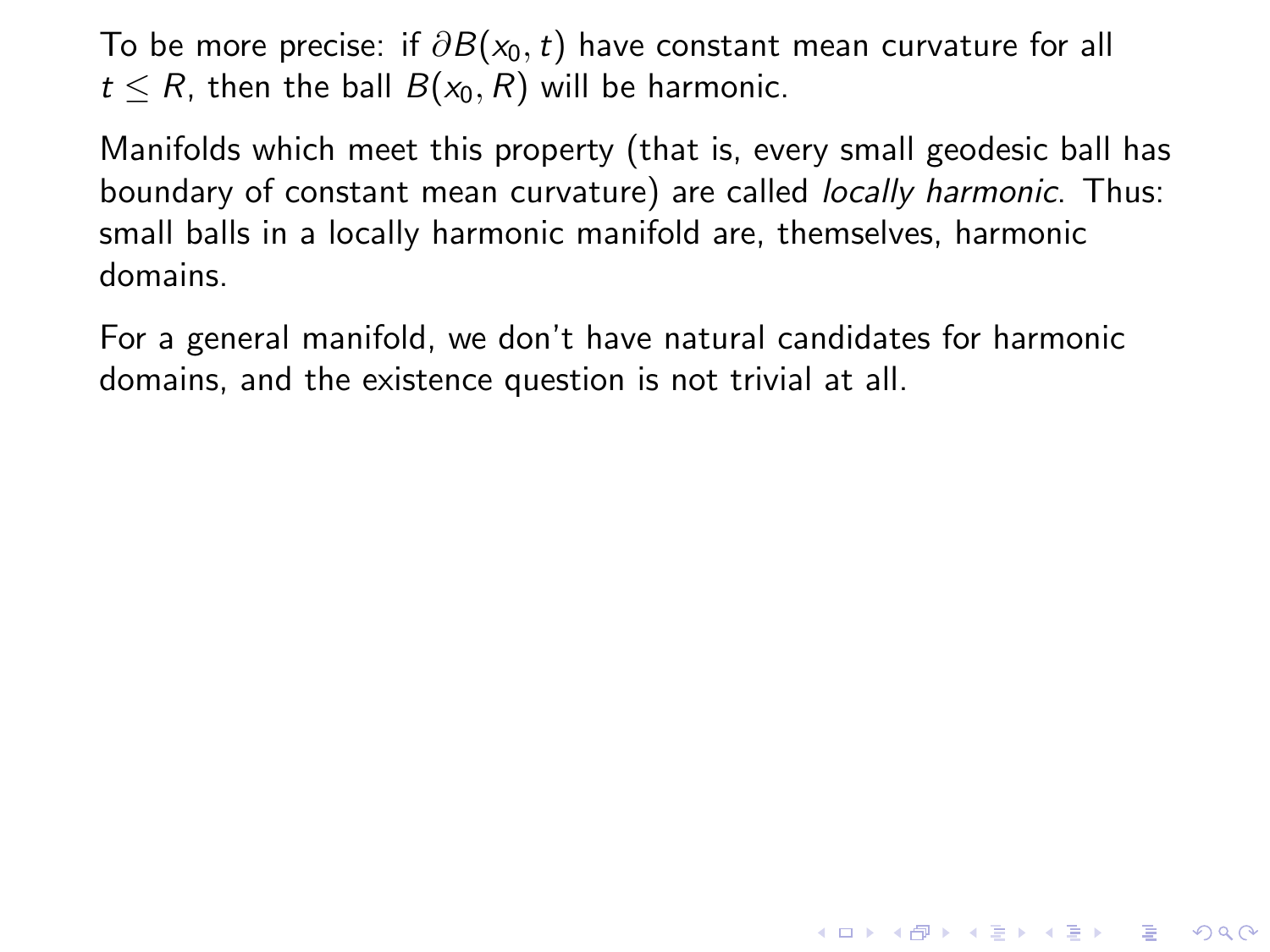To be more precise: if $\partial B(x_0, t)$ have constant mean curvature for all $t \leq R$, then the ball $B(x_0, R)$ will be harmonic.

Manifolds which meet this property (that is, every small geodesic ball has boundary of constant mean curvature) are called *locally harmonic*. Thus: small balls in a locally harmonic manifold are, themselves, harmonic domains.

For a general manifold, we don't have natural candidates for harmonic domains, and the existence question is not trivial at all.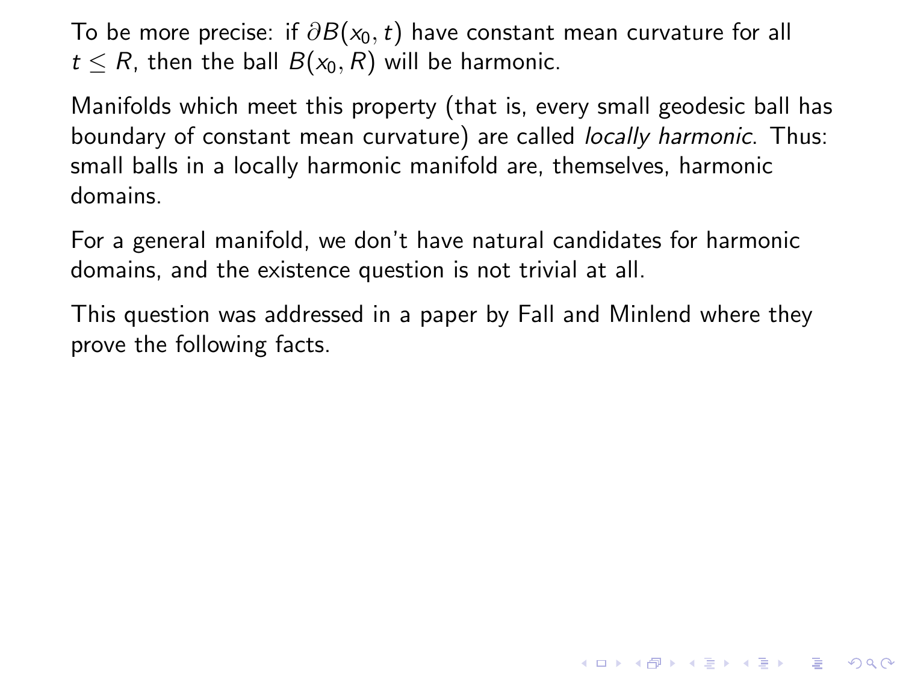To be more precise: if $\partial B(x_0, t)$ have constant mean curvature for all $t \leq R$, then the ball $B(x_0, R)$ will be harmonic.

Manifolds which meet this property (that is, every small geodesic ball has boundary of constant mean curvature) are called *locally harmonic*. Thus: small balls in a locally harmonic manifold are, themselves, harmonic domains.

For a general manifold, we don't have natural candidates for harmonic domains, and the existence question is not trivial at all.

This question was addressed in a paper by Fall and Minlend where they prove the following facts.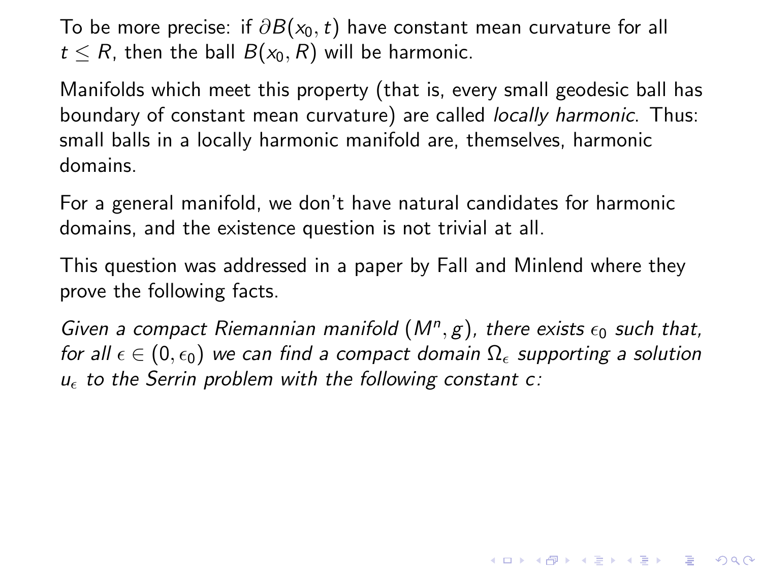To be more precise: if $\partial B(x_0, t)$ have constant mean curvature for all $t \leq R$, then the ball $B(x_0, R)$ will be harmonic.

Manifolds which meet this property (that is, every small geodesic ball has boundary of constant mean curvature) are called *locally harmonic*. Thus: small balls in a locally harmonic manifold are, themselves, harmonic domains.

For a general manifold, we don't have natural candidates for harmonic domains, and the existence question is not trivial at all.

This question was addressed in a paper by Fall and Minlend where they prove the following facts.

*Given a compact Riemannian manifold $(M^n, g)$, there exists $\epsilon_0$ such that, for all $\epsilon \in (0, \epsilon_0)$ we can find a compact domain $\Omega_\epsilon$ supporting a solution $u_\epsilon$ to the Serrin problem with the following constant $c$:*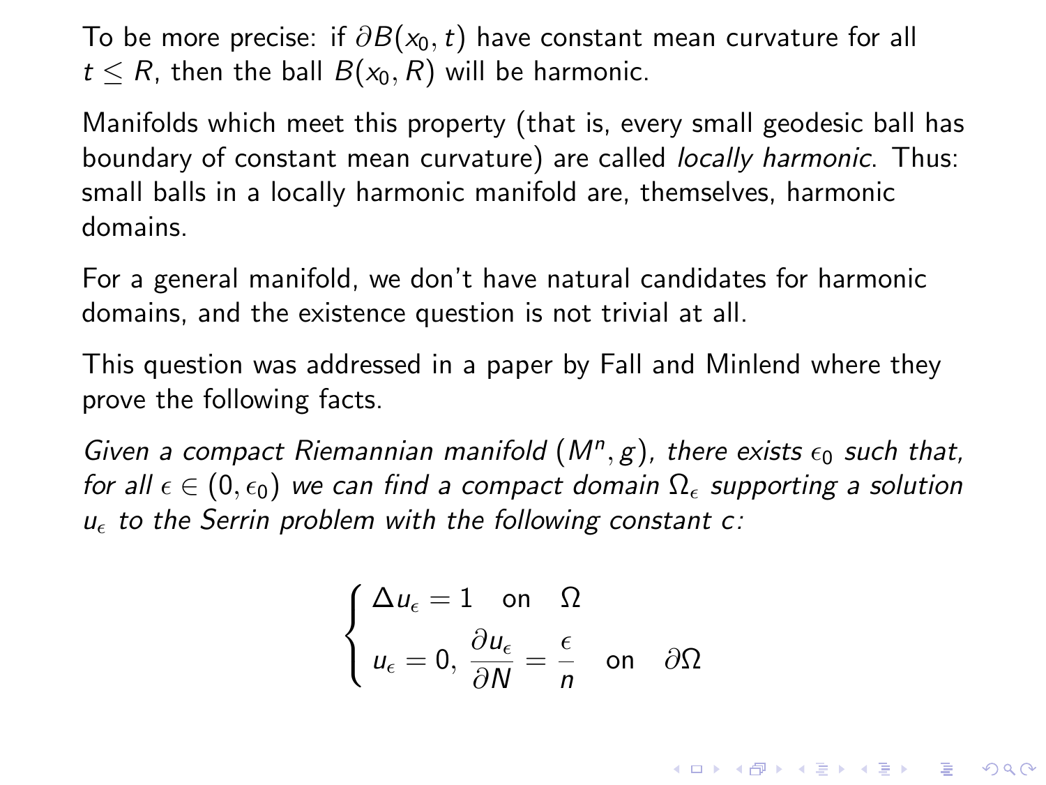To be more precise: if $\partial B(x_0, t)$ have constant mean curvature for all $t \leq R$, then the ball $B(x_0, R)$ will be harmonic.

Manifolds which meet this property (that is, every small geodesic ball has boundary of constant mean curvature) are called *locally harmonic*. Thus: small balls in a locally harmonic manifold are, themselves, harmonic domains.

For a general manifold, we don't have natural candidates for harmonic domains, and the existence question is not trivial at all.

This question was addressed in a paper by Fall and Minlend where they prove the following facts.

*Given a compact Riemannian manifold $(M^n, g)$, there exists $\epsilon_0$ such that, for all $\epsilon \in (0, \epsilon_0)$ we can find a compact domain $\Omega_\epsilon$ supporting a solution $u_\epsilon$ to the Serrin problem with the following constant $c$:*

$$
\begin{cases}
\Delta u_\epsilon = 1 \quad \text{on} \quad \Omega \\
u_\epsilon = 0, \; \dfrac{\partial u_\epsilon}{\partial N} = \dfrac{\epsilon}{n} \quad \text{on} \quad \partial\Omega
\end{cases}
$$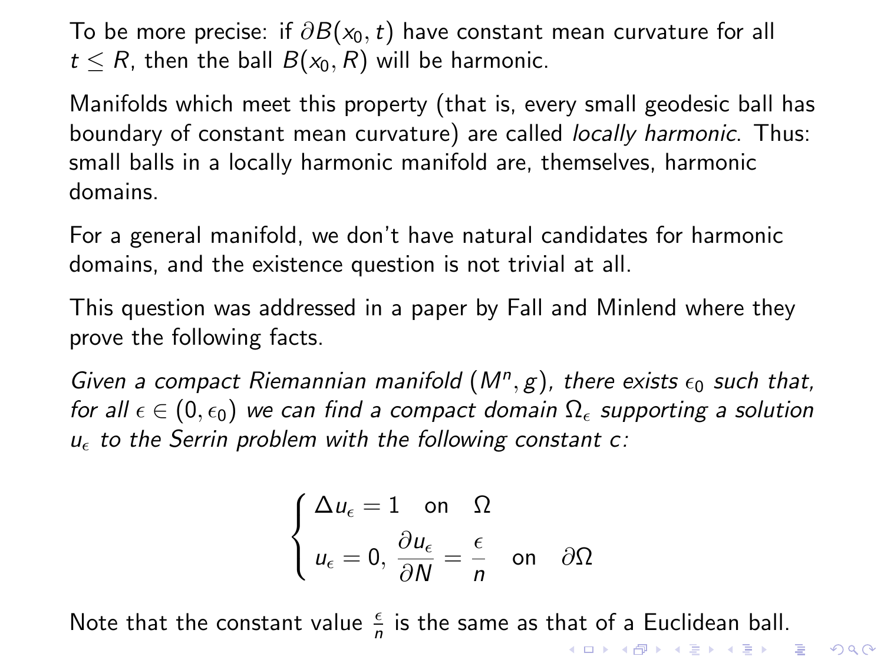To be more precise: if $\partial B(x_0, t)$ have constant mean curvature for all $t \leq R$, then the ball $B(x_0, R)$ will be harmonic.

Manifolds which meet this property (that is, every small geodesic ball has boundary of constant mean curvature) are called *locally harmonic*. Thus: small balls in a locally harmonic manifold are, themselves, harmonic domains.

For a general manifold, we don't have natural candidates for harmonic domains, and the existence question is not trivial at all.

This question was addressed in a paper by Fall and Minlend where they prove the following facts.

*Given a compact Riemannian manifold $(M^n, g)$, there exists $\epsilon_0$ such that, for all $\epsilon \in (0, \epsilon_0)$ we can find a compact domain $\Omega_\epsilon$ supporting a solution $u_\epsilon$ to the Serrin problem with the following constant $c$:*

$$
\begin{cases}
\Delta u_\epsilon = 1 \quad \text{on} \quad \Omega \\
u_\epsilon = 0, \; \dfrac{\partial u_\epsilon}{\partial N} = \dfrac{\epsilon}{n} \quad \text{on} \quad \partial\Omega
\end{cases}
$$

Note that the constant value $\frac{\epsilon}{n}$ is the same as that of a Euclidean ball.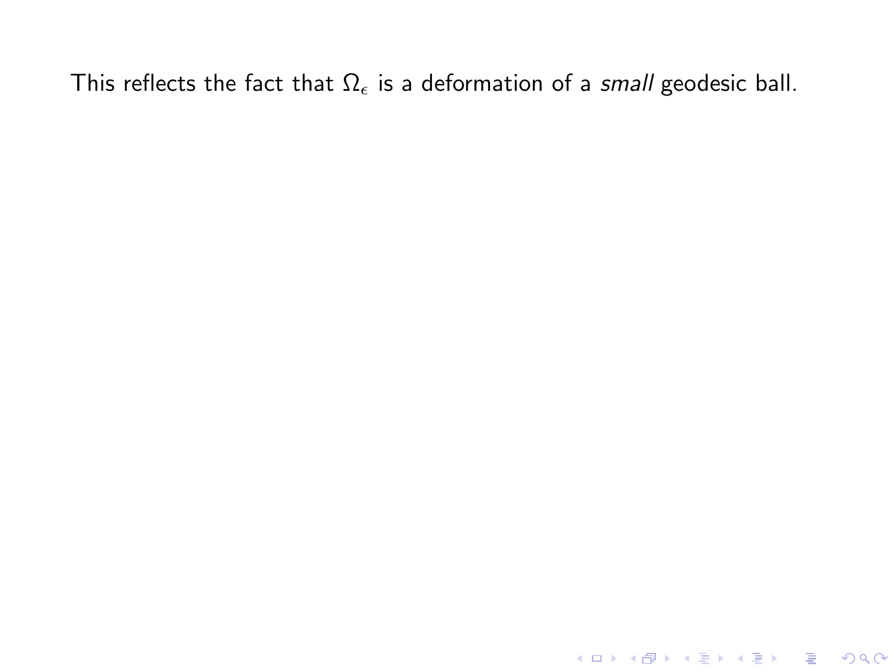This reflects the fact that $\Omega_\epsilon$ is a deformation of a *small* geodesic ball.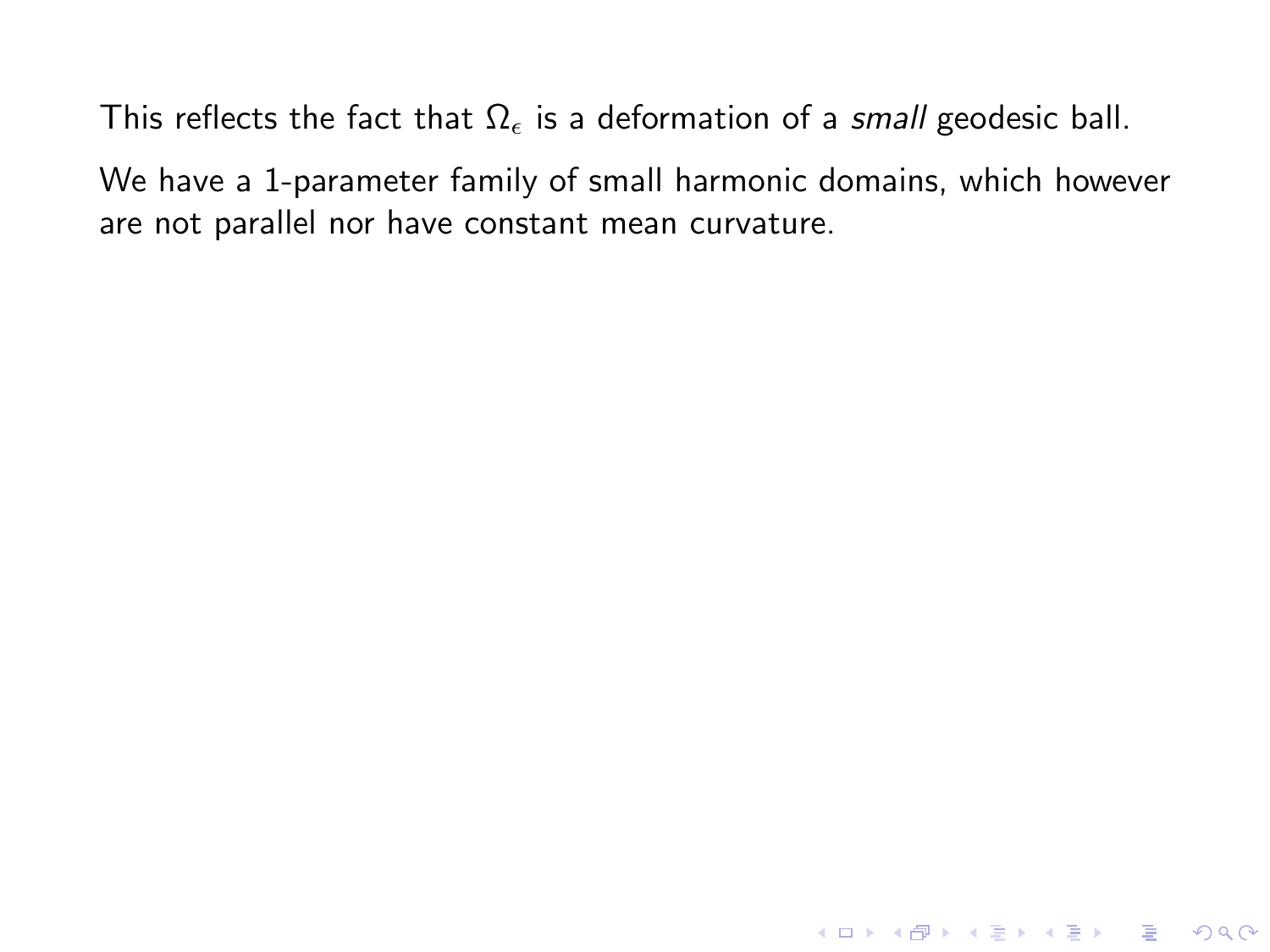This reflects the fact that $\Omega_\epsilon$ is a deformation of a *small* geodesic ball.

We have a 1-parameter family of small harmonic domains, which however are not parallel nor have constant mean curvature.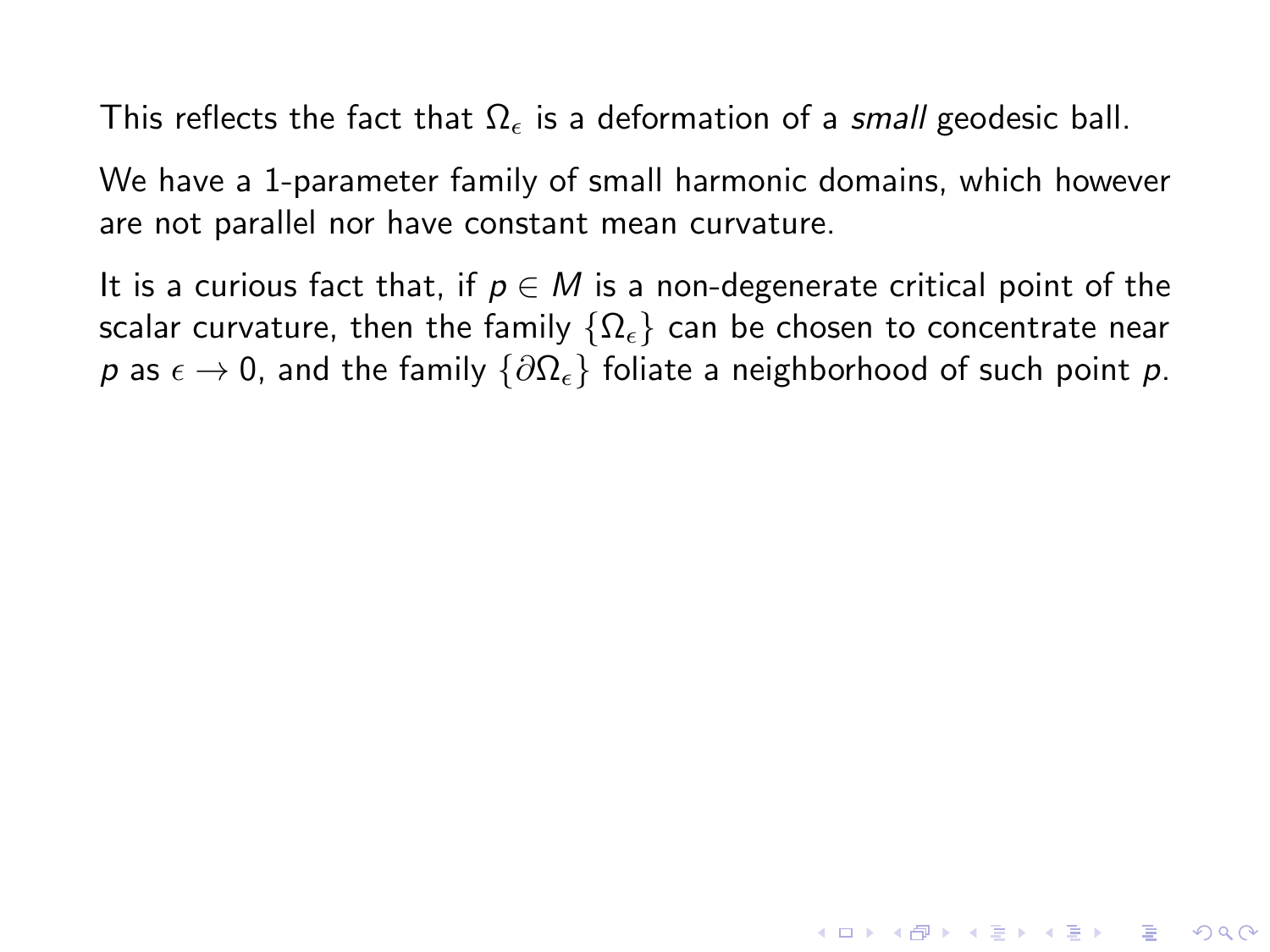This reflects the fact that $\Omega_\epsilon$ is a deformation of a *small* geodesic ball.

We have a 1-parameter family of small harmonic domains, which however are not parallel nor have constant mean curvature.

It is a curious fact that, if $p \in M$ is a non-degenerate critical point of the scalar curvature, then the family $\{\Omega_\epsilon\}$ can be chosen to concentrate near $p$ as $\epsilon \to 0$, and the family $\{\partial\Omega_\epsilon\}$ foliate a neighborhood of such point $p$.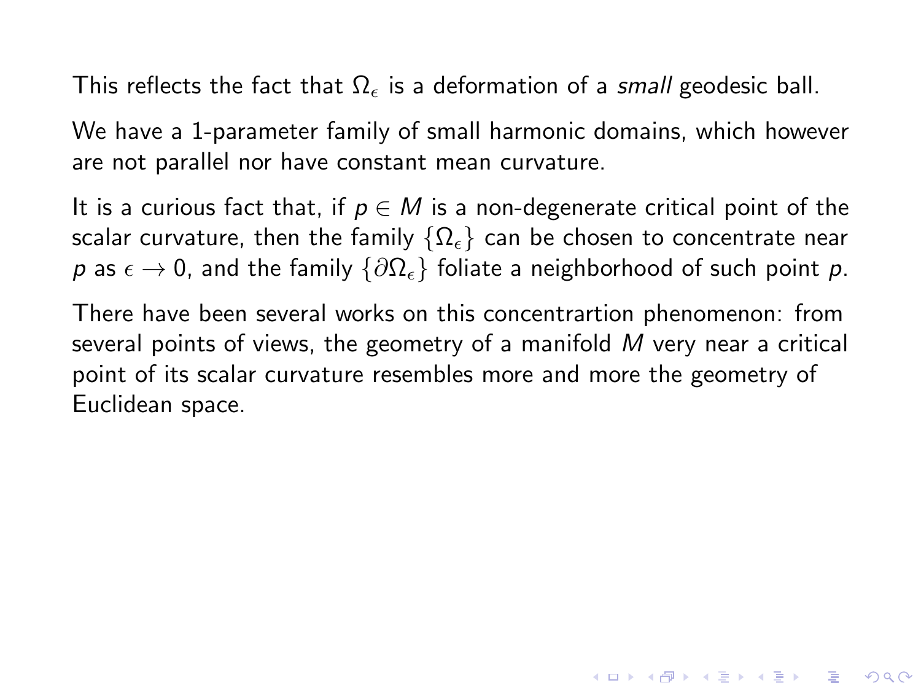This reflects the fact that $\Omega_\epsilon$ is a deformation of a *small* geodesic ball.

We have a 1-parameter family of small harmonic domains, which however are not parallel nor have constant mean curvature.

It is a curious fact that, if $p \in M$ is a non-degenerate critical point of the scalar curvature, then the family $\{\Omega_\epsilon\}$ can be chosen to concentrate near $p$ as $\epsilon \to 0$, and the family $\{\partial\Omega_\epsilon\}$ foliate a neighborhood of such point $p$.

There have been several works on this concentrartion phenomenon: from several points of views, the geometry of a manifold $M$ very near a critical point of its scalar curvature resembles more and more the geometry of Euclidean space.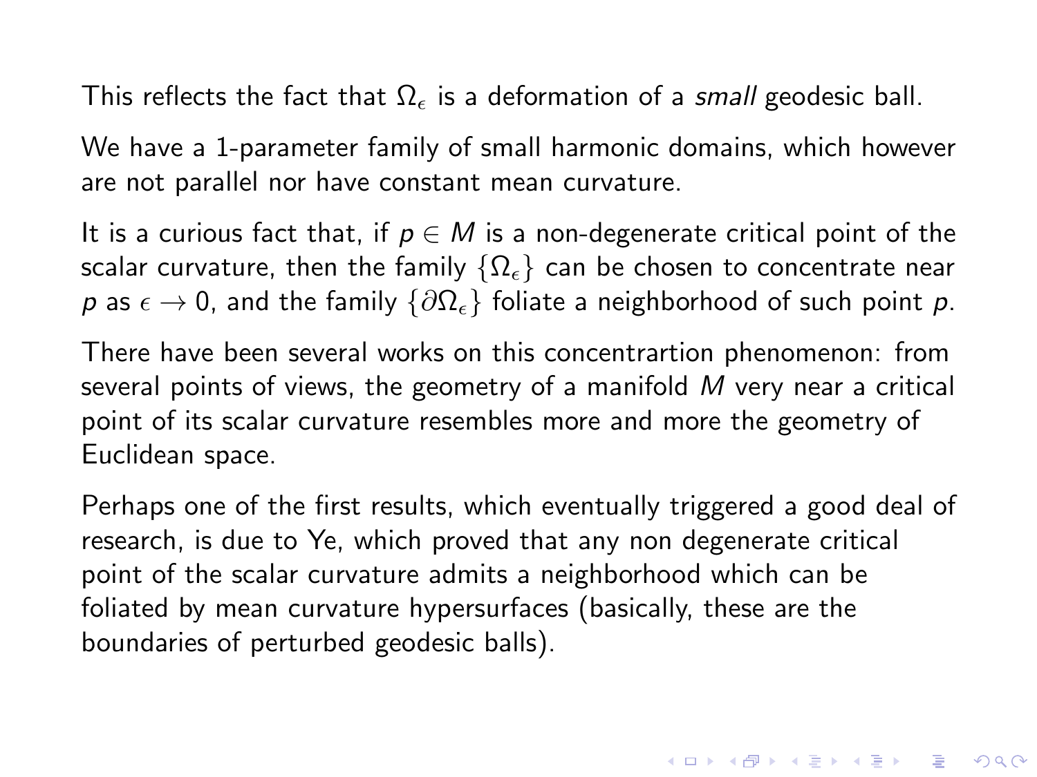This reflects the fact that $\Omega_\epsilon$ is a deformation of a *small* geodesic ball.

We have a 1-parameter family of small harmonic domains, which however are not parallel nor have constant mean curvature.

It is a curious fact that, if $p \in M$ is a non-degenerate critical point of the scalar curvature, then the family $\{\Omega_\epsilon\}$ can be chosen to concentrate near $p$ as $\epsilon \to 0$, and the family $\{\partial\Omega_\epsilon\}$ foliate a neighborhood of such point $p$.

There have been several works on this concentrartion phenomenon: from several points of views, the geometry of a manifold $M$ very near a critical point of its scalar curvature resembles more and more the geometry of Euclidean space.

Perhaps one of the first results, which eventually triggered a good deal of research, is due to Ye, which proved that any non degenerate critical point of the scalar curvature admits a neighborhood which can be foliated by mean curvature hypersurfaces (basically, these are the boundaries of perturbed geodesic balls).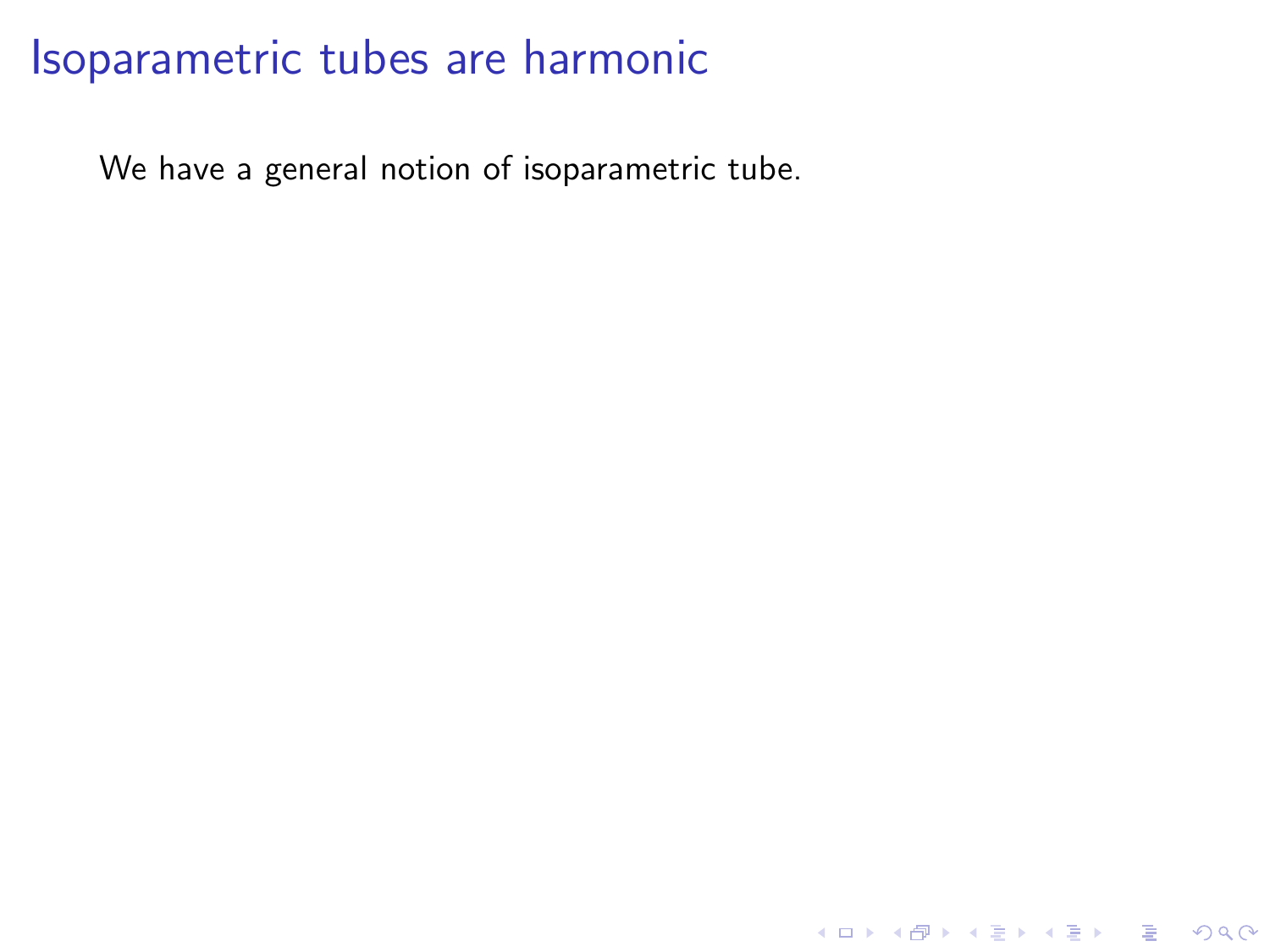# Isoparametric tubes are harmonic

We have a general notion of isoparametric tube.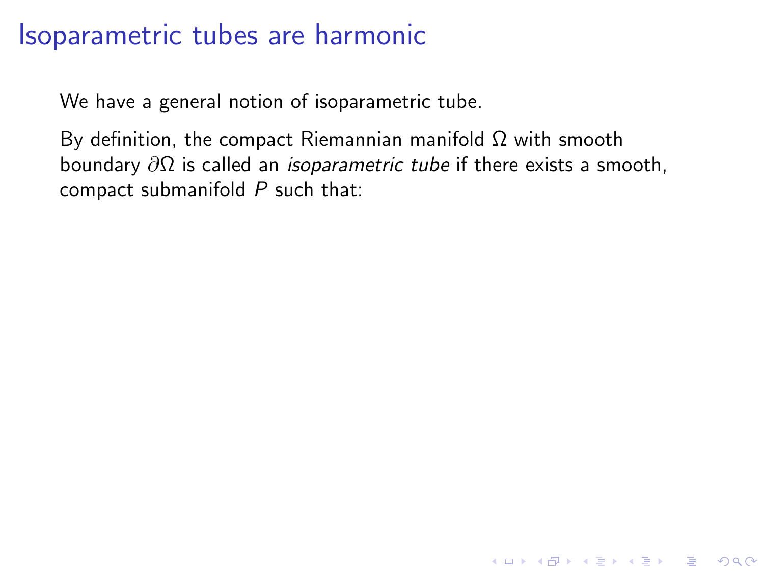# Isoparametric tubes are harmonic

We have a general notion of isoparametric tube.

By definition, the compact Riemannian manifold $\Omega$ with smooth boundary $\partial\Omega$ is called an *isoparametric tube* if there exists a smooth, compact submanifold $P$ such that: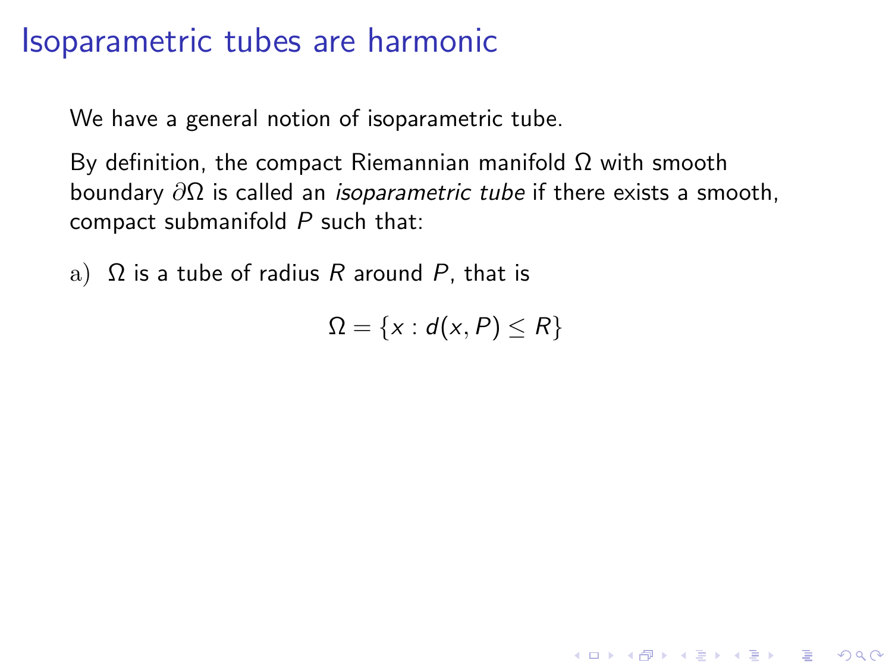# Isoparametric tubes are harmonic

We have a general notion of isoparametric tube.

By definition, the compact Riemannian manifold $\Omega$ with smooth boundary $\partial\Omega$ is called an *isoparametric tube* if there exists a smooth, compact submanifold $P$ such that:

a) $\Omega$ is a tube of radius $R$ around $P$, that is

$$\Omega = \{x : d(x, P) \leq R\}$$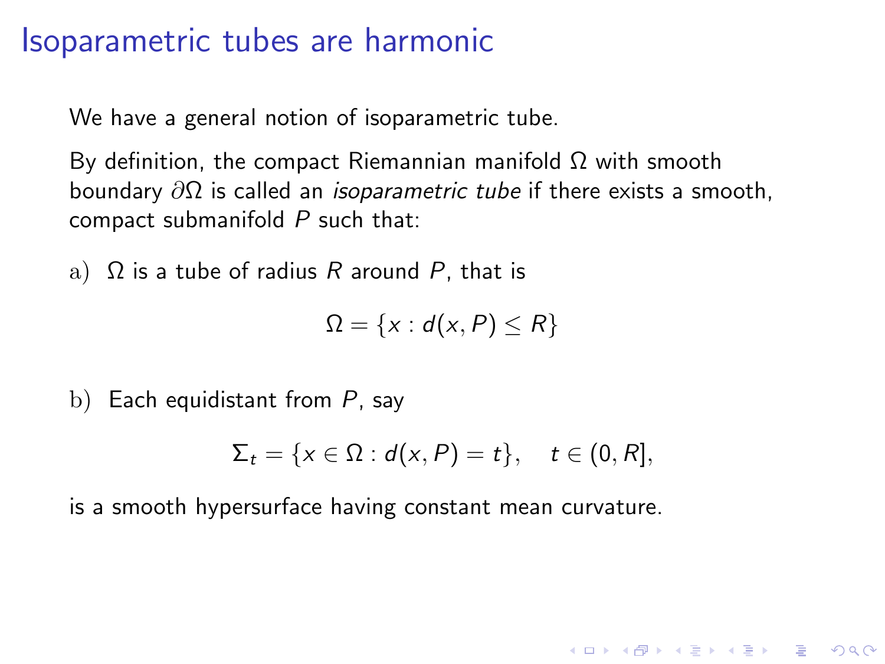# Isoparametric tubes are harmonic

We have a general notion of isoparametric tube.

By definition, the compact Riemannian manifold $\Omega$ with smooth boundary $\partial\Omega$ is called an *isoparametric tube* if there exists a smooth, compact submanifold $P$ such that:

a) $\Omega$ is a tube of radius $R$ around $P$, that is

$$\Omega = \{x : d(x, P) \leq R\}$$

b) Each equidistant from $P$, say

$$\Sigma_t = \{x \in \Omega : d(x, P) = t\}, \quad t \in (0, R],$$

is a smooth hypersurface having constant mean curvature.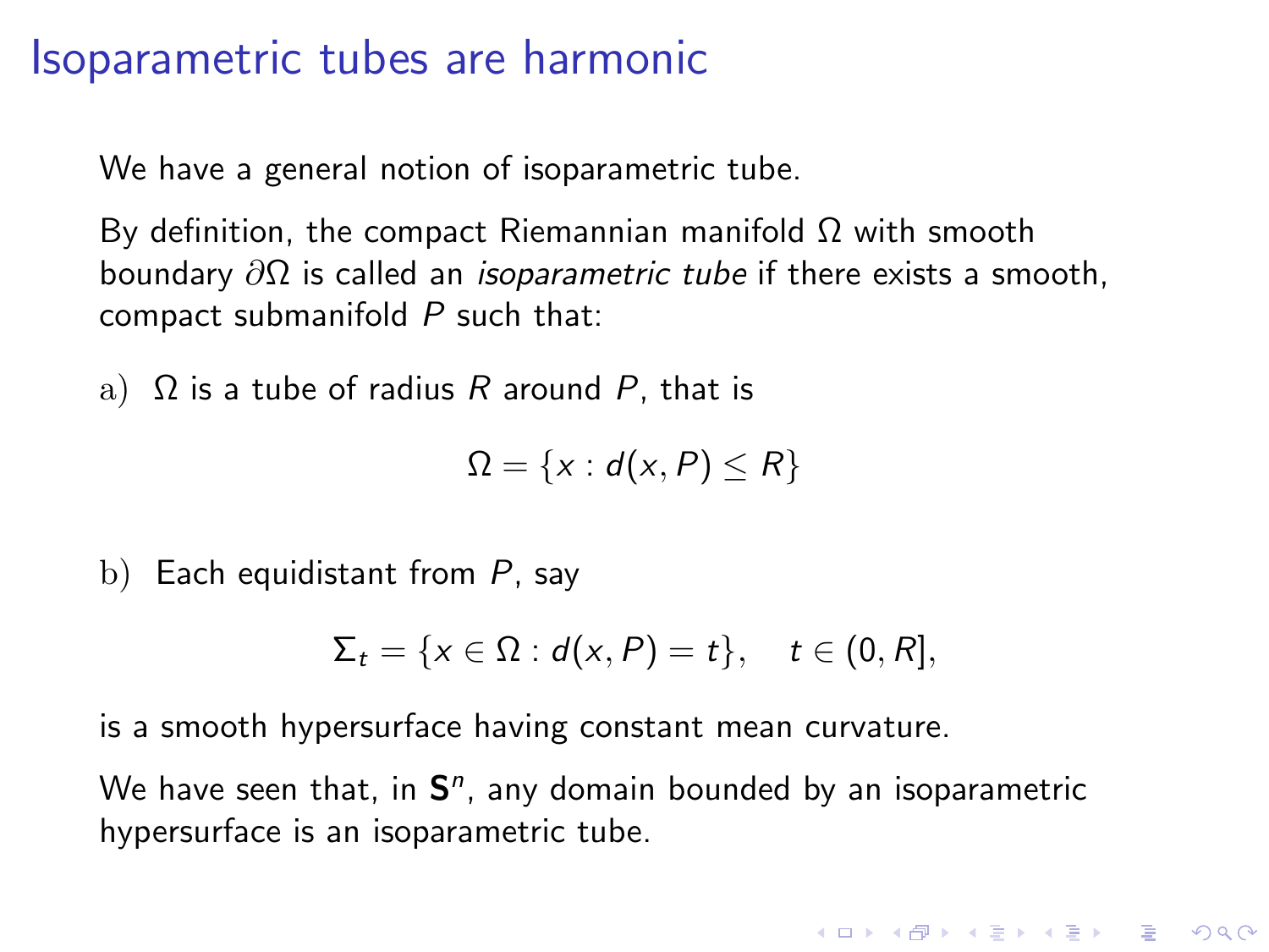# Isoparametric tubes are harmonic

We have a general notion of isoparametric tube.

By definition, the compact Riemannian manifold $\Omega$ with smooth boundary $\partial\Omega$ is called an *isoparametric tube* if there exists a smooth, compact submanifold $P$ such that:

a) $\Omega$ is a tube of radius $R$ around $P$, that is

$$\Omega = \{x : d(x, P) \leq R\}$$

b) Each equidistant from $P$, say

$$\Sigma_t = \{x \in \Omega : d(x, P) = t\}, \quad t \in (0, R],$$

is a smooth hypersurface having constant mean curvature.

We have seen that, in $\mathbf{S}^n$, any domain bounded by an isoparametric hypersurface is an isoparametric tube.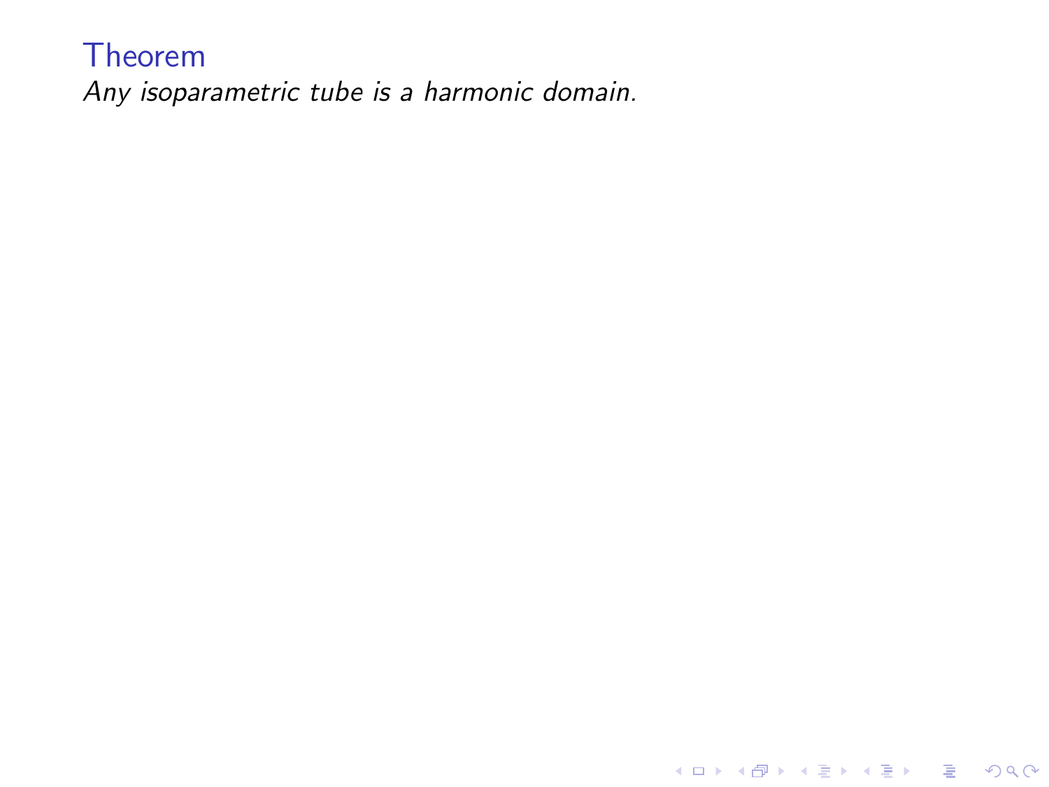**Theorem**

*Any isoparametric tube is a harmonic domain.*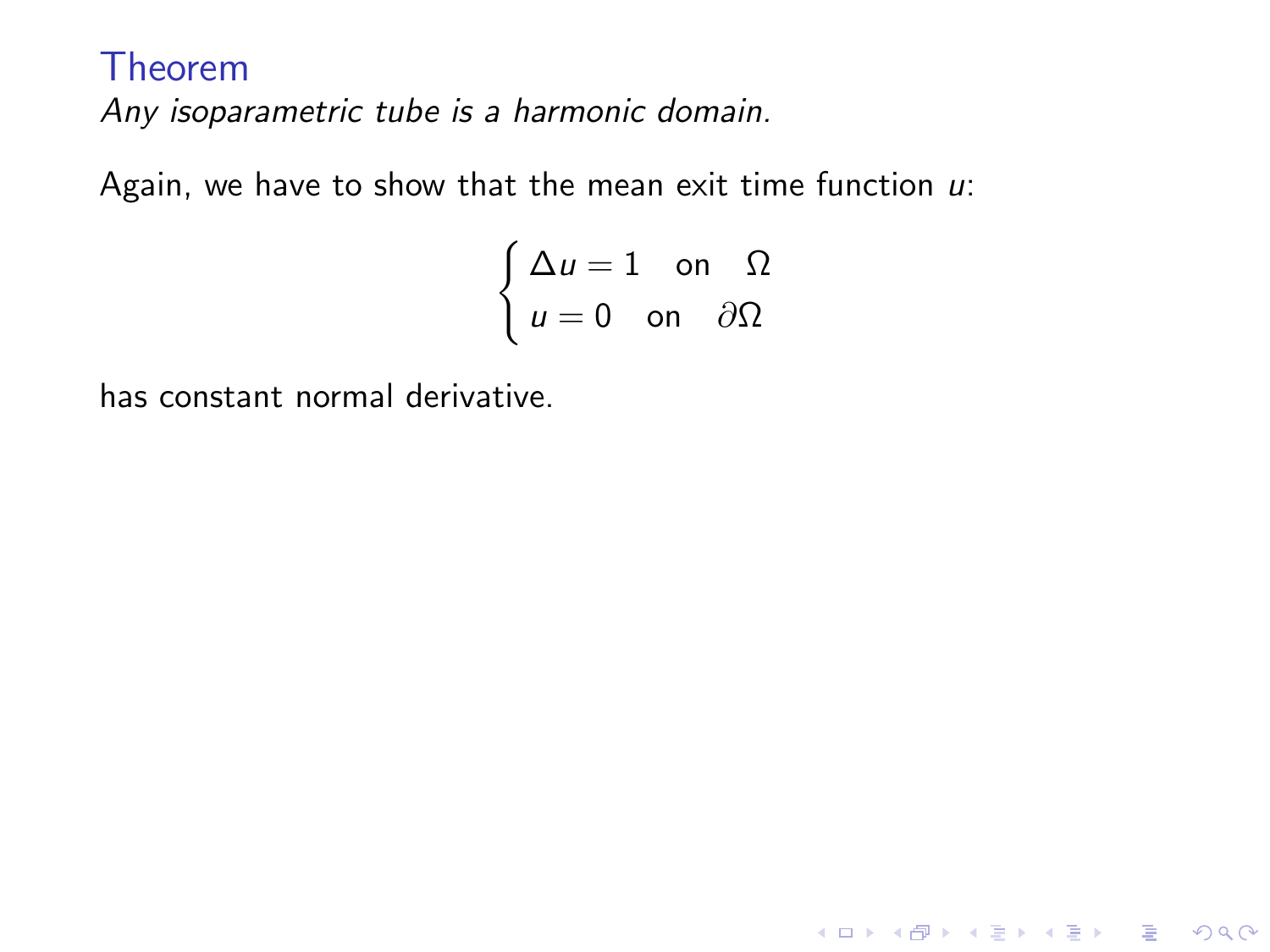### Theorem

*Any isoparametric tube is a harmonic domain.*

Again, we have to show that the mean exit time function $u$:

$$
\begin{cases} \Delta u = 1 \quad \text{on} \quad \Omega \\ u = 0 \quad \text{on} \quad \partial\Omega \end{cases}
$$

has constant normal derivative.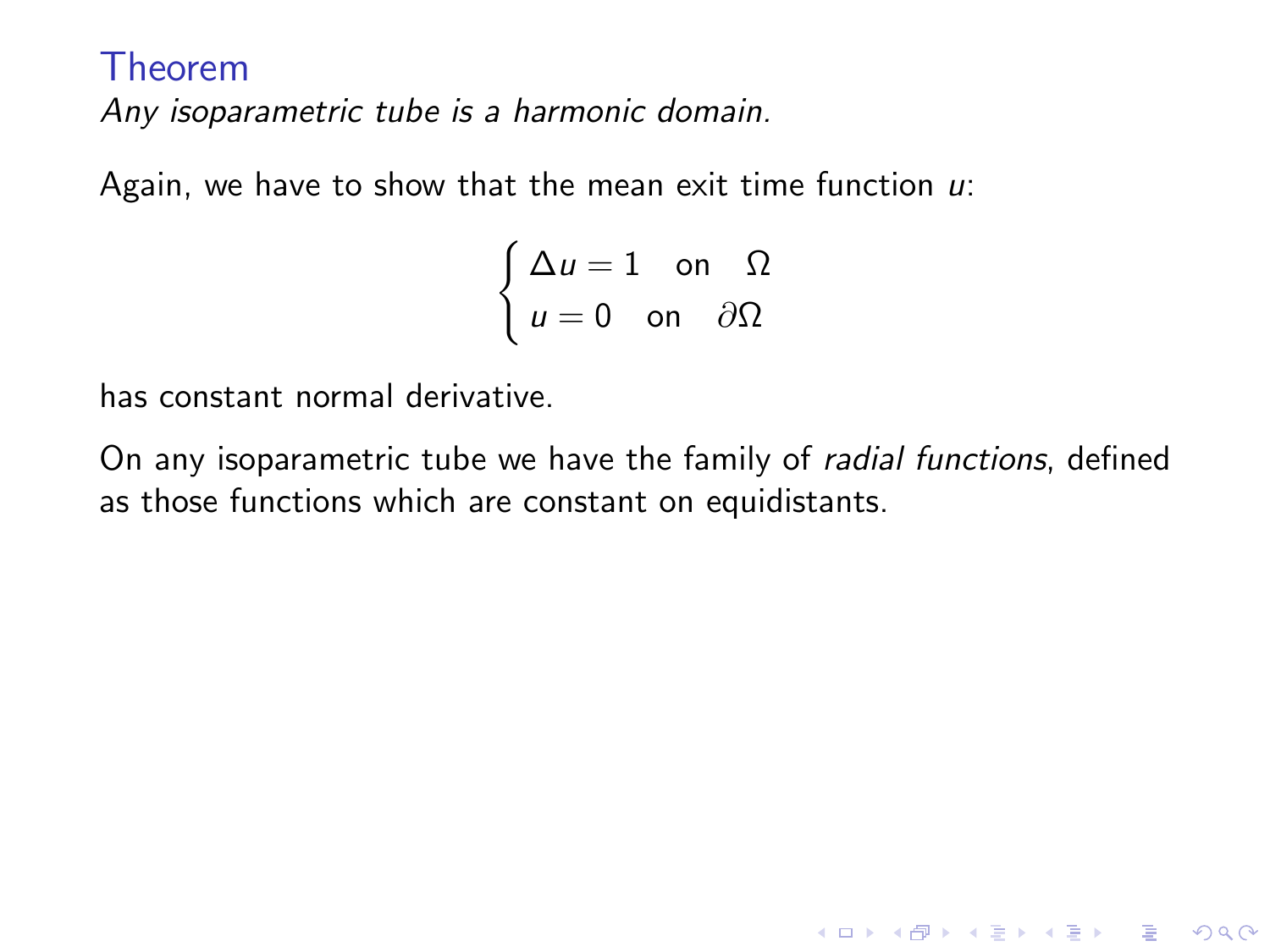## Theorem

*Any isoparametric tube is a harmonic domain.*

Again, we have to show that the mean exit time function $u$:

$$\begin{cases} \Delta u = 1 \quad \text{on} \quad \Omega \\ u = 0 \quad \text{on} \quad \partial\Omega \end{cases}$$

has constant normal derivative.

On any isoparametric tube we have the family of *radial functions*, defined as those functions which are constant on equidistants.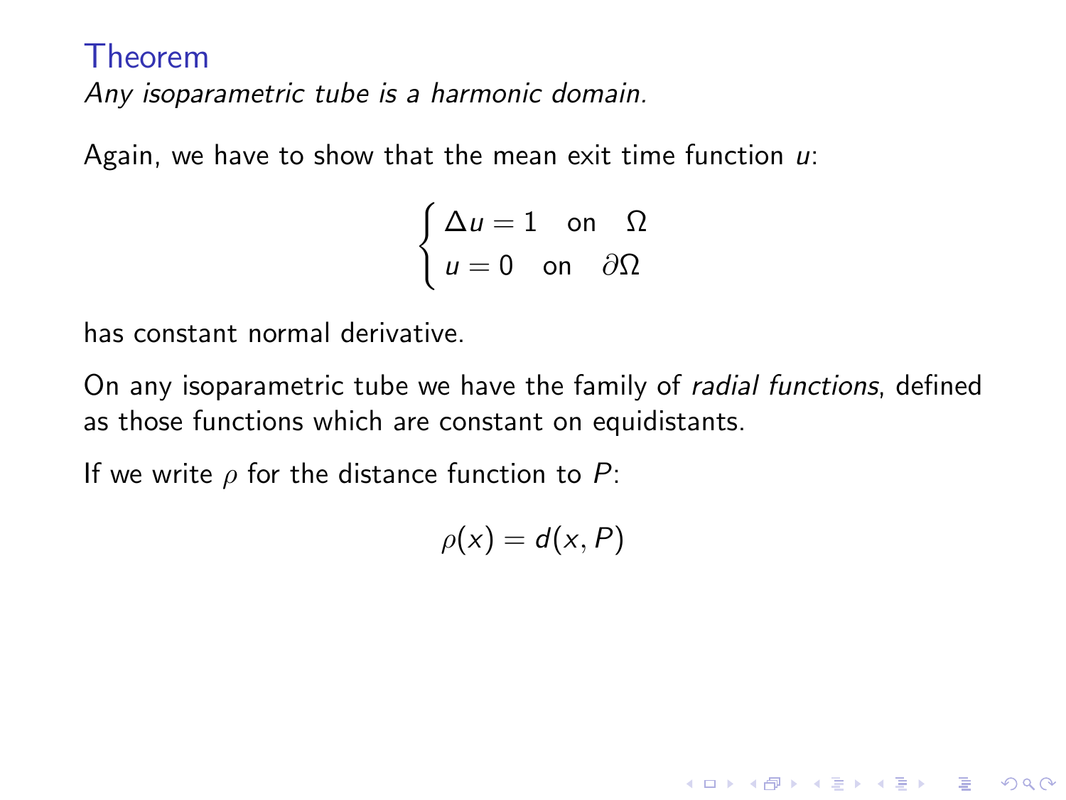### Theorem

*Any isoparametric tube is a harmonic domain.*

Again, we have to show that the mean exit time function $u$:

$$\begin{cases} \Delta u = 1 \quad \text{on} \quad \Omega \\ u = 0 \quad \text{on} \quad \partial\Omega \end{cases}$$

has constant normal derivative.

On any isoparametric tube we have the family of *radial functions*, defined as those functions which are constant on equidistants.

If we write $\rho$ for the distance function to $P$:

$$\rho(x) = d(x, P)$$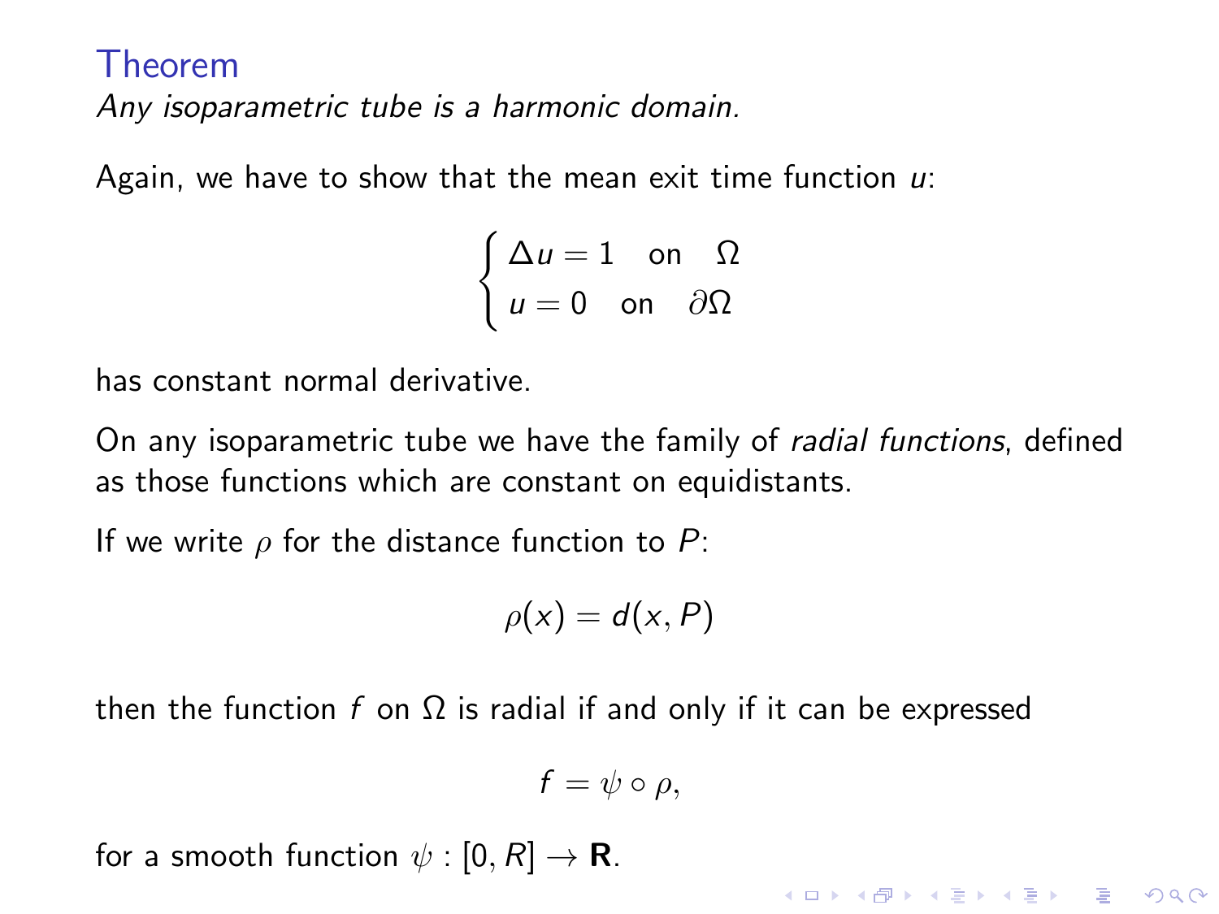### Theorem

*Any isoparametric tube is a harmonic domain.*

Again, we have to show that the mean exit time function $u$:

$$\begin{cases} \Delta u = 1 \quad \text{on} \quad \Omega \\ u = 0 \quad \text{on} \quad \partial\Omega \end{cases}$$

has constant normal derivative.

On any isoparametric tube we have the family of *radial functions*, defined as those functions which are constant on equidistants.

If we write $\rho$ for the distance function to $P$:

$$\rho(x) = d(x, P)$$

then the function $f$ on $\Omega$ is radial if and only if it can be expressed

$$f = \psi \circ \rho,$$

for a smooth function $\psi : [0, R] \to \mathbf{R}$.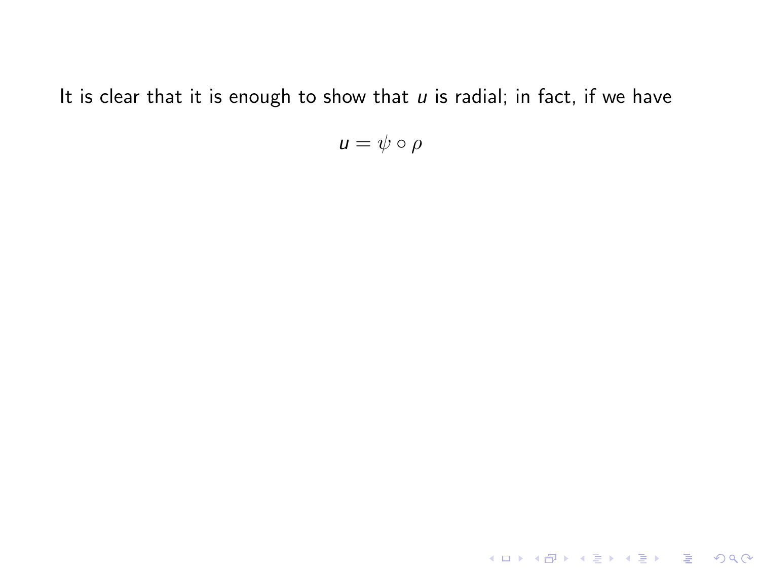It is clear that it is enough to show that $u$ is radial; in fact, if we have

$$u = \psi \circ \rho$$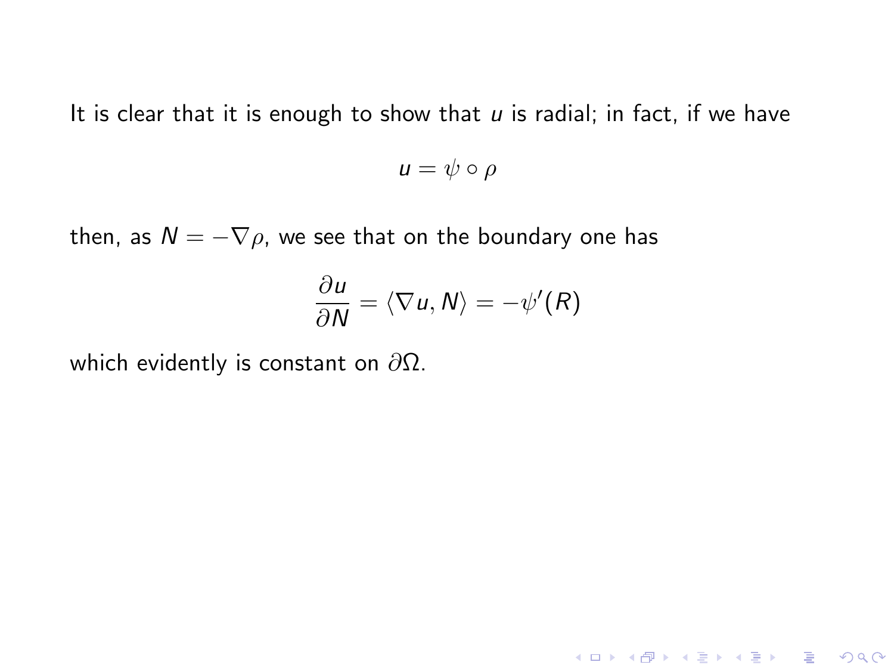It is clear that it is enough to show that $u$ is radial; in fact, if we have

$$u = \psi \circ \rho$$

then, as $N = -\nabla \rho$, we see that on the boundary one has

$$\frac{\partial u}{\partial N} = \langle \nabla u, N \rangle = -\psi'(R)$$

which evidently is constant on $\partial\Omega$.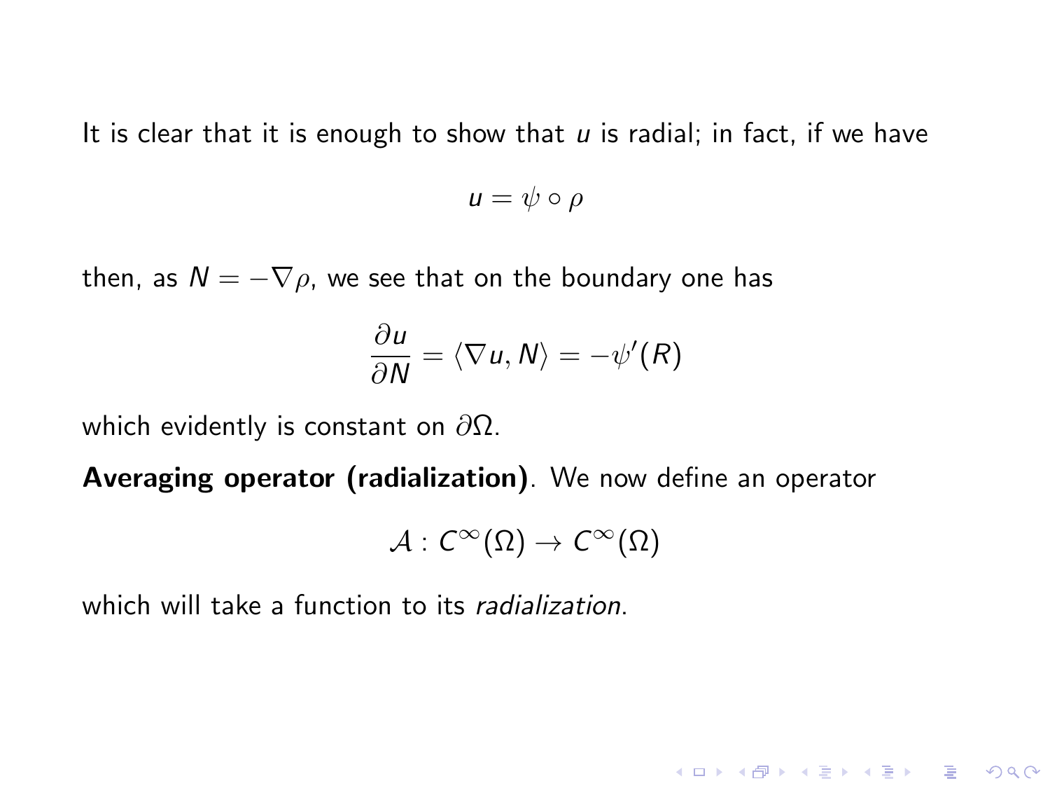It is clear that it is enough to show that $u$ is radial; in fact, if we have

$$u = \psi \circ \rho$$

then, as $N = -\nabla \rho$, we see that on the boundary one has

$$\frac{\partial u}{\partial N} = \langle \nabla u, N \rangle = -\psi'(R)$$

which evidently is constant on $\partial\Omega$.

**Averaging operator (radialization)**. We now define an operator

$$\mathcal{A} : C^{\infty}(\Omega) \to C^{\infty}(\Omega)$$

which will take a function to its *radialization*.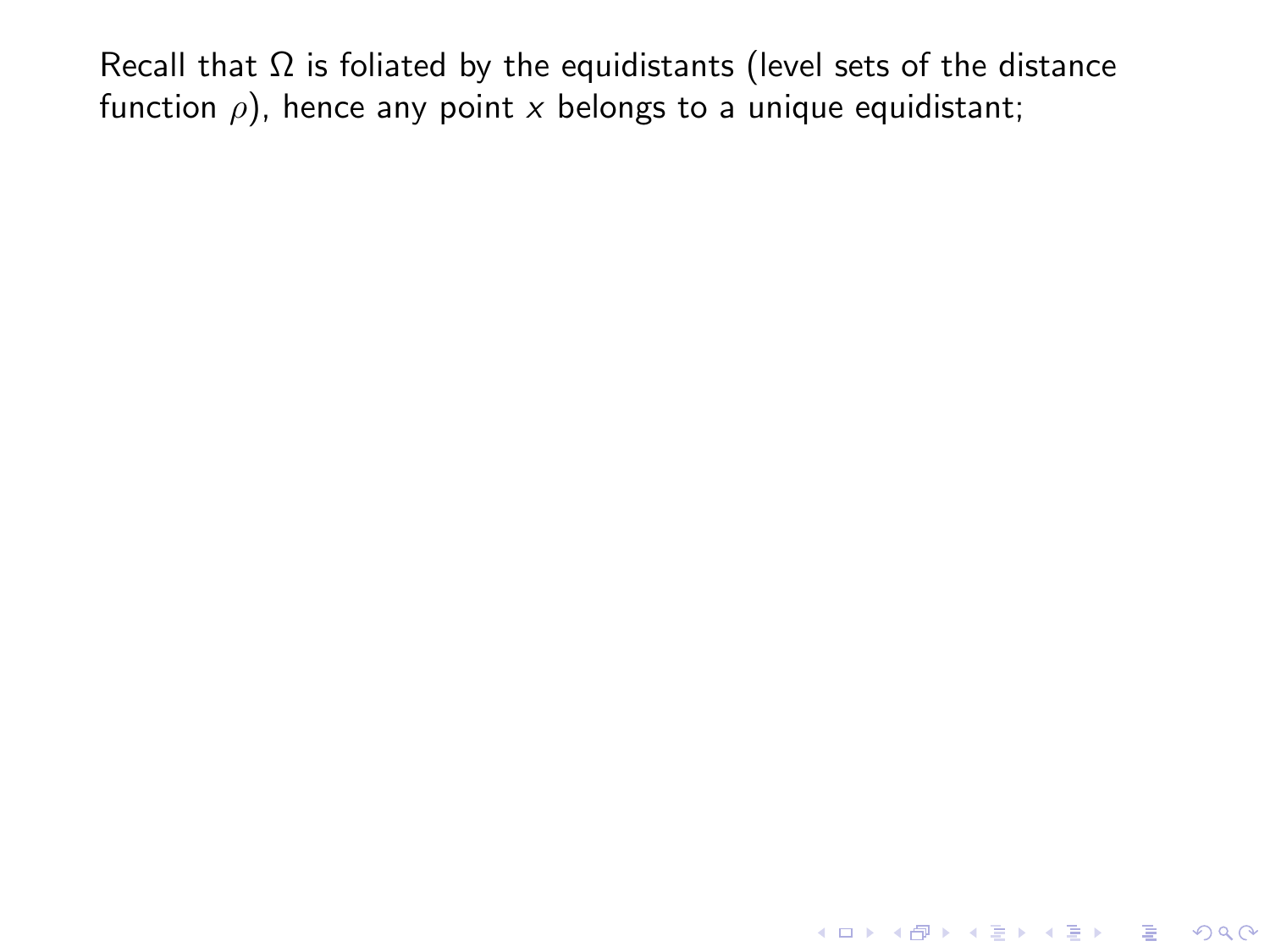Recall that $\Omega$ is foliated by the equidistants (level sets of the distance function $\rho$), hence any point $x$ belongs to a unique equidistant;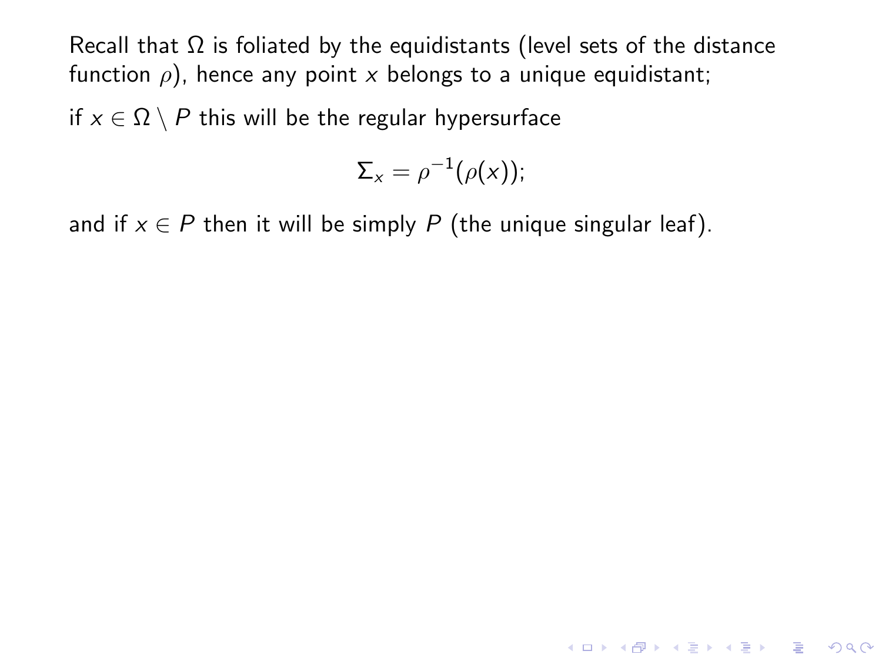Recall that $\Omega$ is foliated by the equidistants (level sets of the distance function $\rho$), hence any point $x$ belongs to a unique equidistant;

if $x \in \Omega \setminus P$ this will be the regular hypersurface

$$\Sigma_x = \rho^{-1}(\rho(x));$$

and if $x \in P$ then it will be simply $P$ (the unique singular leaf).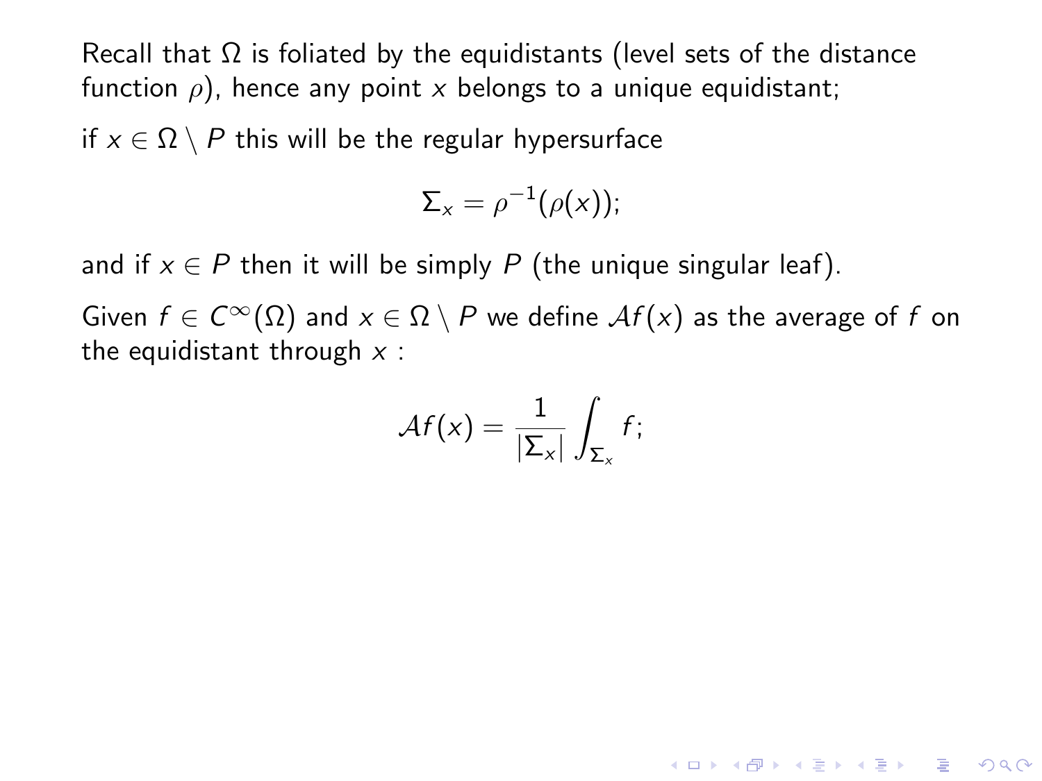Recall that $\Omega$ is foliated by the equidistants (level sets of the distance function $\rho$), hence any point $x$ belongs to a unique equidistant;

if $x \in \Omega \setminus P$ this will be the regular hypersurface

$$\Sigma_x = \rho^{-1}(\rho(x));$$

and if $x \in P$ then it will be simply $P$ (the unique singular leaf).

Given $f \in C^\infty(\Omega)$ and $x \in \Omega \setminus P$ we define $\mathcal{A}f(x)$ as the average of $f$ on the equidistant through $x$ :

$$\mathcal{A}f(x) = \frac{1}{|\Sigma_x|} \int_{\Sigma_x} f;$$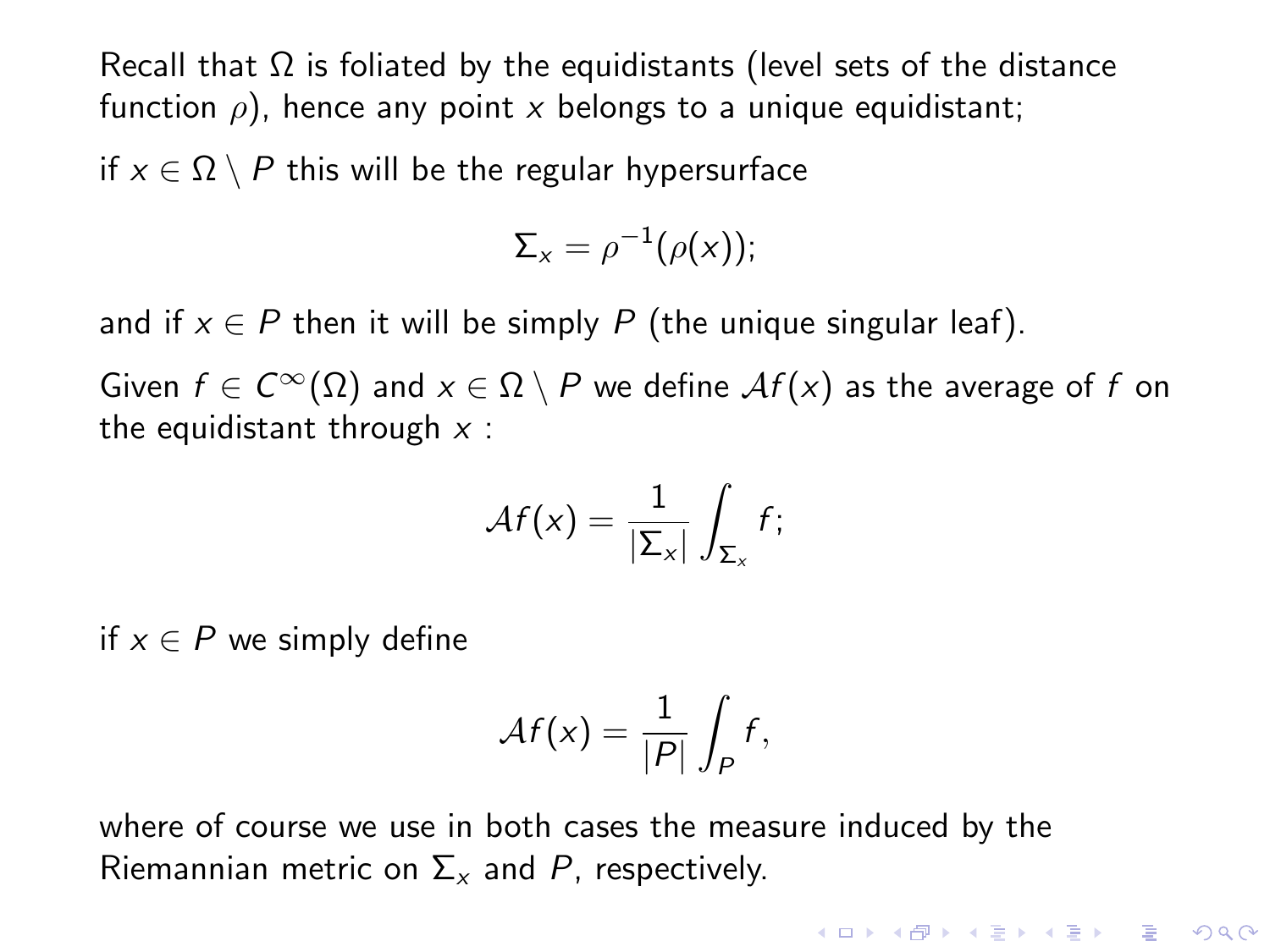Recall that $\Omega$ is foliated by the equidistants (level sets of the distance function $\rho$), hence any point $x$ belongs to a unique equidistant;

if $x \in \Omega \setminus P$ this will be the regular hypersurface

$$\Sigma_x = \rho^{-1}(\rho(x));$$

and if $x \in P$ then it will be simply $P$ (the unique singular leaf).

Given $f \in C^\infty(\Omega)$ and $x \in \Omega \setminus P$ we define $\mathcal{A}f(x)$ as the average of $f$ on the equidistant through $x$ :

$$\mathcal{A}f(x) = \frac{1}{|\Sigma_x|} \int_{\Sigma_x} f;$$

if $x \in P$ we simply define

$$\mathcal{A}f(x) = \frac{1}{|P|} \int_P f,$$

where of course we use in both cases the measure induced by the Riemannian metric on $\Sigma_x$ and $P$, respectively.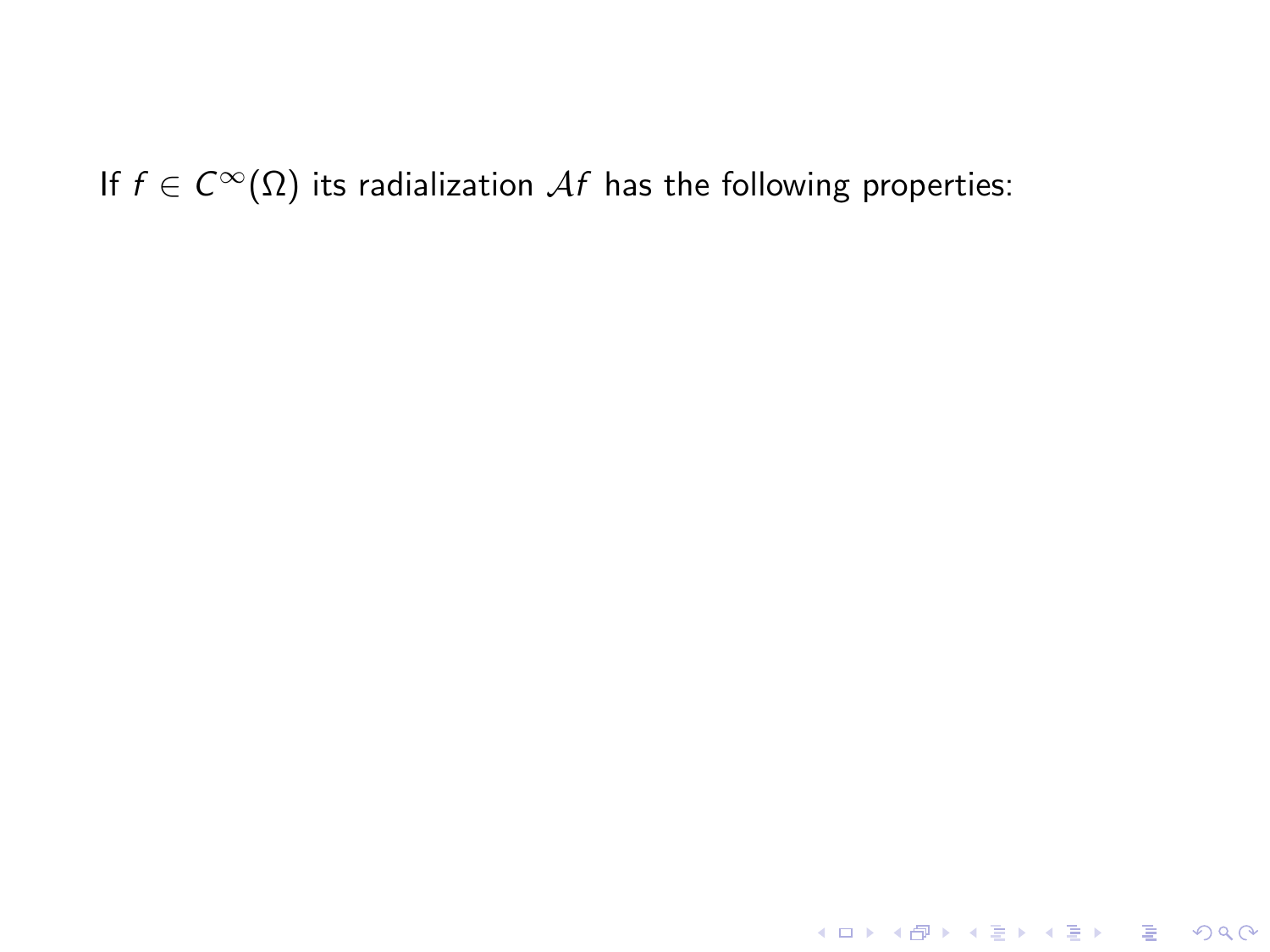If $f \in C^\infty(\Omega)$ its radialization $\mathcal{A}f$ has the following properties: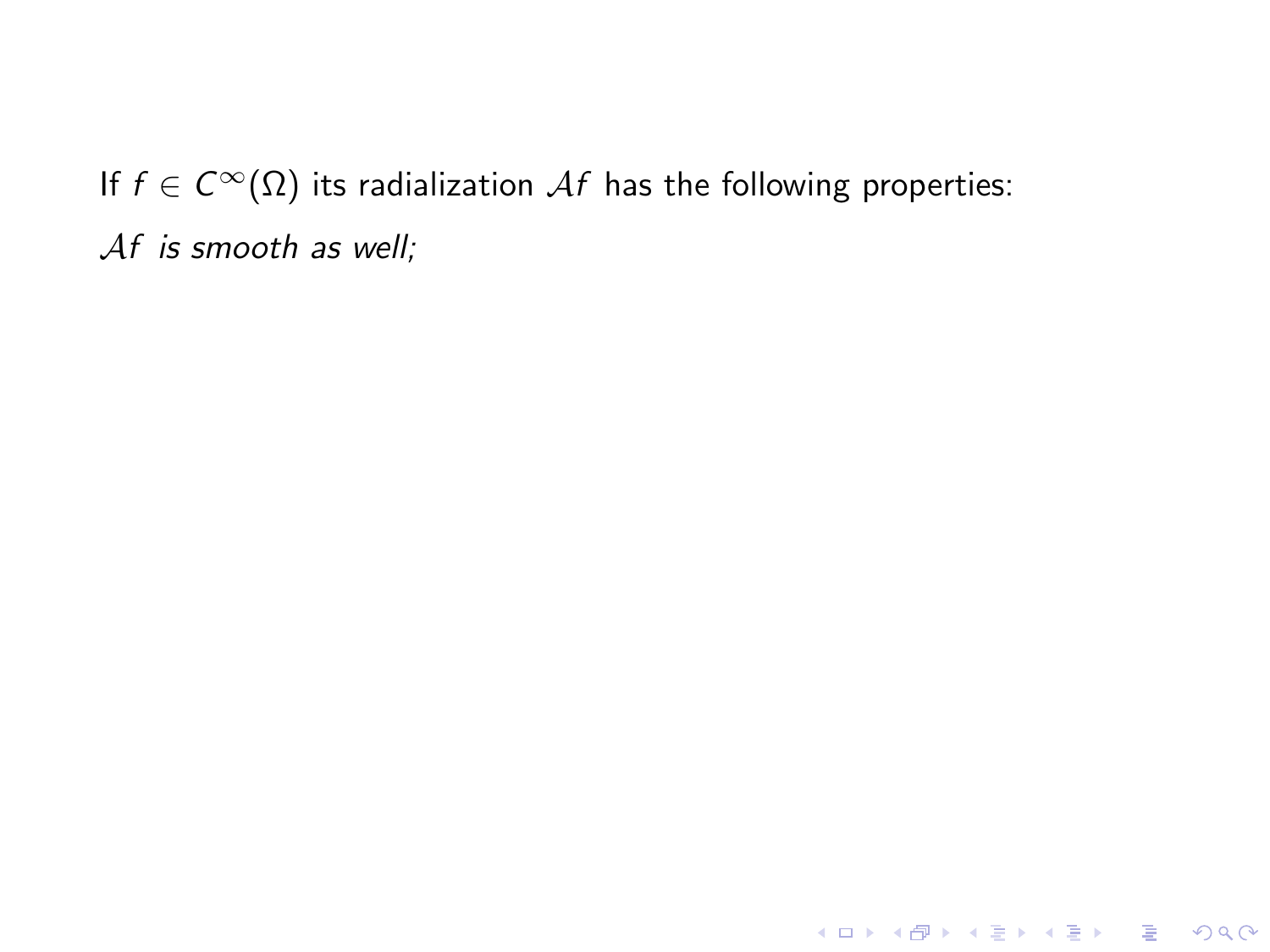If $f \in C^\infty(\Omega)$ its radialization $\mathcal{A}f$ has the following properties:

$\mathcal{A}f$ *is smooth as well;*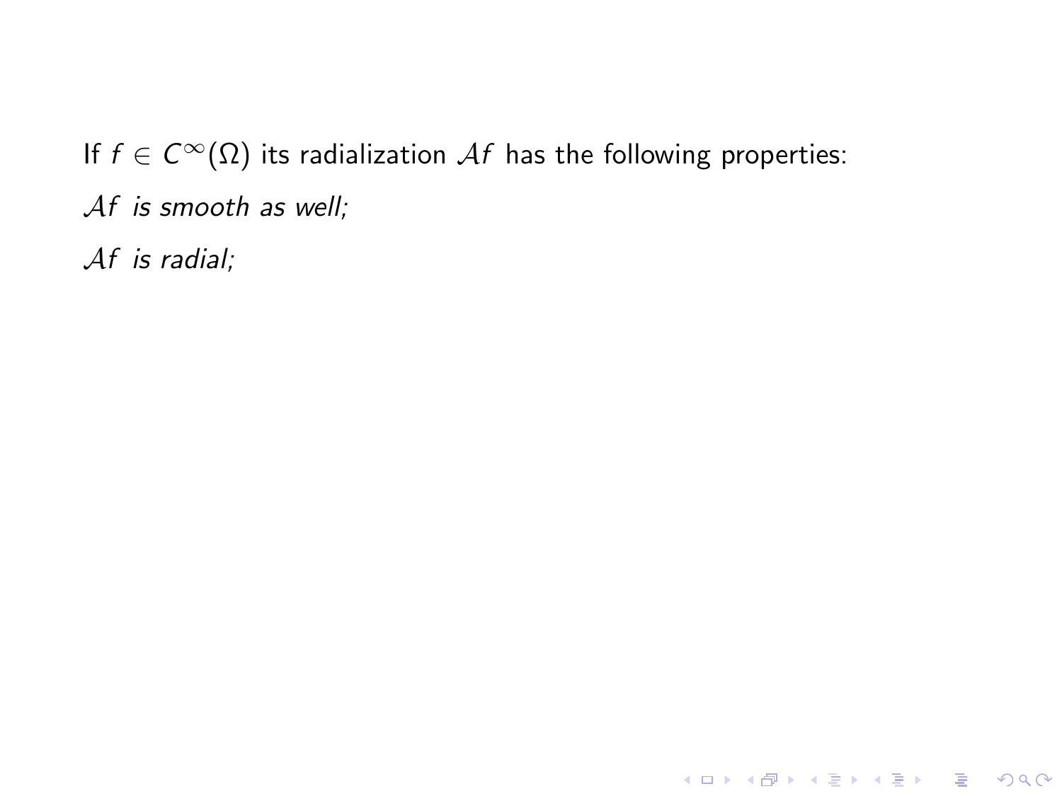If $f \in C^\infty(\Omega)$ its radialization $\mathcal{A}f$ has the following properties:

$\mathcal{A}f$ *is smooth as well;*

$\mathcal{A}f$ *is radial;*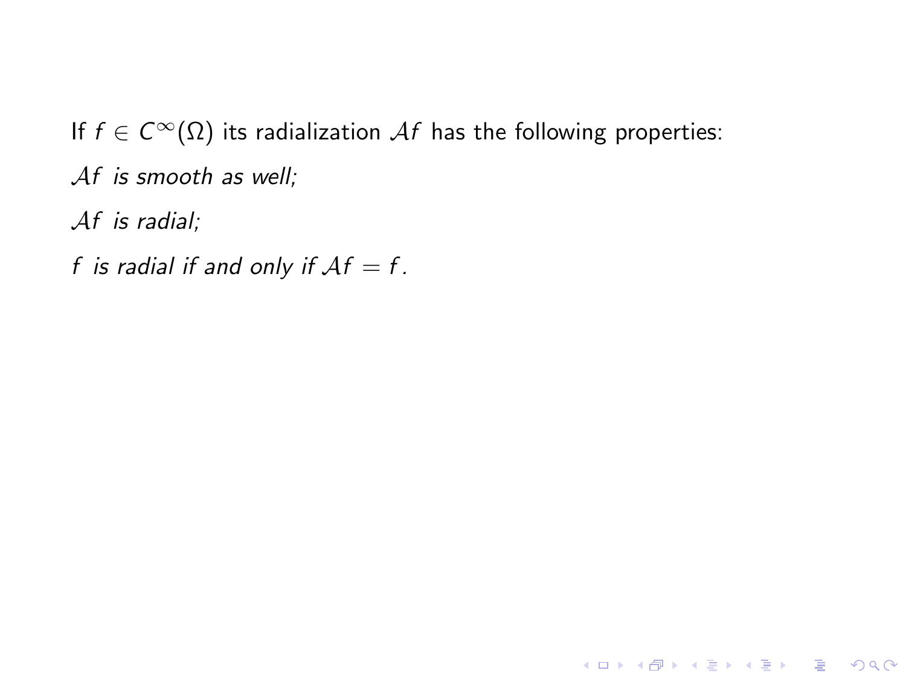If $f \in C^\infty(\Omega)$ its radialization $\mathcal{A}f$ has the following properties:

*$\mathcal{A}f$ is smooth as well;*

*$\mathcal{A}f$ is radial;*

*$f$ is radial if and only if $\mathcal{A}f = f$.*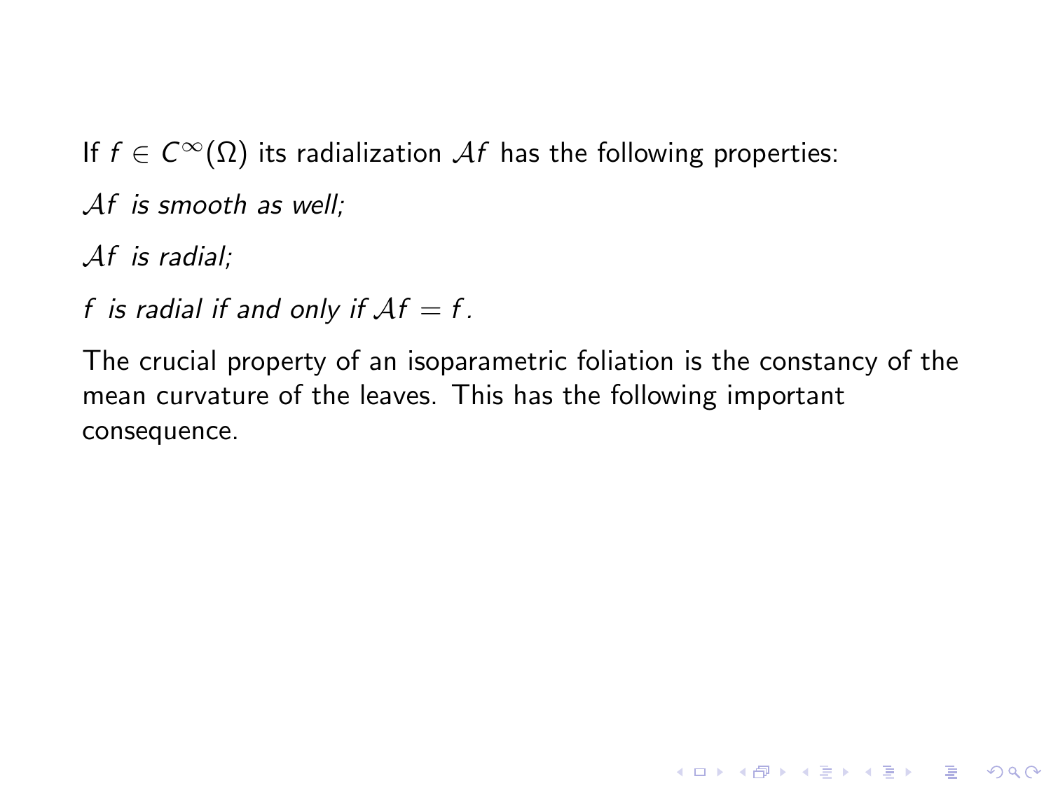If $f \in C^\infty(\Omega)$ its radialization $\mathcal{A}f$ has the following properties:

*$\mathcal{A}f$ is smooth as well;*

*$\mathcal{A}f$ is radial;*

*$f$ is radial if and only if $\mathcal{A}f = f$.*

The crucial property of an isoparametric foliation is the constancy of the mean curvature of the leaves. This has the following important consequence.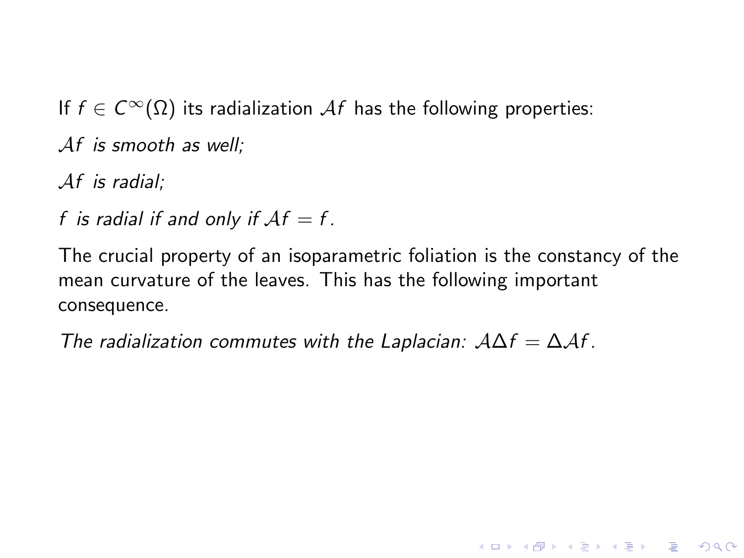If $f \in C^\infty(\Omega)$ its radialization $\mathcal{A}f$ has the following properties:

*$\mathcal{A}f$ is smooth as well;*

*$\mathcal{A}f$ is radial;*

*$f$ is radial if and only if $\mathcal{A}f = f$.*

The crucial property of an isoparametric foliation is the constancy of the mean curvature of the leaves. This has the following important consequence.

*The radialization commutes with the Laplacian: $\mathcal{A}\Delta f = \Delta\mathcal{A}f$.*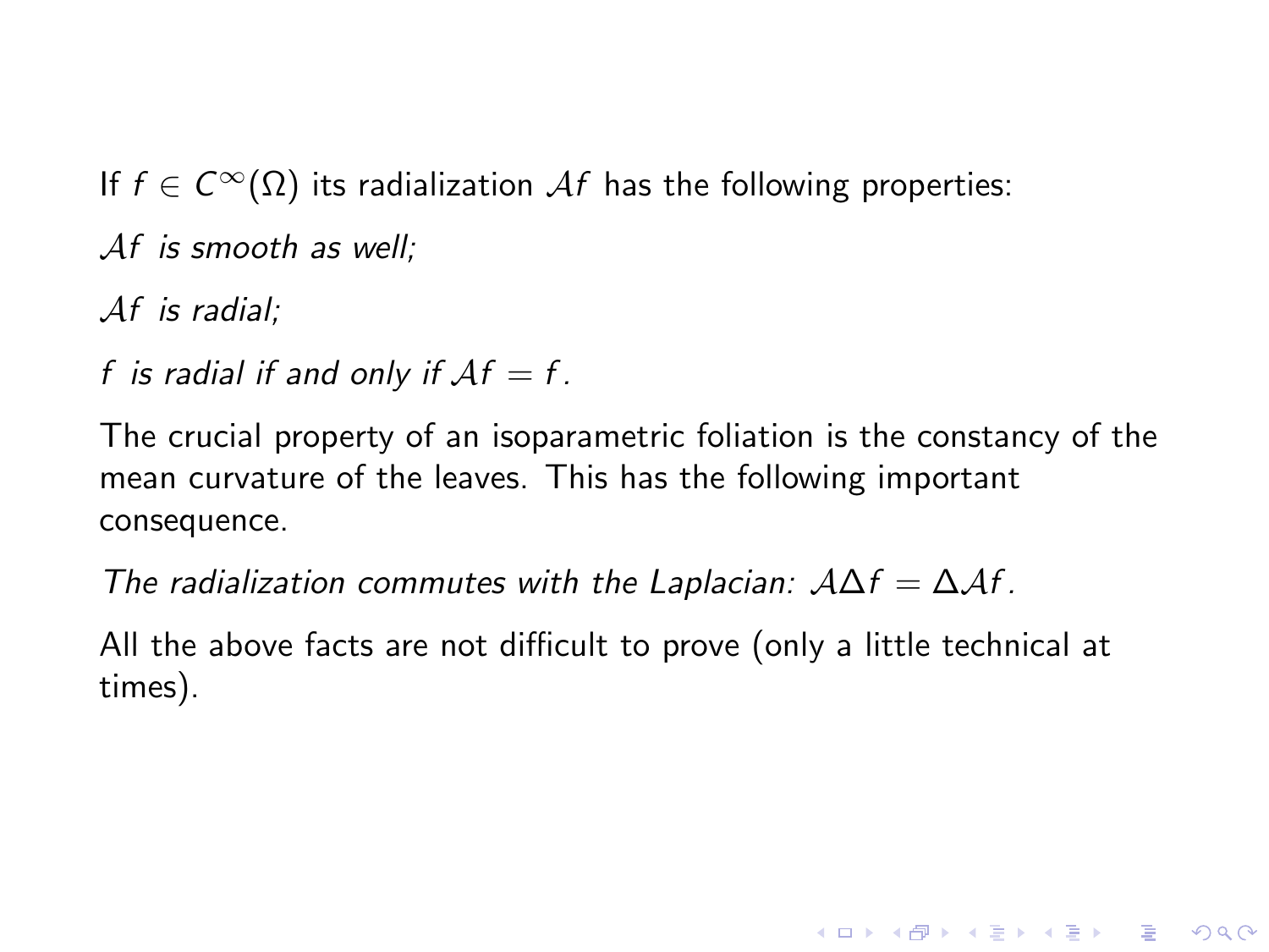If $f \in C^\infty(\Omega)$ its radialization $\mathcal{A}f$ has the following properties:

*$\mathcal{A}f$ is smooth as well;*

*$\mathcal{A}f$ is radial;*

*$f$ is radial if and only if $\mathcal{A}f = f$.*

The crucial property of an isoparametric foliation is the constancy of the mean curvature of the leaves. This has the following important consequence.

*The radialization commutes with the Laplacian: $\mathcal{A}\Delta f = \Delta \mathcal{A} f$.*

All the above facts are not difficult to prove (only a little technical at times).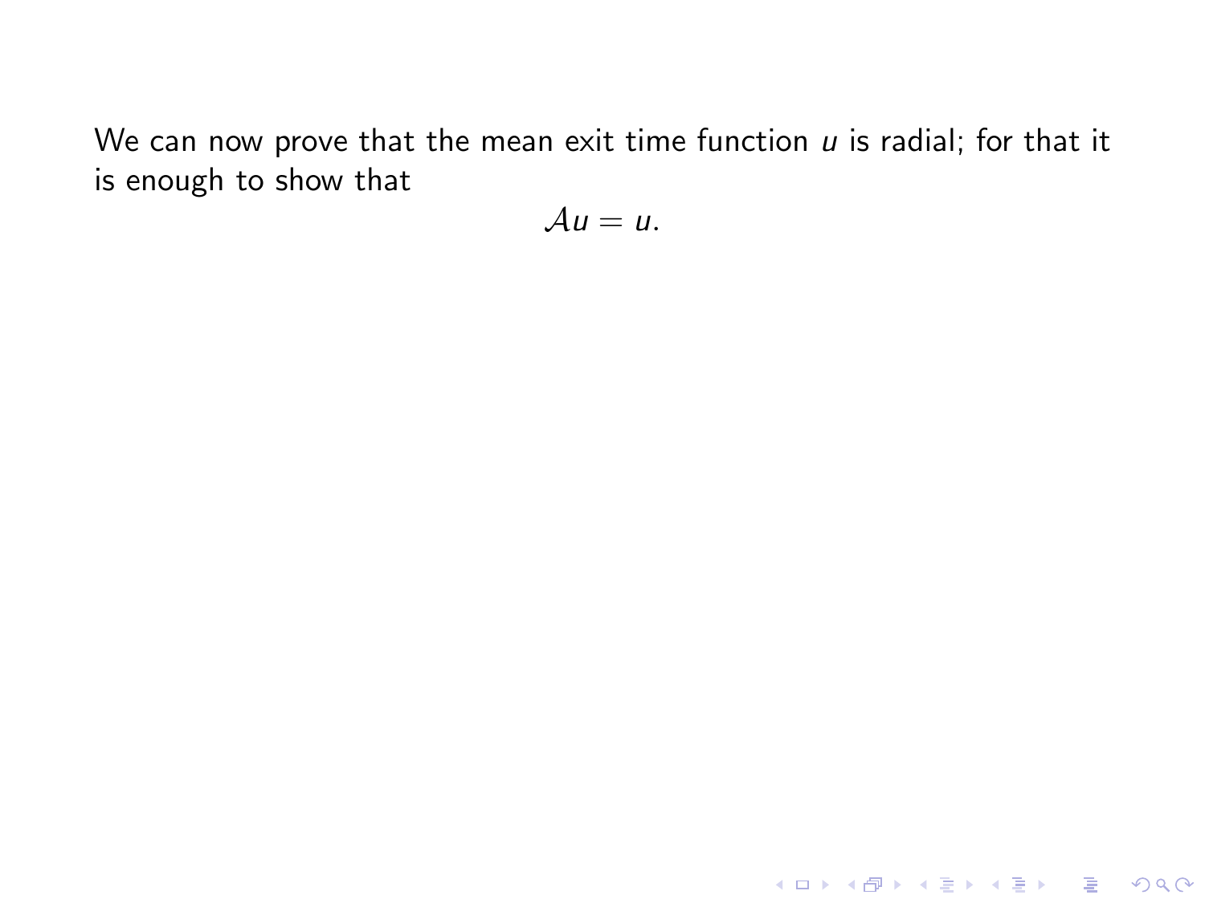We can now prove that the mean exit time function $u$ is radial; for that it is enough to show that

$$\mathcal{A}u = u.$$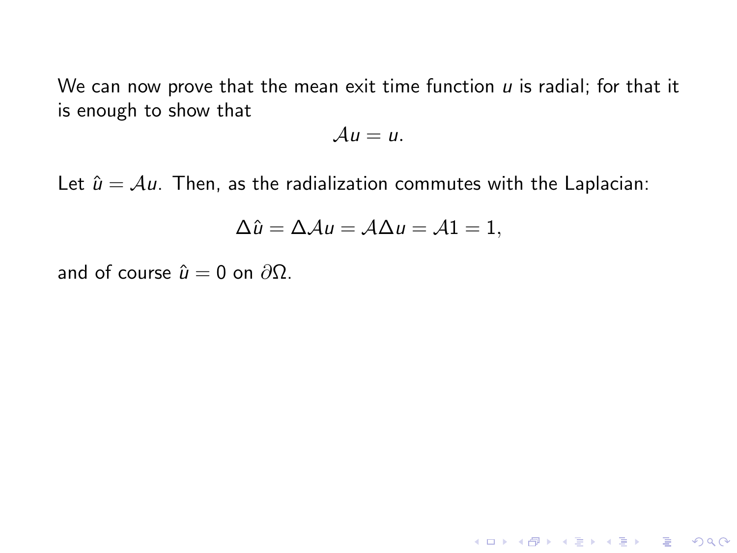We can now prove that the mean exit time function $u$ is radial; for that it is enough to show that

$$\mathcal{A}u = u.$$

Let $\hat{u} = \mathcal{A}u$. Then, as the radialization commutes with the Laplacian:

$$\Delta \hat{u} = \Delta \mathcal{A} u = \mathcal{A} \Delta u = \mathcal{A} 1 = 1,$$

and of course $\hat{u} = 0$ on $\partial \Omega$.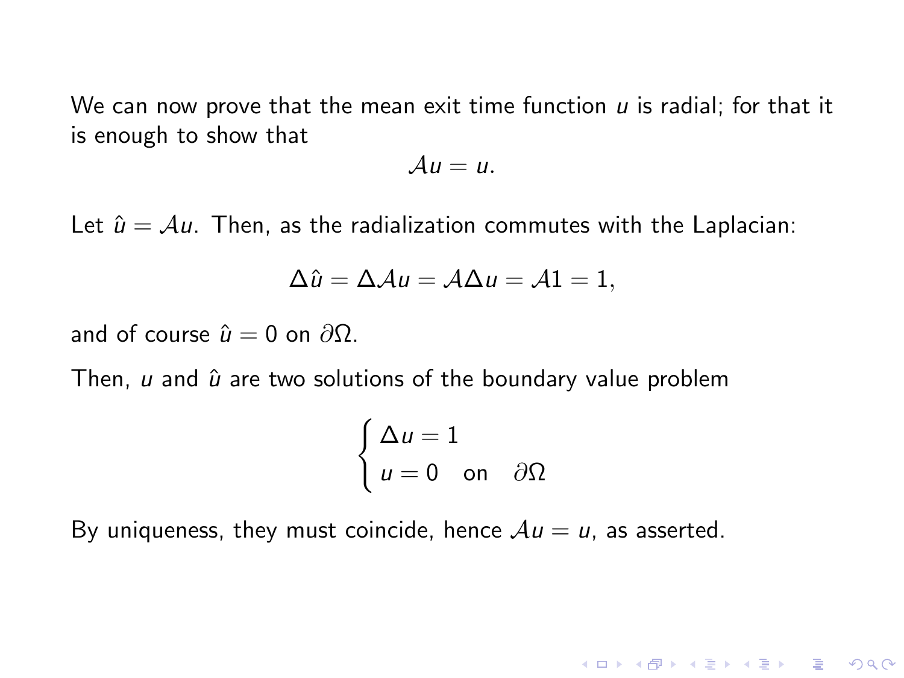We can now prove that the mean exit time function $u$ is radial; for that it is enough to show that

$$\mathcal{A}u = u.$$

Let $\hat{u} = \mathcal{A}u$. Then, as the radialization commutes with the Laplacian:

$$\Delta\hat{u} = \Delta\mathcal{A}u = \mathcal{A}\Delta u = \mathcal{A}1 = 1,$$

and of course $\hat{u} = 0$ on $\partial\Omega$.

Then, $u$ and $\hat{u}$ are two solutions of the boundary value problem

$$\begin{cases} \Delta u = 1 \\ u = 0 \quad \text{on} \quad \partial\Omega \end{cases}$$

By uniqueness, they must coincide, hence $\mathcal{A}u = u$, as asserted.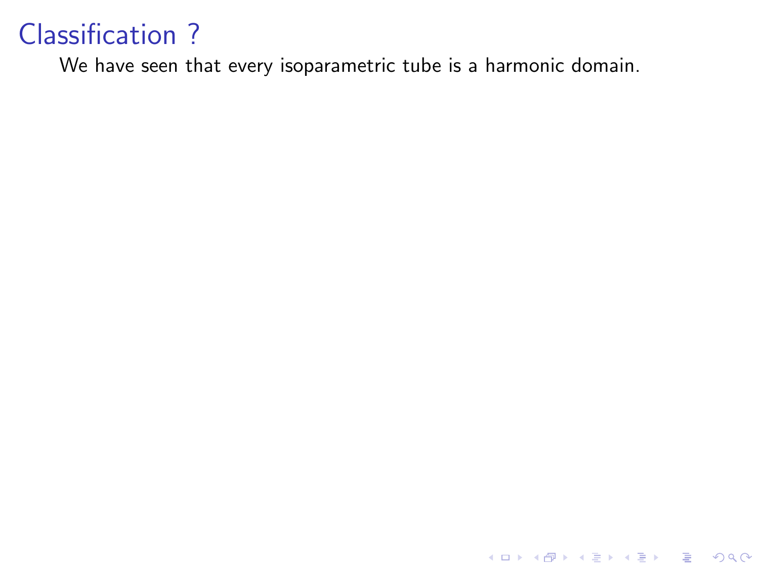# Classification ?

We have seen that every isoparametric tube is a harmonic domain.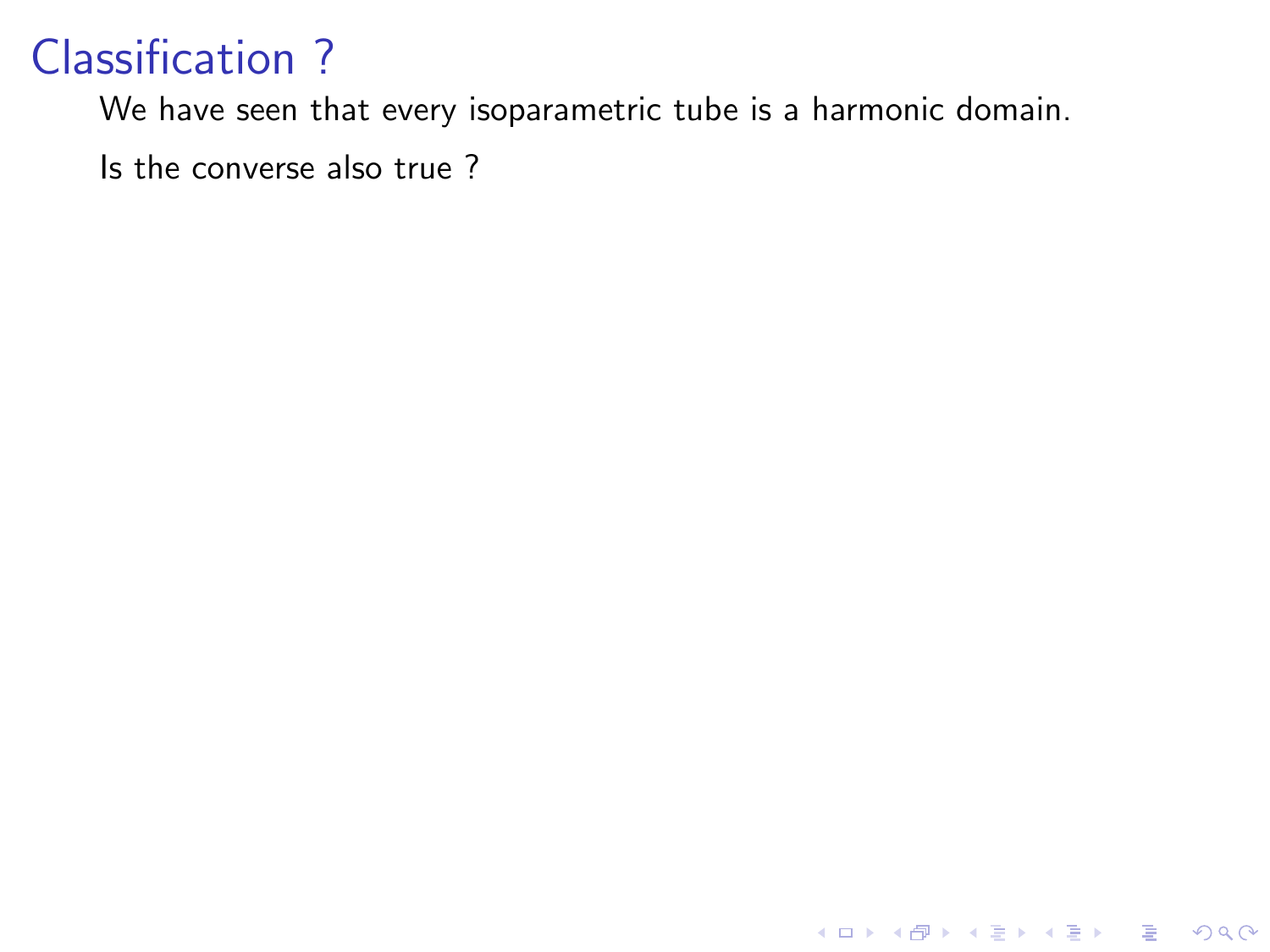# Classification ?

We have seen that every isoparametric tube is a harmonic domain.

Is the converse also true ?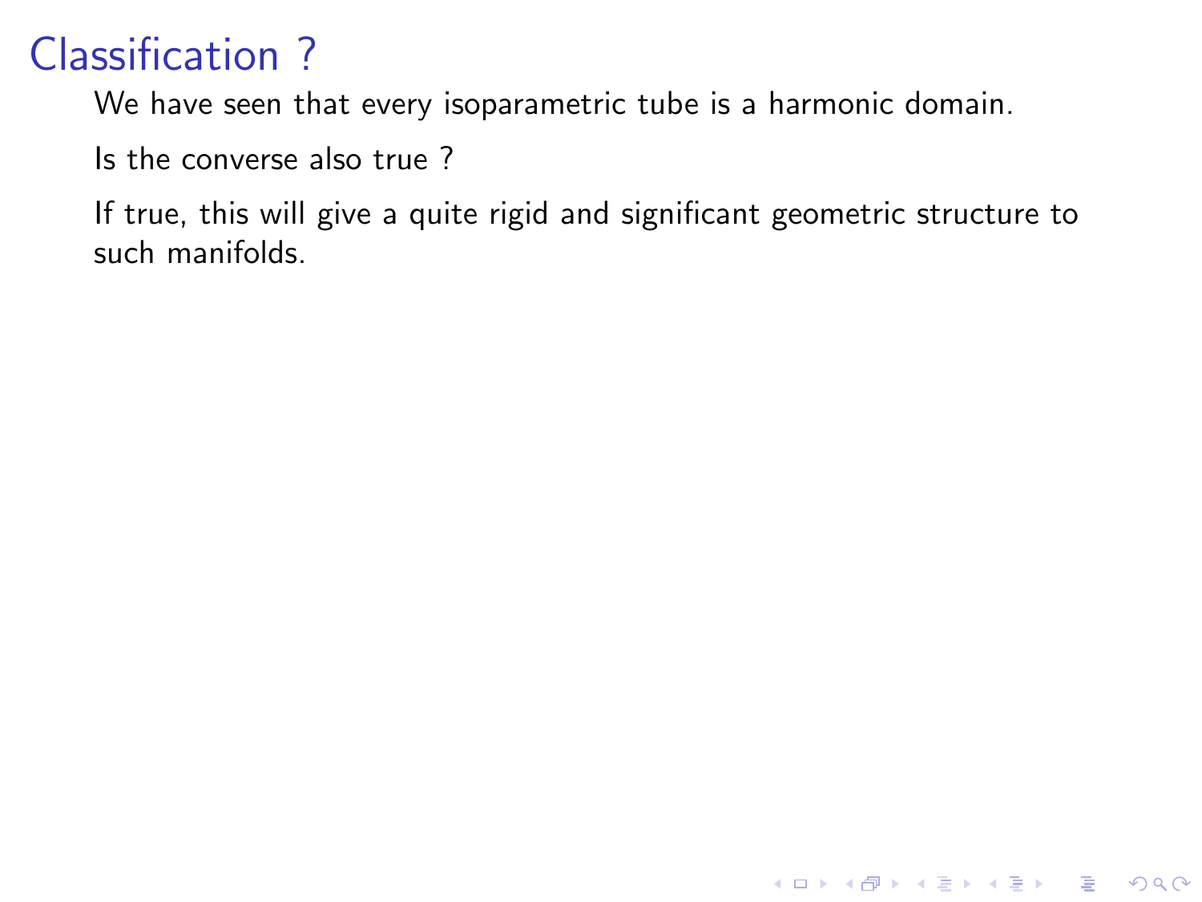# Classification ?

We have seen that every isoparametric tube is a harmonic domain.

Is the converse also true ?

If true, this will give a quite rigid and significant geometric structure to such manifolds.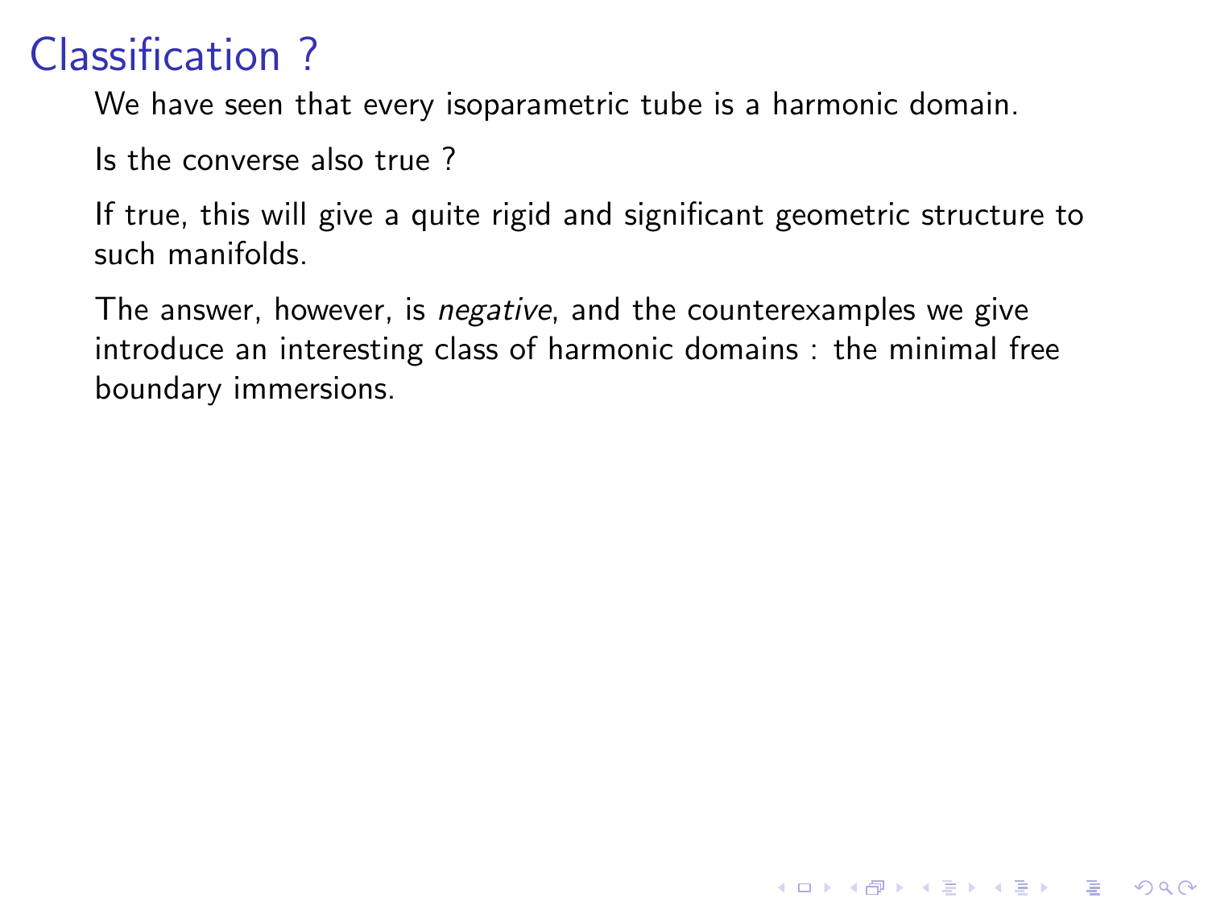# Classification ?

We have seen that every isoparametric tube is a harmonic domain.

Is the converse also true ?

If true, this will give a quite rigid and significant geometric structure to such manifolds.

The answer, however, is *negative*, and the counterexamples we give introduce an interesting class of harmonic domains : the minimal free boundary immersions.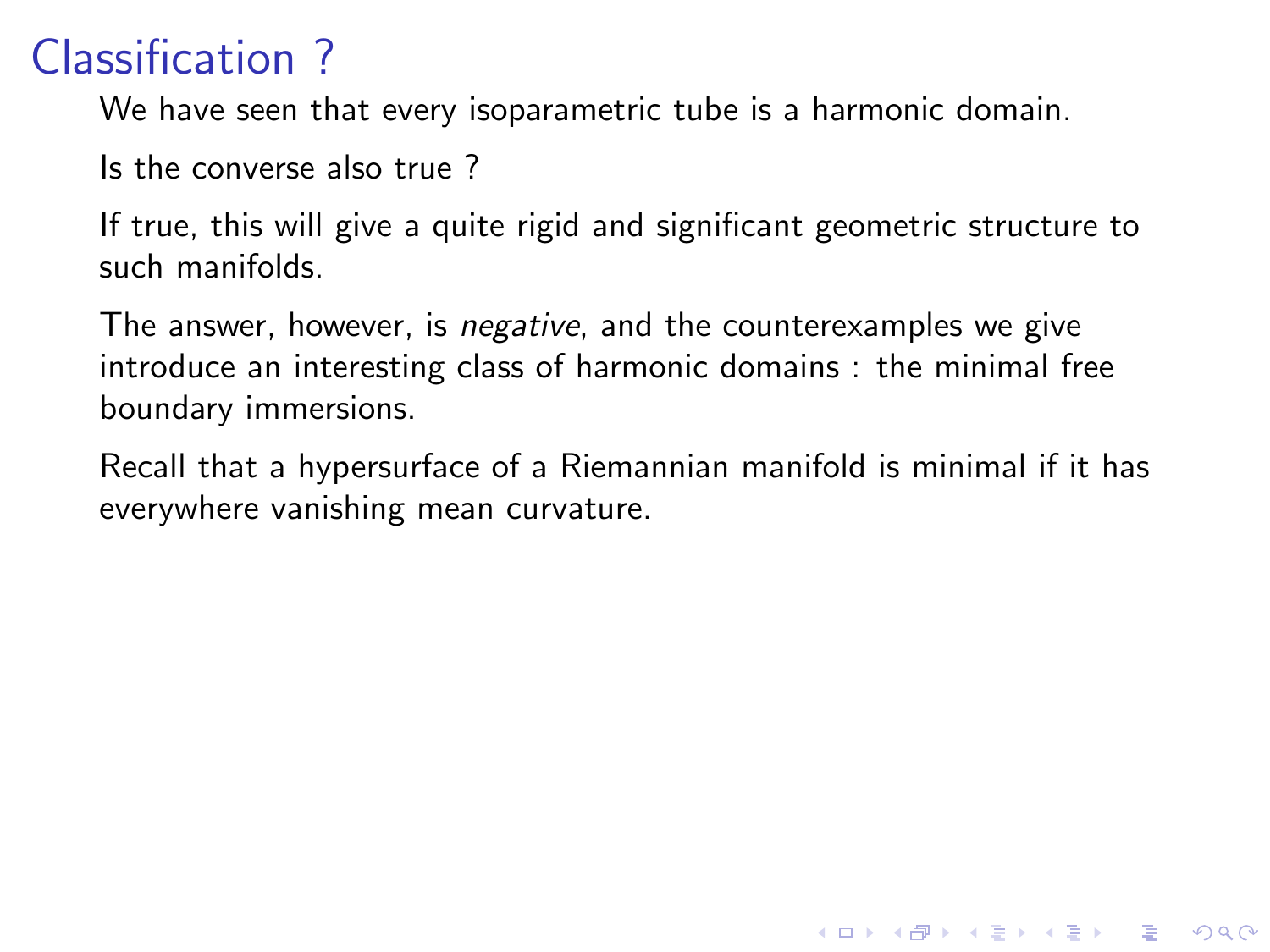# Classification ?

We have seen that every isoparametric tube is a harmonic domain.

Is the converse also true ?

If true, this will give a quite rigid and significant geometric structure to such manifolds.

The answer, however, is *negative*, and the counterexamples we give introduce an interesting class of harmonic domains : the minimal free boundary immersions.

Recall that a hypersurface of a Riemannian manifold is minimal if it has everywhere vanishing mean curvature.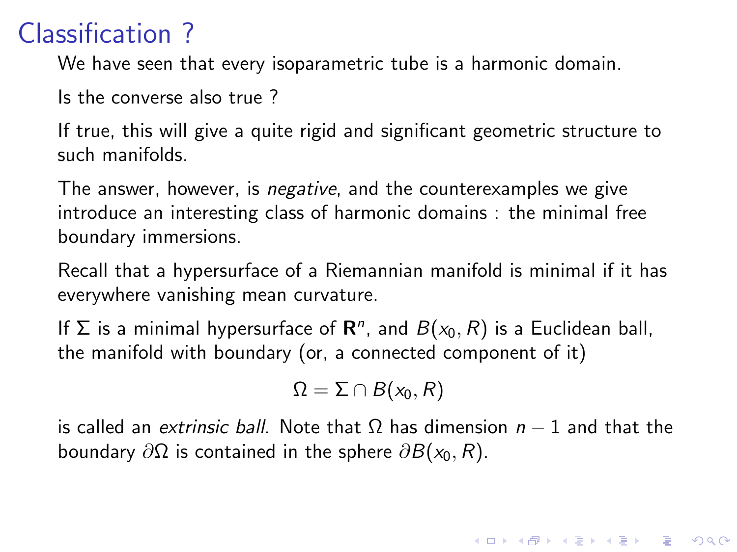# Classification ?

We have seen that every isoparametric tube is a harmonic domain.

Is the converse also true ?

If true, this will give a quite rigid and significant geometric structure to such manifolds.

The answer, however, is *negative*, and the counterexamples we give introduce an interesting class of harmonic domains : the minimal free boundary immersions.

Recall that a hypersurface of a Riemannian manifold is minimal if it has everywhere vanishing mean curvature.

If $\Sigma$ is a minimal hypersurface of $\mathbf{R}^n$, and $B(x_0, R)$ is a Euclidean ball, the manifold with boundary (or, a connected component of it)

$$\Omega = \Sigma \cap B(x_0, R)$$

is called an *extrinsic ball*. Note that $\Omega$ has dimension $n-1$ and that the boundary $\partial\Omega$ is contained in the sphere $\partial B(x_0, R)$.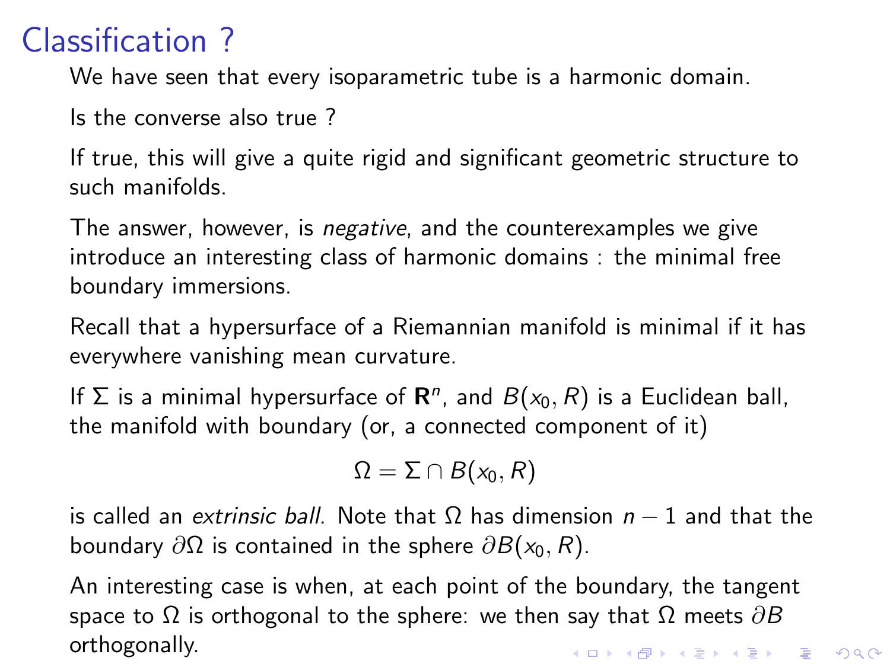# Classification ?

We have seen that every isoparametric tube is a harmonic domain.

Is the converse also true ?

If true, this will give a quite rigid and significant geometric structure to such manifolds.

The answer, however, is *negative*, and the counterexamples we give introduce an interesting class of harmonic domains : the minimal free boundary immersions.

Recall that a hypersurface of a Riemannian manifold is minimal if it has everywhere vanishing mean curvature.

If $\Sigma$ is a minimal hypersurface of $\mathbf{R}^n$, and $B(x_0, R)$ is a Euclidean ball, the manifold with boundary (or, a connected component of it)

$$\Omega = \Sigma \cap B(x_0, R)$$

is called an *extrinsic ball*. Note that $\Omega$ has dimension $n-1$ and that the boundary $\partial\Omega$ is contained in the sphere $\partial B(x_0, R)$.

An interesting case is when, at each point of the boundary, the tangent space to $\Omega$ is orthogonal to the sphere: we then say that $\Omega$ meets $\partial B$ orthogonally.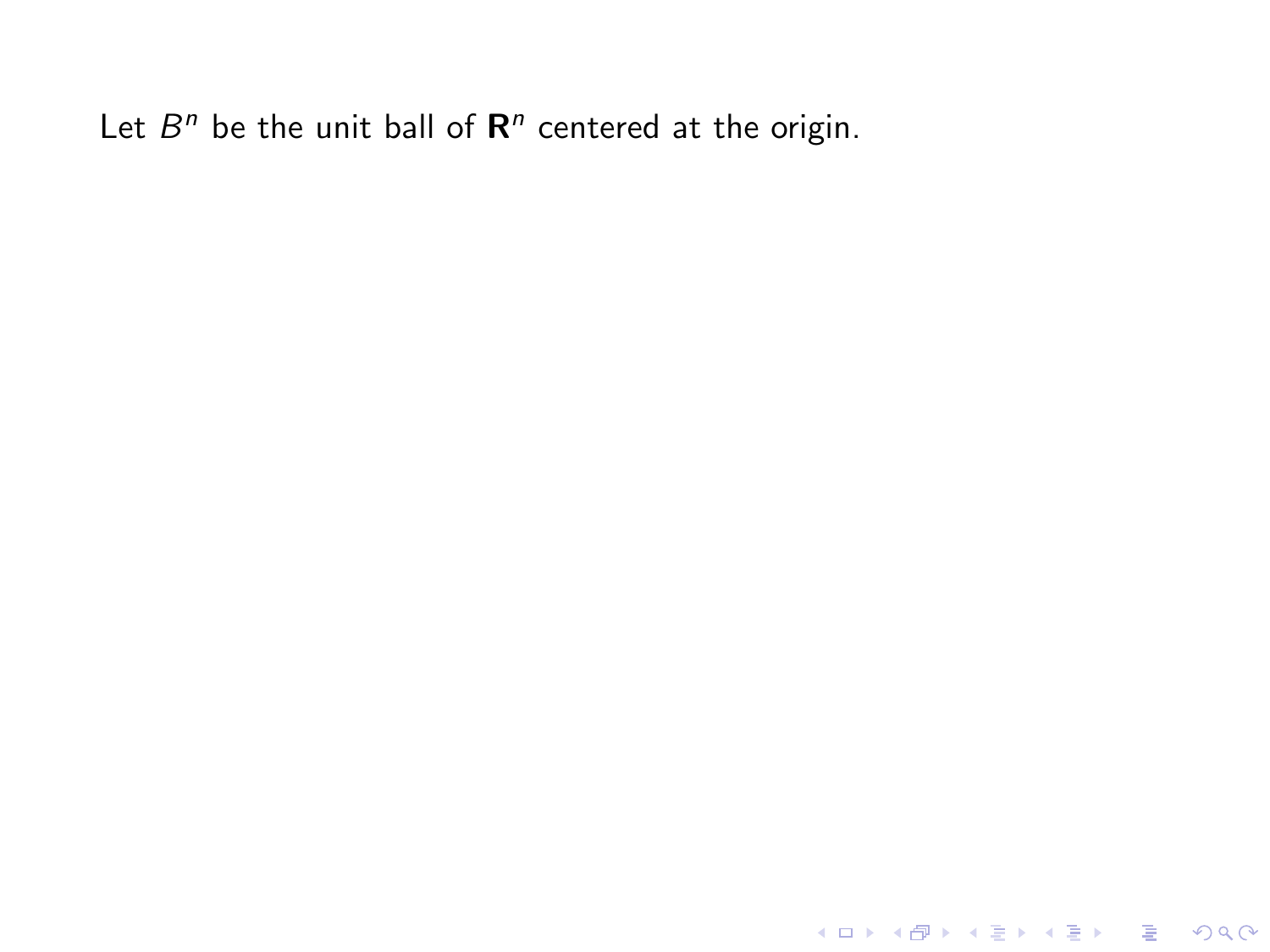Let $B^n$ be the unit ball of $\mathbf{R}^n$ centered at the origin.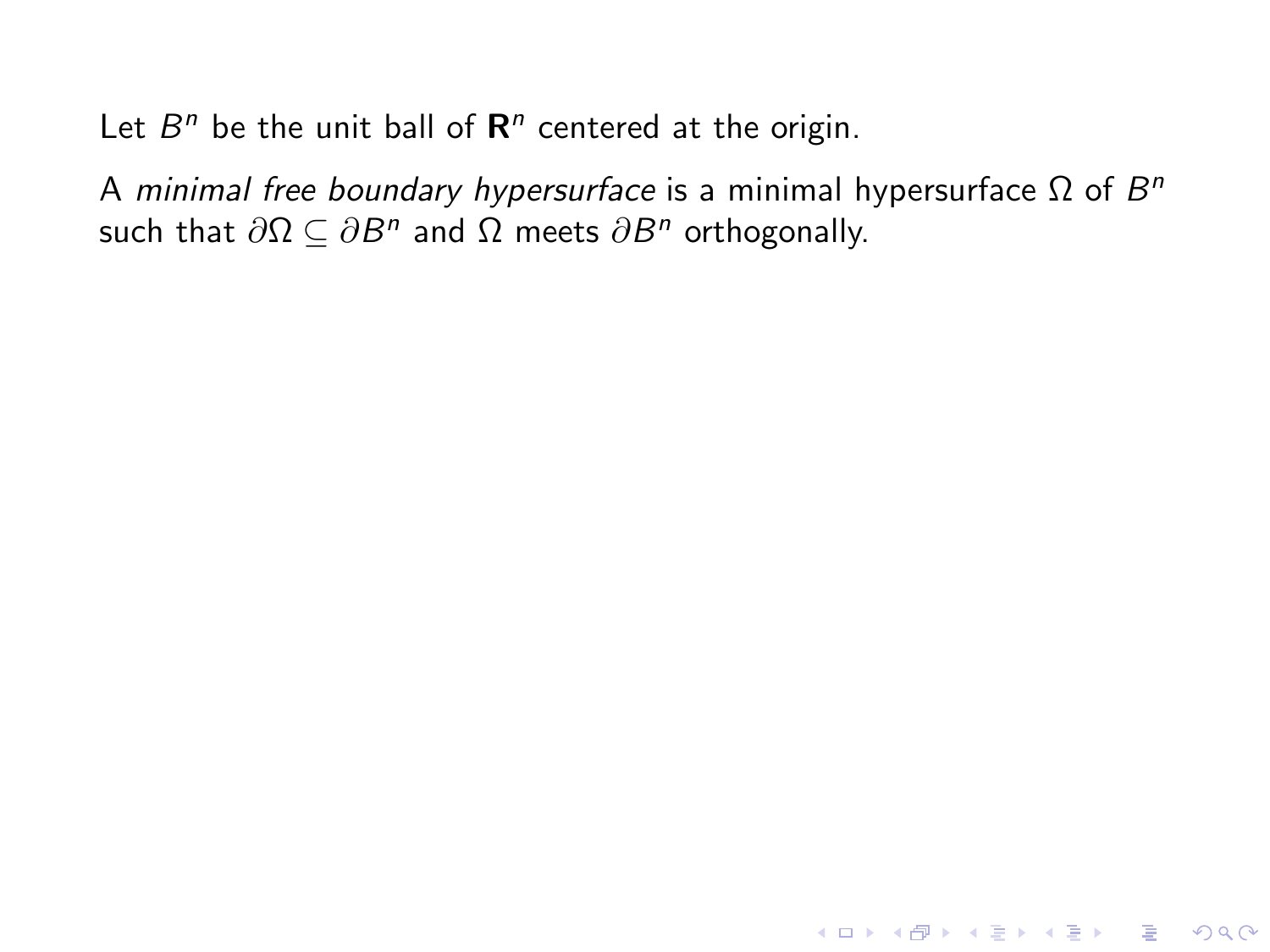Let $B^n$ be the unit ball of $\mathbf{R}^n$ centered at the origin.

A *minimal free boundary hypersurface* is a minimal hypersurface $\Omega$ of $B^n$ such that $\partial\Omega \subseteq \partial B^n$ and $\Omega$ meets $\partial B^n$ orthogonally.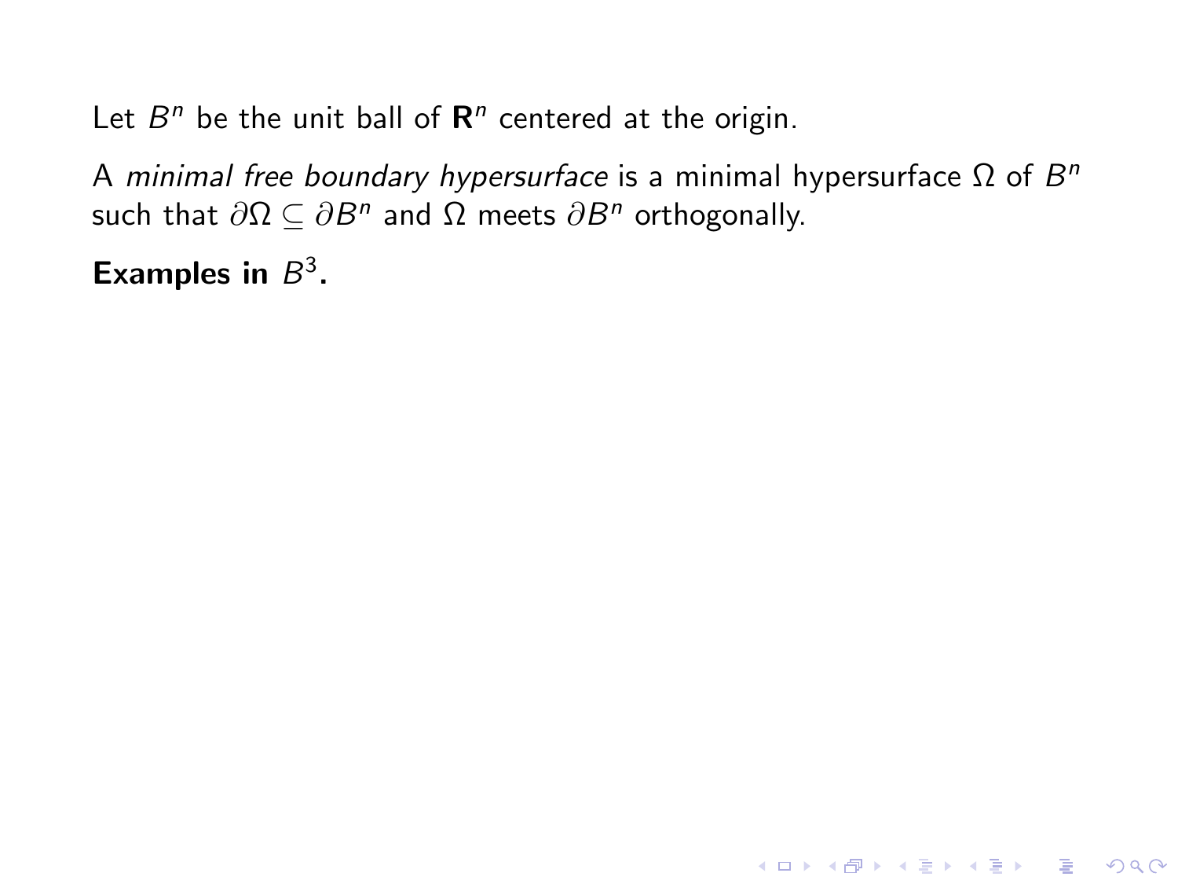Let $B^n$ be the unit ball of $\mathbf{R}^n$ centered at the origin.

A *minimal free boundary hypersurface* is a minimal hypersurface $\Omega$ of $B^n$ such that $\partial\Omega \subseteq \partial B^n$ and $\Omega$ meets $\partial B^n$ orthogonally.

**Examples in $B^3$.**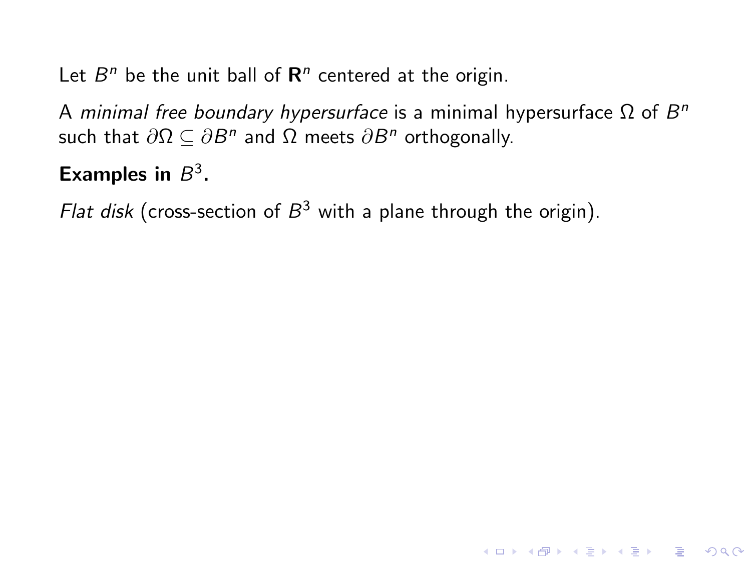Let $B^n$ be the unit ball of $\mathbf{R}^n$ centered at the origin.

A *minimal free boundary hypersurface* is a minimal hypersurface $\Omega$ of $B^n$ such that $\partial\Omega \subseteq \partial B^n$ and $\Omega$ meets $\partial B^n$ orthogonally.

**Examples in $B^3$.**

*Flat disk* (cross-section of $B^3$ with a plane through the origin).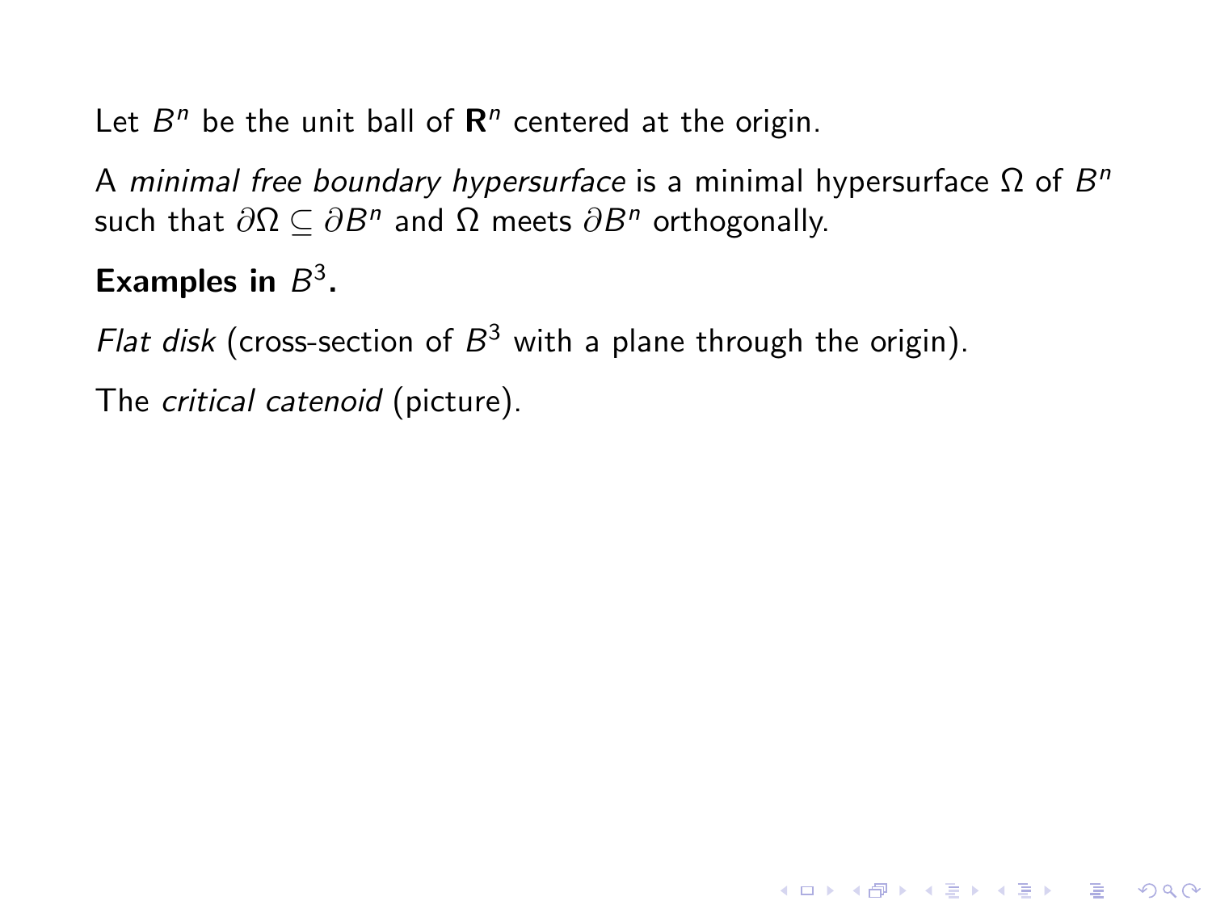Let $B^n$ be the unit ball of $\mathbf{R}^n$ centered at the origin.

A *minimal free boundary hypersurface* is a minimal hypersurface $\Omega$ of $B^n$ such that $\partial\Omega \subseteq \partial B^n$ and $\Omega$ meets $\partial B^n$ orthogonally.

**Examples in $B^3$.**

*Flat disk* (cross-section of $B^3$ with a plane through the origin).

The *critical catenoid* (picture).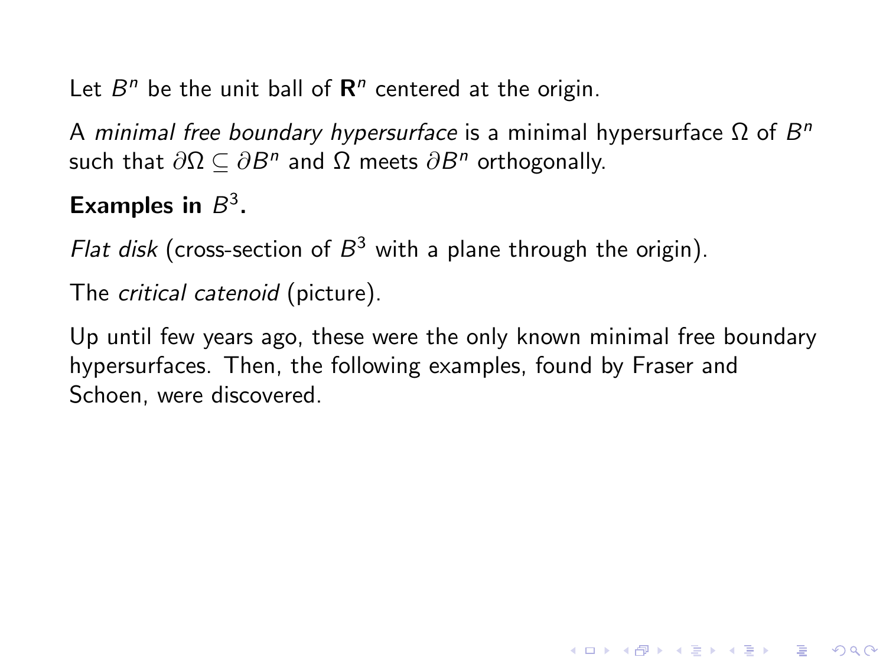Let $B^n$ be the unit ball of $\mathbf{R}^n$ centered at the origin.

A *minimal free boundary hypersurface* is a minimal hypersurface $\Omega$ of $B^n$ such that $\partial\Omega \subseteq \partial B^n$ and $\Omega$ meets $\partial B^n$ orthogonally.

**Examples in $B^3$.**

*Flat disk* (cross-section of $B^3$ with a plane through the origin).

The *critical catenoid* (picture).

Up until few years ago, these were the only known minimal free boundary hypersurfaces. Then, the following examples, found by Fraser and Schoen, were discovered.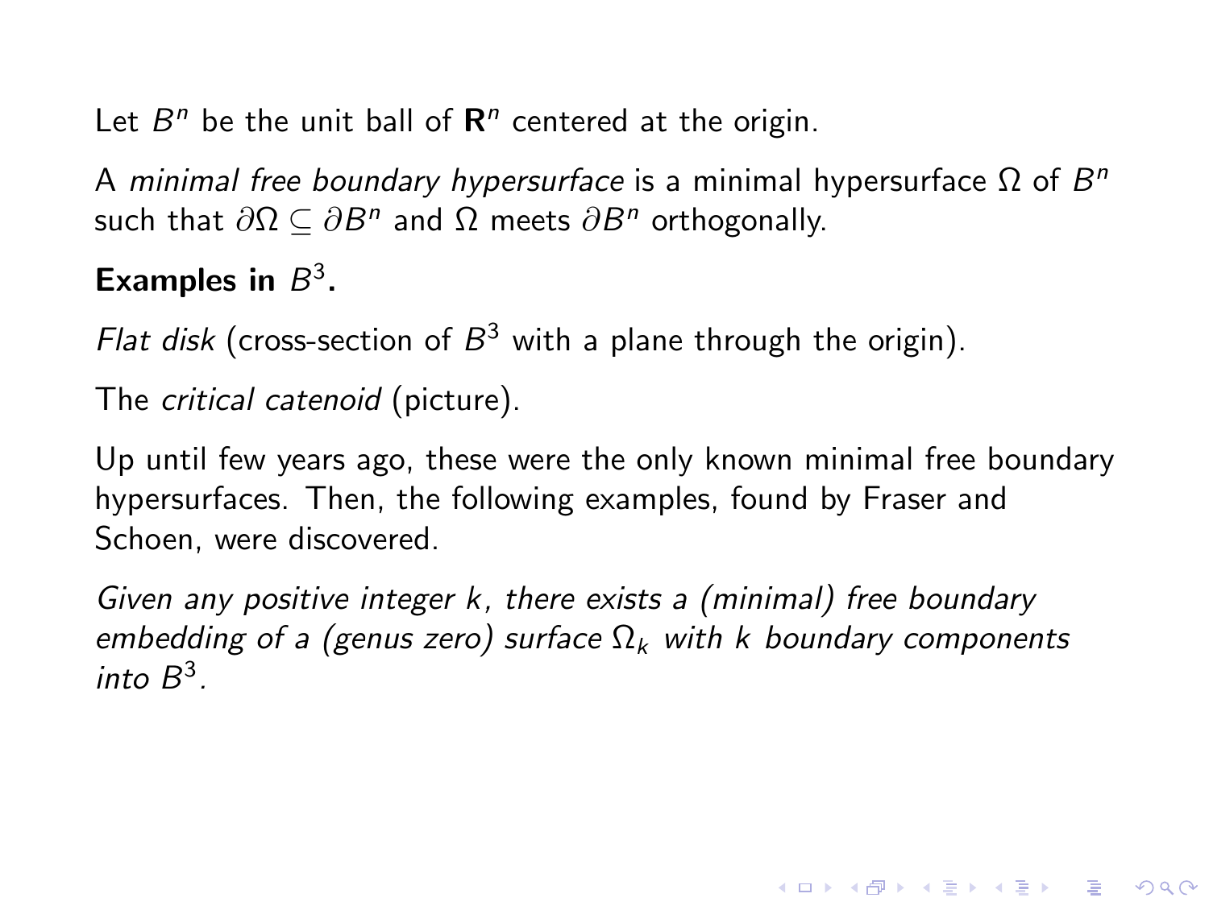Let $B^n$ be the unit ball of $\mathbf{R}^n$ centered at the origin.

A *minimal free boundary hypersurface* is a minimal hypersurface $\Omega$ of $B^n$ such that $\partial\Omega \subseteq \partial B^n$ and $\Omega$ meets $\partial B^n$ orthogonally.

**Examples in $B^3$.**

*Flat disk* (cross-section of $B^3$ with a plane through the origin).

The *critical catenoid* (picture).

Up until few years ago, these were the only known minimal free boundary hypersurfaces. Then, the following examples, found by Fraser and Schoen, were discovered.

*Given any positive integer $k$, there exists a (minimal) free boundary embedding of a (genus zero) surface $\Omega_k$ with $k$ boundary components into $B^3$.*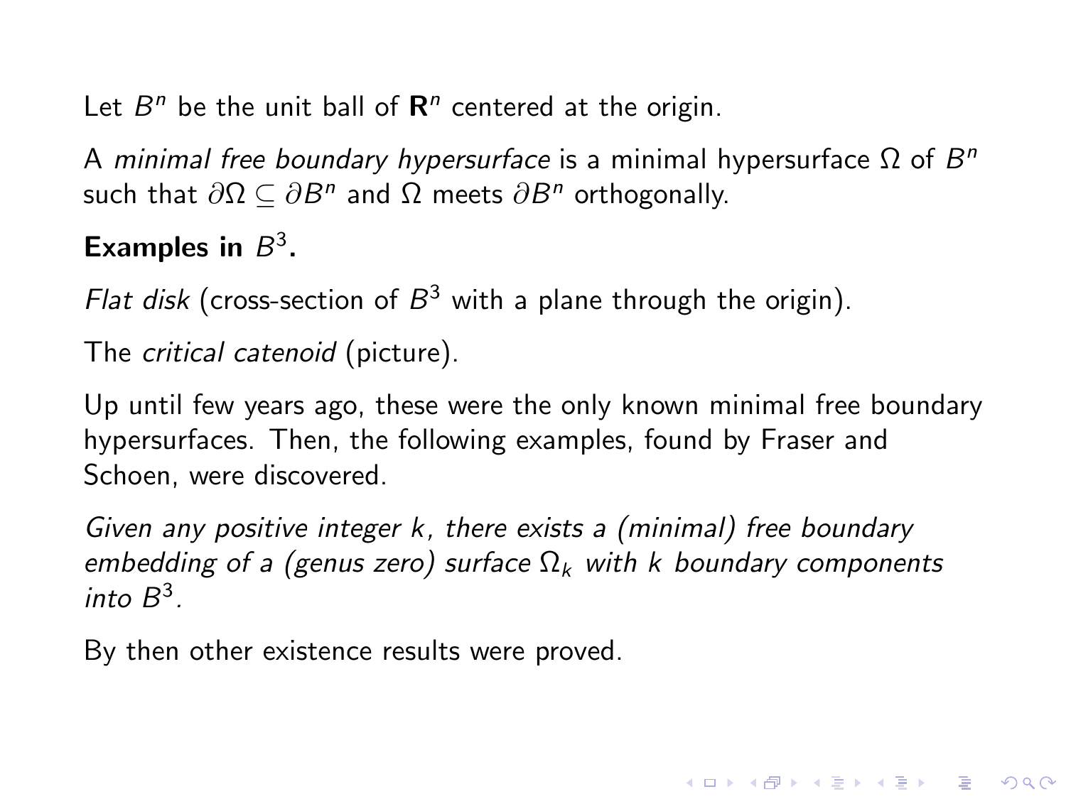Let $B^n$ be the unit ball of $\mathbf{R}^n$ centered at the origin.

A *minimal free boundary hypersurface* is a minimal hypersurface $\Omega$ of $B^n$ such that $\partial\Omega \subseteq \partial B^n$ and $\Omega$ meets $\partial B^n$ orthogonally.

**Examples in $B^3$.**

*Flat disk* (cross-section of $B^3$ with a plane through the origin).

The *critical catenoid* (picture).

Up until few years ago, these were the only known minimal free boundary hypersurfaces. Then, the following examples, found by Fraser and Schoen, were discovered.

*Given any positive integer $k$, there exists a (minimal) free boundary embedding of a (genus zero) surface $\Omega_k$ with $k$ boundary components into $B^3$.*

By then other existence results were proved.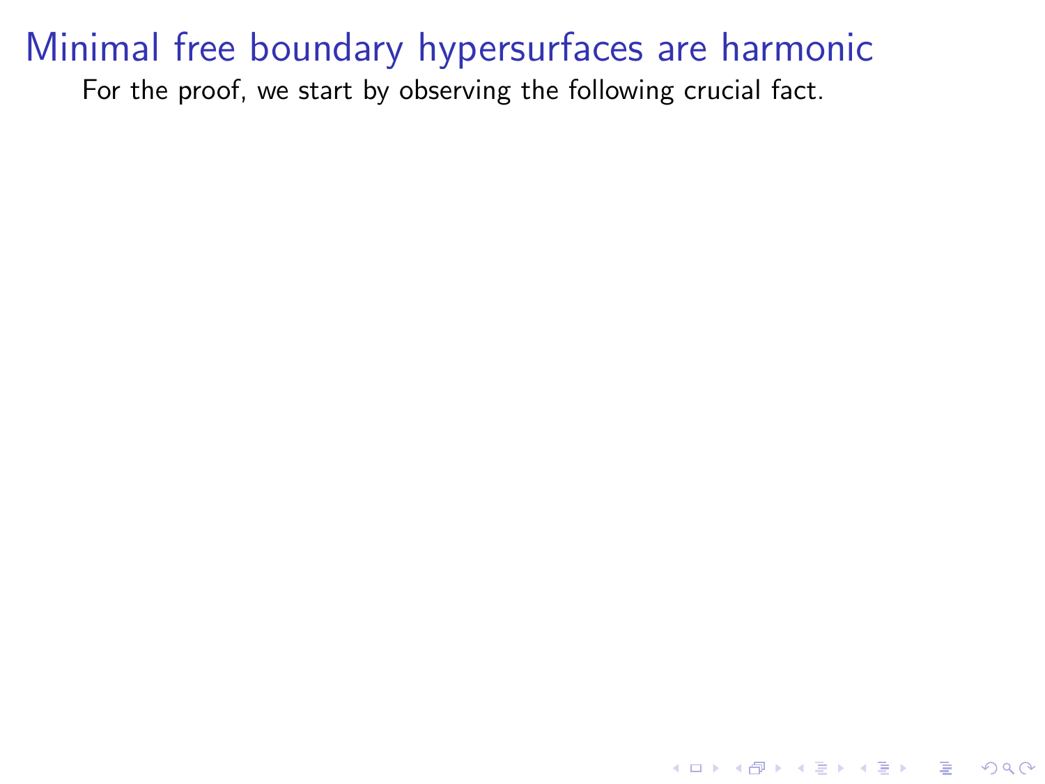# Minimal free boundary hypersurfaces are harmonic

For the proof, we start by observing the following crucial fact.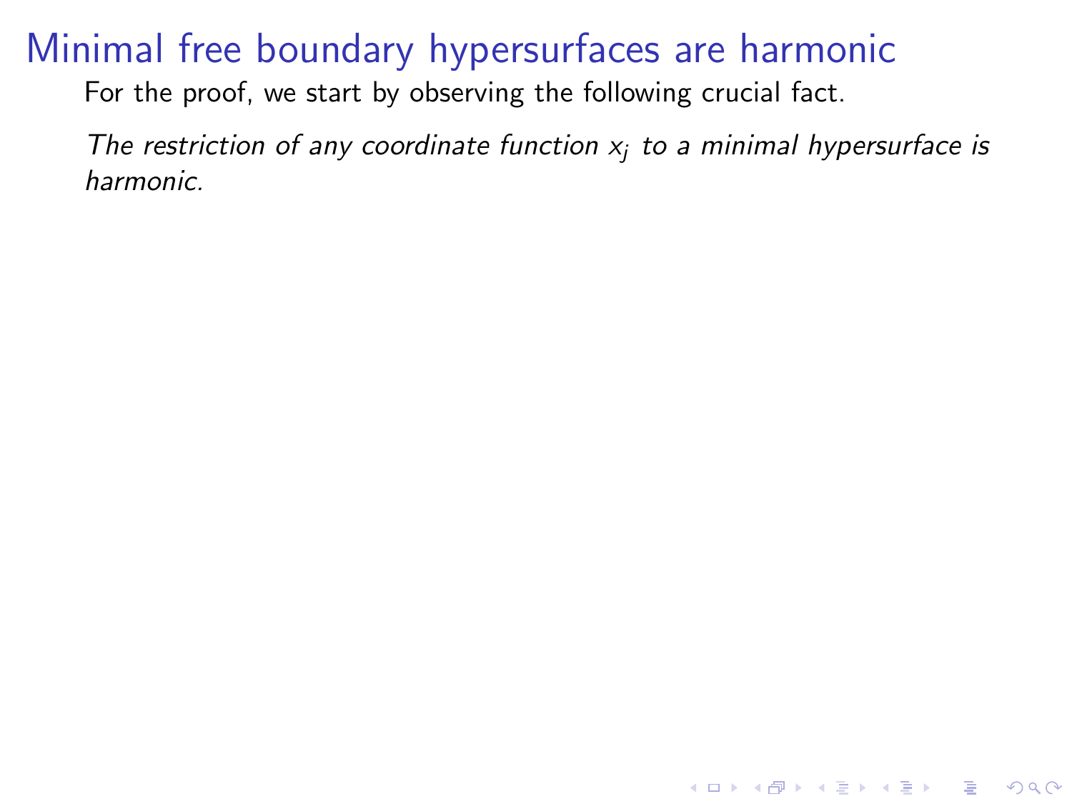# Minimal free boundary hypersurfaces are harmonic

For the proof, we start by observing the following crucial fact.

*The restriction of any coordinate function $x_j$ to a minimal hypersurface is harmonic.*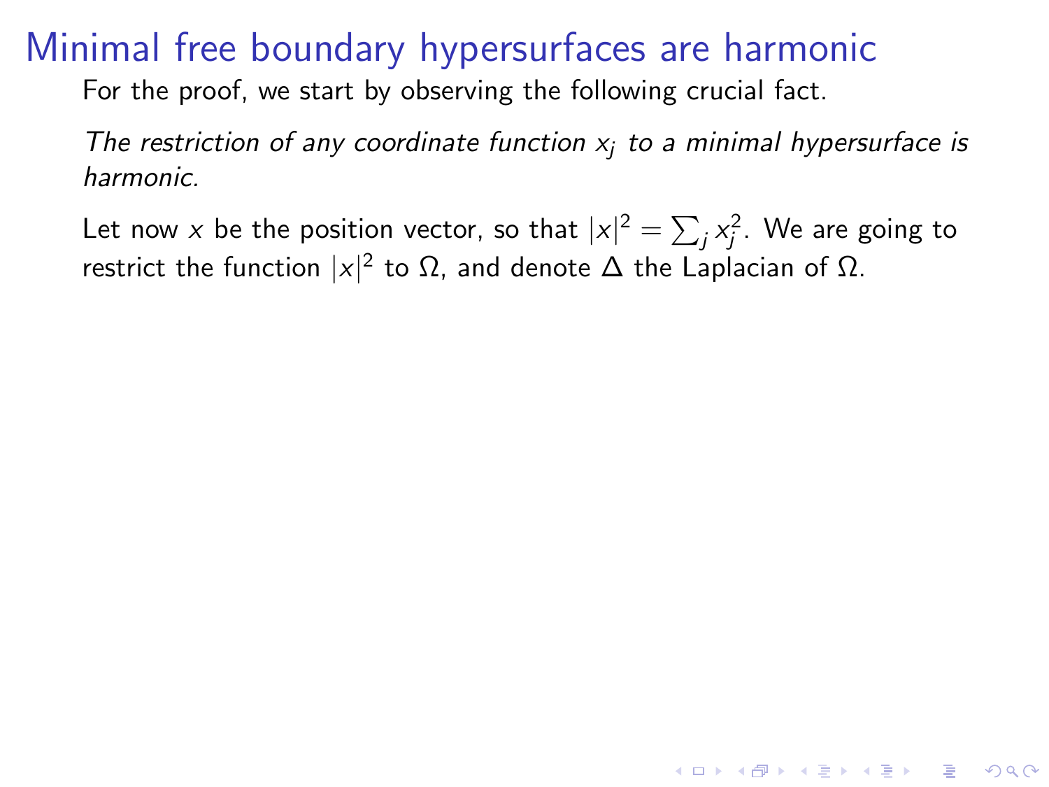# Minimal free boundary hypersurfaces are harmonic

For the proof, we start by observing the following crucial fact.

*The restriction of any coordinate function $x_j$ to a minimal hypersurface is harmonic.*

Let now $x$ be the position vector, so that $|x|^2 = \sum_j x_j^2$. We are going to restrict the function $|x|^2$ to $\Omega$, and denote $\Delta$ the Laplacian of $\Omega$.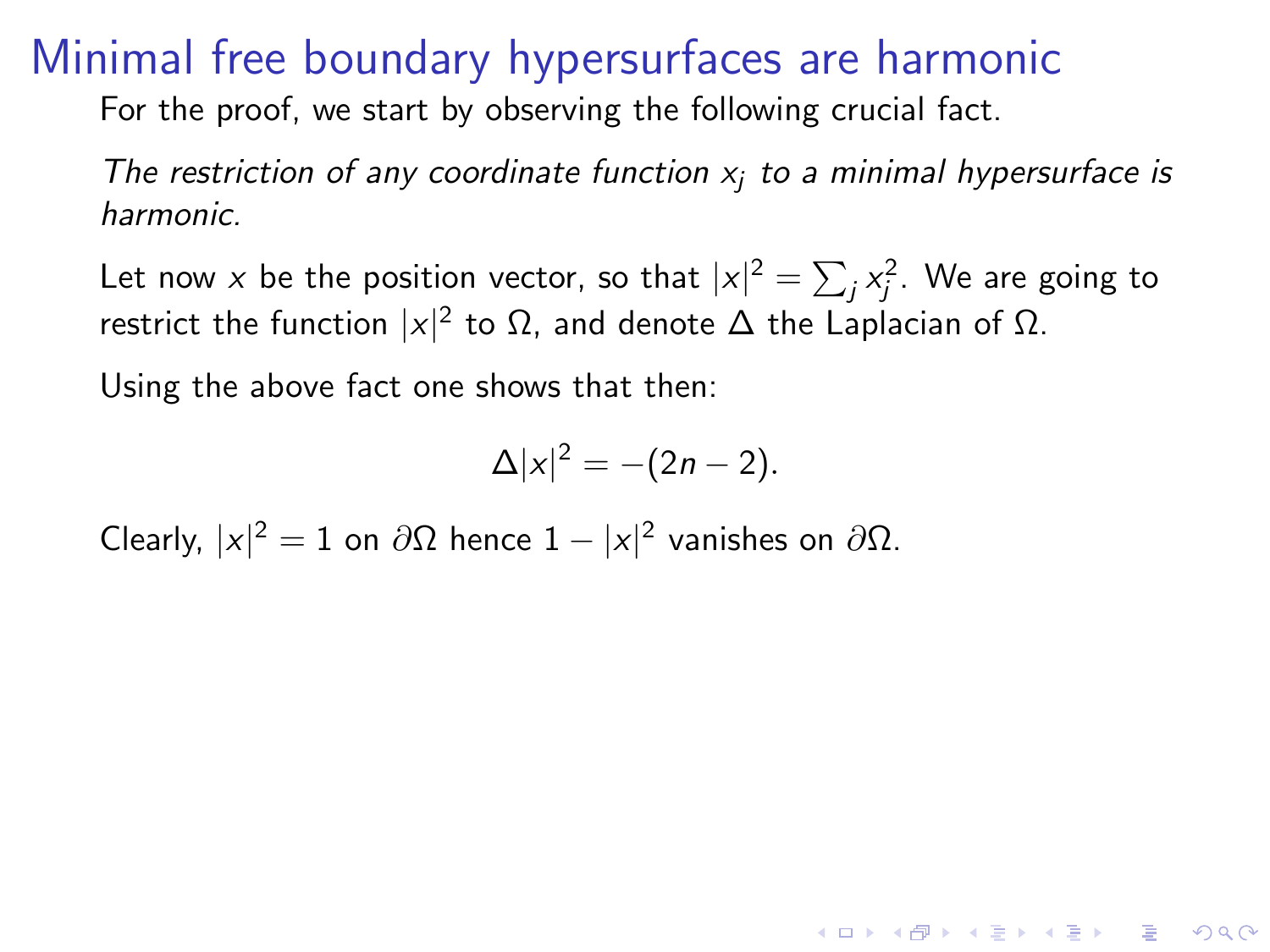# Minimal free boundary hypersurfaces are harmonic

For the proof, we start by observing the following crucial fact.

*The restriction of any coordinate function $x_j$ to a minimal hypersurface is harmonic.*

Let now $x$ be the position vector, so that $|x|^2 = \sum_j x_j^2$. We are going to restrict the function $|x|^2$ to $\Omega$, and denote $\Delta$ the Laplacian of $\Omega$.

Using the above fact one shows that then:

$$\Delta |x|^2 = -(2n-2).$$

Clearly, $|x|^2 = 1$ on $\partial\Omega$ hence $1 - |x|^2$ vanishes on $\partial\Omega$.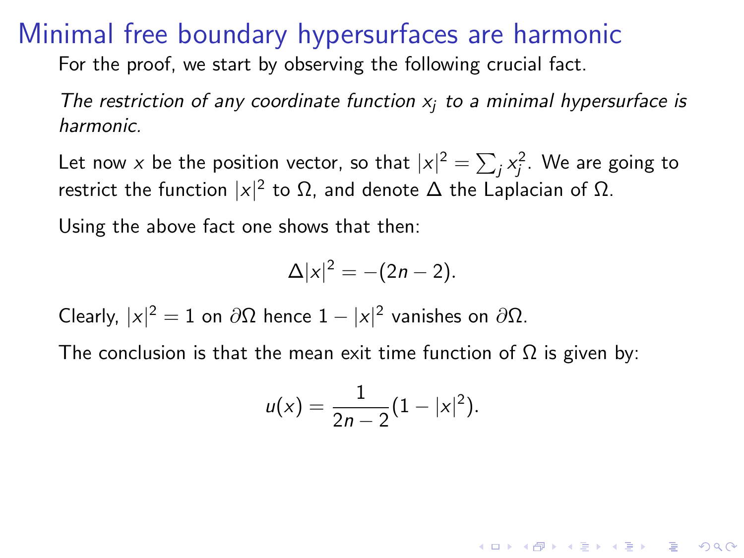# Minimal free boundary hypersurfaces are harmonic

For the proof, we start by observing the following crucial fact.

*The restriction of any coordinate function $x_j$ to a minimal hypersurface is harmonic.*

Let now $x$ be the position vector, so that $|x|^2 = \sum_j x_j^2$. We are going to restrict the function $|x|^2$ to $\Omega$, and denote $\Delta$ the Laplacian of $\Omega$.

Using the above fact one shows that then:

$$\Delta |x|^2 = -(2n-2).$$

Clearly, $|x|^2 = 1$ on $\partial\Omega$ hence $1 - |x|^2$ vanishes on $\partial\Omega$.

The conclusion is that the mean exit time function of $\Omega$ is given by:

$$u(x) = \frac{1}{2n-2}(1 - |x|^2).$$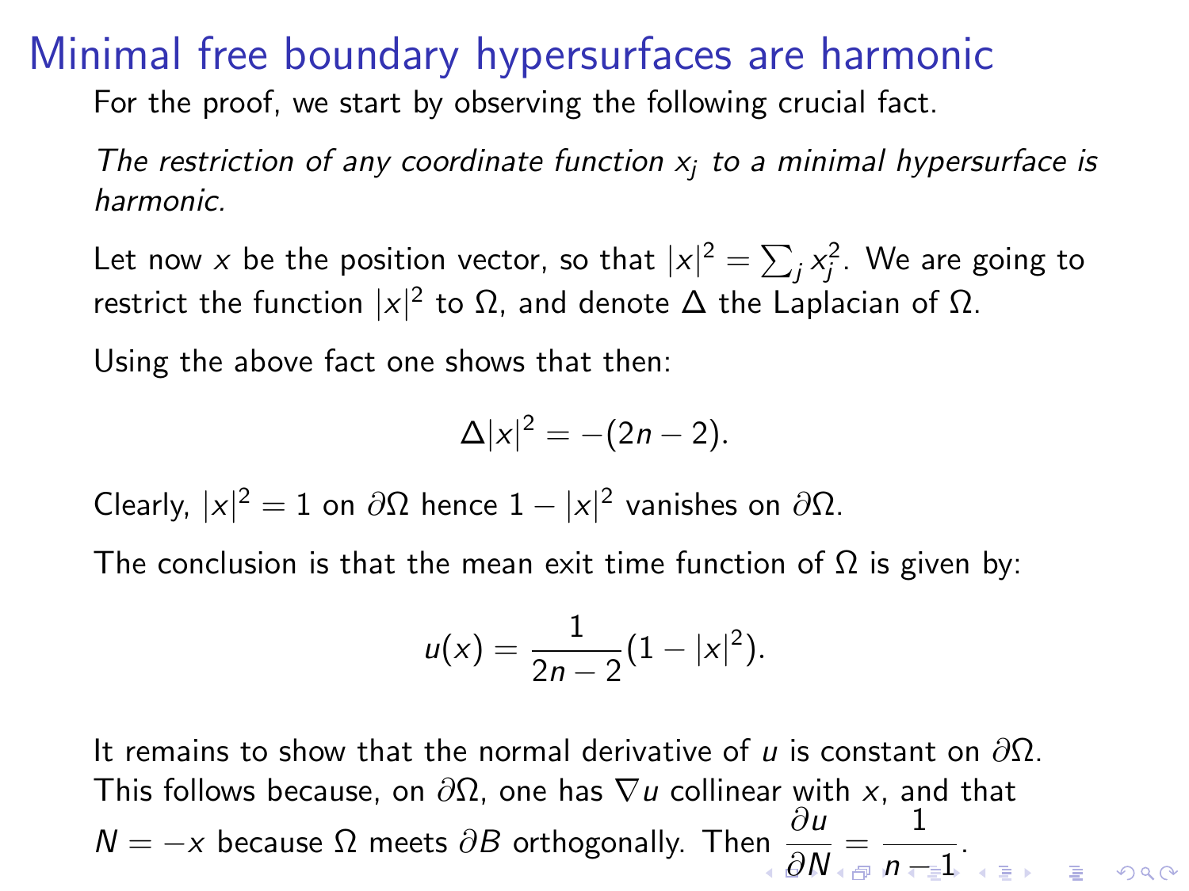# Minimal free boundary hypersurfaces are harmonic

For the proof, we start by observing the following crucial fact.

*The restriction of any coordinate function $x_j$ to a minimal hypersurface is harmonic.*

Let now $x$ be the position vector, so that $|x|^2 = \sum_j x_j^2$. We are going to restrict the function $|x|^2$ to $\Omega$, and denote $\Delta$ the Laplacian of $\Omega$.

Using the above fact one shows that then:

$$\Delta |x|^2 = -(2n-2).$$

Clearly, $|x|^2 = 1$ on $\partial\Omega$ hence $1 - |x|^2$ vanishes on $\partial\Omega$.

The conclusion is that the mean exit time function of $\Omega$ is given by:

$$u(x) = \frac{1}{2n-2}(1 - |x|^2).$$

It remains to show that the normal derivative of $u$ is constant on $\partial\Omega$. This follows because, on $\partial\Omega$, one has $\nabla u$ collinear with $x$, and that $N = -x$ because $\Omega$ meets $\partial B$ orthogonally. Then $\dfrac{\partial u}{\partial N} = \dfrac{1}{n-1}$.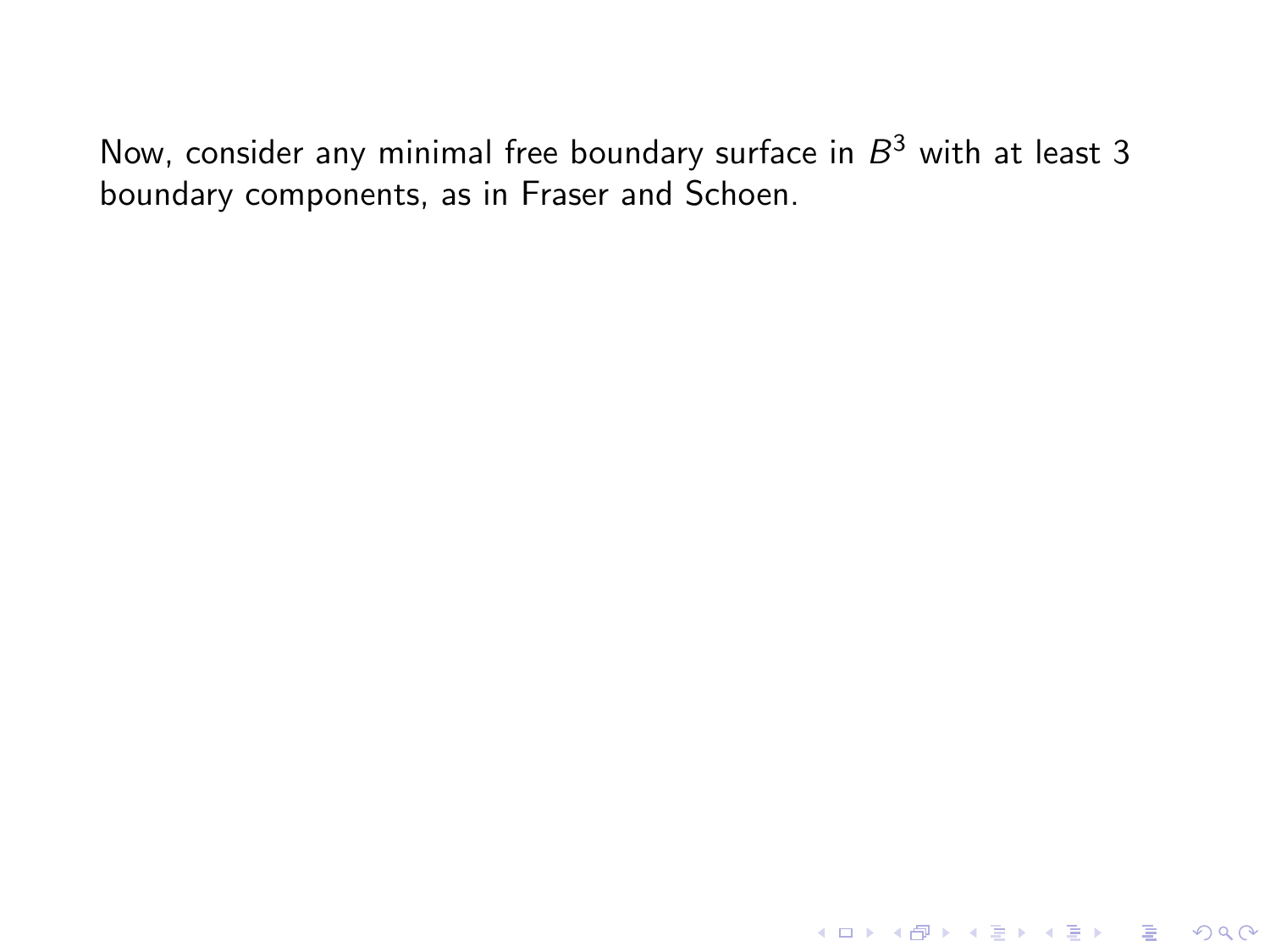Now, consider any minimal free boundary surface in $B^3$ with at least 3 boundary components, as in Fraser and Schoen.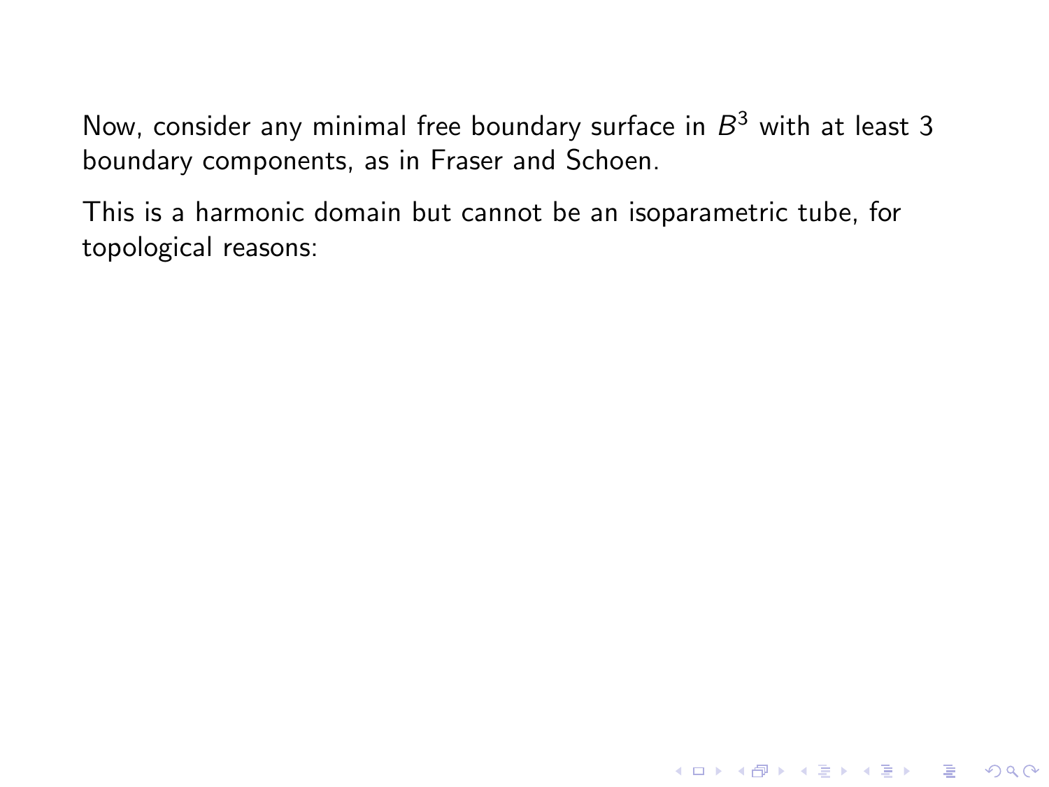Now, consider any minimal free boundary surface in $B^3$ with at least 3 boundary components, as in Fraser and Schoen.

This is a harmonic domain but cannot be an isoparametric tube, for topological reasons: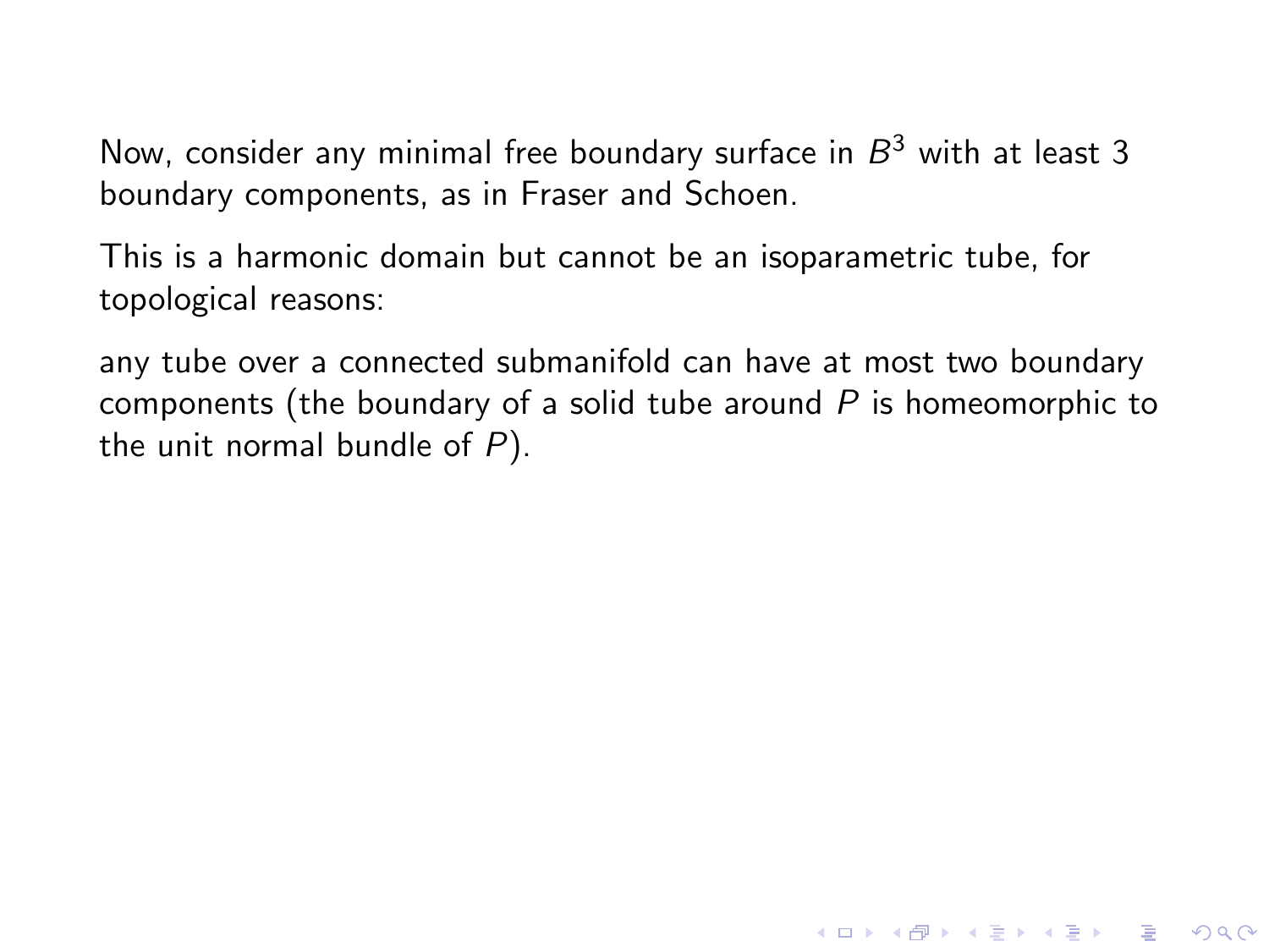Now, consider any minimal free boundary surface in $B^3$ with at least 3 boundary components, as in Fraser and Schoen.

This is a harmonic domain but cannot be an isoparametric tube, for topological reasons:

any tube over a connected submanifold can have at most two boundary components (the boundary of a solid tube around $P$ is homeomorphic to the unit normal bundle of $P$).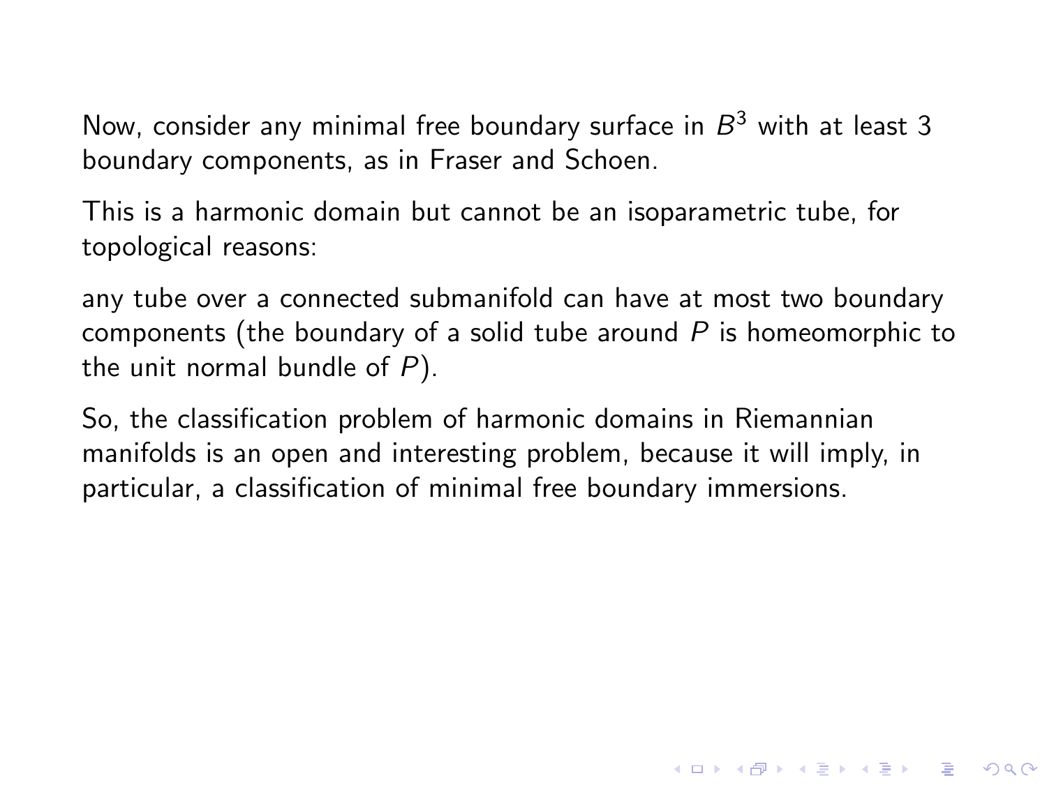Now, consider any minimal free boundary surface in $B^3$ with at least 3 boundary components, as in Fraser and Schoen.

This is a harmonic domain but cannot be an isoparametric tube, for topological reasons:

any tube over a connected submanifold can have at most two boundary components (the boundary of a solid tube around $P$ is homeomorphic to the unit normal bundle of $P$).

So, the classification problem of harmonic domains in Riemannian manifolds is an open and interesting problem, because it will imply, in particular, a classification of minimal free boundary immersions.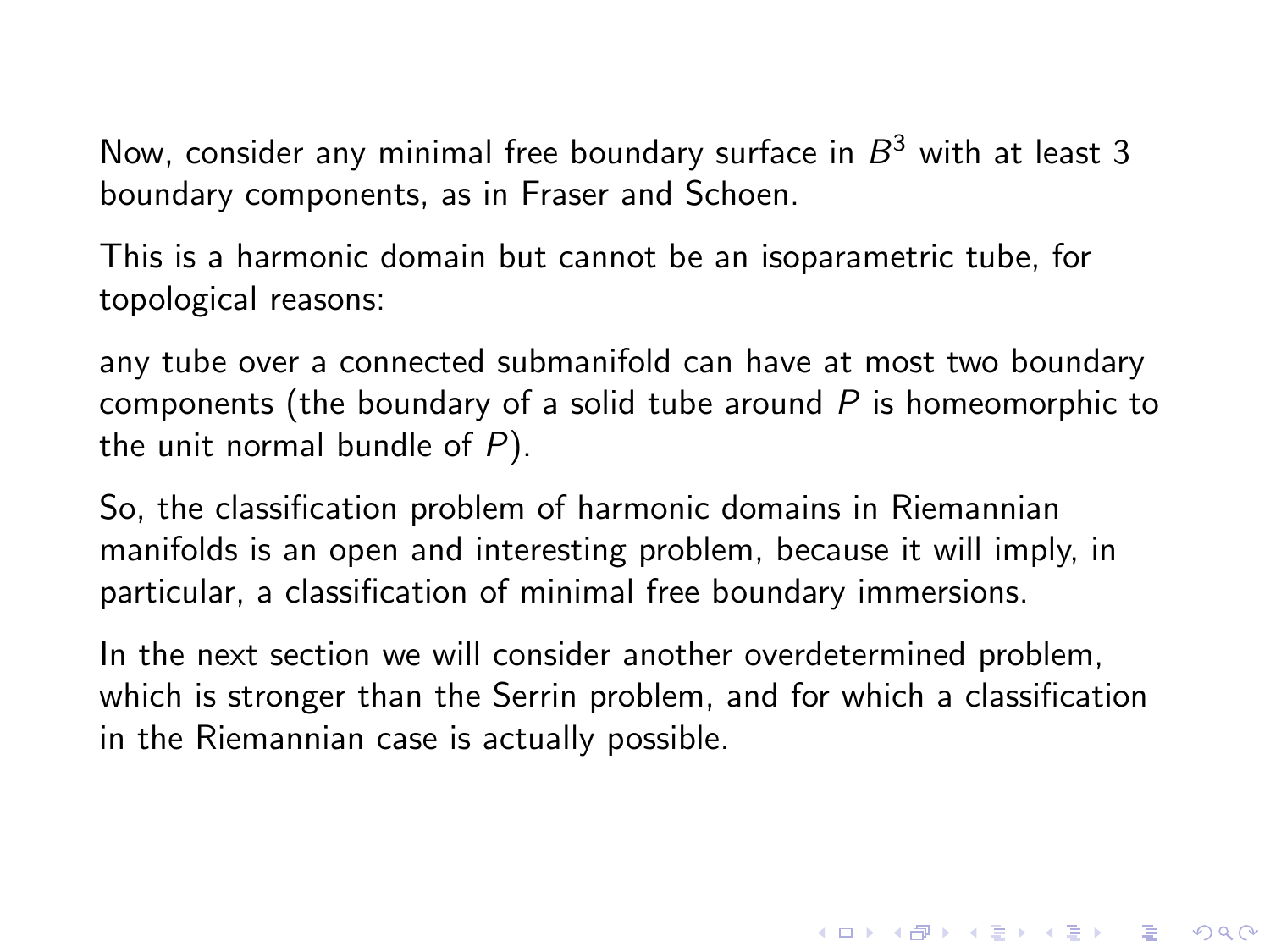Now, consider any minimal free boundary surface in $B^3$ with at least 3 boundary components, as in Fraser and Schoen.

This is a harmonic domain but cannot be an isoparametric tube, for topological reasons:

any tube over a connected submanifold can have at most two boundary components (the boundary of a solid tube around $P$ is homeomorphic to the unit normal bundle of $P$).

So, the classification problem of harmonic domains in Riemannian manifolds is an open and interesting problem, because it will imply, in particular, a classification of minimal free boundary immersions.

In the next section we will consider another overdetermined problem, which is stronger than the Serrin problem, and for which a classification in the Riemannian case is actually possible.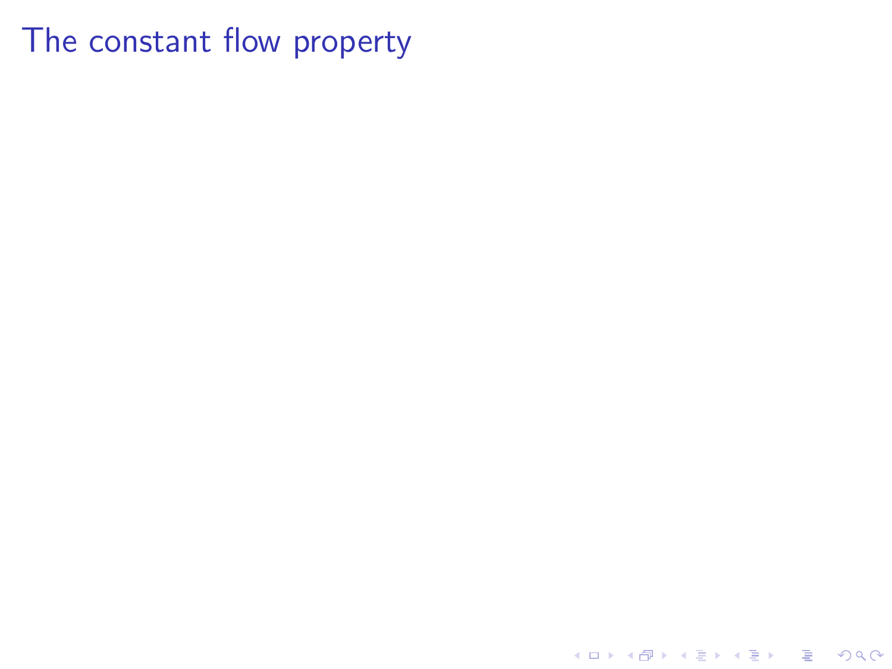# The constant flow property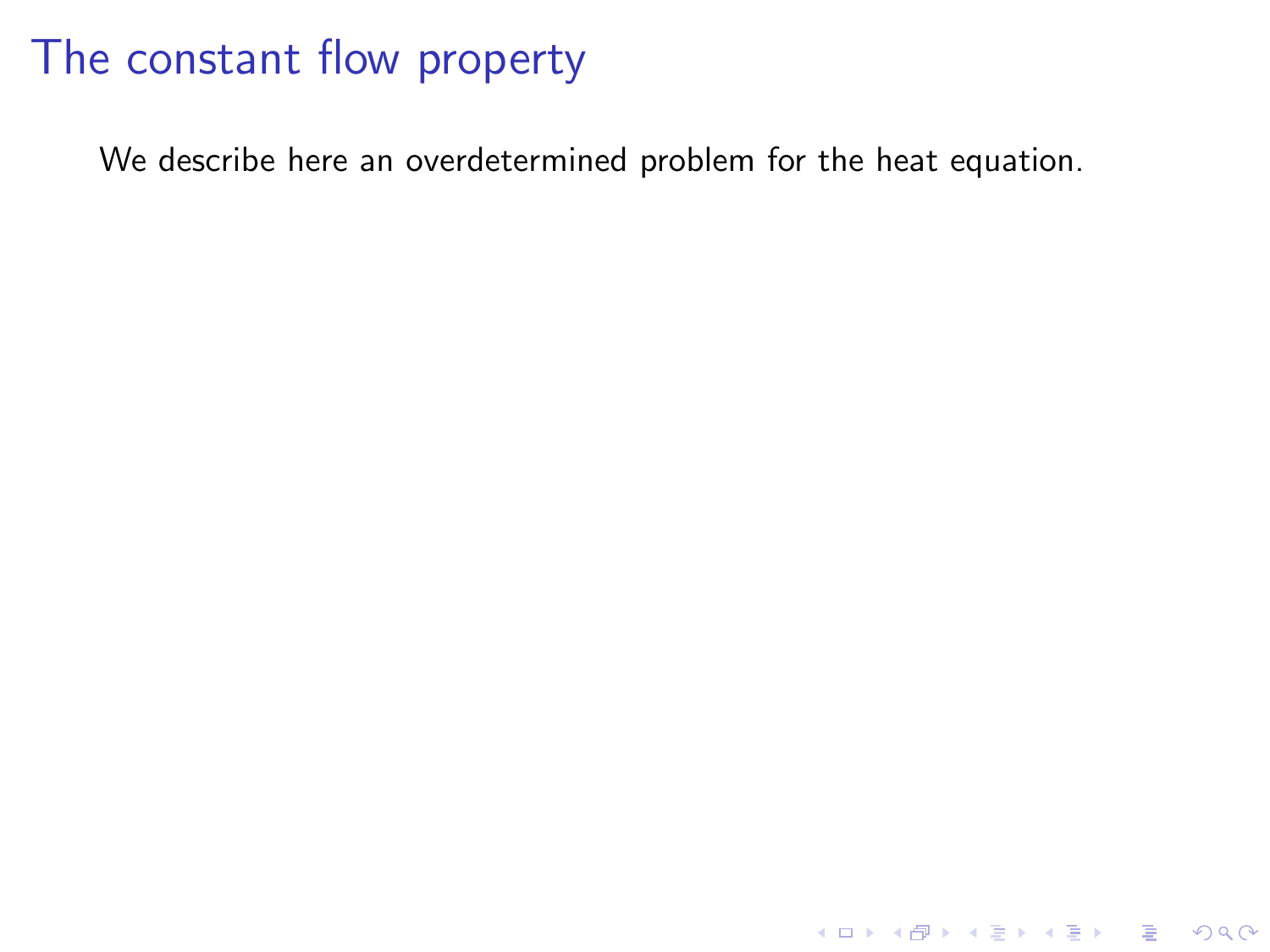# The constant flow property

We describe here an overdetermined problem for the heat equation.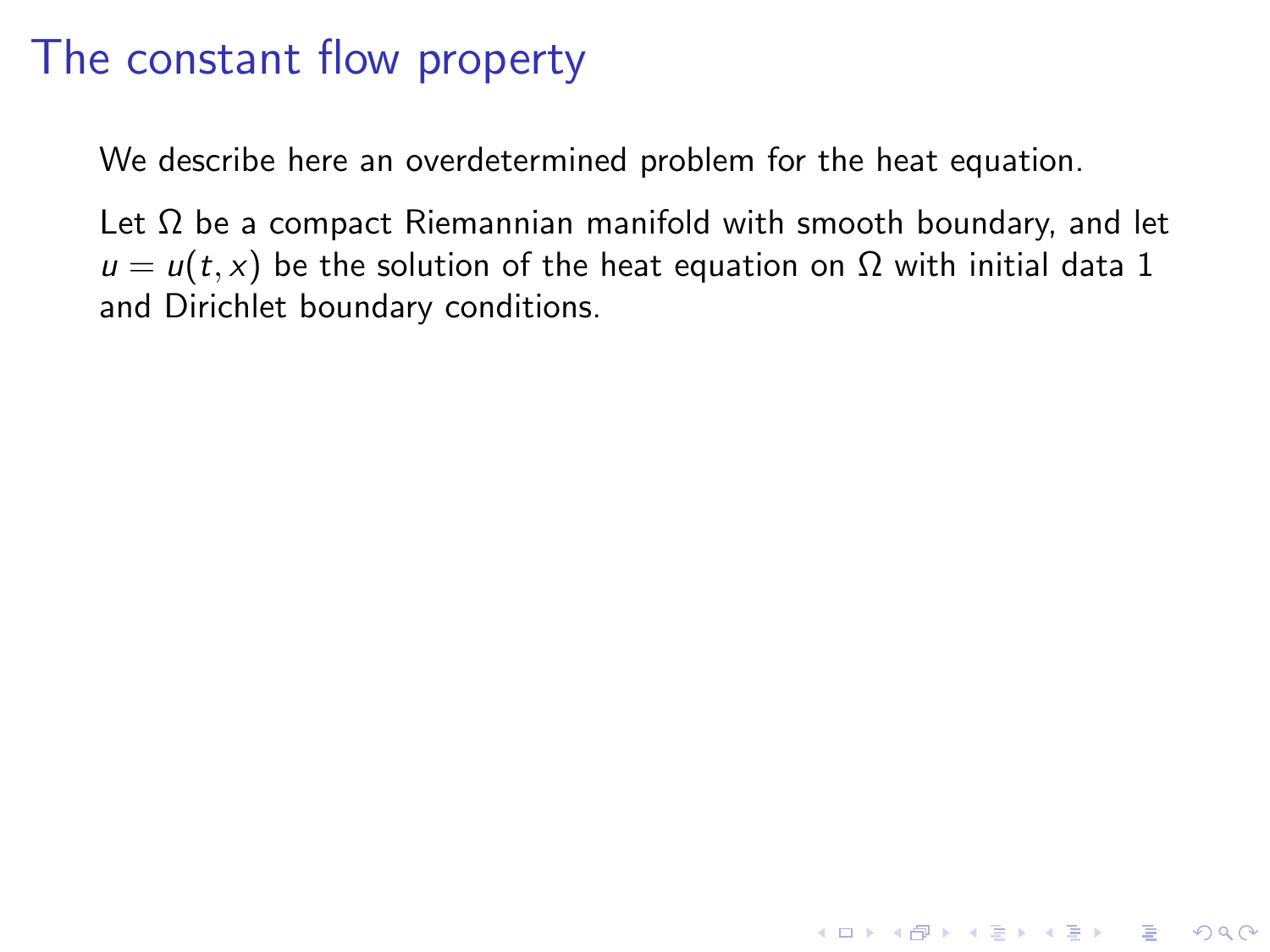# The constant flow property

We describe here an overdetermined problem for the heat equation.

Let $\Omega$ be a compact Riemannian manifold with smooth boundary, and let $u = u(t, x)$ be the solution of the heat equation on $\Omega$ with initial data 1 and Dirichlet boundary conditions.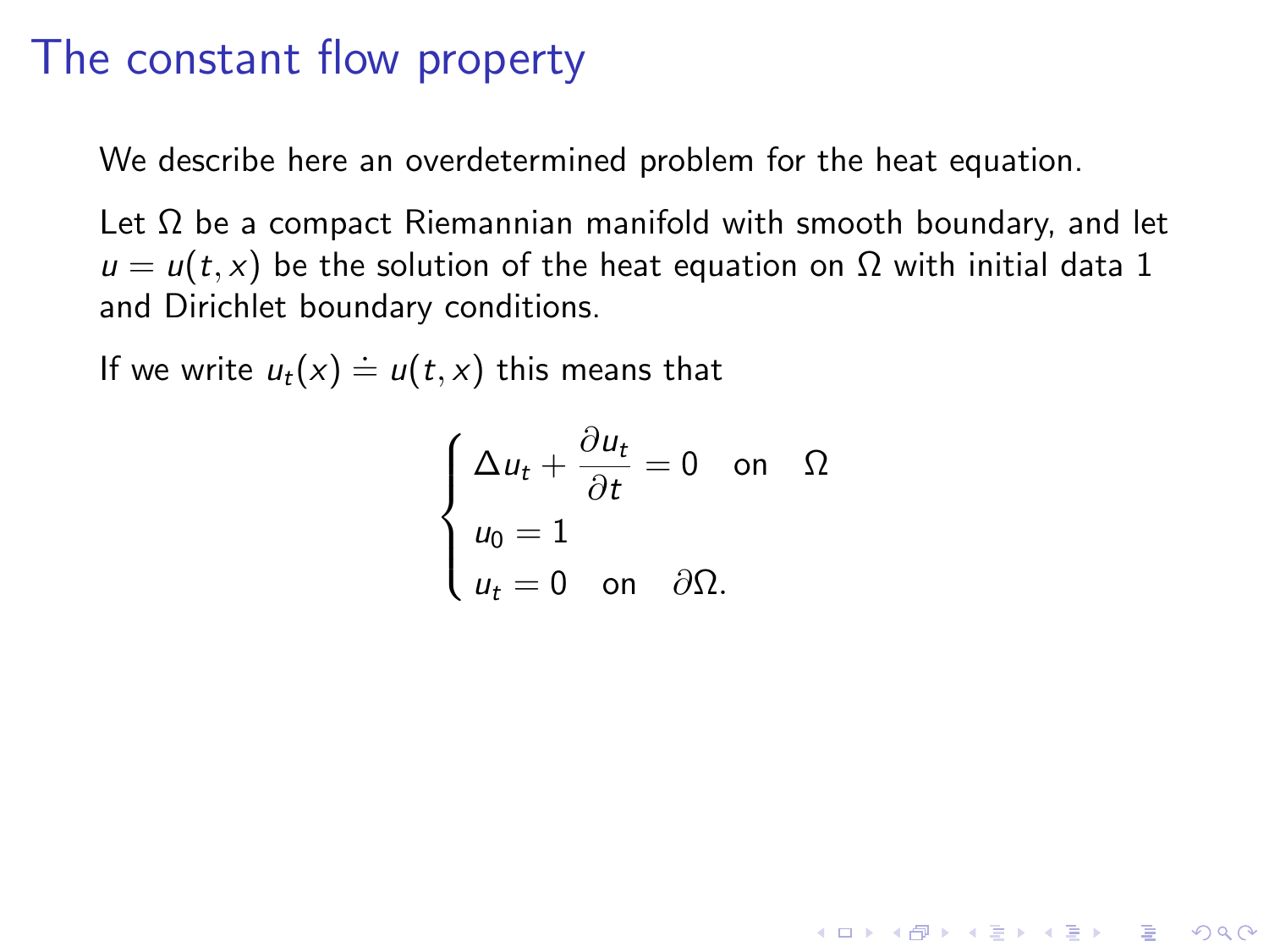# The constant flow property

We describe here an overdetermined problem for the heat equation.

Let $\Omega$ be a compact Riemannian manifold with smooth boundary, and let $u = u(t, x)$ be the solution of the heat equation on $\Omega$ with initial data 1 and Dirichlet boundary conditions.

If we write $u_t(x) \doteq u(t, x)$ this means that

$$
\begin{cases}
\Delta u_t + \dfrac{\partial u_t}{\partial t} = 0 \quad \text{on} \quad \Omega \\
u_0 = 1 \\
u_t = 0 \quad \text{on} \quad \partial\Omega.
\end{cases}
$$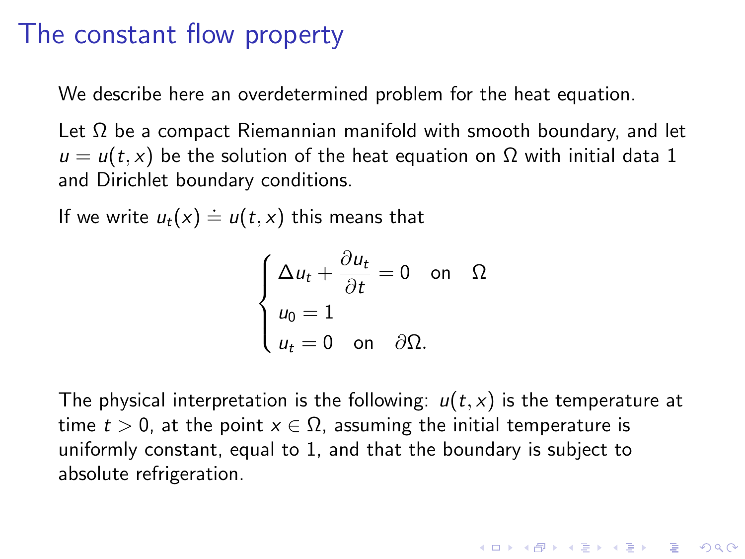# The constant flow property

We describe here an overdetermined problem for the heat equation.

Let $\Omega$ be a compact Riemannian manifold with smooth boundary, and let $u = u(t, x)$ be the solution of the heat equation on $\Omega$ with initial data 1 and Dirichlet boundary conditions.

If we write $u_t(x) \doteq u(t, x)$ this means that

$$
\begin{cases}
\Delta u_t + \dfrac{\partial u_t}{\partial t} = 0 \quad \text{on} \quad \Omega \\
u_0 = 1 \\
u_t = 0 \quad \text{on} \quad \partial\Omega.
\end{cases}
$$

The physical interpretation is the following: $u(t, x)$ is the temperature at time $t > 0$, at the point $x \in \Omega$, assuming the initial temperature is uniformly constant, equal to 1, and that the boundary is subject to absolute refrigeration.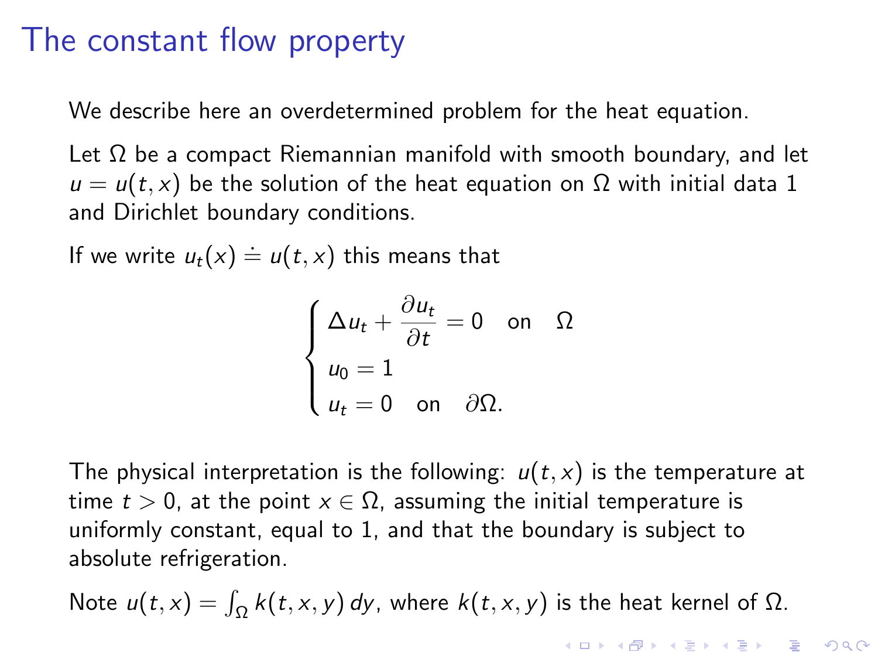# The constant flow property

We describe here an overdetermined problem for the heat equation.

Let $\Omega$ be a compact Riemannian manifold with smooth boundary, and let $u = u(t,x)$ be the solution of the heat equation on $\Omega$ with initial data 1 and Dirichlet boundary conditions.

If we write $u_t(x) \doteq u(t,x)$ this means that

$$\begin{cases} \Delta u_t + \dfrac{\partial u_t}{\partial t} = 0 \quad \text{on} \quad \Omega \\ u_0 = 1 \\ u_t = 0 \quad \text{on} \quad \partial\Omega. \end{cases}$$

The physical interpretation is the following: $u(t,x)$ is the temperature at time $t > 0$, at the point $x \in \Omega$, assuming the initial temperature is uniformly constant, equal to 1, and that the boundary is subject to absolute refrigeration.

Note $u(t,x) = \int_\Omega k(t,x,y)\,dy$, where $k(t,x,y)$ is the heat kernel of $\Omega$.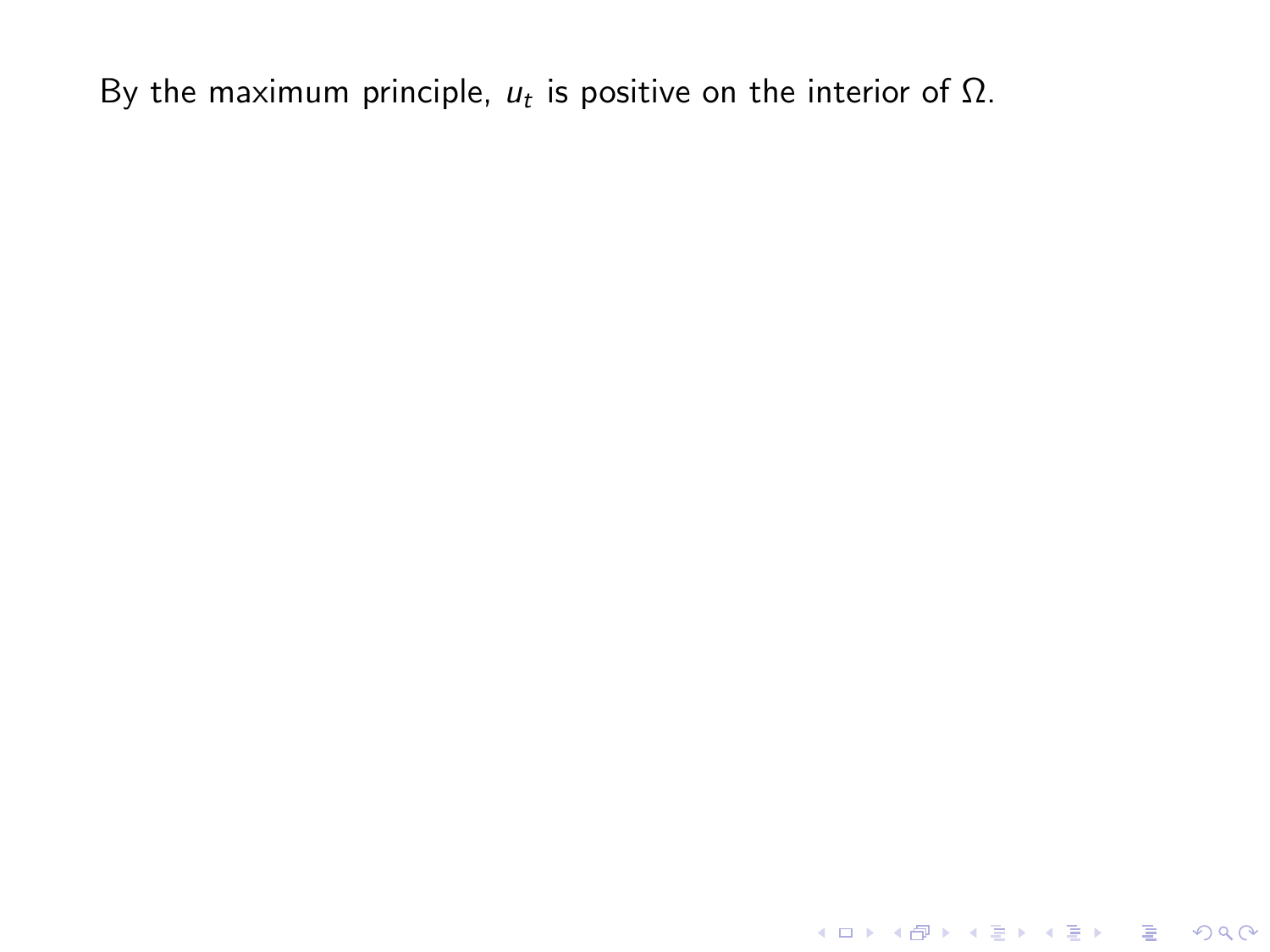By the maximum principle, $u_t$ is positive on the interior of $\Omega$.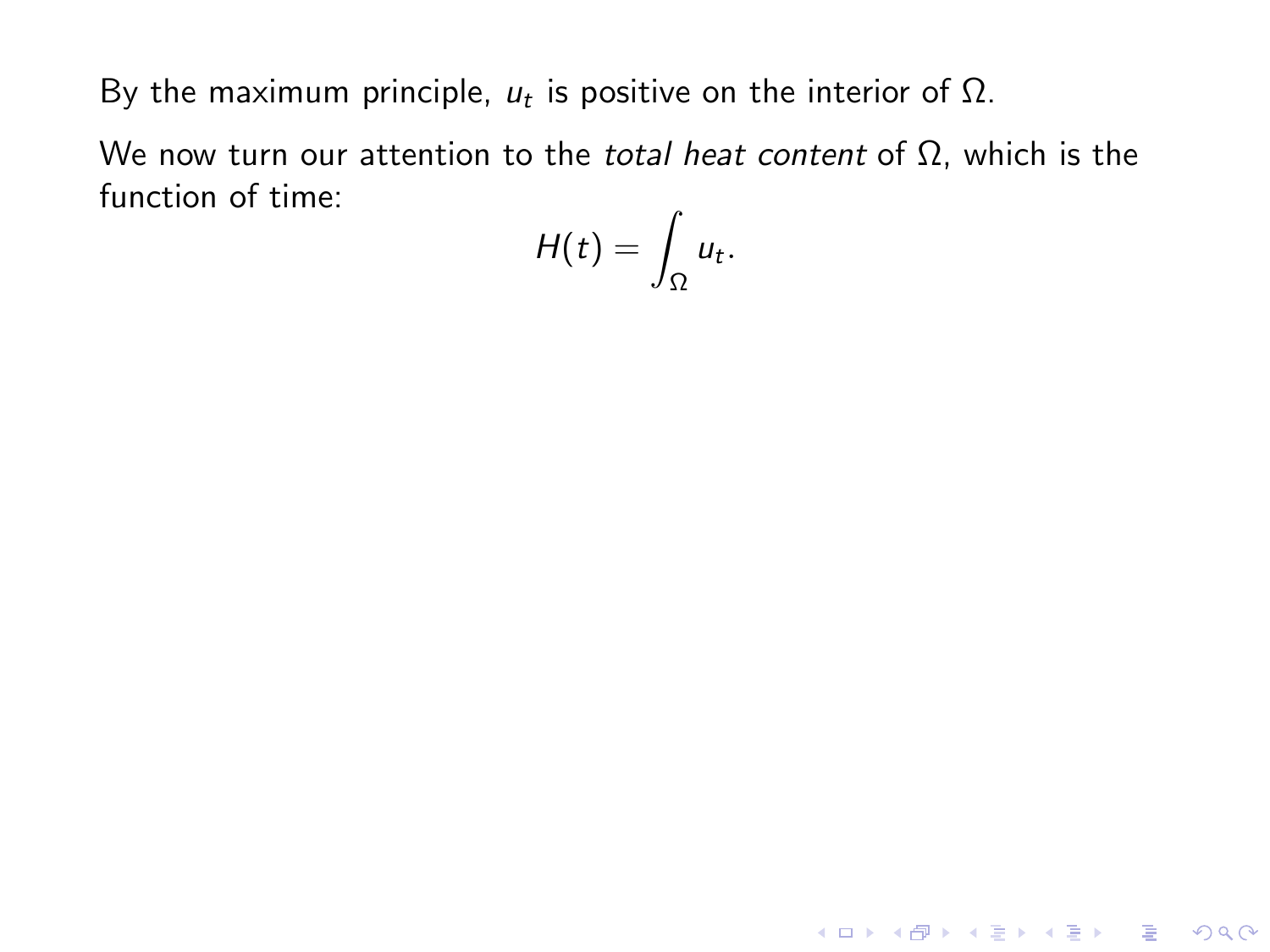By the maximum principle, $u_t$ is positive on the interior of $\Omega$.

We now turn our attention to the *total heat content* of $\Omega$, which is the function of time:

$$H(t) = \int_\Omega u_t.$$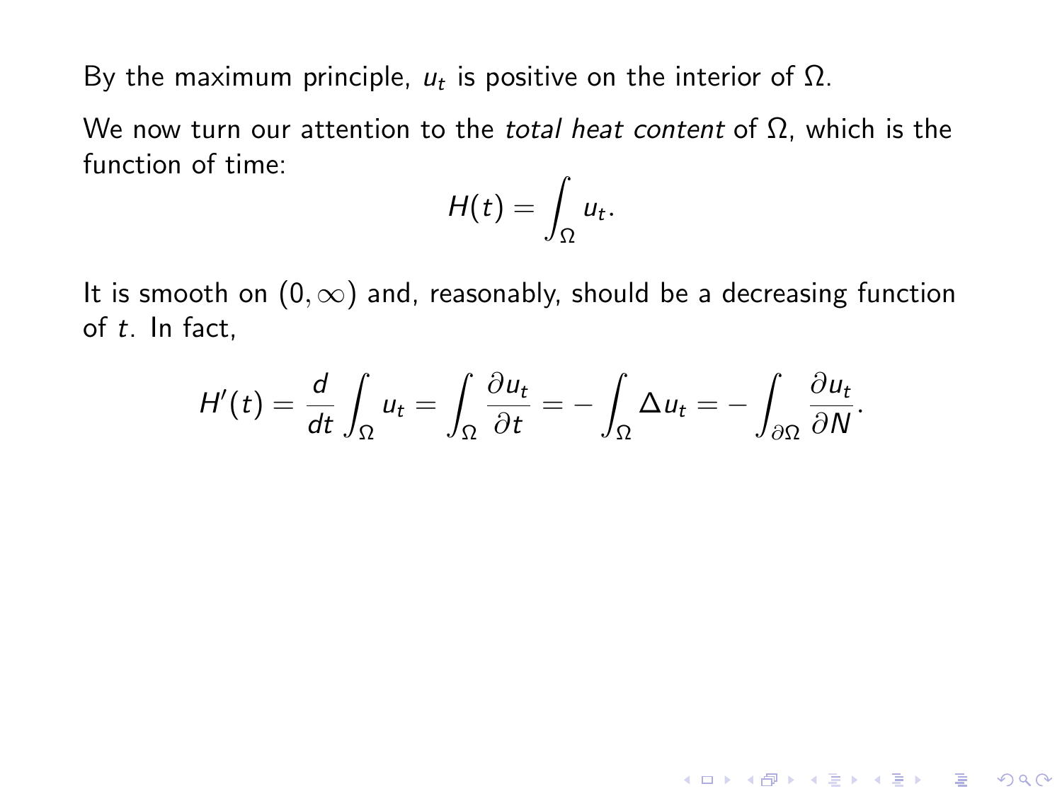By the maximum principle, $u_t$ is positive on the interior of $\Omega$.

We now turn our attention to the *total heat content* of $\Omega$, which is the function of time:

$$H(t) = \int_\Omega u_t.$$

It is smooth on $(0, \infty)$ and, reasonably, should be a decreasing function of $t$. In fact,

$$H'(t) = \frac{d}{dt}\int_\Omega u_t = \int_\Omega \frac{\partial u_t}{\partial t} = -\int_\Omega \Delta u_t = -\int_{\partial\Omega} \frac{\partial u_t}{\partial N}.$$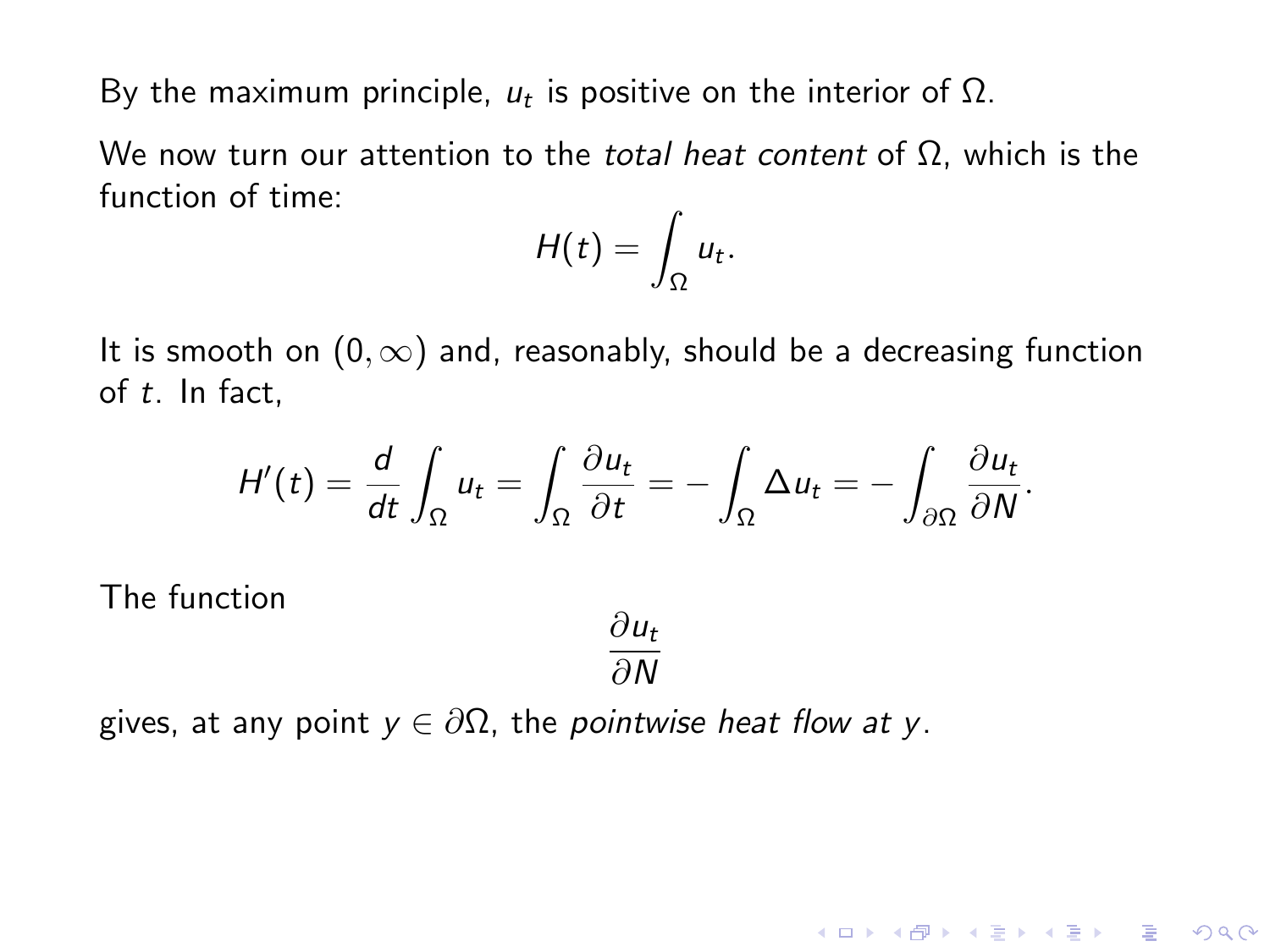By the maximum principle, $u_t$ is positive on the interior of $\Omega$.

We now turn our attention to the *total heat content* of $\Omega$, which is the function of time:

$$H(t) = \int_{\Omega} u_t.$$

It is smooth on $(0, \infty)$ and, reasonably, should be a decreasing function of $t$. In fact,

$$H'(t) = \frac{d}{dt} \int_{\Omega} u_t = \int_{\Omega} \frac{\partial u_t}{\partial t} = -\int_{\Omega} \Delta u_t = -\int_{\partial\Omega} \frac{\partial u_t}{\partial N}.$$

The function

$$\frac{\partial u_t}{\partial N}$$

gives, at any point $y \in \partial\Omega$, the *pointwise heat flow at* $y$.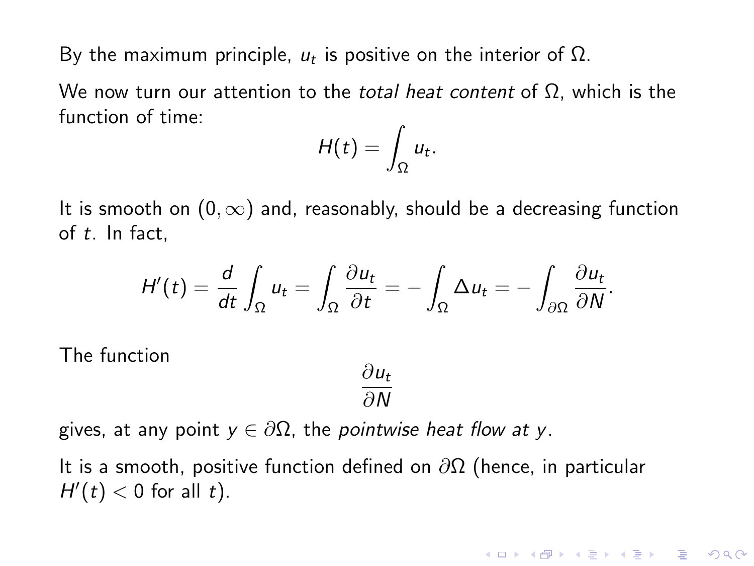By the maximum principle, $u_t$ is positive on the interior of $\Omega$.

We now turn our attention to the *total heat content* of $\Omega$, which is the function of time:

$$H(t) = \int_\Omega u_t.$$

It is smooth on $(0, \infty)$ and, reasonably, should be a decreasing function of $t$. In fact,

$$H'(t) = \frac{d}{dt}\int_\Omega u_t = \int_\Omega \frac{\partial u_t}{\partial t} = -\int_\Omega \Delta u_t = -\int_{\partial\Omega} \frac{\partial u_t}{\partial N}.$$

The function

$$\frac{\partial u_t}{\partial N}$$

gives, at any point $y \in \partial\Omega$, the *pointwise heat flow at* $y$.

It is a smooth, positive function defined on $\partial\Omega$ (hence, in particular $H'(t) < 0$ for all $t$).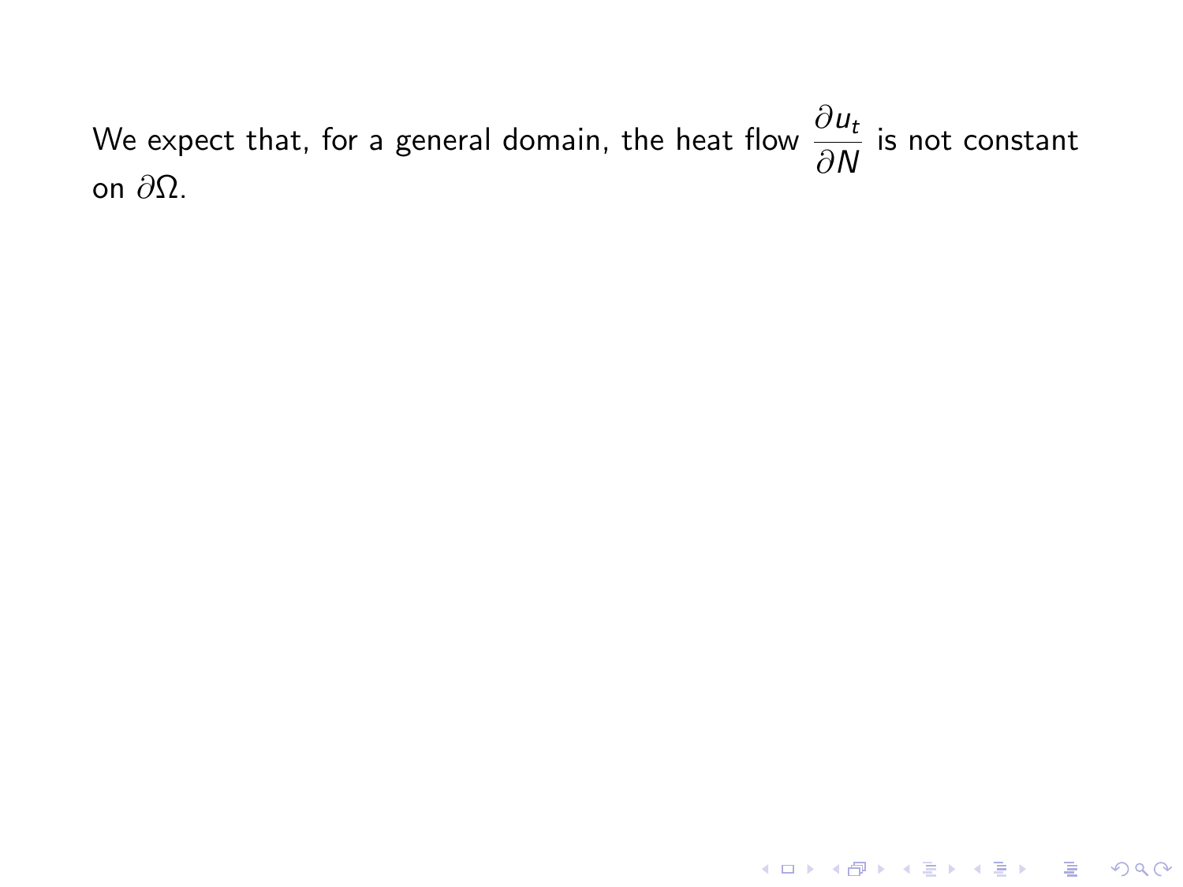We expect that, for a general domain, the heat flow $\dfrac{\partial u_t}{\partial N}$ is not constant on $\partial\Omega$.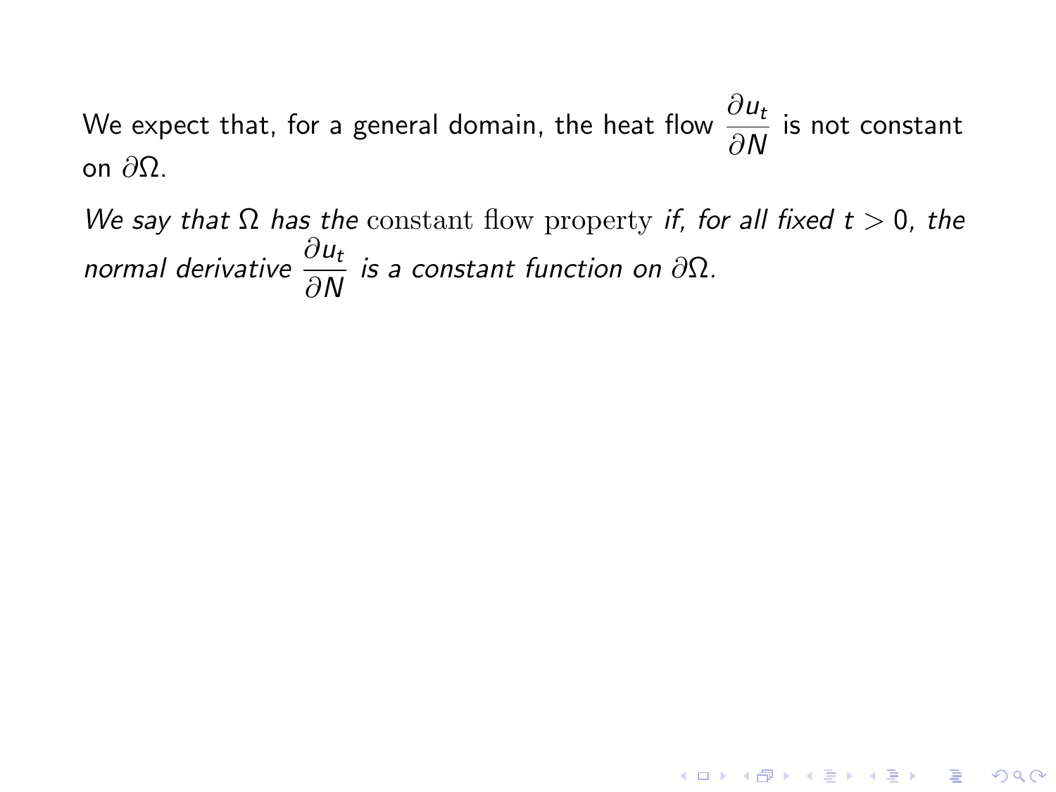We expect that, for a general domain, the heat flow $\dfrac{\partial u_t}{\partial N}$ is not constant on $\partial\Omega$.

*We say that $\Omega$ has the* constant flow property *if, for all fixed $t > 0$, the normal derivative $\dfrac{\partial u_t}{\partial N}$ is a constant function on $\partial\Omega$.*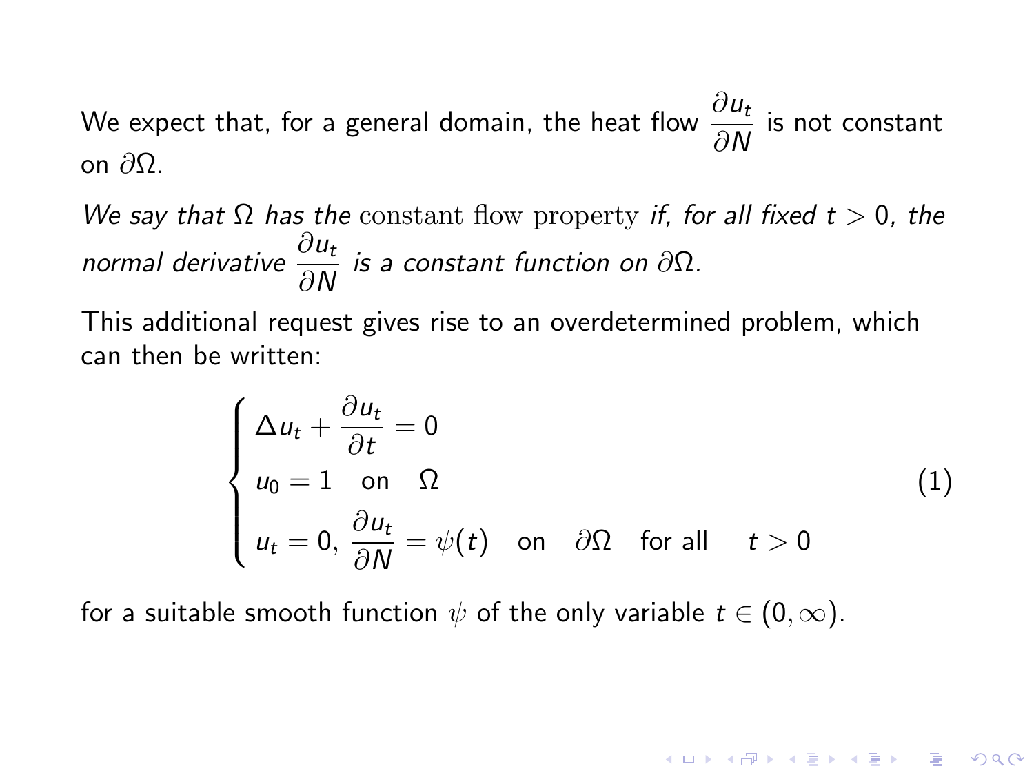We expect that, for a general domain, the heat flow $\dfrac{\partial u_t}{\partial N}$ is not constant on $\partial\Omega$.

*We say that $\Omega$ has the* constant flow property *if, for all fixed $t > 0$, the normal derivative $\dfrac{\partial u_t}{\partial N}$ is a constant function on $\partial\Omega$.*

This additional request gives rise to an overdetermined problem, which can then be written:

$$
\begin{cases}
\Delta u_t + \dfrac{\partial u_t}{\partial t} = 0 \\
u_0 = 1 \quad \text{on} \quad \Omega \\
u_t = 0, \ \dfrac{\partial u_t}{\partial N} = \psi(t) \quad \text{on} \quad \partial\Omega \quad \text{for all} \quad t > 0
\end{cases}
\tag{1}
$$

for a suitable smooth function $\psi$ of the only variable $t \in (0, \infty)$.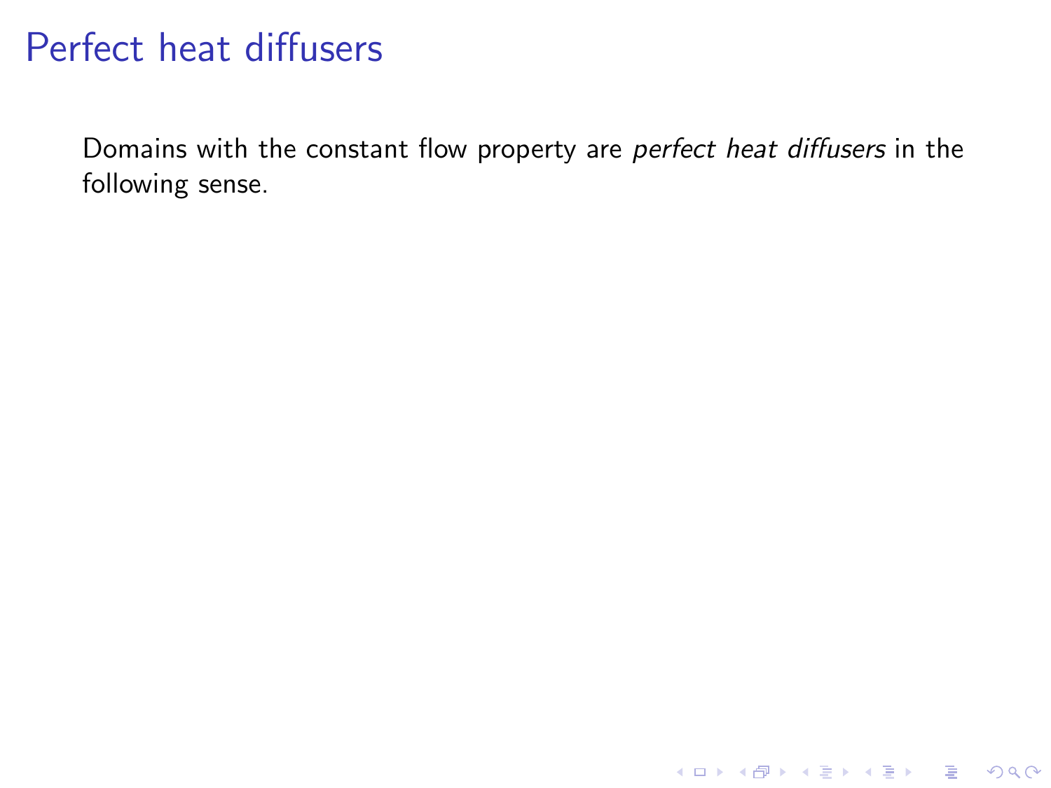# Perfect heat diffusers

Domains with the constant flow property are *perfect heat diffusers* in the following sense.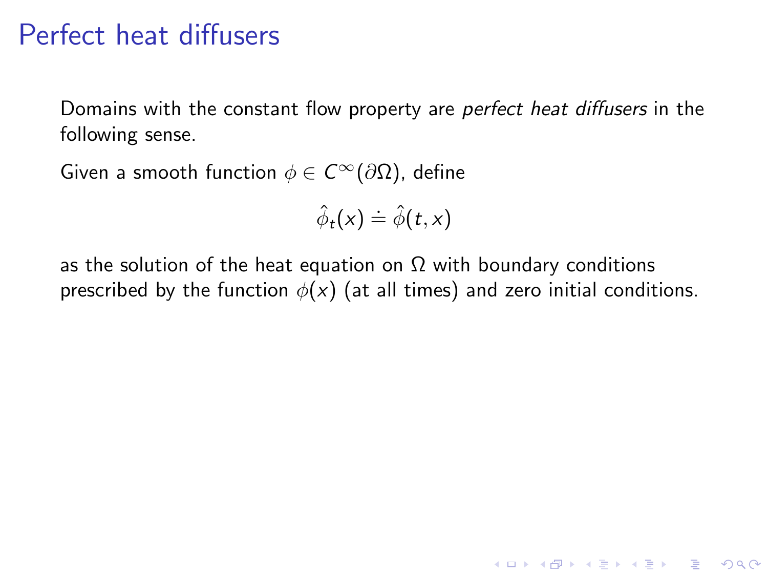# Perfect heat diffusers

Domains with the constant flow property are *perfect heat diffusers* in the following sense.

Given a smooth function $\phi \in C^\infty(\partial\Omega)$, define

$$\hat{\phi}_t(x) \doteq \hat{\phi}(t, x)$$

as the solution of the heat equation on $\Omega$ with boundary conditions prescribed by the function $\phi(x)$ (at all times) and zero initial conditions.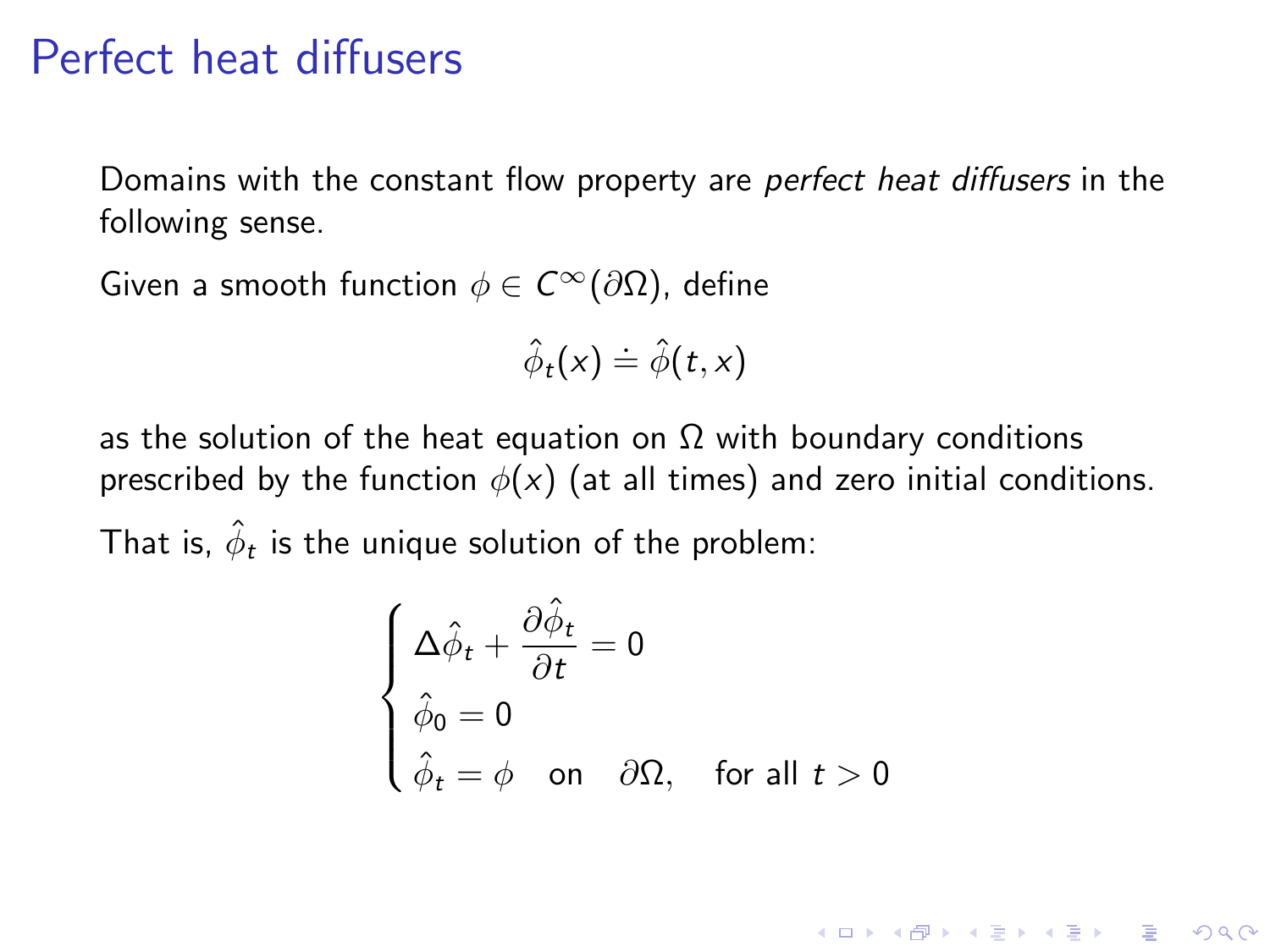# Perfect heat diffusers

Domains with the constant flow property are *perfect heat diffusers* in the following sense.

Given a smooth function $\phi \in C^\infty(\partial\Omega)$, define

$$\hat{\phi}_t(x) \doteq \hat{\phi}(t, x)$$

as the solution of the heat equation on $\Omega$ with boundary conditions prescribed by the function $\phi(x)$ (at all times) and zero initial conditions.

That is, $\hat{\phi}_t$ is the unique solution of the problem:

$$\begin{cases} \Delta\hat{\phi}_t + \dfrac{\partial\hat{\phi}_t}{\partial t} = 0 \\ \hat{\phi}_0 = 0 \\ \hat{\phi}_t = \phi \quad \text{on} \quad \partial\Omega, \quad \text{for all } t > 0 \end{cases}$$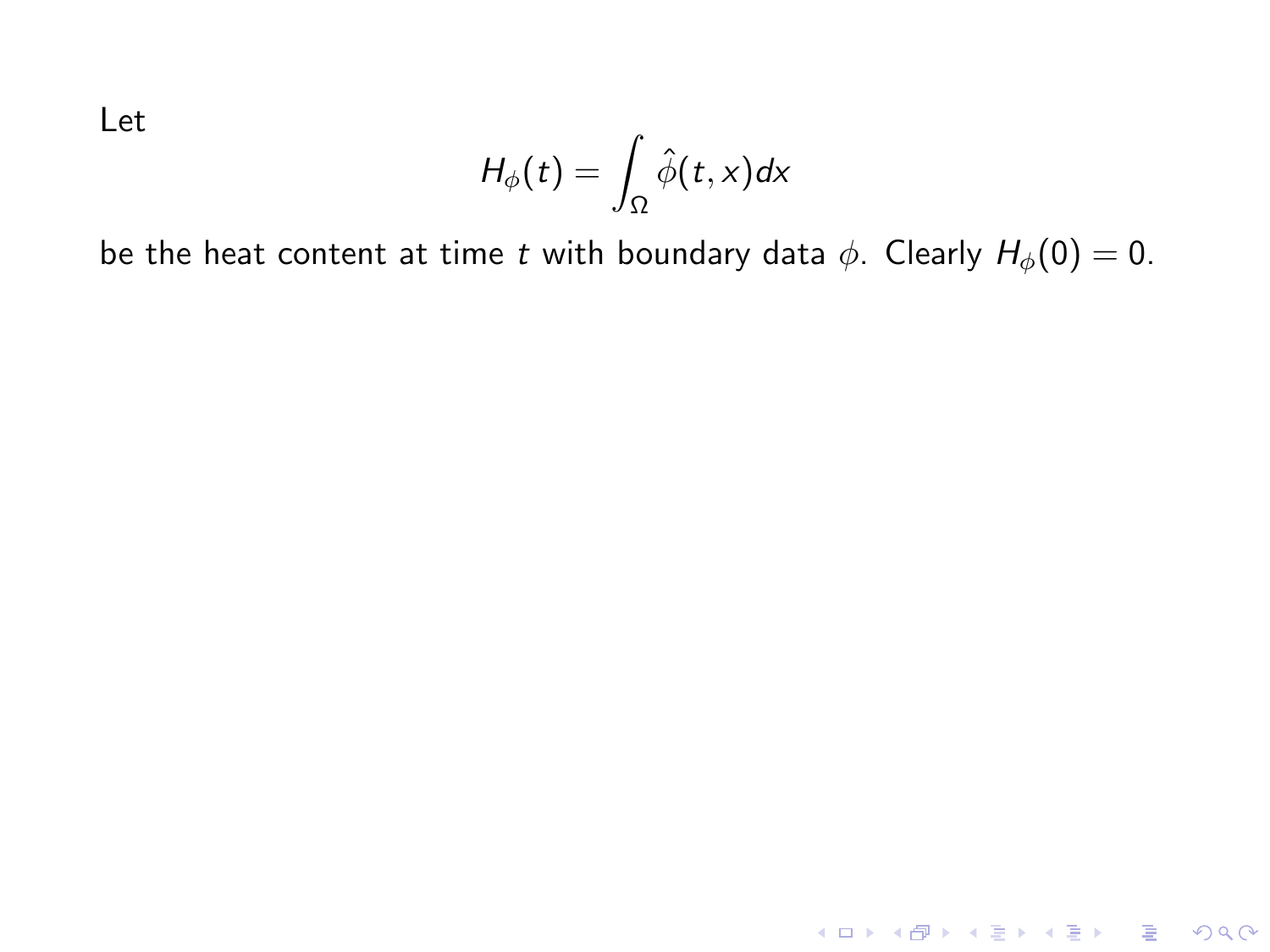Let

$$H_\phi(t) = \int_\Omega \hat{\phi}(t, x) dx$$

be the heat content at time $t$ with boundary data $\phi$. Clearly $H_\phi(0) = 0$.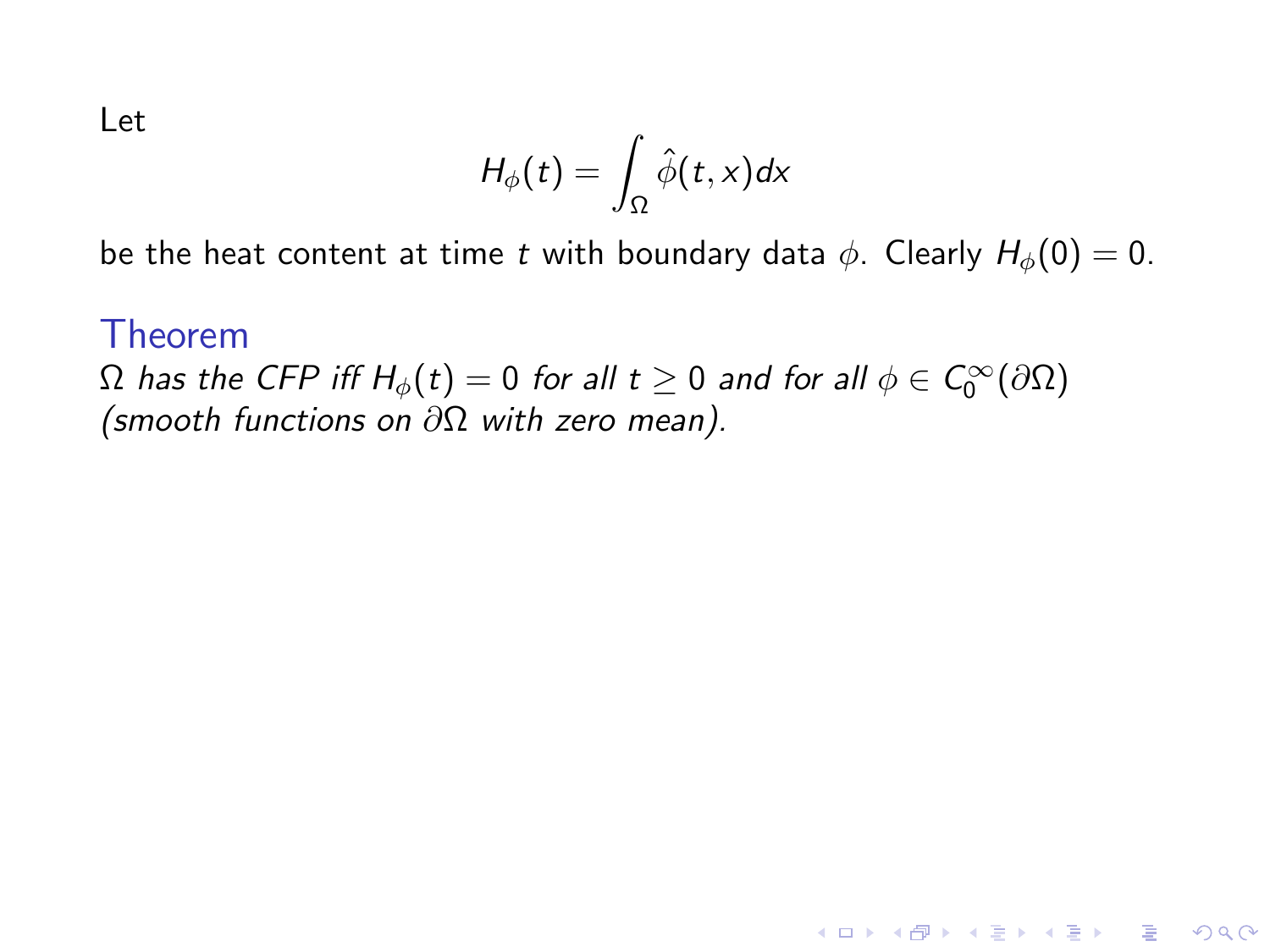Let

$$H_\phi(t) = \int_\Omega \hat{\phi}(t,x)dx$$

be the heat content at time $t$ with boundary data $\phi$. Clearly $H_\phi(0) = 0$.

### Theorem

*$\Omega$ has the CFP iff $H_\phi(t) = 0$ for all $t \geq 0$ and for all $\phi \in C_0^\infty(\partial\Omega)$ (smooth functions on $\partial\Omega$ with zero mean).*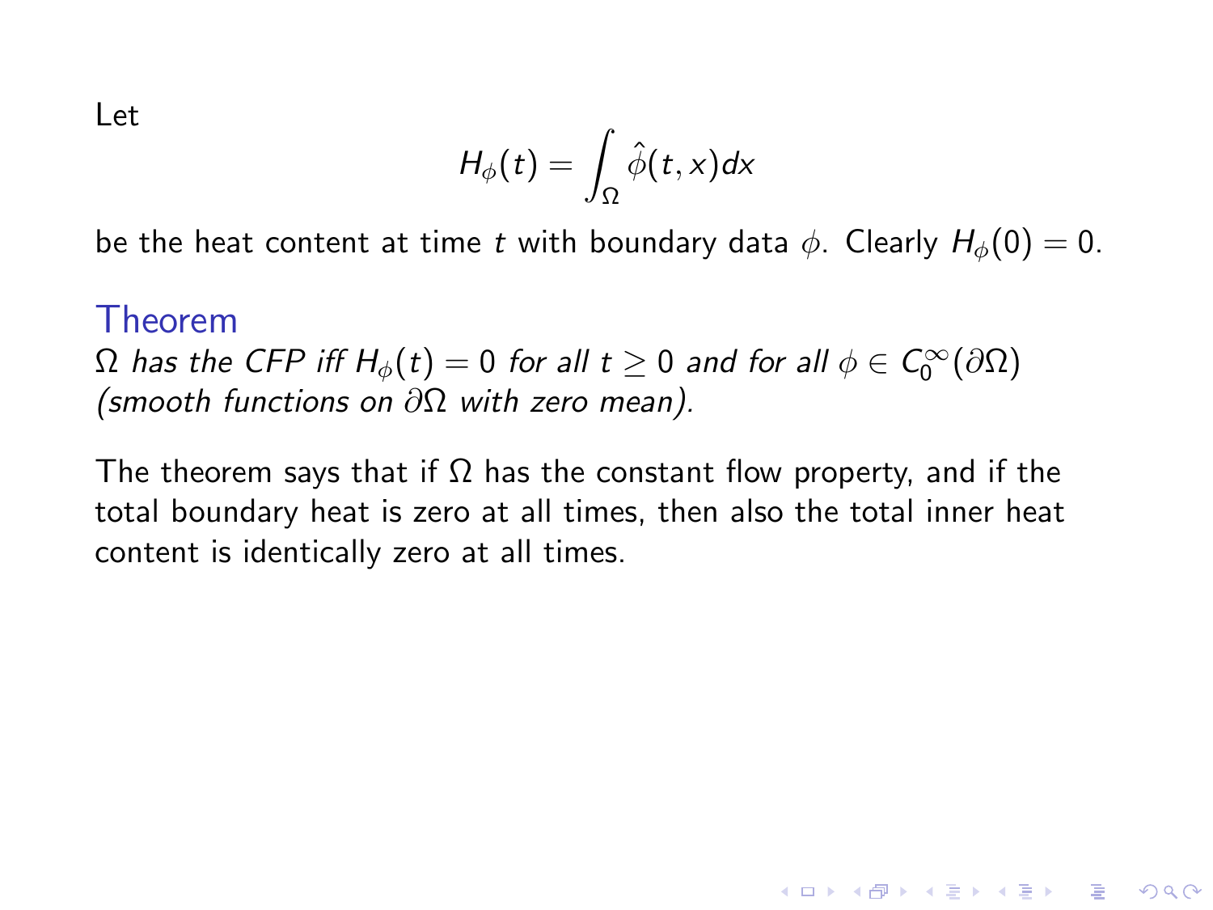Let

$$H_\phi(t) = \int_\Omega \hat{\phi}(t, x) dx$$

be the heat content at time $t$ with boundary data $\phi$. Clearly $H_\phi(0) = 0$.

### Theorem

*$\Omega$ has the CFP iff $H_\phi(t) = 0$ for all $t \geq 0$ and for all $\phi \in C_0^\infty(\partial\Omega)$ (smooth functions on $\partial\Omega$ with zero mean).*

The theorem says that if $\Omega$ has the constant flow property, and if the total boundary heat is zero at all times, then also the total inner heat content is identically zero at all times.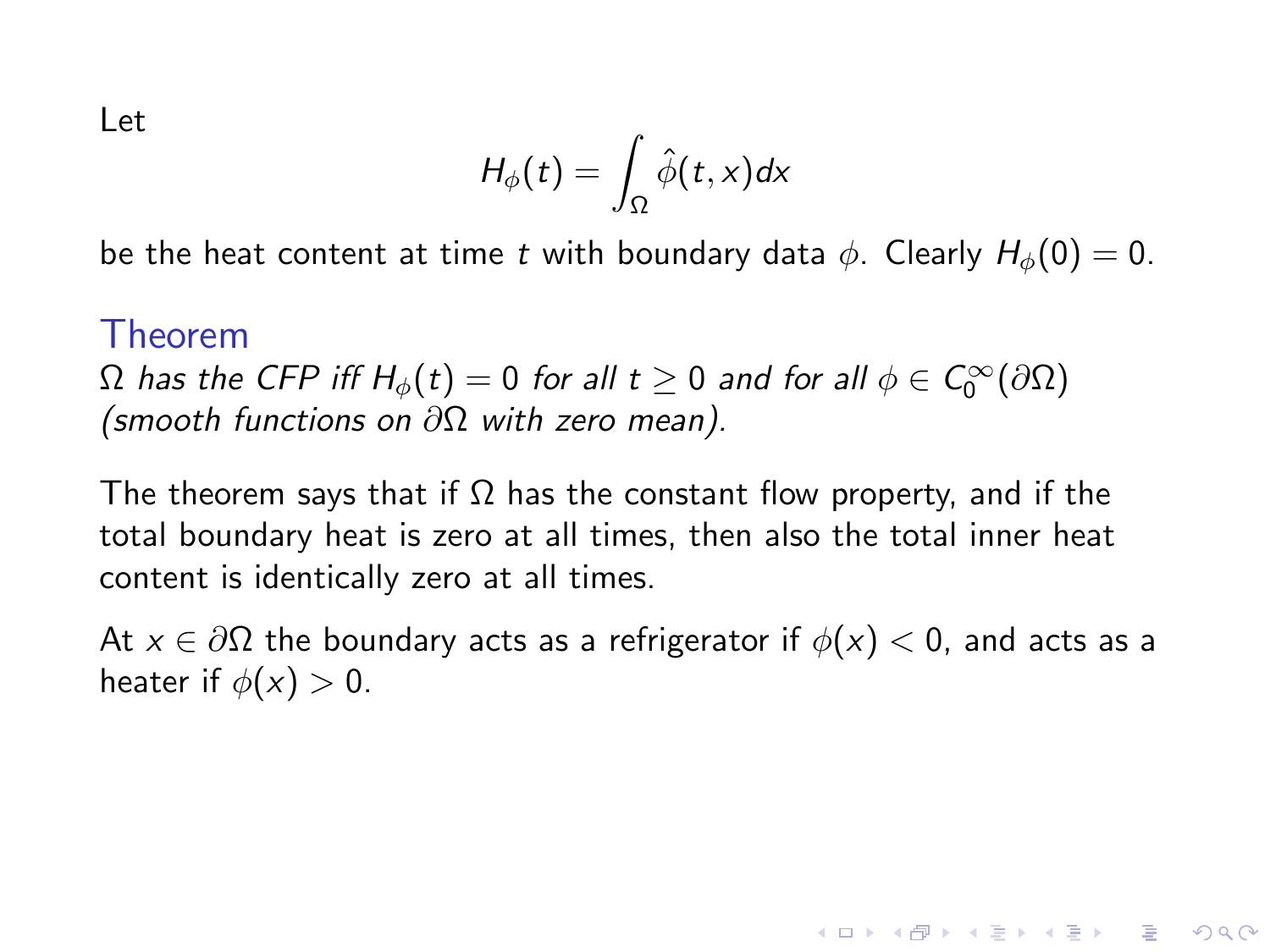Let

$$H_\phi(t) = \int_\Omega \hat{\phi}(t,x)dx$$

be the heat content at time $t$ with boundary data $\phi$. Clearly $H_\phi(0) = 0$.

### Theorem

*$\Omega$ has the CFP iff $H_\phi(t) = 0$ for all $t \geq 0$ and for all $\phi \in C_0^\infty(\partial\Omega)$ (smooth functions on $\partial\Omega$ with zero mean).*

The theorem says that if $\Omega$ has the constant flow property, and if the total boundary heat is zero at all times, then also the total inner heat content is identically zero at all times.

At $x \in \partial\Omega$ the boundary acts as a refrigerator if $\phi(x) < 0$, and acts as a heater if $\phi(x) > 0$.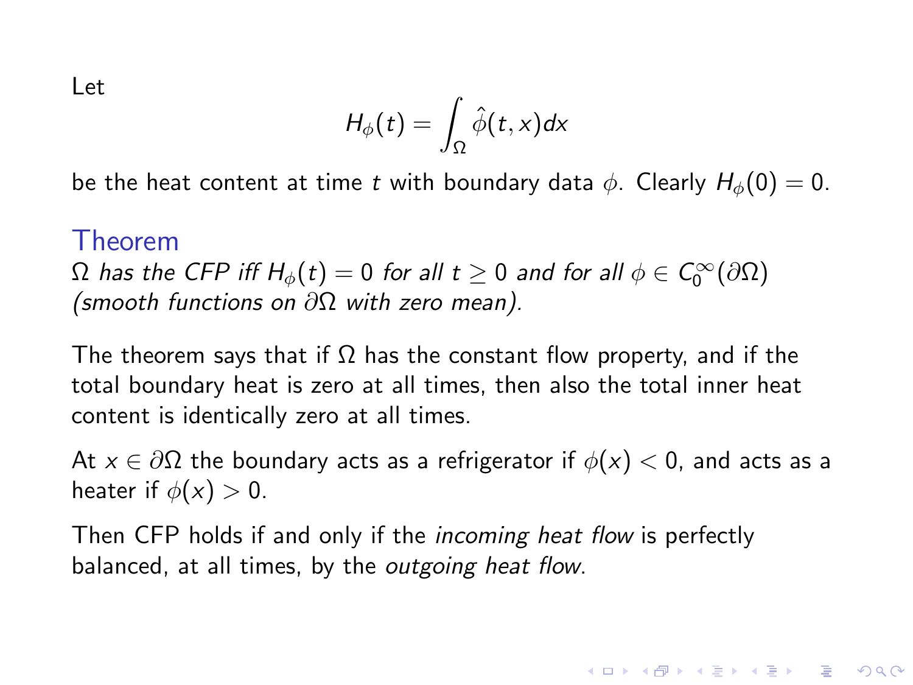Let

$$H_\phi(t) = \int_\Omega \hat{\phi}(t, x)dx$$

be the heat content at time $t$ with boundary data $\phi$. Clearly $H_\phi(0) = 0$.

### Theorem

*$\Omega$ has the CFP iff $H_\phi(t) = 0$ for all $t \geq 0$ and for all $\phi \in C_0^\infty(\partial\Omega)$ (smooth functions on $\partial\Omega$ with zero mean).*

The theorem says that if $\Omega$ has the constant flow property, and if the total boundary heat is zero at all times, then also the total inner heat content is identically zero at all times.

At $x \in \partial\Omega$ the boundary acts as a refrigerator if $\phi(x) < 0$, and acts as a heater if $\phi(x) > 0$.

Then CFP holds if and only if the *incoming heat flow* is perfectly balanced, at all times, by the *outgoing heat flow*.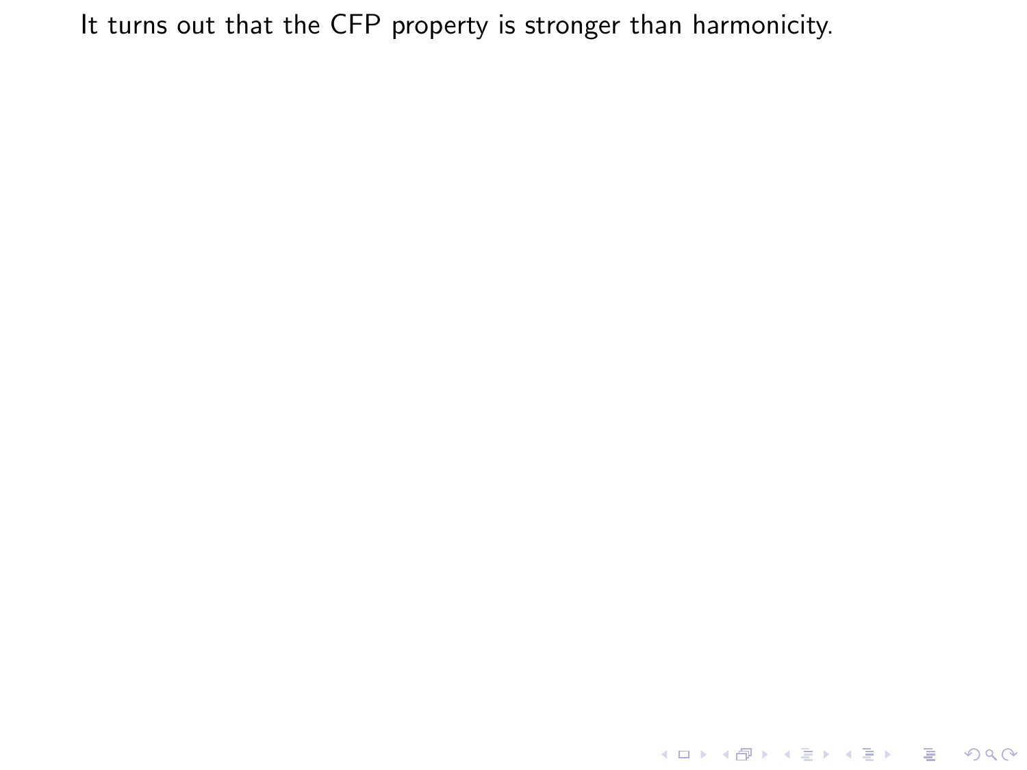It turns out that the CFP property is stronger than harmonicity.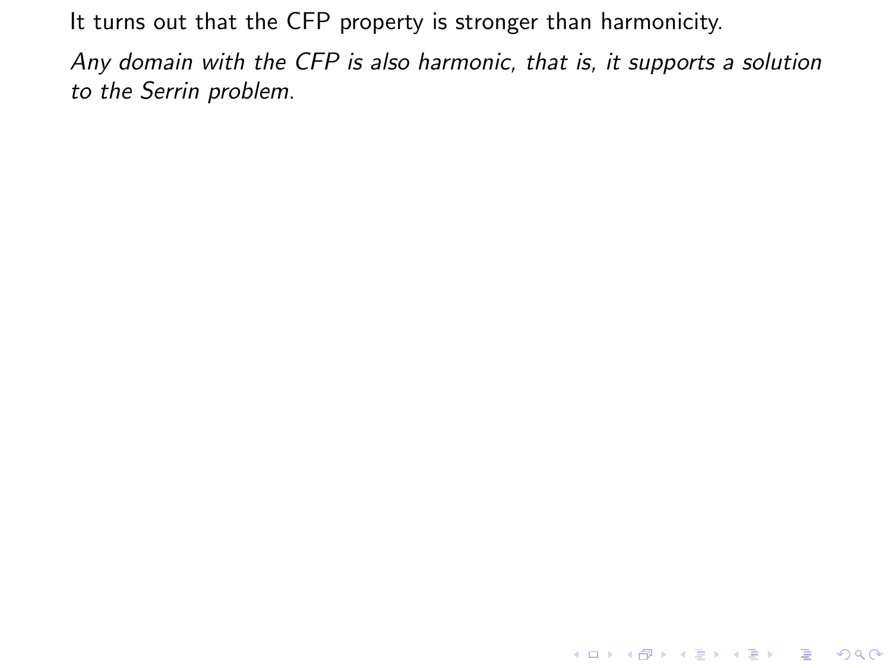It turns out that the CFP property is stronger than harmonicity.

*Any domain with the CFP is also harmonic, that is, it supports a solution to the Serrin problem.*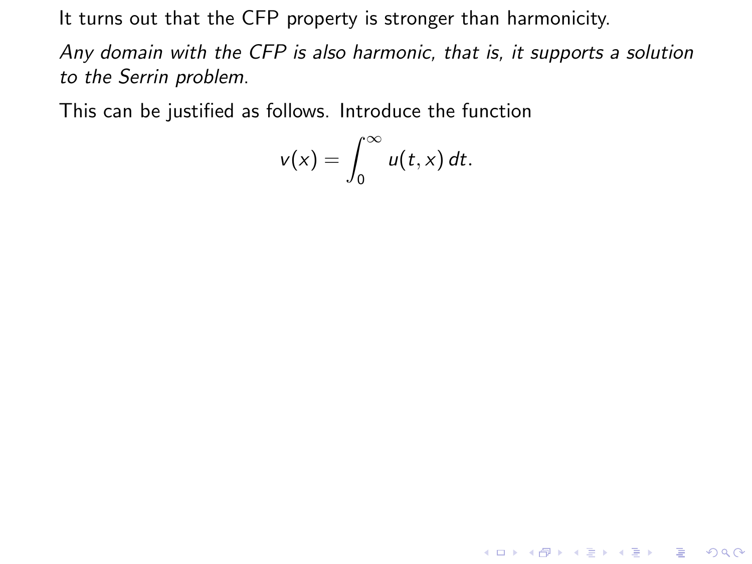It turns out that the CFP property is stronger than harmonicity.

*Any domain with the CFP is also harmonic, that is, it supports a solution to the Serrin problem.*

This can be justified as follows. Introduce the function

$$v(x) = \int_0^\infty u(t,x)\,dt.$$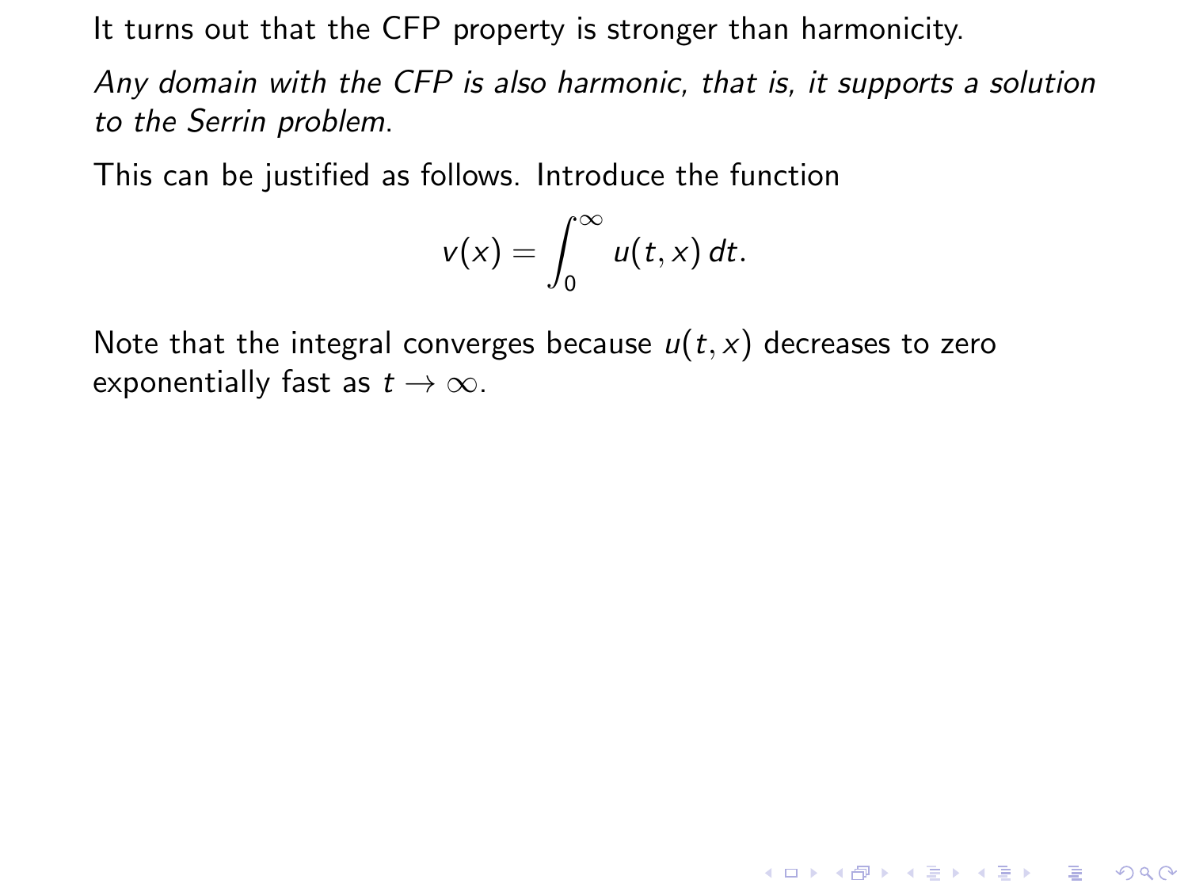It turns out that the CFP property is stronger than harmonicity.

*Any domain with the CFP is also harmonic, that is, it supports a solution to the Serrin problem.*

This can be justified as follows. Introduce the function

$$v(x) = \int_0^\infty u(t,x)\,dt.$$

Note that the integral converges because $u(t,x)$ decreases to zero exponentially fast as $t \to \infty$.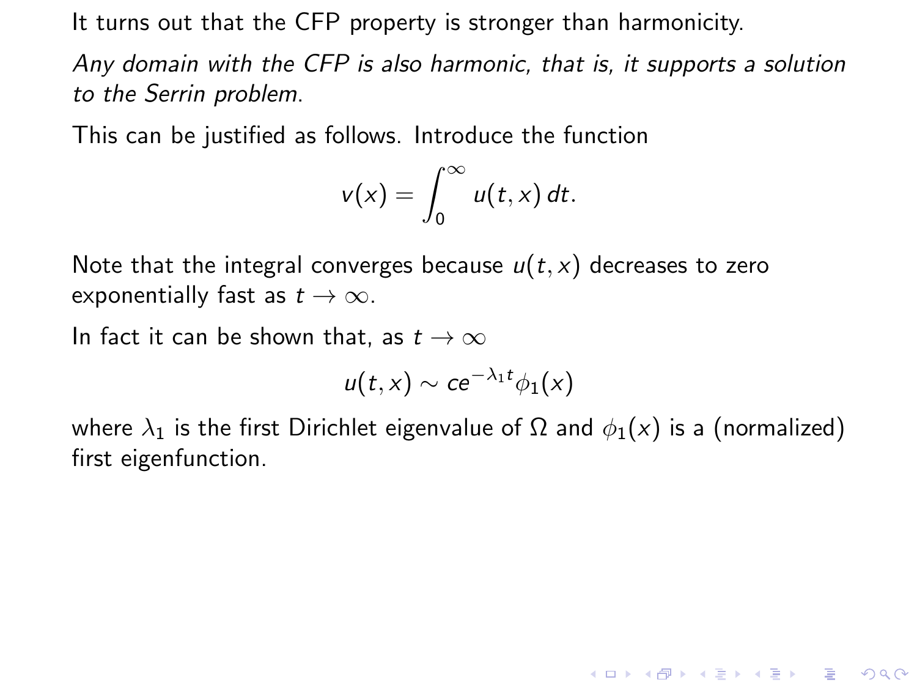It turns out that the CFP property is stronger than harmonicity.

*Any domain with the CFP is also harmonic, that is, it supports a solution to the Serrin problem.*

This can be justified as follows. Introduce the function

$$v(x) = \int_0^\infty u(t,x)\,dt.$$

Note that the integral converges because $u(t,x)$ decreases to zero exponentially fast as $t \to \infty$.

In fact it can be shown that, as $t \to \infty$

$$u(t,x) \sim ce^{-\lambda_1 t}\phi_1(x)$$

where $\lambda_1$ is the first Dirichlet eigenvalue of $\Omega$ and $\phi_1(x)$ is a (normalized) first eigenfunction.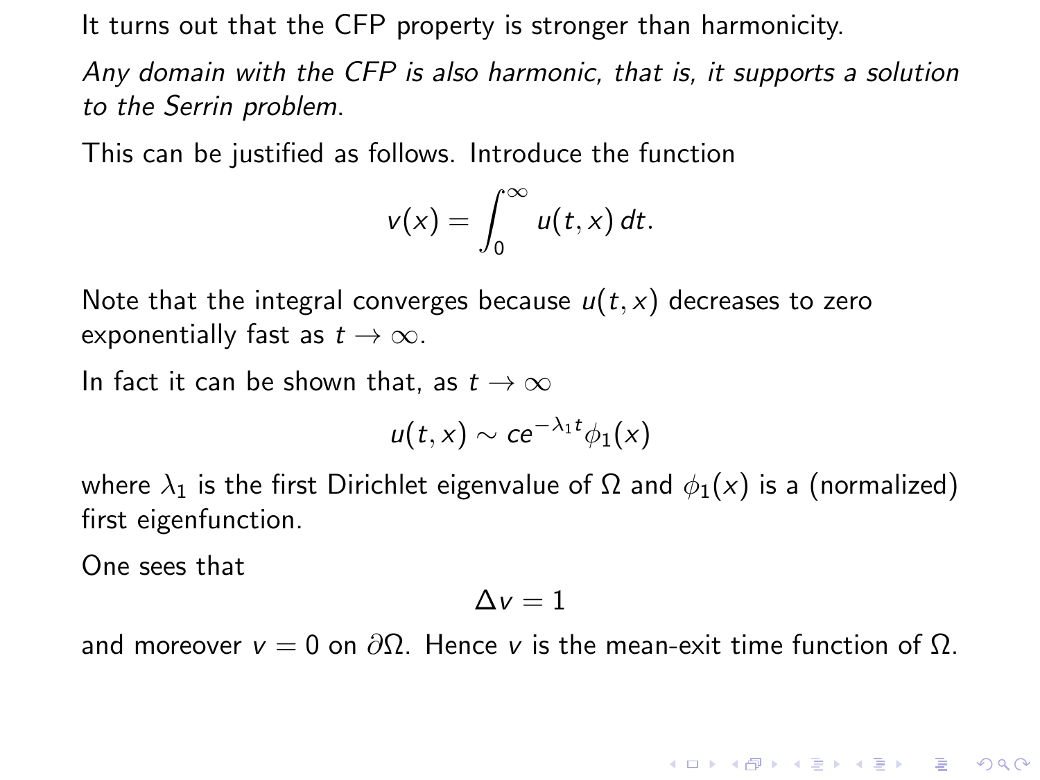It turns out that the CFP property is stronger than harmonicity.

*Any domain with the CFP is also harmonic, that is, it supports a solution to the Serrin problem.*

This can be justified as follows. Introduce the function

$$v(x) = \int_0^\infty u(t,x)\,dt.$$

Note that the integral converges because $u(t,x)$ decreases to zero exponentially fast as $t \to \infty$.

In fact it can be shown that, as $t \to \infty$

$$u(t,x) \sim ce^{-\lambda_1 t}\phi_1(x)$$

where $\lambda_1$ is the first Dirichlet eigenvalue of $\Omega$ and $\phi_1(x)$ is a (normalized) first eigenfunction.

One sees that

$$\Delta v = 1$$

and moreover $v = 0$ on $\partial\Omega$. Hence $v$ is the mean-exit time function of $\Omega$.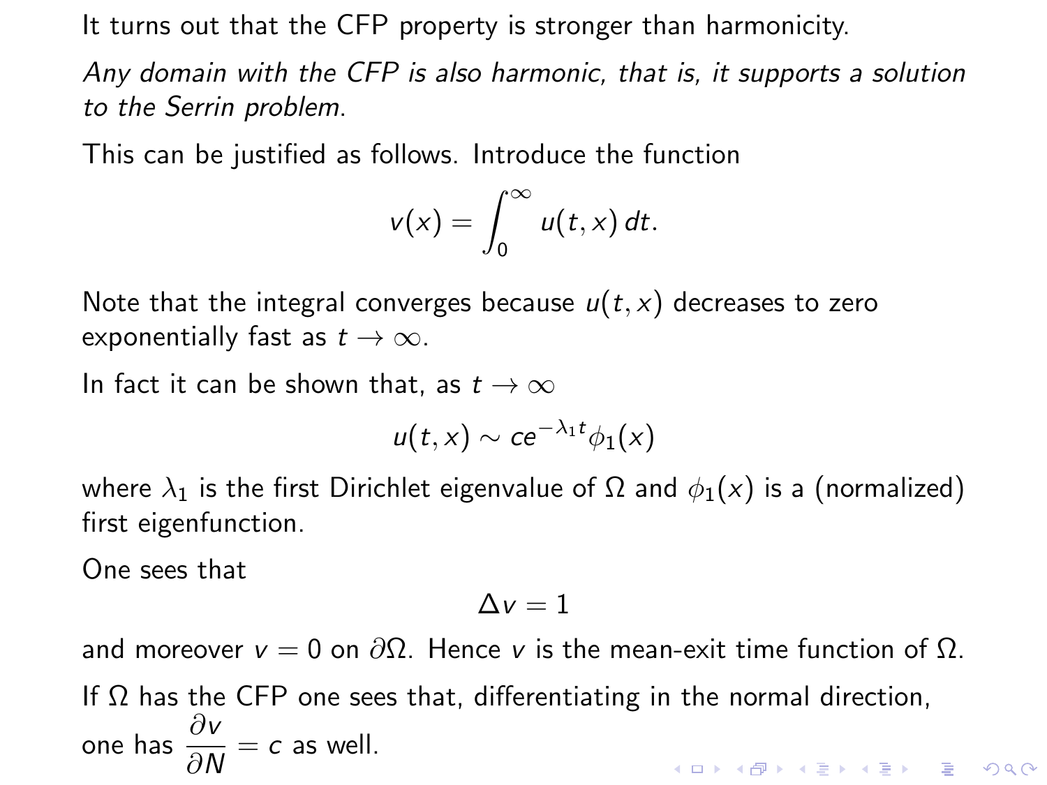It turns out that the CFP property is stronger than harmonicity.

*Any domain with the CFP is also harmonic, that is, it supports a solution to the Serrin problem.*

This can be justified as follows. Introduce the function

$$v(x) = \int_0^\infty u(t,x)\,dt.$$

Note that the integral converges because $u(t,x)$ decreases to zero exponentially fast as $t \to \infty$.

In fact it can be shown that, as $t \to \infty$

$$u(t,x) \sim ce^{-\lambda_1 t}\phi_1(x)$$

where $\lambda_1$ is the first Dirichlet eigenvalue of $\Omega$ and $\phi_1(x)$ is a (normalized) first eigenfunction.

One sees that

$$\Delta v = 1$$

and moreover $v = 0$ on $\partial\Omega$. Hence $v$ is the mean-exit time function of $\Omega$.

If $\Omega$ has the CFP one sees that, differentiating in the normal direction, one has $\dfrac{\partial v}{\partial N} = c$ as well.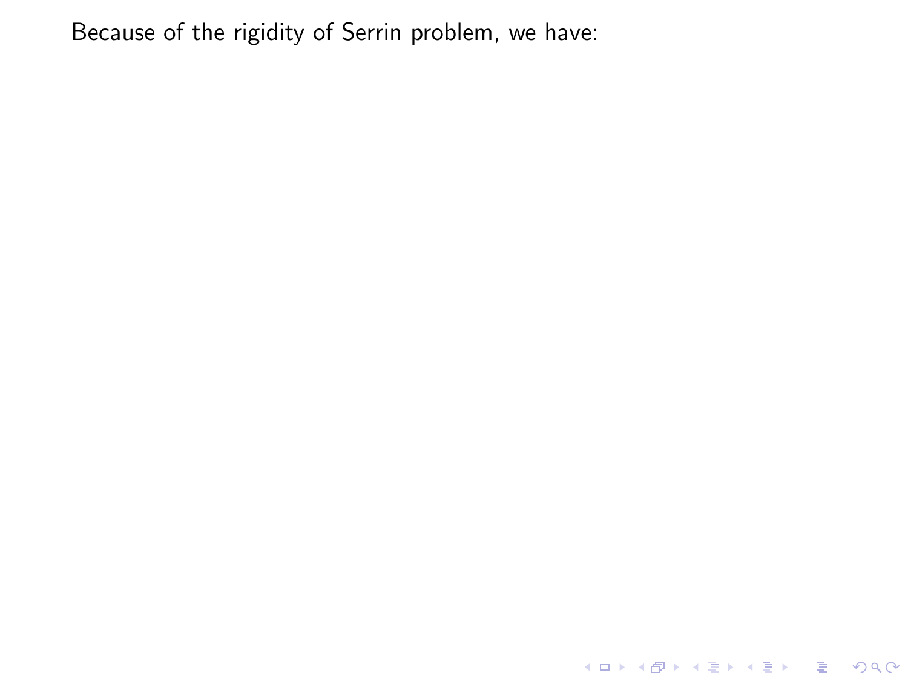Because of the rigidity of Serrin problem, we have: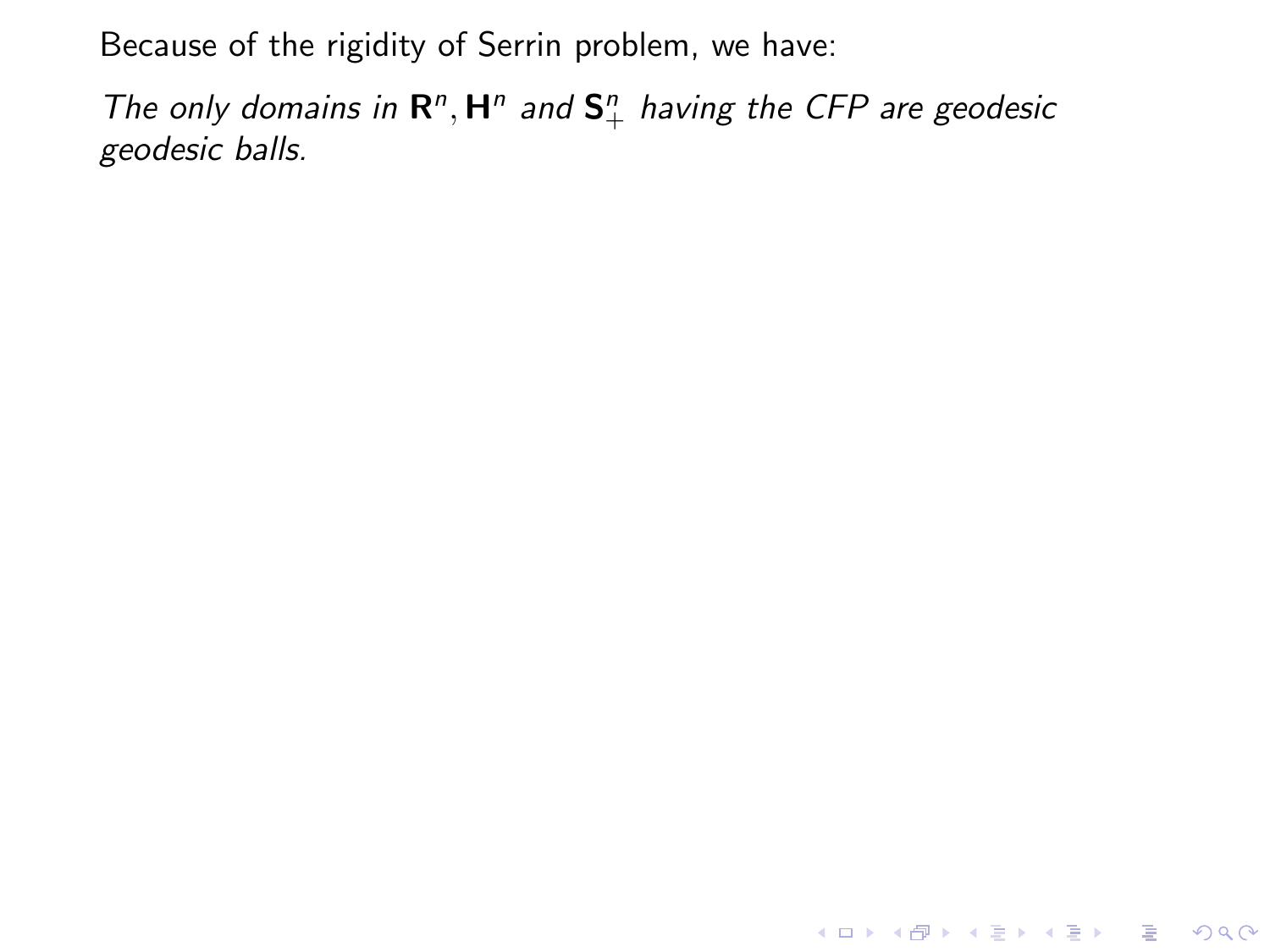Because of the rigidity of Serrin problem, we have:

*The only domains in $\mathbf{R}^n, \mathbf{H}^n$ and $\mathbf{S}^n_+$ having the CFP are geodesic geodesic balls.*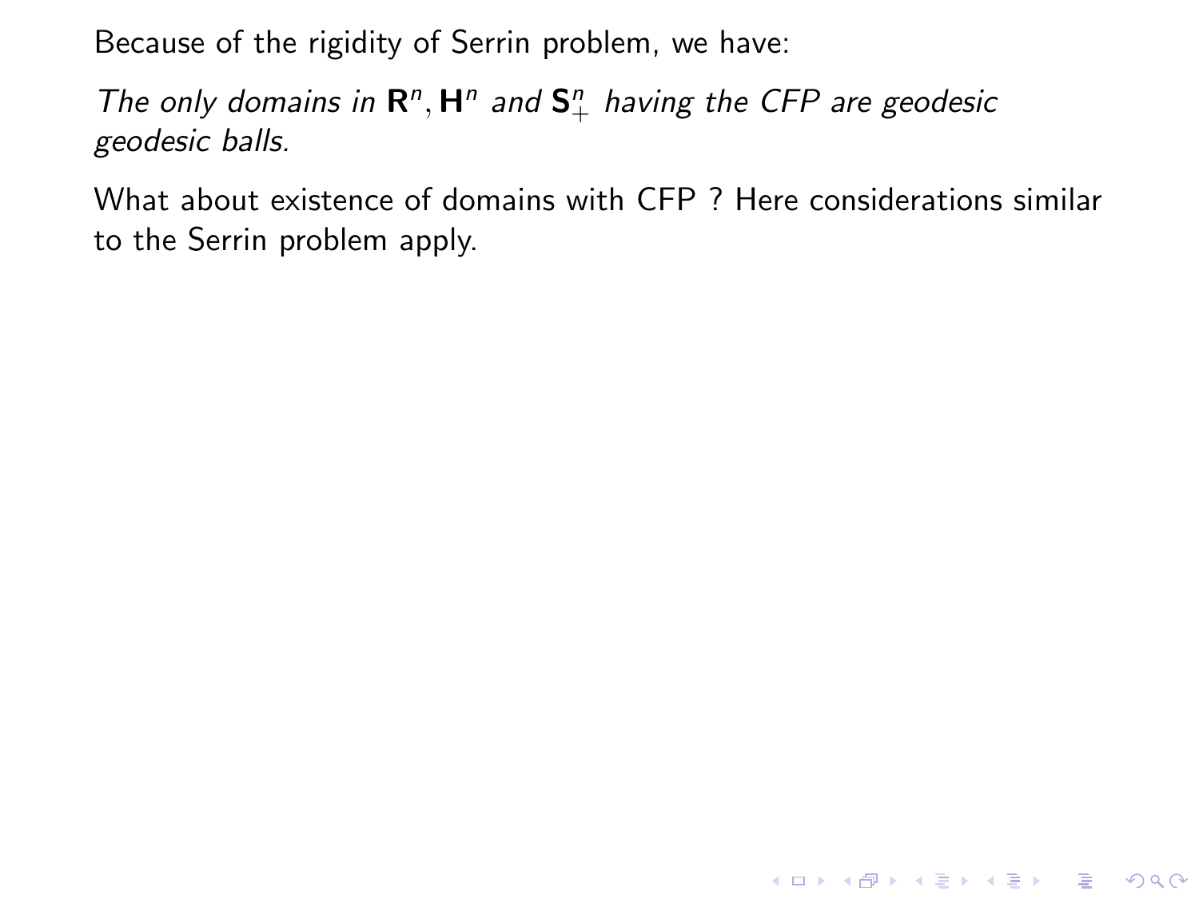Because of the rigidity of Serrin problem, we have:

*The only domains in $\mathbf{R}^n, \mathbf{H}^n$ and $\mathbf{S}^n_+$ having the CFP are geodesic geodesic balls.*

What about existence of domains with CFP ? Here considerations similar to the Serrin problem apply.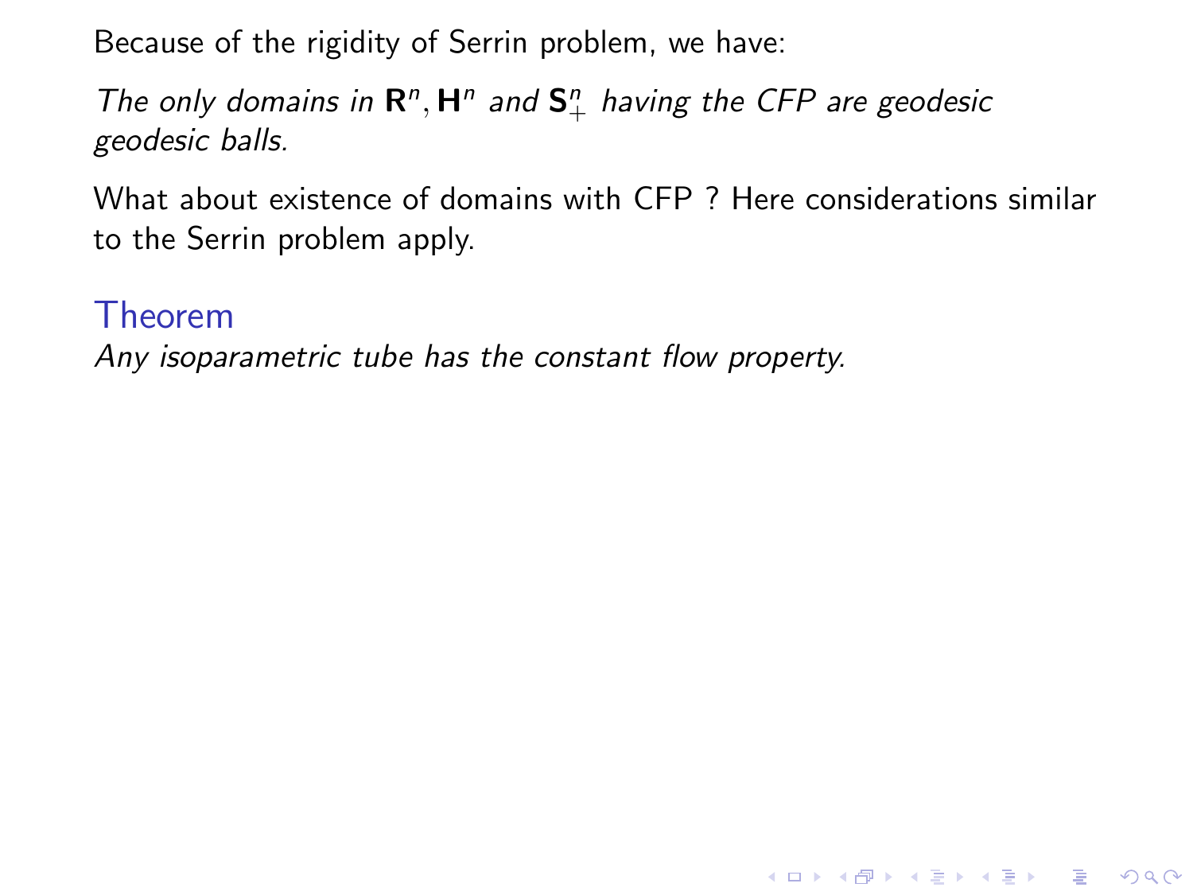Because of the rigidity of Serrin problem, we have:

*The only domains in* $\mathbf{R}^n, \mathbf{H}^n$ *and* $\mathbf{S}^n_+$ *having the CFP are geodesic geodesic balls.*

What about existence of domains with CFP ? Here considerations similar to the Serrin problem apply.

### Theorem

*Any isoparametric tube has the constant flow property.*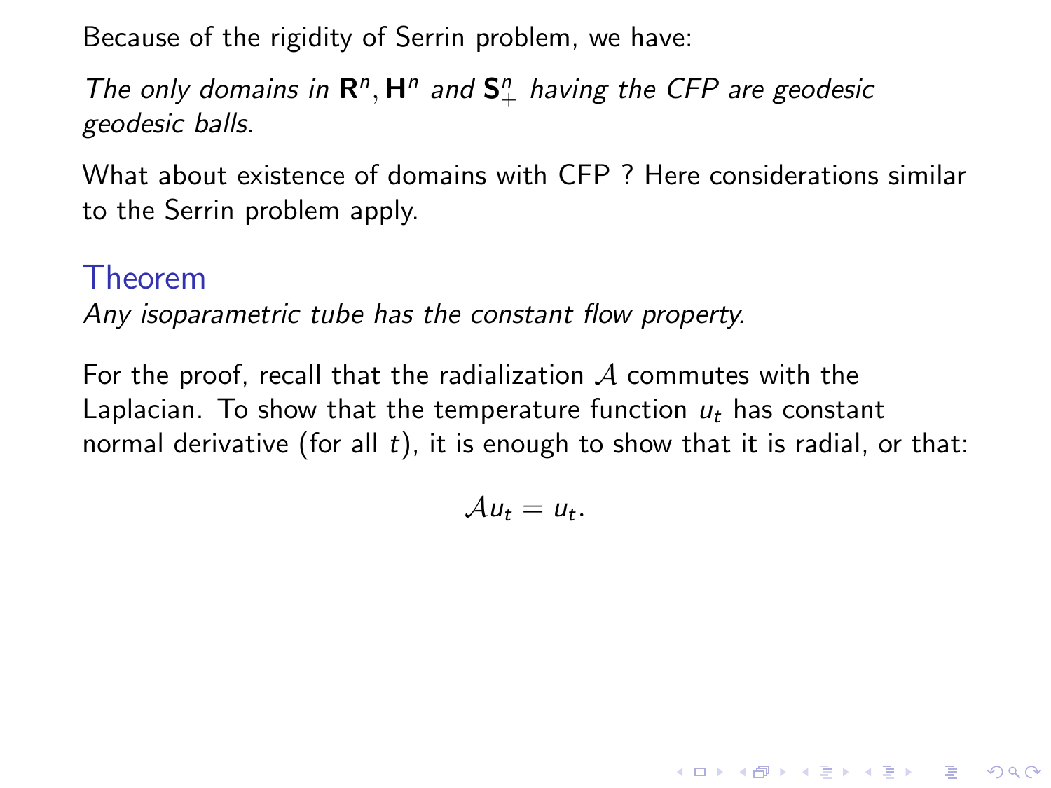Because of the rigidity of Serrin problem, we have:

*The only domains in $\mathbf{R}^n, \mathbf{H}^n$ and $\mathbf{S}^n_+$ having the CFP are geodesic geodesic balls.*

What about existence of domains with CFP ? Here considerations similar to the Serrin problem apply.

### Theorem

*Any isoparametric tube has the constant flow property.*

For the proof, recall that the radialization $\mathcal{A}$ commutes with the Laplacian. To show that the temperature function $u_t$ has constant normal derivative (for all $t$), it is enough to show that it is radial, or that:

$$\mathcal{A}u_t = u_t.$$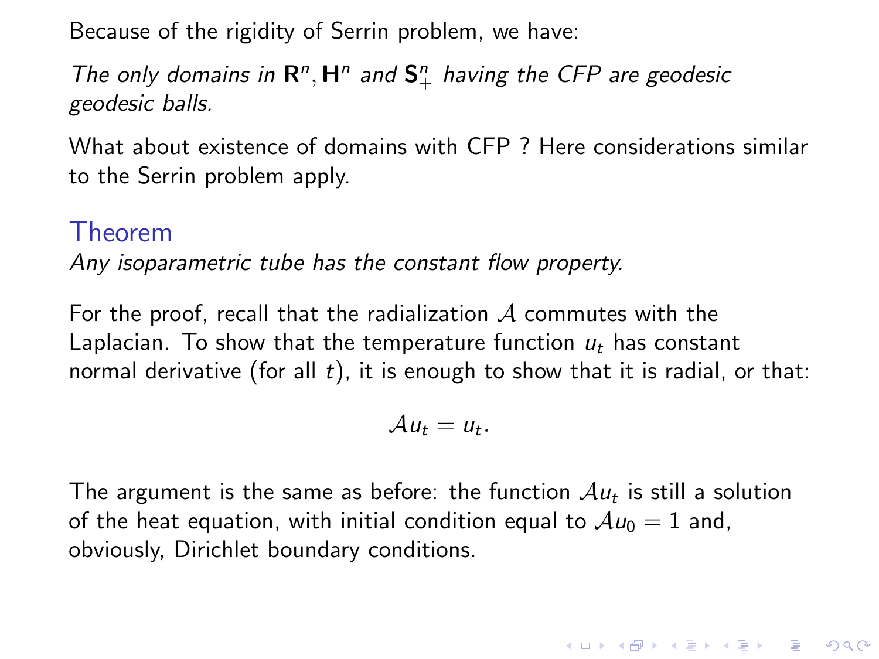Because of the rigidity of Serrin problem, we have:

*The only domains in $\mathbf{R}^n, \mathbf{H}^n$ and $\mathbf{S}^n_+$ having the CFP are geodesic geodesic balls.*

What about existence of domains with CFP ? Here considerations similar to the Serrin problem apply.

### Theorem

*Any isoparametric tube has the constant flow property.*

For the proof, recall that the radialization $\mathcal{A}$ commutes with the Laplacian. To show that the temperature function $u_t$ has constant normal derivative (for all $t$), it is enough to show that it is radial, or that:

$$\mathcal{A}u_t = u_t.$$

The argument is the same as before: the function $\mathcal{A}u_t$ is still a solution of the heat equation, with initial condition equal to $\mathcal{A}u_0 = 1$ and, obviously, Dirichlet boundary conditions.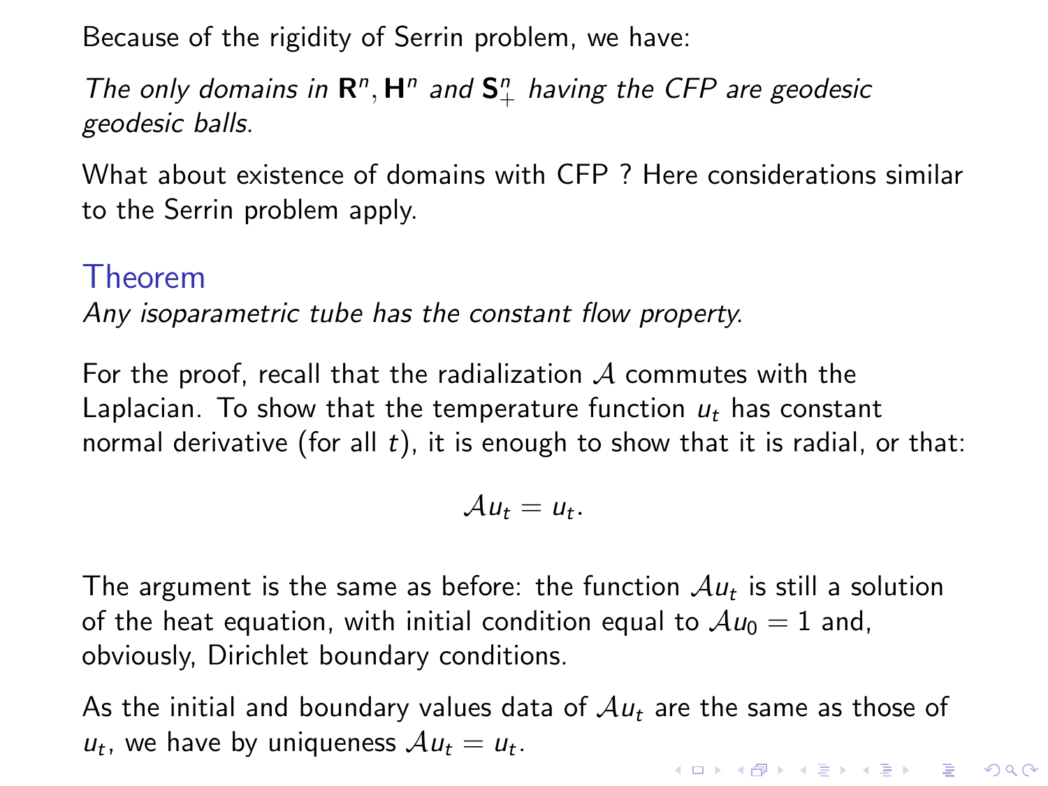Because of the rigidity of Serrin problem, we have:

*The only domains in $\mathbf{R}^n, \mathbf{H}^n$ and $\mathbf{S}^n_+$ having the CFP are geodesic geodesic balls.*

What about existence of domains with CFP ? Here considerations similar to the Serrin problem apply.

### Theorem

*Any isoparametric tube has the constant flow property.*

For the proof, recall that the radialization $\mathcal{A}$ commutes with the Laplacian. To show that the temperature function $u_t$ has constant normal derivative (for all $t$), it is enough to show that it is radial, or that:

$$\mathcal{A}u_t = u_t.$$

The argument is the same as before: the function $\mathcal{A}u_t$ is still a solution of the heat equation, with initial condition equal to $\mathcal{A}u_0 = 1$ and, obviously, Dirichlet boundary conditions.

As the initial and boundary values data of $\mathcal{A}u_t$ are the same as those of $u_t$, we have by uniqueness $\mathcal{A}u_t = u_t$.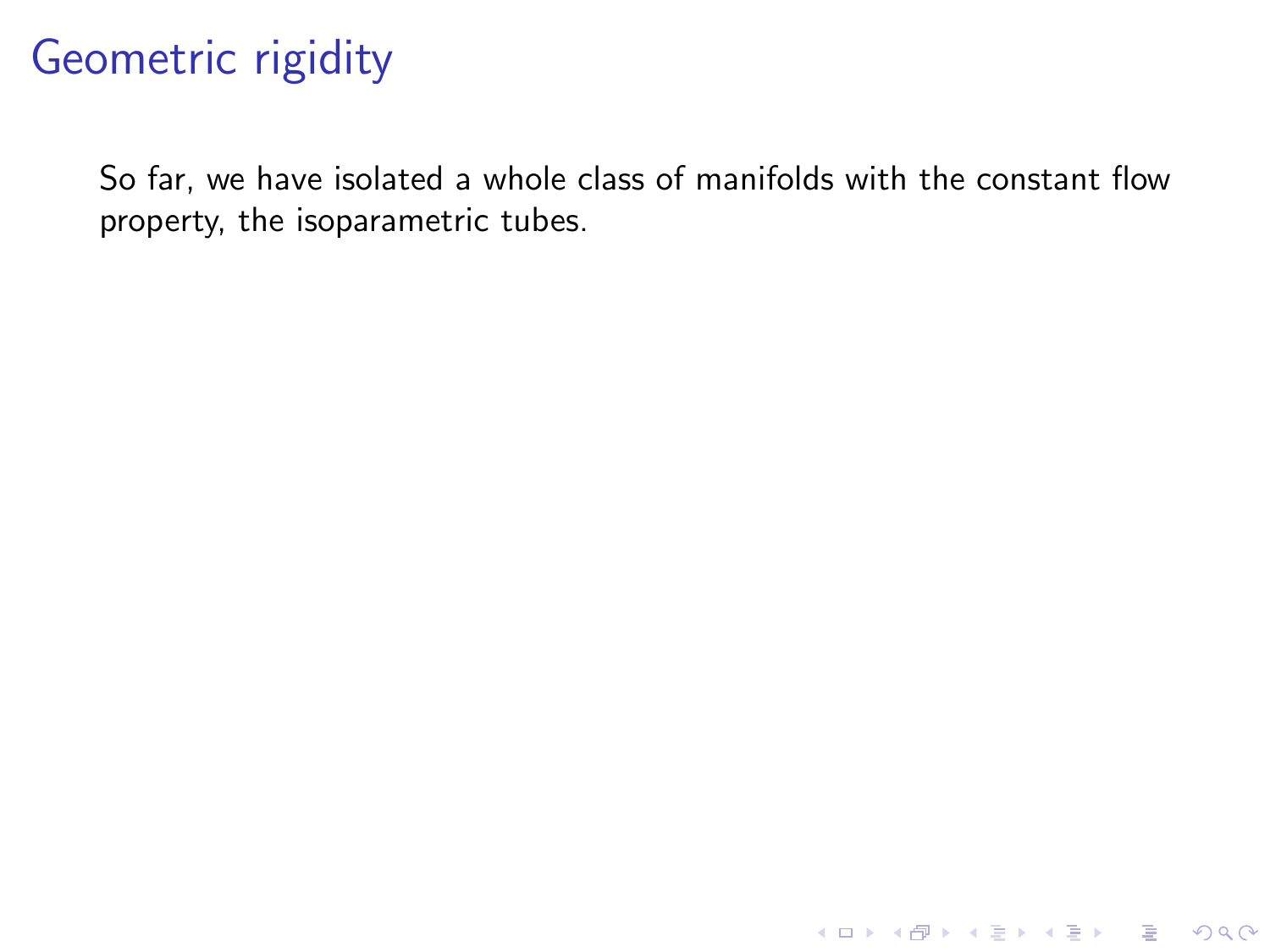# Geometric rigidity

So far, we have isolated a whole class of manifolds with the constant flow property, the isoparametric tubes.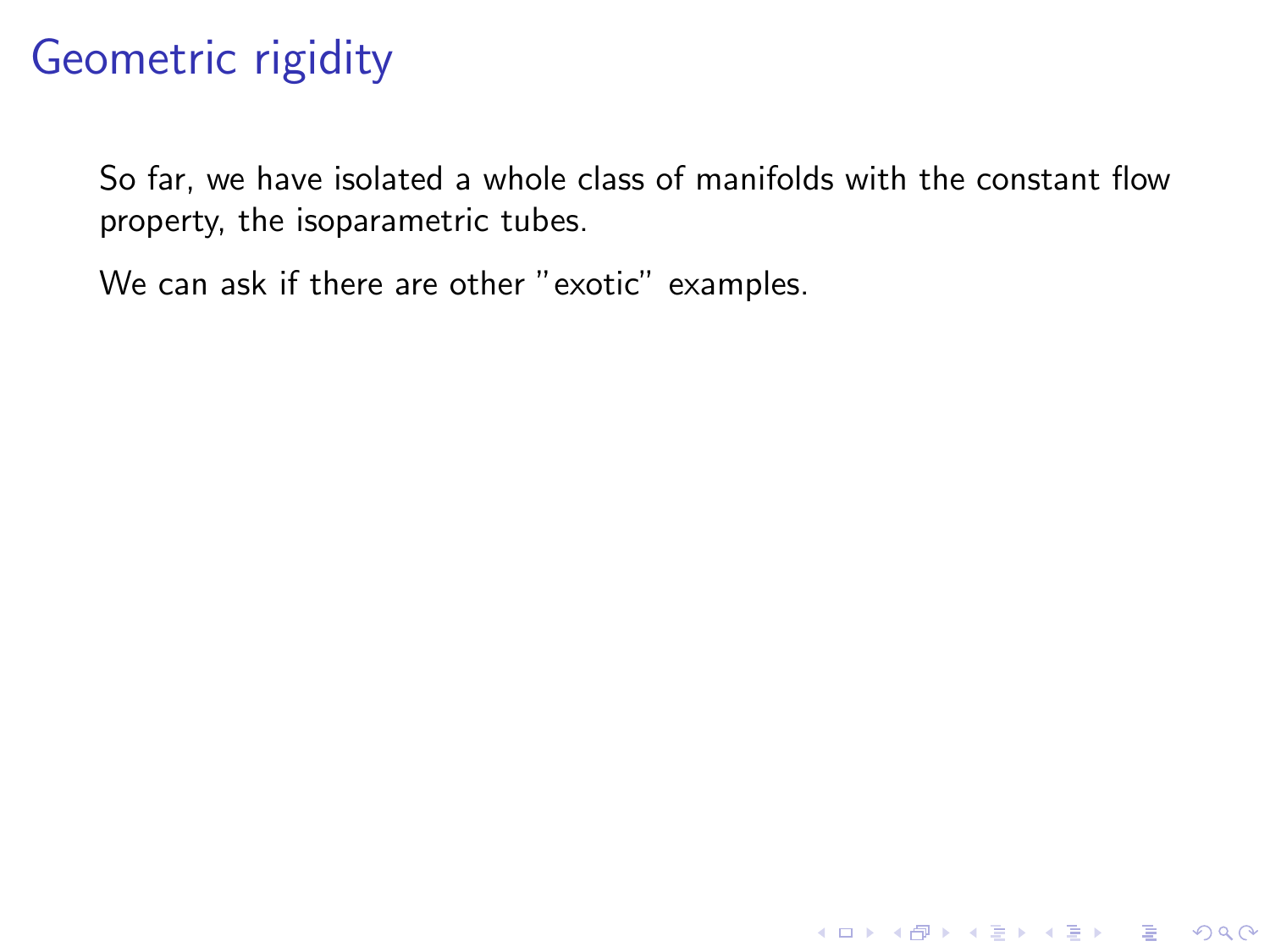# Geometric rigidity

So far, we have isolated a whole class of manifolds with the constant flow property, the isoparametric tubes.

We can ask if there are other "exotic" examples.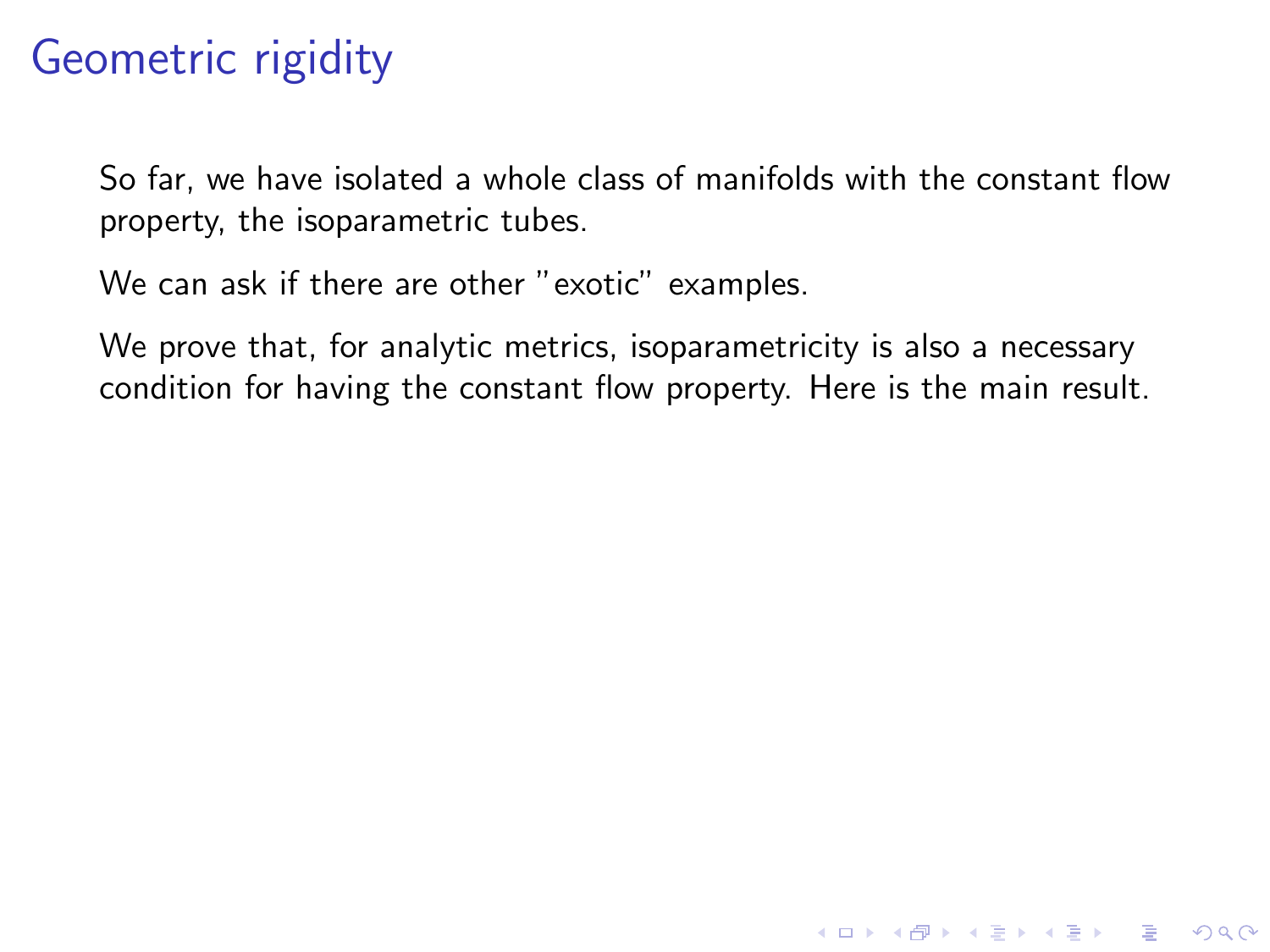# Geometric rigidity

So far, we have isolated a whole class of manifolds with the constant flow property, the isoparametric tubes.

We can ask if there are other "exotic" examples.

We prove that, for analytic metrics, isoparametricity is also a necessary condition for having the constant flow property. Here is the main result.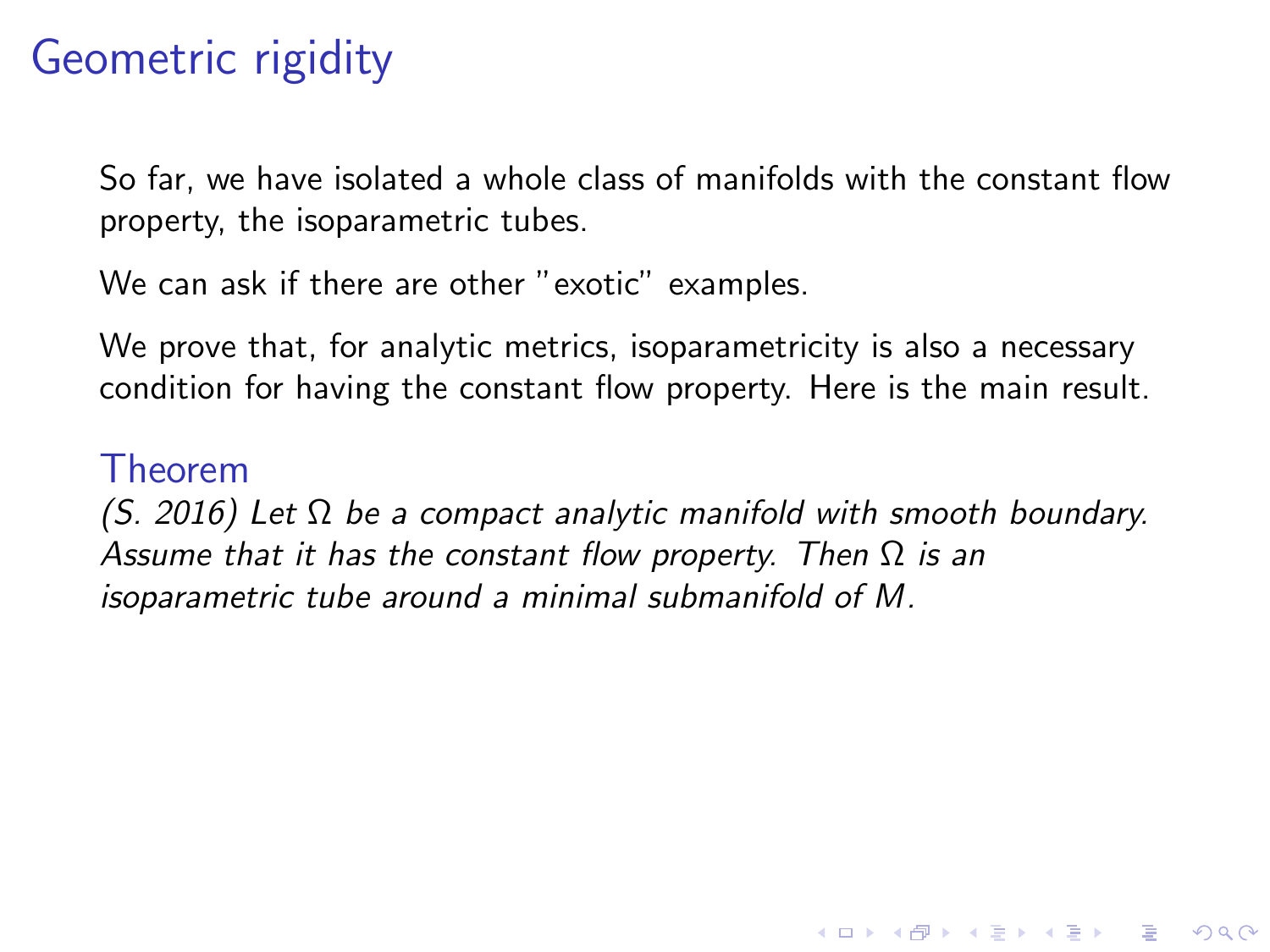# Geometric rigidity

So far, we have isolated a whole class of manifolds with the constant flow property, the isoparametric tubes.

We can ask if there are other "exotic" examples.

We prove that, for analytic metrics, isoparametricity is also a necessary condition for having the constant flow property. Here is the main result.

**Theorem**

*(S. 2016) Let $\Omega$ be a compact analytic manifold with smooth boundary. Assume that it has the constant flow property. Then $\Omega$ is an isoparametric tube around a minimal submanifold of $M$.*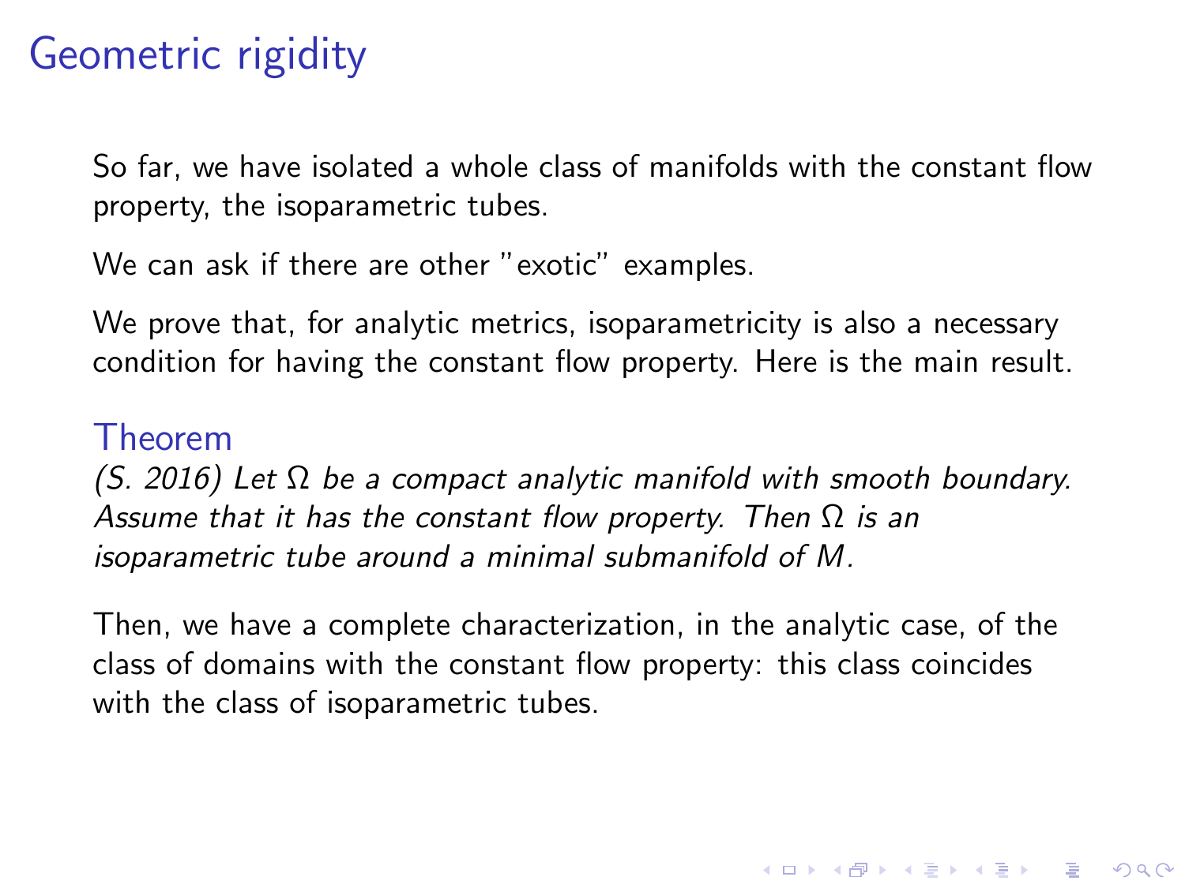# Geometric rigidity

So far, we have isolated a whole class of manifolds with the constant flow property, the isoparametric tubes.

We can ask if there are other "exotic" examples.

We prove that, for analytic metrics, isoparametricity is also a necessary condition for having the constant flow property. Here is the main result.

**Theorem**

*(S. 2016) Let $\Omega$ be a compact analytic manifold with smooth boundary. Assume that it has the constant flow property. Then $\Omega$ is an isoparametric tube around a minimal submanifold of $M$.*

Then, we have a complete characterization, in the analytic case, of the class of domains with the constant flow property: this class coincides with the class of isoparametric tubes.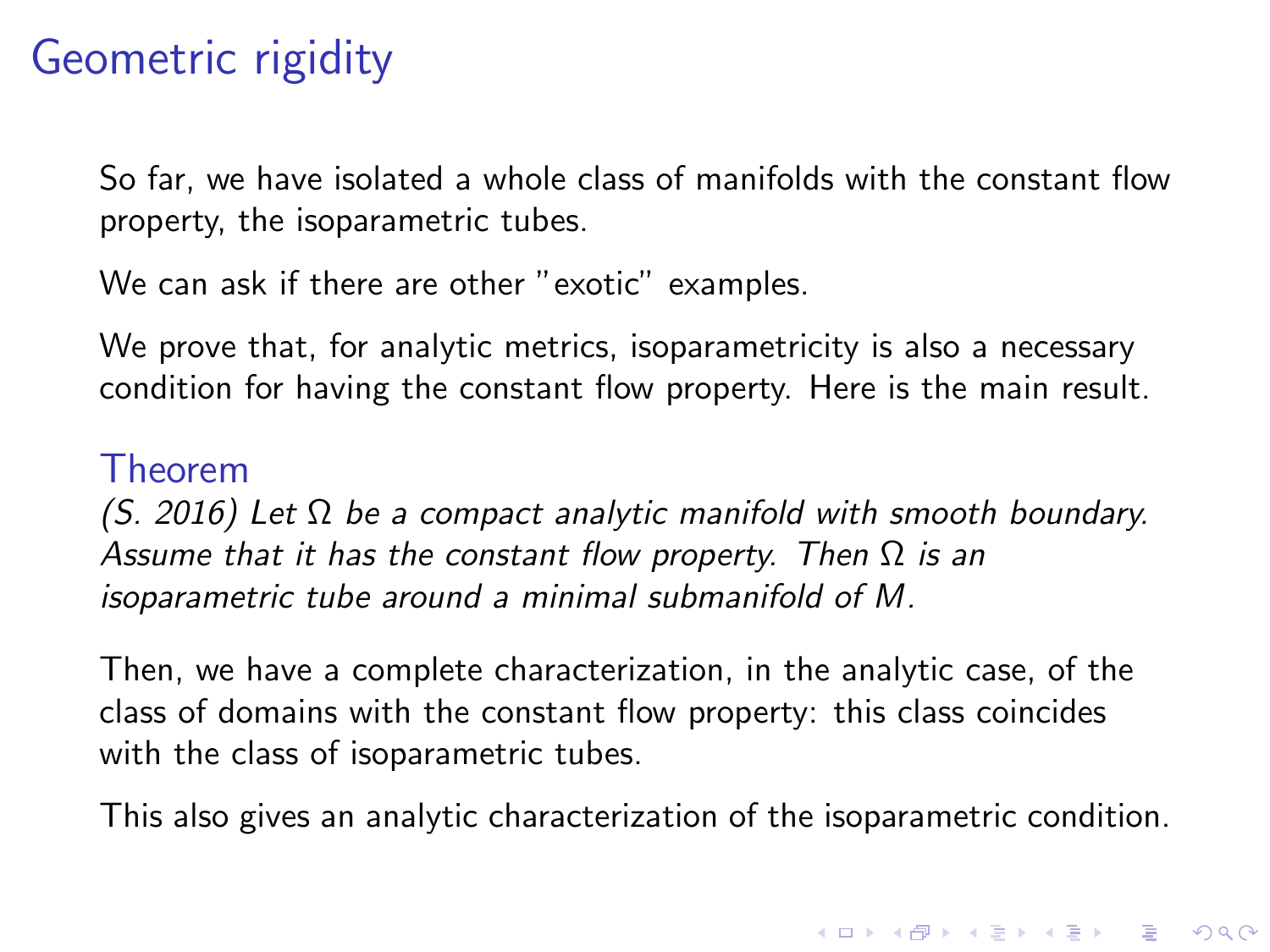# Geometric rigidity

So far, we have isolated a whole class of manifolds with the constant flow property, the isoparametric tubes.

We can ask if there are other "exotic" examples.

We prove that, for analytic metrics, isoparametricity is also a necessary condition for having the constant flow property. Here is the main result.

### Theorem

*(S. 2016) Let $\Omega$ be a compact analytic manifold with smooth boundary. Assume that it has the constant flow property. Then $\Omega$ is an isoparametric tube around a minimal submanifold of $M$.*

Then, we have a complete characterization, in the analytic case, of the class of domains with the constant flow property: this class coincides with the class of isoparametric tubes.

This also gives an analytic characterization of the isoparametric condition.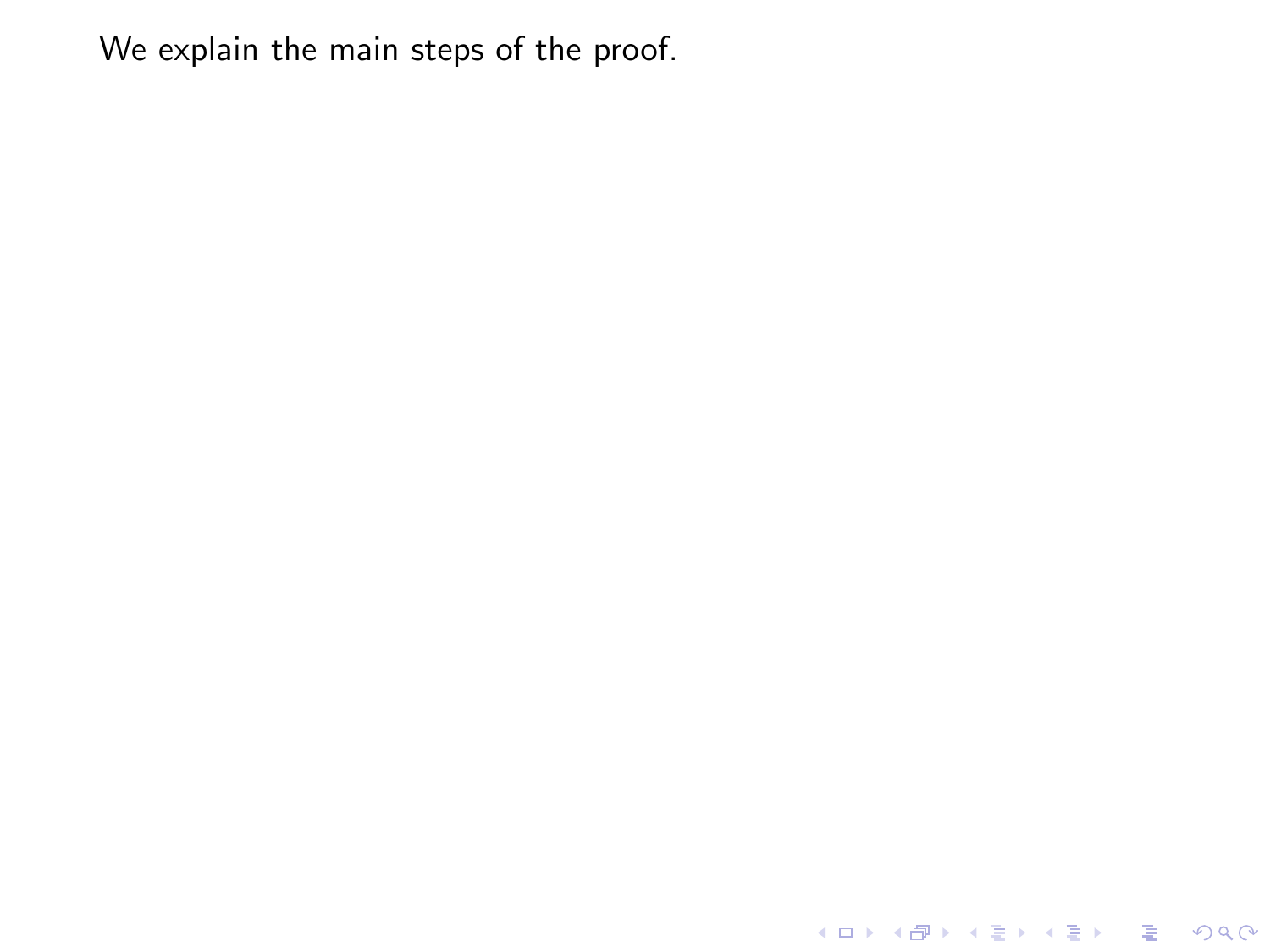We explain the main steps of the proof.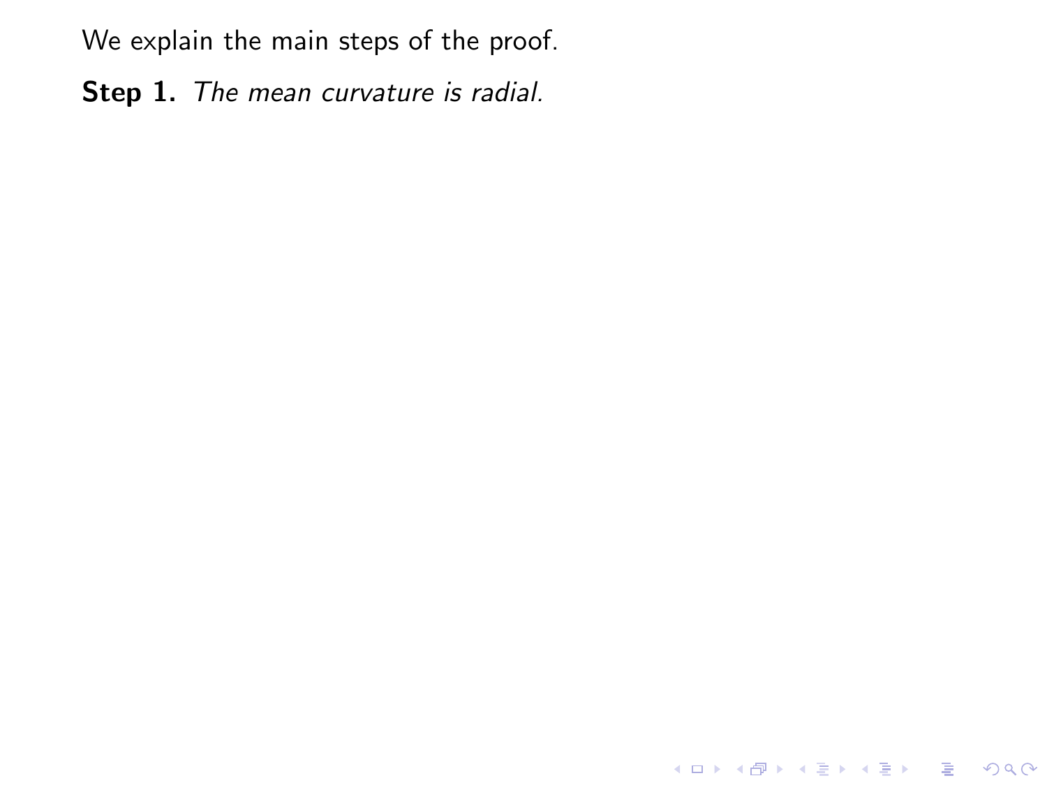We explain the main steps of the proof.

**Step 1.** *The mean curvature is radial.*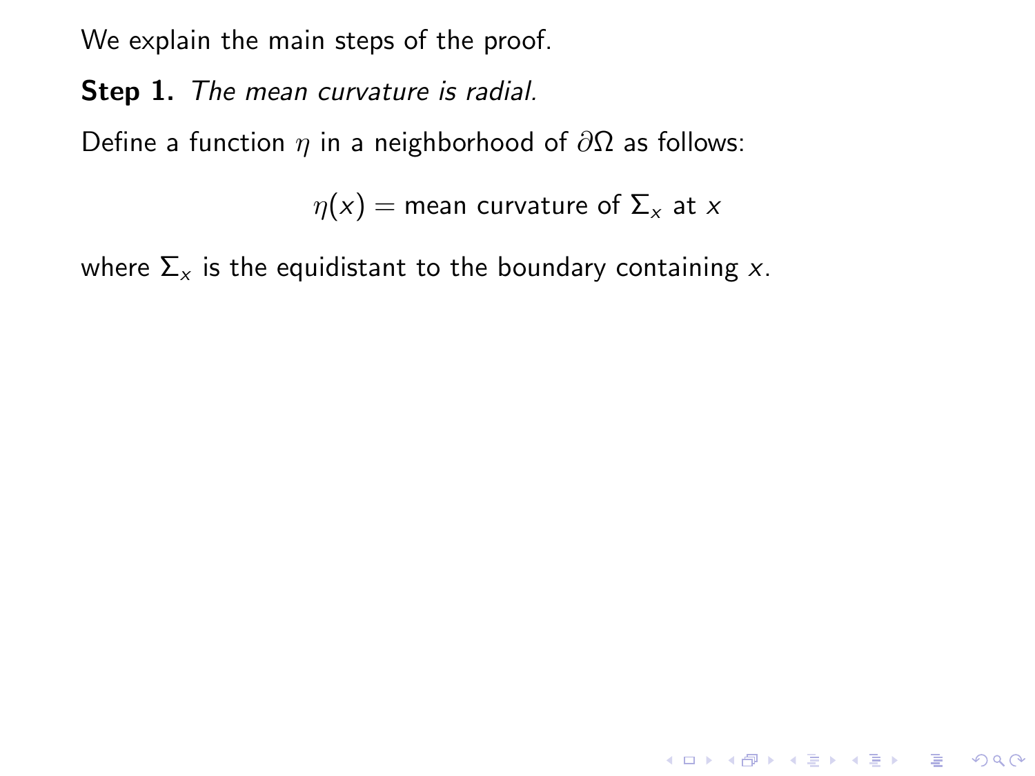We explain the main steps of the proof.

**Step 1.** *The mean curvature is radial.*

Define a function $\eta$ in a neighborhood of $\partial\Omega$ as follows:

$$\eta(x) = \text{mean curvature of } \Sigma_x \text{ at } x$$

where $\Sigma_x$ is the equidistant to the boundary containing $x$.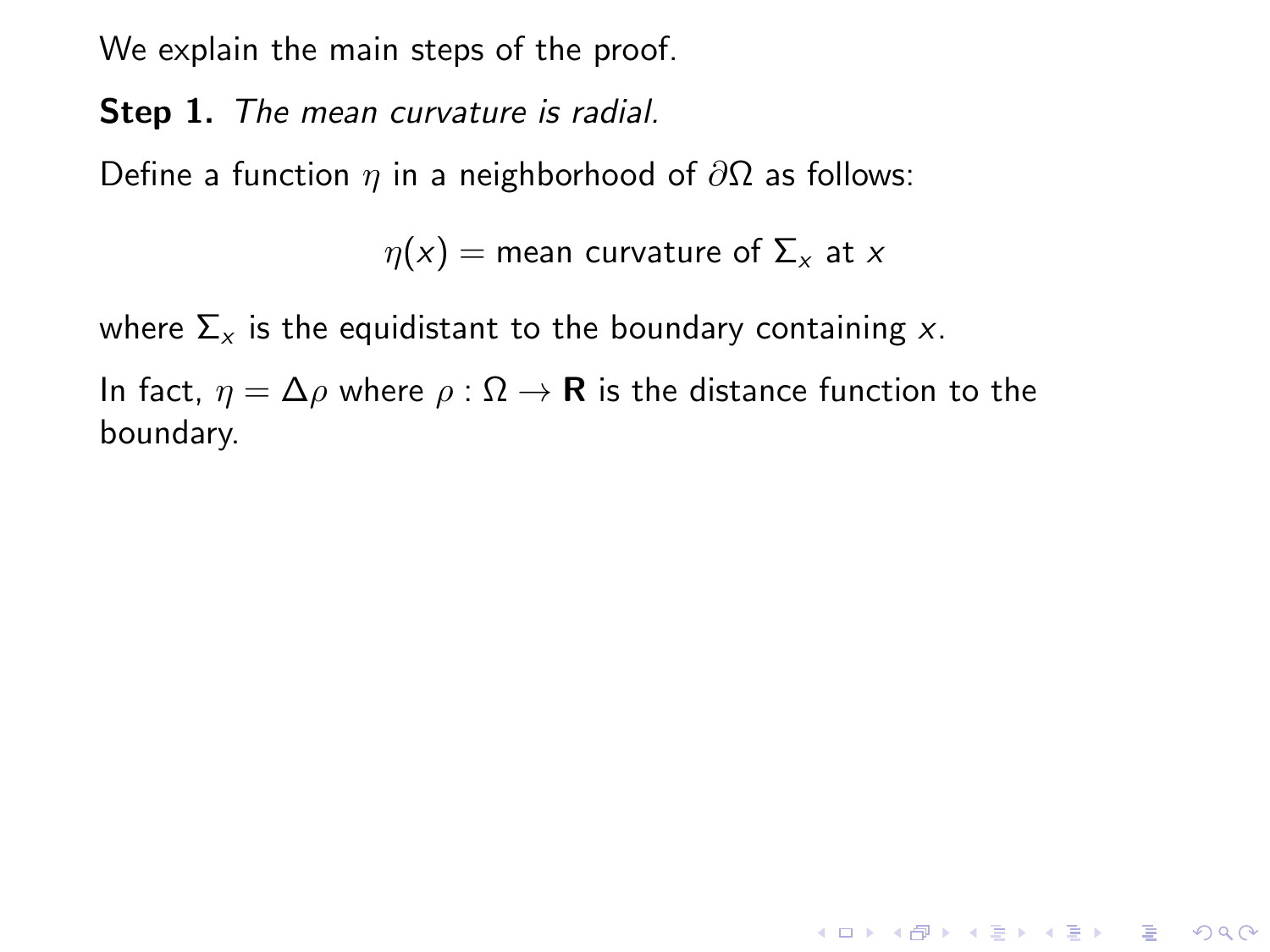We explain the main steps of the proof.

**Step 1.** *The mean curvature is radial.*

Define a function $\eta$ in a neighborhood of $\partial\Omega$ as follows:

$$\eta(x) = \text{mean curvature of } \Sigma_x \text{ at } x$$

where $\Sigma_x$ is the equidistant to the boundary containing $x$.

In fact, $\eta = \Delta\rho$ where $\rho : \Omega \to \mathbf{R}$ is the distance function to the boundary.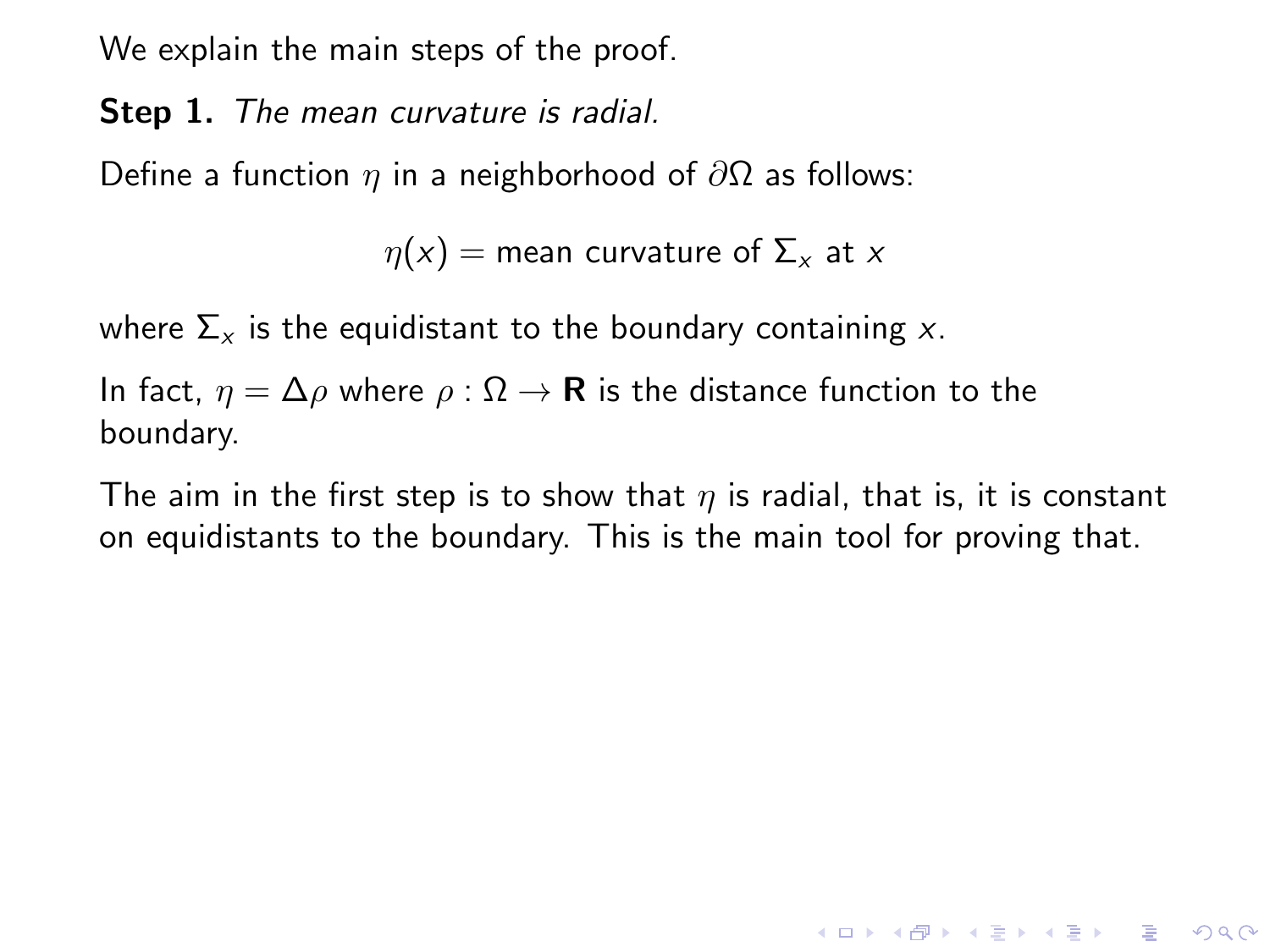We explain the main steps of the proof.

**Step 1.** *The mean curvature is radial.*

Define a function $\eta$ in a neighborhood of $\partial\Omega$ as follows:

$$\eta(x) = \text{mean curvature of } \Sigma_x \text{ at } x$$

where $\Sigma_x$ is the equidistant to the boundary containing $x$.

In fact, $\eta = \Delta\rho$ where $\rho : \Omega \to \mathbf{R}$ is the distance function to the boundary.

The aim in the first step is to show that $\eta$ is radial, that is, it is constant on equidistants to the boundary. This is the main tool for proving that.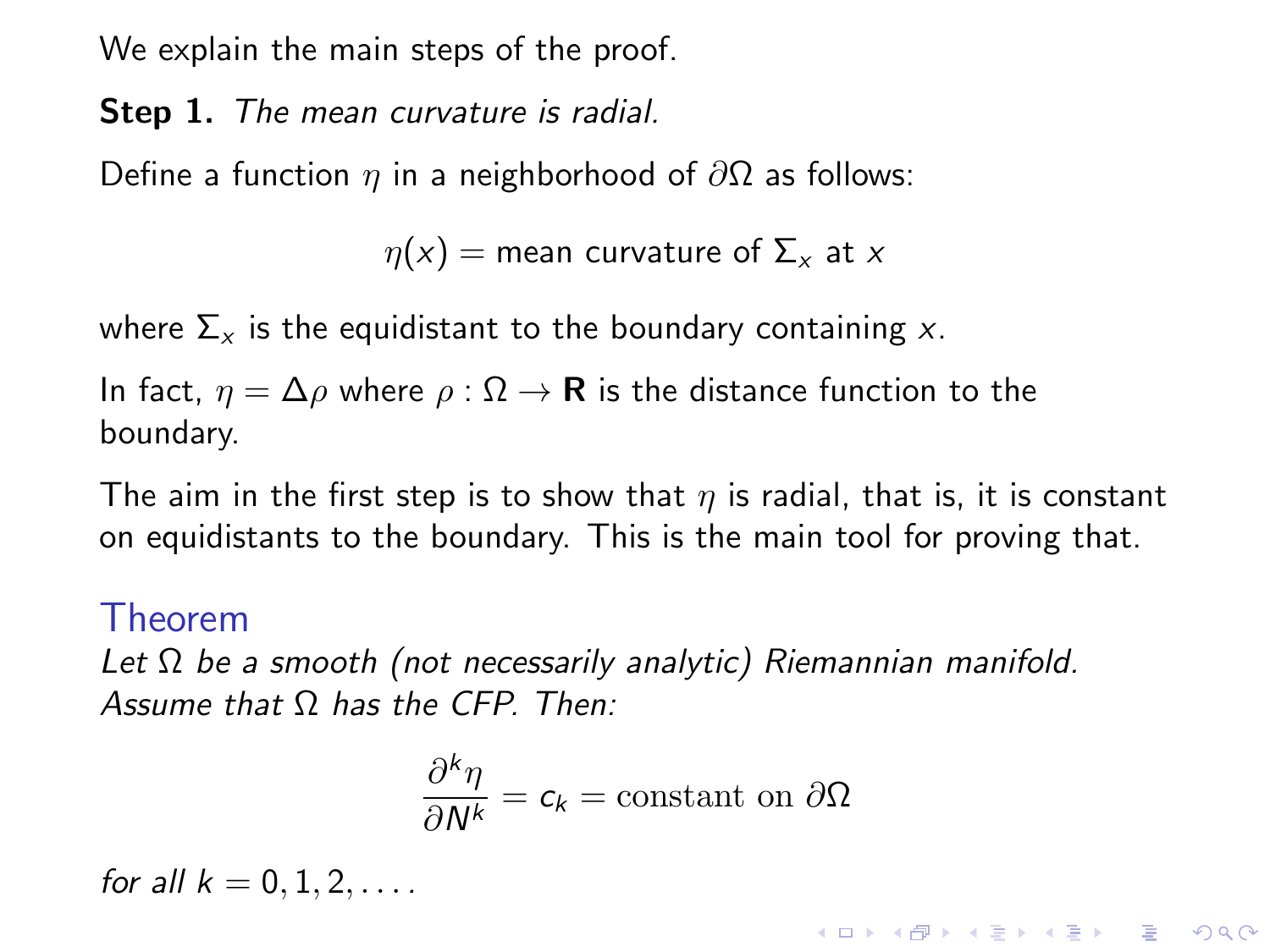We explain the main steps of the proof.

**Step 1.** *The mean curvature is radial.*

Define a function $\eta$ in a neighborhood of $\partial\Omega$ as follows:

$$\eta(x) = \text{mean curvature of } \Sigma_x \text{ at } x$$

where $\Sigma_x$ is the equidistant to the boundary containing $x$.

In fact, $\eta = \Delta\rho$ where $\rho : \Omega \to \mathbf{R}$ is the distance function to the boundary.

The aim in the first step is to show that $\eta$ is radial, that is, it is constant on equidistants to the boundary. This is the main tool for proving that.

### Theorem

*Let $\Omega$ be a smooth (not necessarily analytic) Riemannian manifold. Assume that $\Omega$ has the CFP. Then:*

$$\frac{\partial^k \eta}{\partial N^k} = c_k = \text{constant on } \partial\Omega$$

*for all $k = 0, 1, 2, \dots$.*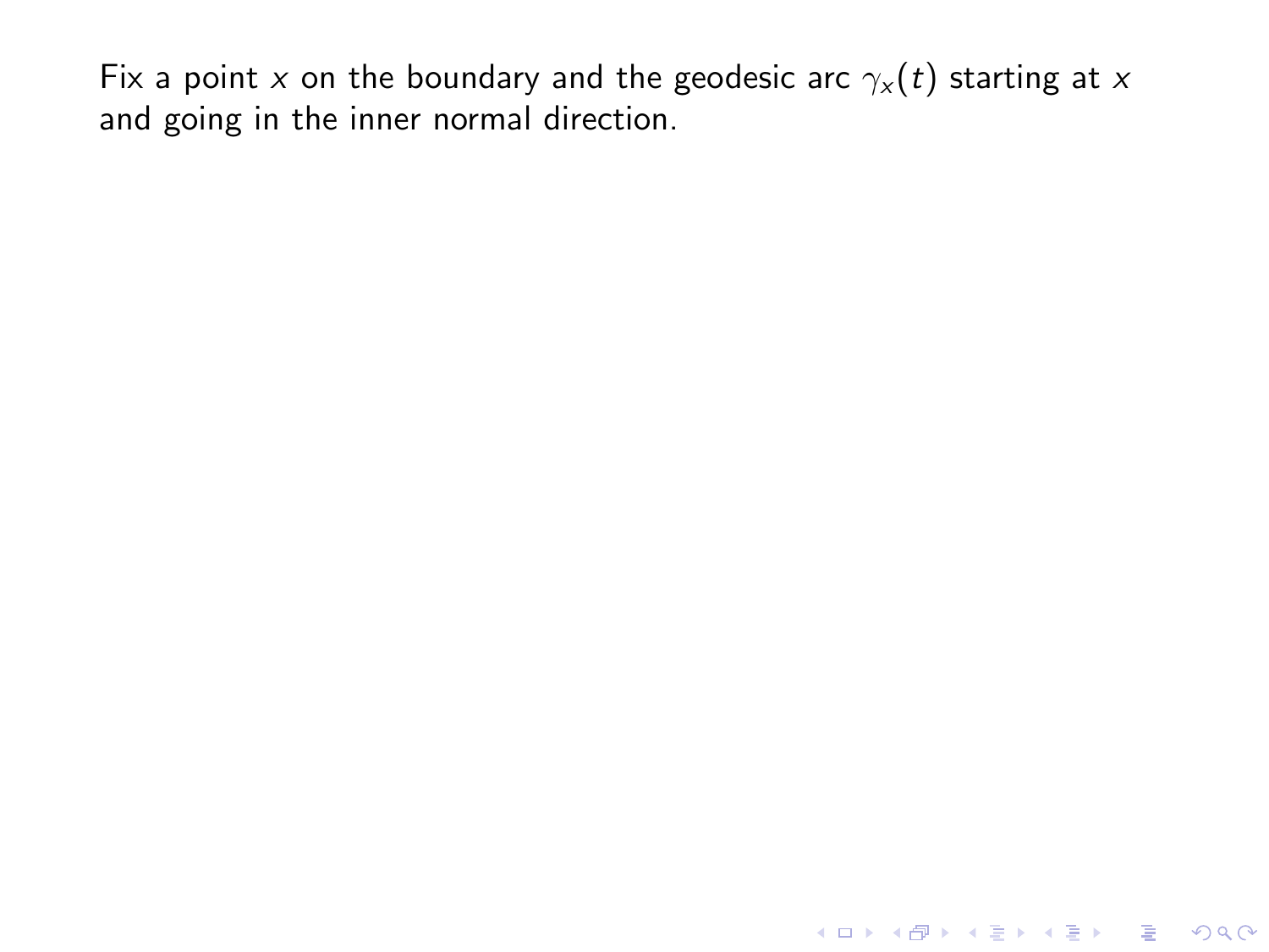Fix a point $x$ on the boundary and the geodesic arc $\gamma_x(t)$ starting at $x$ and going in the inner normal direction.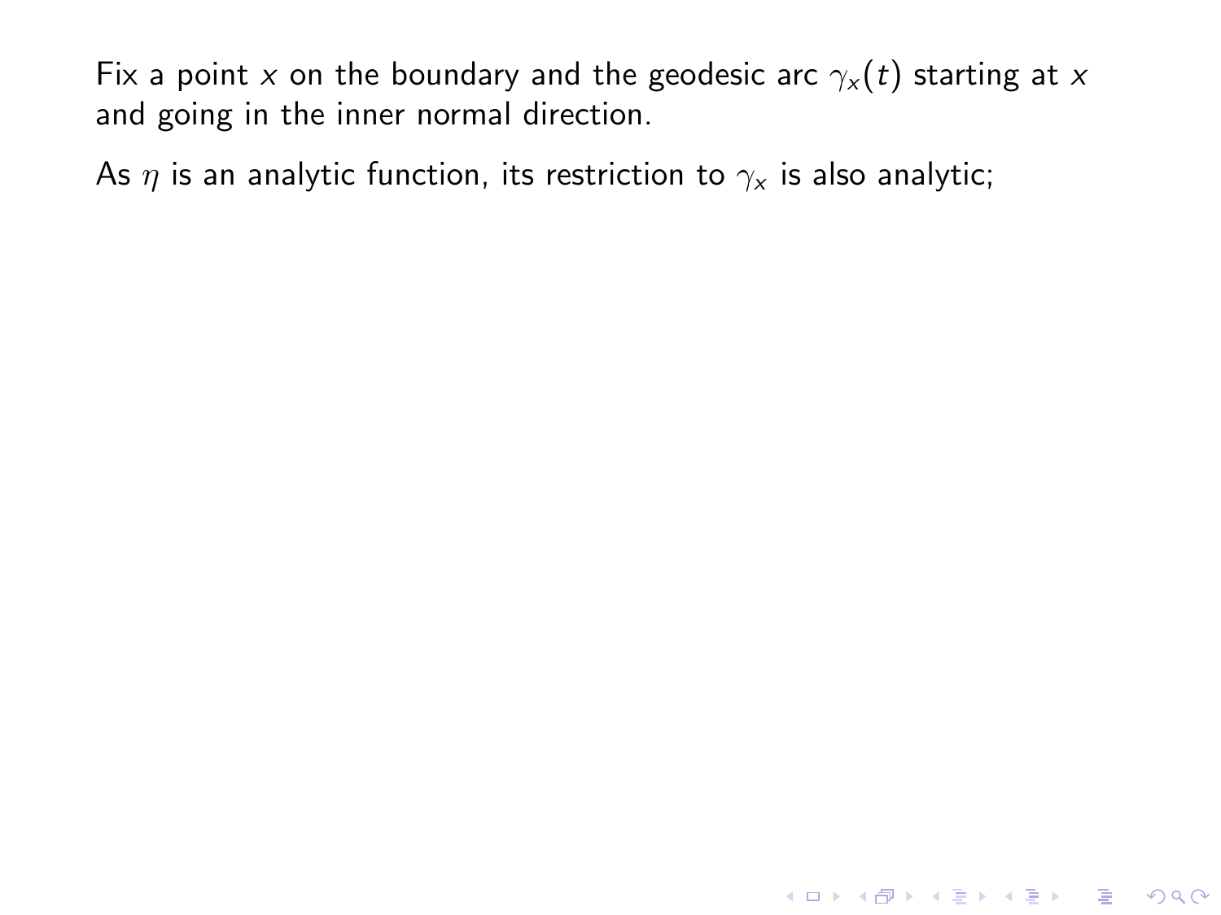Fix a point $x$ on the boundary and the geodesic arc $\gamma_x(t)$ starting at $x$ and going in the inner normal direction.

As $\eta$ is an analytic function, its restriction to $\gamma_x$ is also analytic;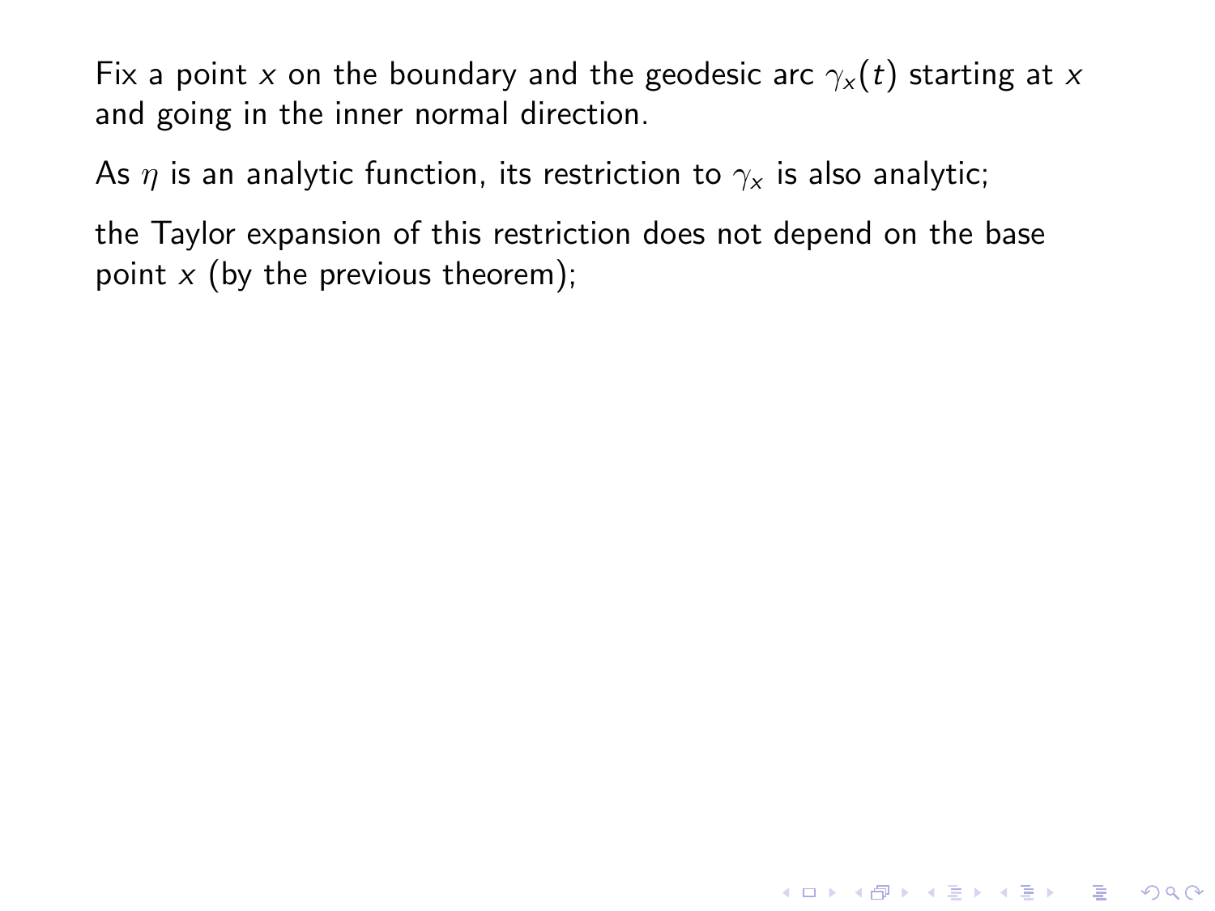Fix a point $x$ on the boundary and the geodesic arc $\gamma_x(t)$ starting at $x$ and going in the inner normal direction.

As $\eta$ is an analytic function, its restriction to $\gamma_x$ is also analytic;

the Taylor expansion of this restriction does not depend on the base point $x$ (by the previous theorem);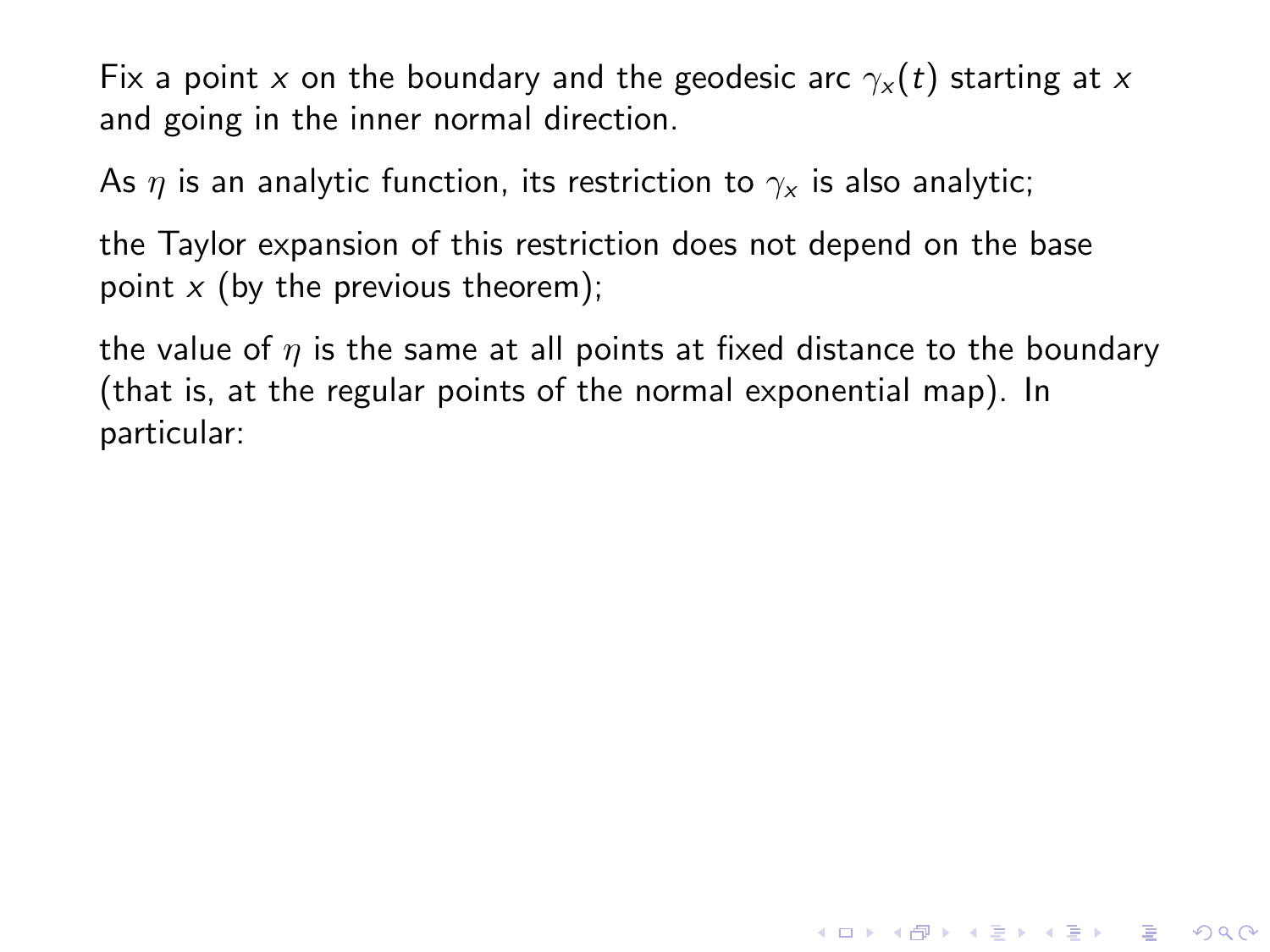Fix a point $x$ on the boundary and the geodesic arc $\gamma_x(t)$ starting at $x$ and going in the inner normal direction.

As $\eta$ is an analytic function, its restriction to $\gamma_x$ is also analytic;

the Taylor expansion of this restriction does not depend on the base point $x$ (by the previous theorem);

the value of $\eta$ is the same at all points at fixed distance to the boundary (that is, at the regular points of the normal exponential map). In particular: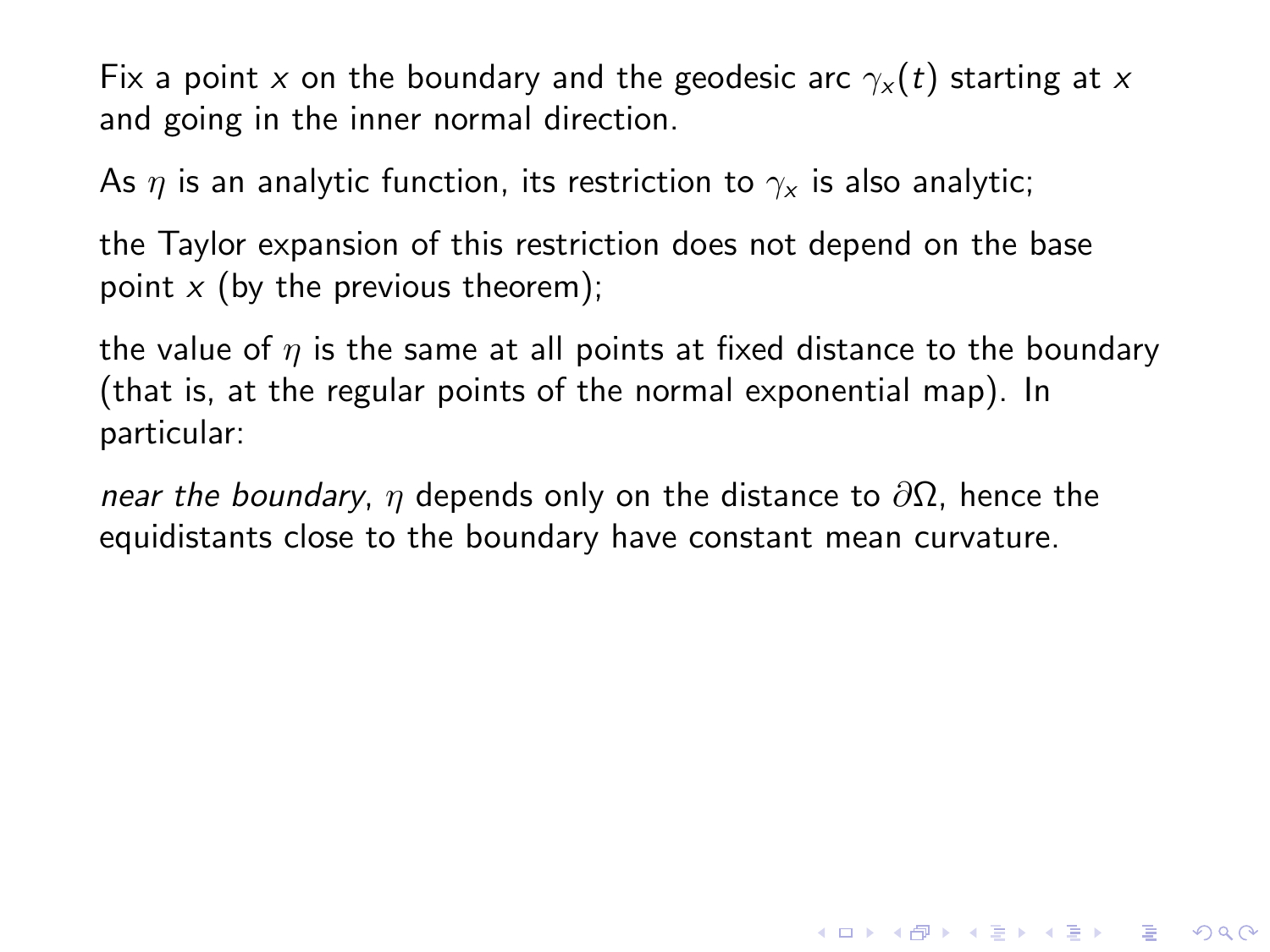Fix a point $x$ on the boundary and the geodesic arc $\gamma_x(t)$ starting at $x$ and going in the inner normal direction.

As $\eta$ is an analytic function, its restriction to $\gamma_x$ is also analytic;

the Taylor expansion of this restriction does not depend on the base point $x$ (by the previous theorem);

the value of $\eta$ is the same at all points at fixed distance to the boundary (that is, at the regular points of the normal exponential map). In particular:

*near the boundary*, $\eta$ depends only on the distance to $\partial\Omega$, hence the equidistants close to the boundary have constant mean curvature.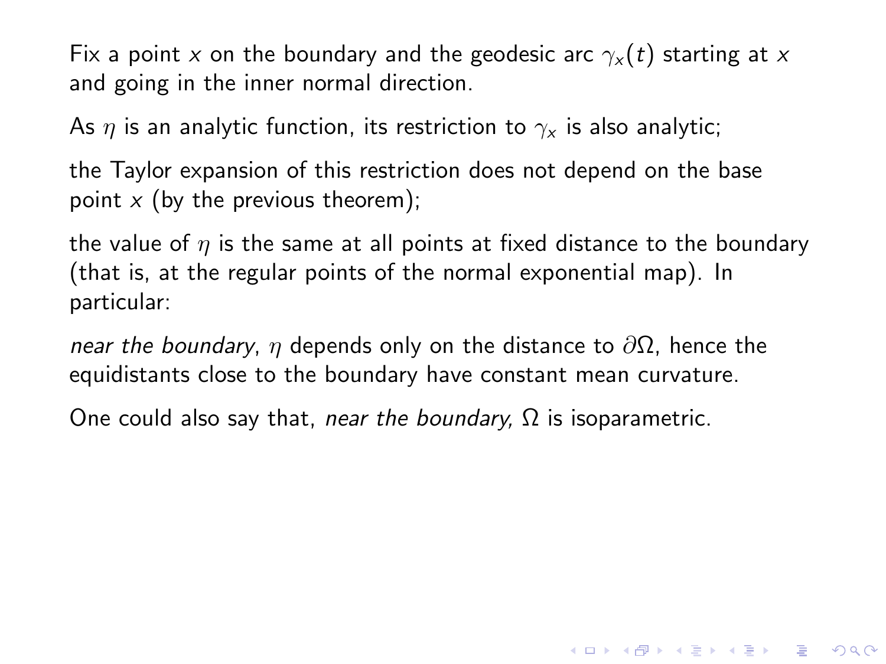Fix a point $x$ on the boundary and the geodesic arc $\gamma_x(t)$ starting at $x$ and going in the inner normal direction.

As $\eta$ is an analytic function, its restriction to $\gamma_x$ is also analytic;

the Taylor expansion of this restriction does not depend on the base point $x$ (by the previous theorem);

the value of $\eta$ is the same at all points at fixed distance to the boundary (that is, at the regular points of the normal exponential map). In particular:

*near the boundary*, $\eta$ depends only on the distance to $\partial\Omega$, hence the equidistants close to the boundary have constant mean curvature.

One could also say that, *near the boundary,* $\Omega$ is isoparametric.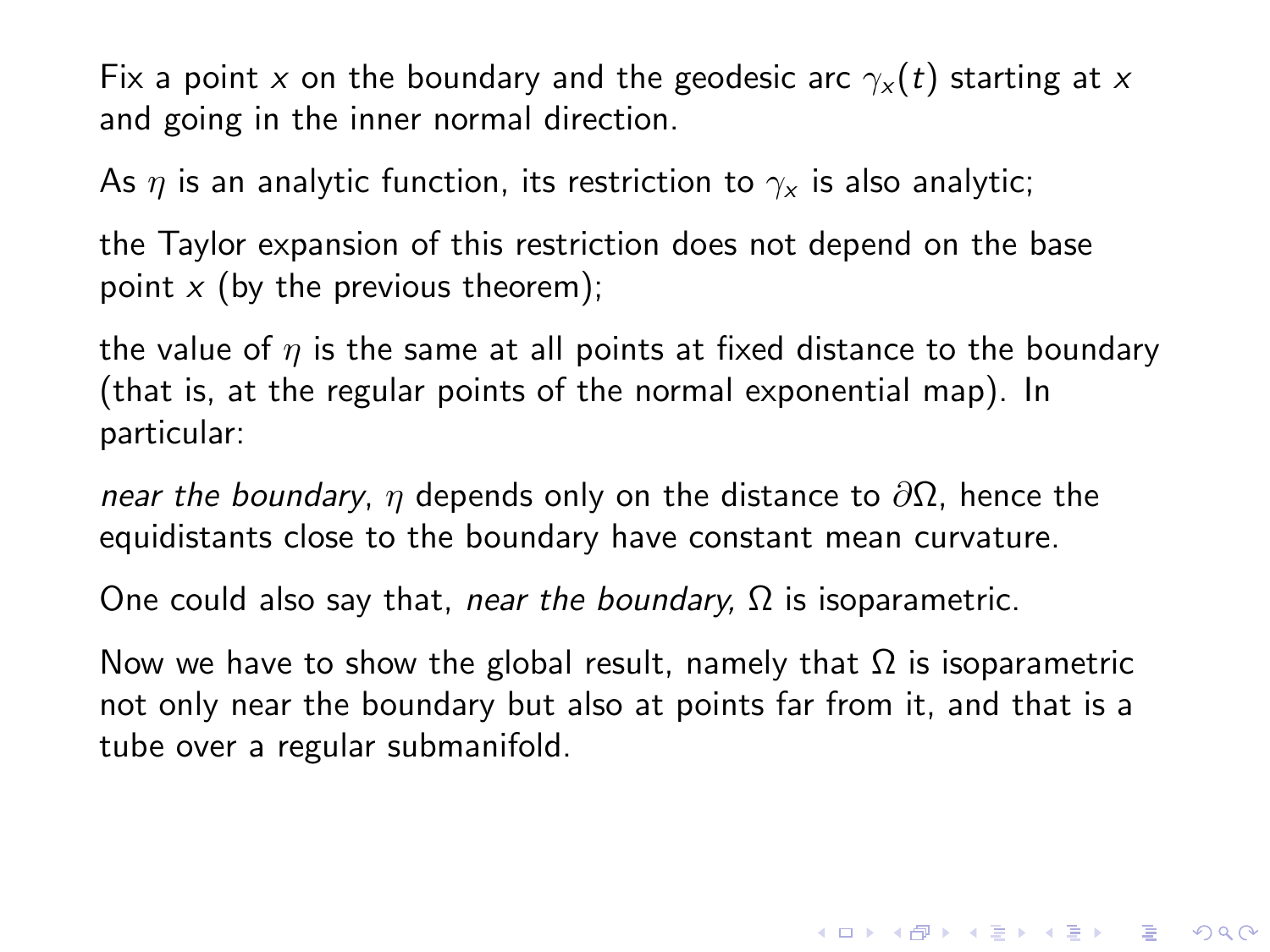Fix a point $x$ on the boundary and the geodesic arc $\gamma_x(t)$ starting at $x$ and going in the inner normal direction.

As $\eta$ is an analytic function, its restriction to $\gamma_x$ is also analytic;

the Taylor expansion of this restriction does not depend on the base point $x$ (by the previous theorem);

the value of $\eta$ is the same at all points at fixed distance to the boundary (that is, at the regular points of the normal exponential map). In particular:

*near the boundary*, $\eta$ depends only on the distance to $\partial\Omega$, hence the equidistants close to the boundary have constant mean curvature.

One could also say that, *near the boundary,* $\Omega$ is isoparametric.

Now we have to show the global result, namely that $\Omega$ is isoparametric not only near the boundary but also at points far from it, and that is a tube over a regular submanifold.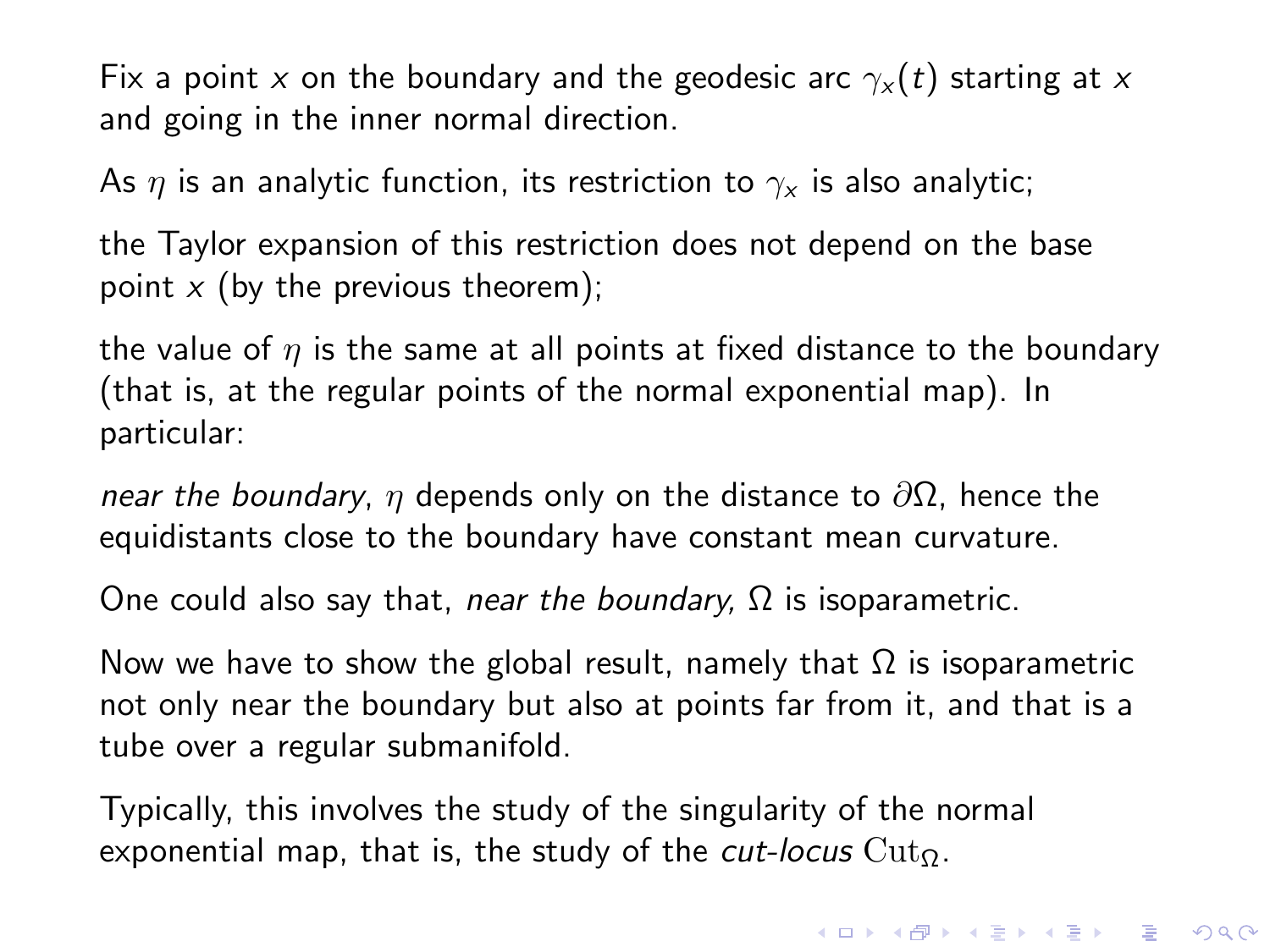Fix a point $x$ on the boundary and the geodesic arc $\gamma_x(t)$ starting at $x$ and going in the inner normal direction.

As $\eta$ is an analytic function, its restriction to $\gamma_x$ is also analytic;

the Taylor expansion of this restriction does not depend on the base point $x$ (by the previous theorem);

the value of $\eta$ is the same at all points at fixed distance to the boundary (that is, at the regular points of the normal exponential map). In particular:

*near the boundary*, $\eta$ depends only on the distance to $\partial\Omega$, hence the equidistants close to the boundary have constant mean curvature.

One could also say that, *near the boundary,* $\Omega$ is isoparametric.

Now we have to show the global result, namely that $\Omega$ is isoparametric not only near the boundary but also at points far from it, and that is a tube over a regular submanifold.

Typically, this involves the study of the singularity of the normal exponential map, that is, the study of the *cut-locus* $\mathrm{Cut}_\Omega$.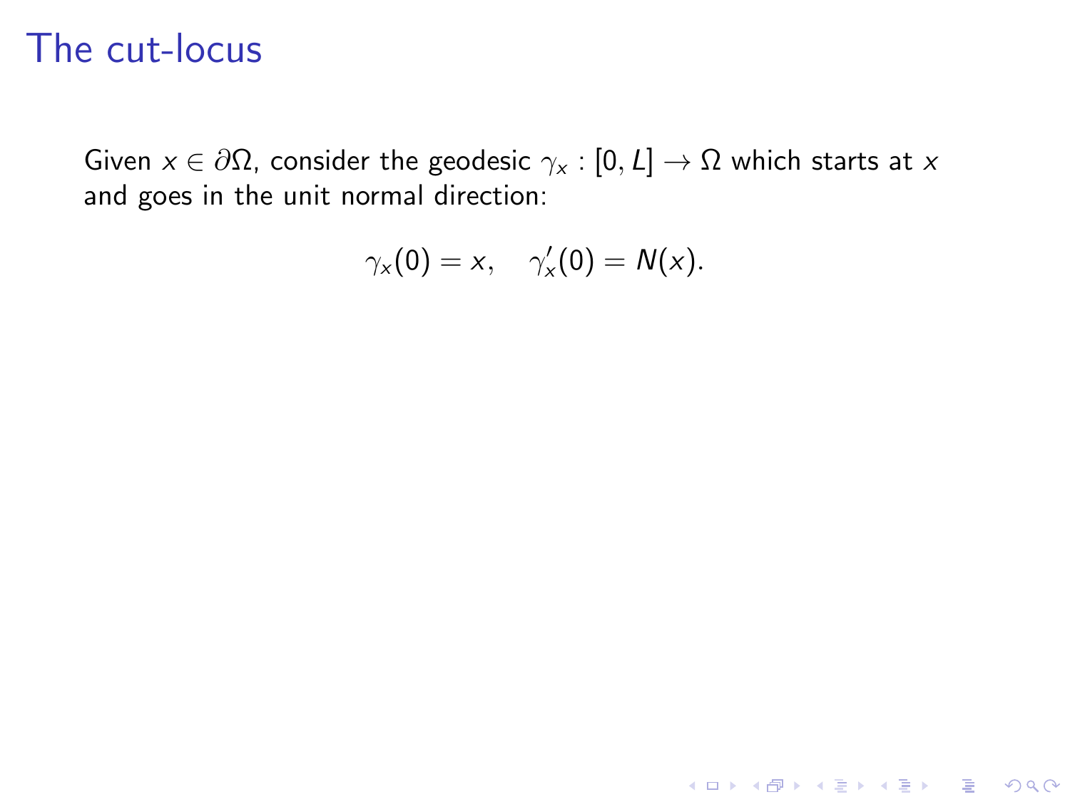# The cut-locus

Given $x \in \partial\Omega$, consider the geodesic $\gamma_x : [0, L] \to \Omega$ which starts at $x$ and goes in the unit normal direction:

$$\gamma_x(0) = x, \quad \gamma_x'(0) = N(x).$$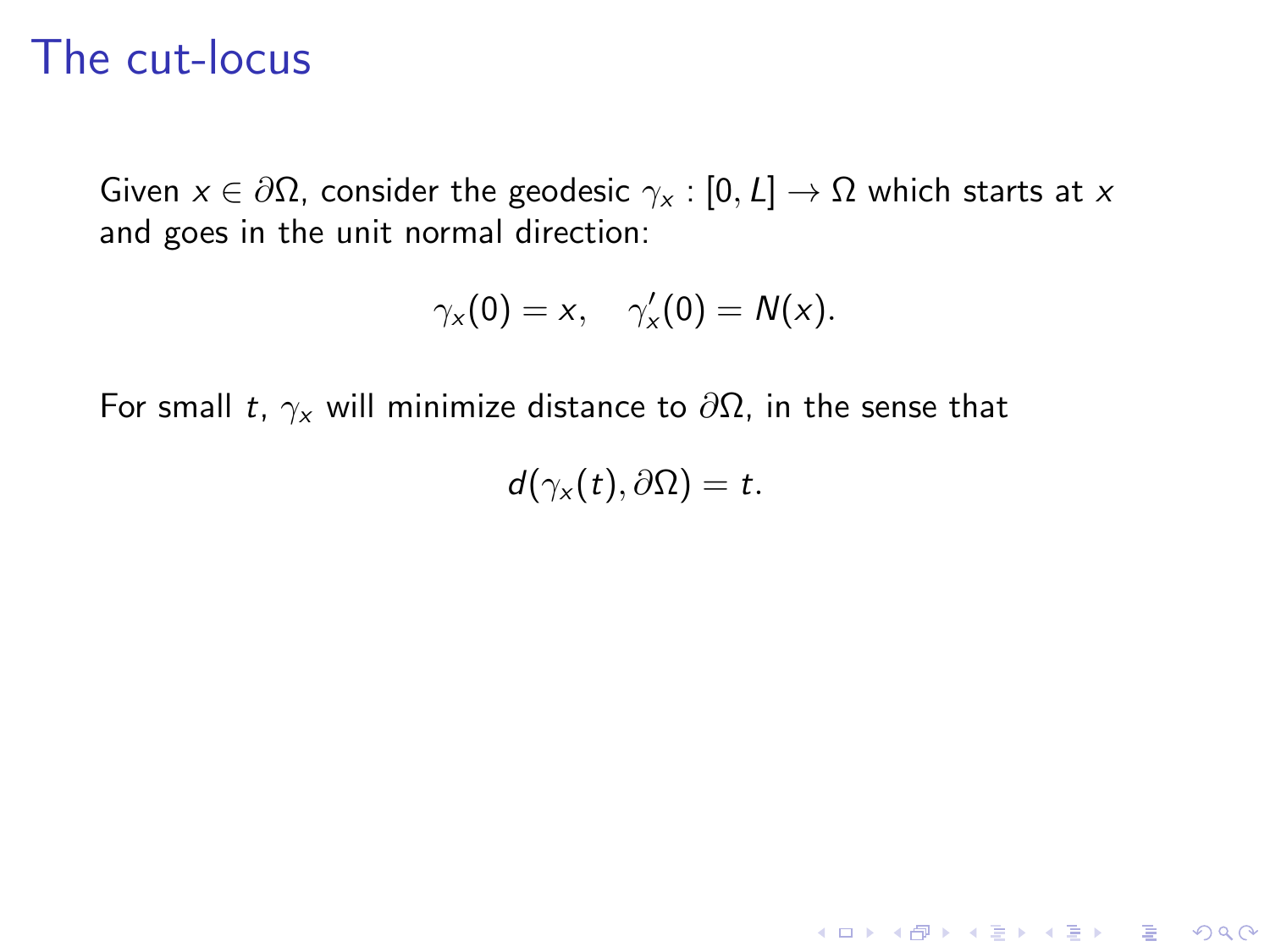# The cut-locus

Given $x \in \partial\Omega$, consider the geodesic $\gamma_x : [0, L] \to \Omega$ which starts at $x$ and goes in the unit normal direction:

$$\gamma_x(0) = x, \quad \gamma_x'(0) = N(x).$$

For small $t$, $\gamma_x$ will minimize distance to $\partial\Omega$, in the sense that

$$d(\gamma_x(t), \partial\Omega) = t.$$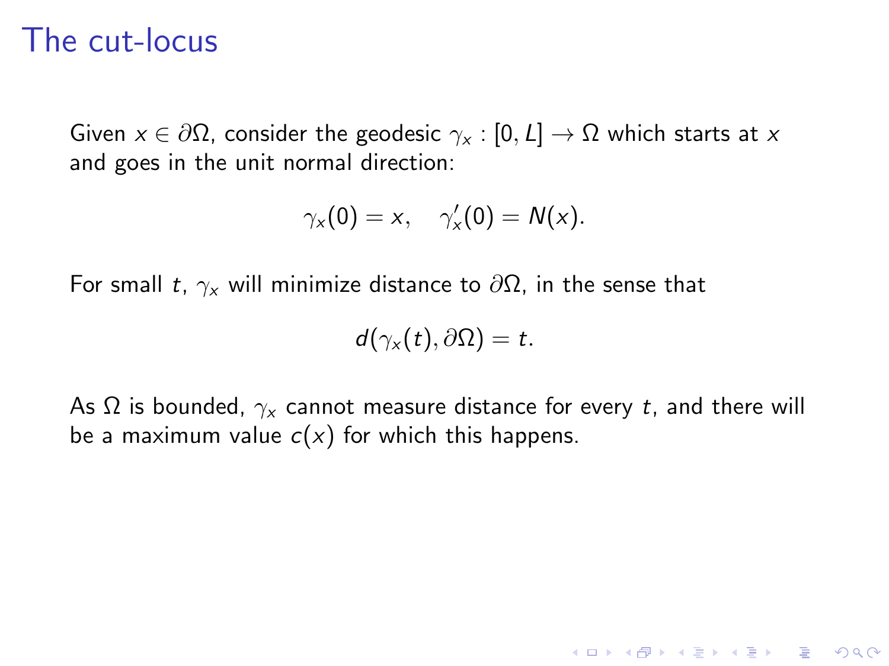# The cut-locus

Given $x \in \partial\Omega$, consider the geodesic $\gamma_x : [0, L] \to \Omega$ which starts at $x$ and goes in the unit normal direction:

$$\gamma_x(0) = x, \quad \gamma_x'(0) = N(x).$$

For small $t$, $\gamma_x$ will minimize distance to $\partial\Omega$, in the sense that

$$d(\gamma_x(t), \partial\Omega) = t.$$

As $\Omega$ is bounded, $\gamma_x$ cannot measure distance for every $t$, and there will be a maximum value $c(x)$ for which this happens.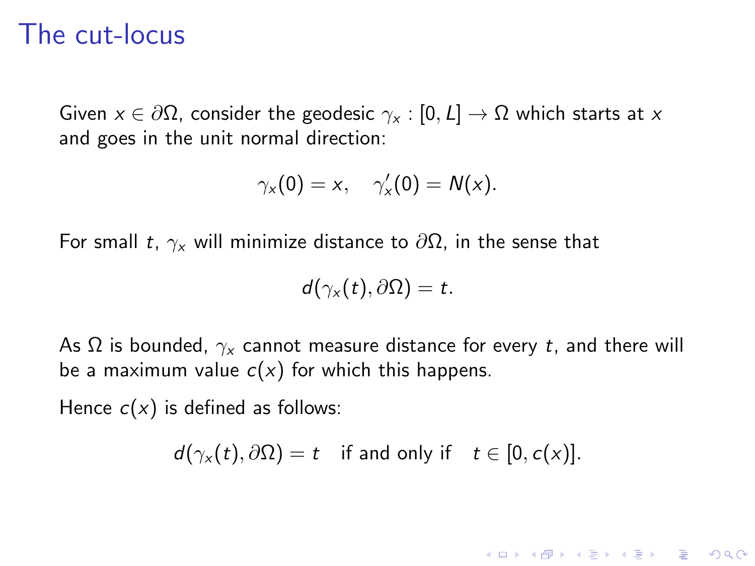# The cut-locus

Given $x \in \partial\Omega$, consider the geodesic $\gamma_x : [0, L] \to \Omega$ which starts at $x$ and goes in the unit normal direction:

$$\gamma_x(0) = x, \quad \gamma_x'(0) = N(x).$$

For small $t$, $\gamma_x$ will minimize distance to $\partial\Omega$, in the sense that

$$d(\gamma_x(t), \partial\Omega) = t.$$

As $\Omega$ is bounded, $\gamma_x$ cannot measure distance for every $t$, and there will be a maximum value $c(x)$ for which this happens.

Hence $c(x)$ is defined as follows:

$$d(\gamma_x(t), \partial\Omega) = t \quad \text{if and only if} \quad t \in [0, c(x)].$$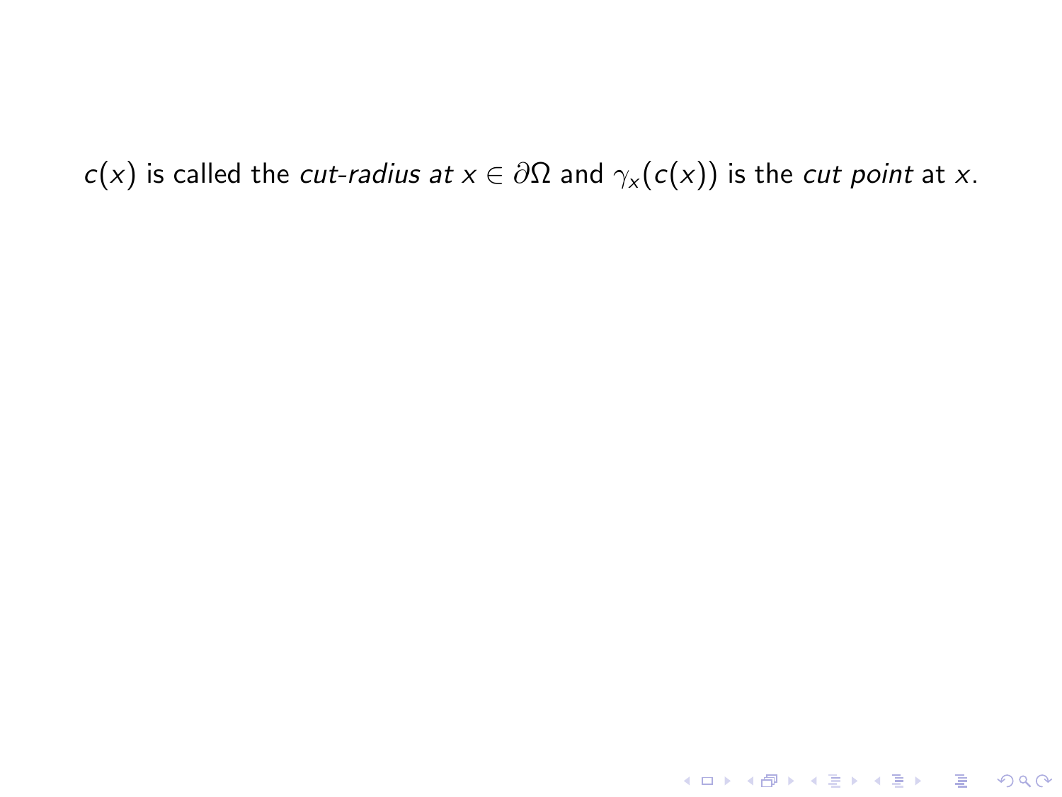$c(x)$ is called the *cut-radius at* $x \in \partial\Omega$ and $\gamma_x(c(x))$ is the *cut point* at $x$.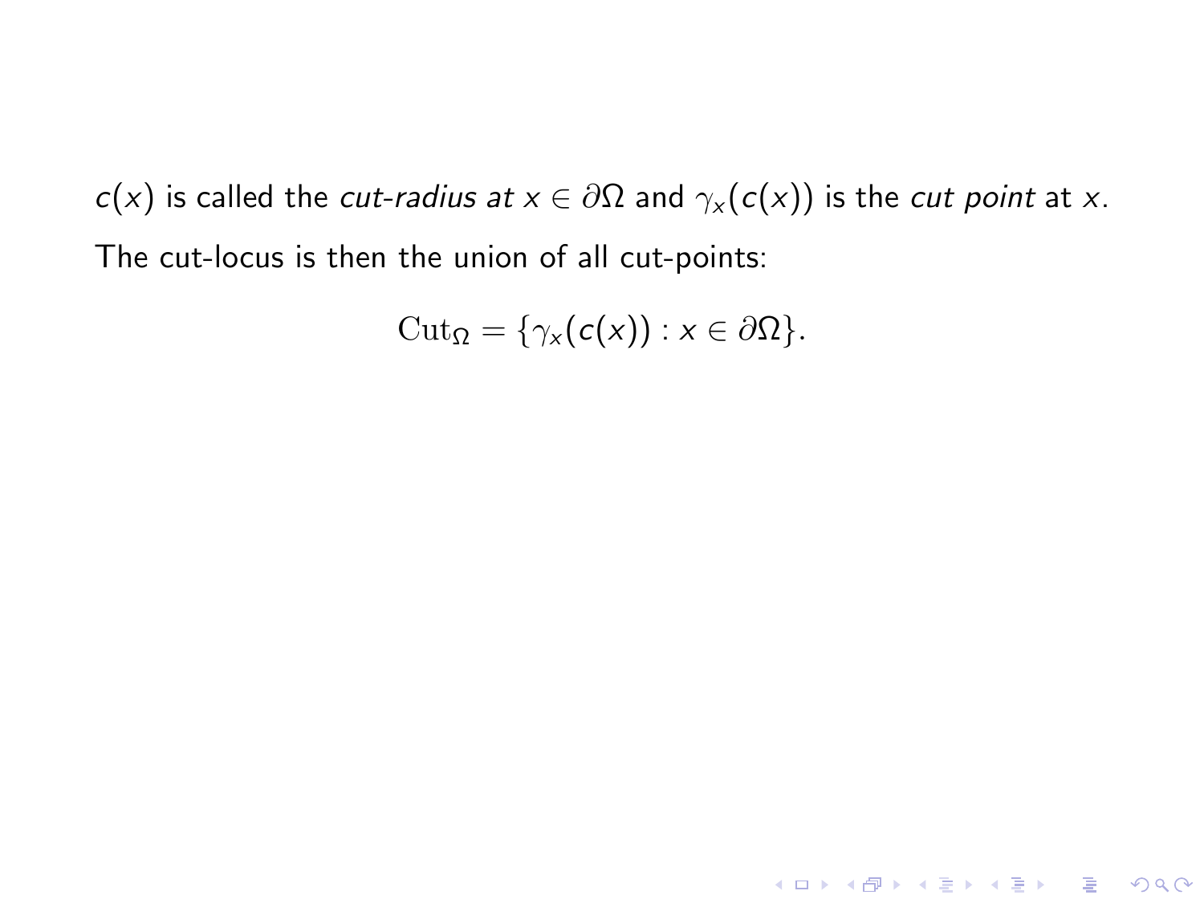$c(x)$ is called the *cut-radius at* $x \in \partial\Omega$ and $\gamma_x(c(x))$ is the *cut point* at $x$.

The cut-locus is then the union of all cut-points:

$$\mathrm{Cut}_\Omega = \{\gamma_x(c(x)) : x \in \partial\Omega\}.$$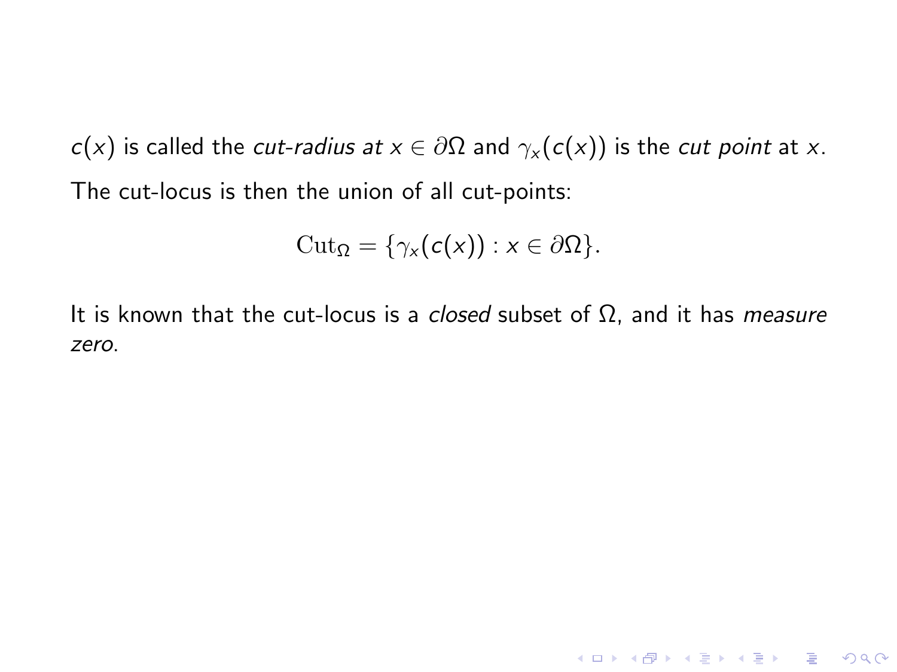$c(x)$ is called the *cut-radius at* $x \in \partial\Omega$ and $\gamma_x(c(x))$ is the *cut point* at $x$.

The cut-locus is then the union of all cut-points:

$$\mathrm{Cut}_\Omega = \{\gamma_x(c(x)) : x \in \partial\Omega\}.$$

It is known that the cut-locus is a *closed* subset of $\Omega$, and it has *measure zero*.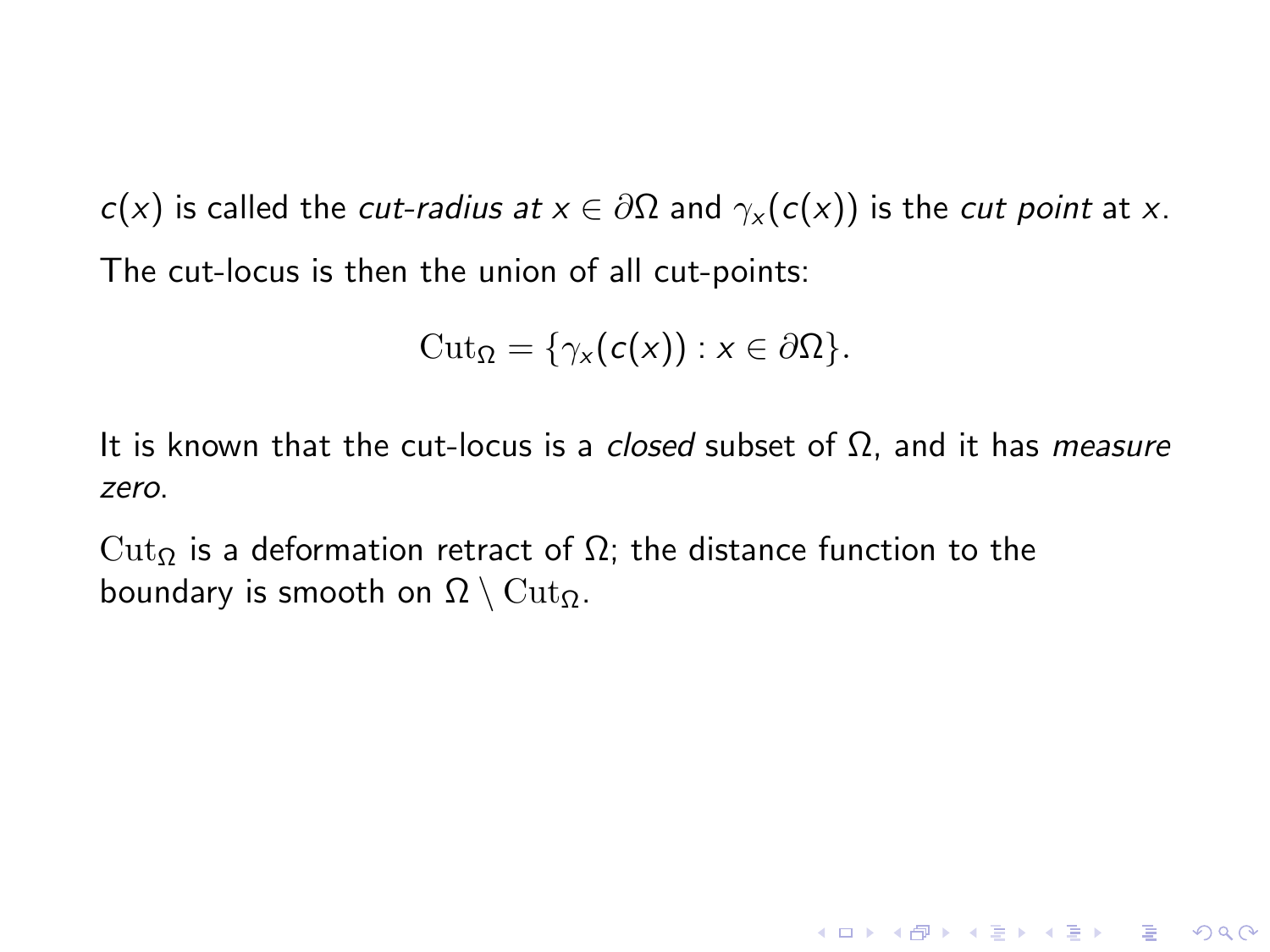$c(x)$ is called the *cut-radius at* $x \in \partial\Omega$ and $\gamma_x(c(x))$ is the *cut point* at $x$.

The cut-locus is then the union of all cut-points:

$$\mathrm{Cut}_\Omega = \{\gamma_x(c(x)) : x \in \partial\Omega\}.$$

It is known that the cut-locus is a *closed* subset of $\Omega$, and it has *measure zero*.

$\mathrm{Cut}_\Omega$ is a deformation retract of $\Omega$; the distance function to the boundary is smooth on $\Omega \setminus \mathrm{Cut}_\Omega$.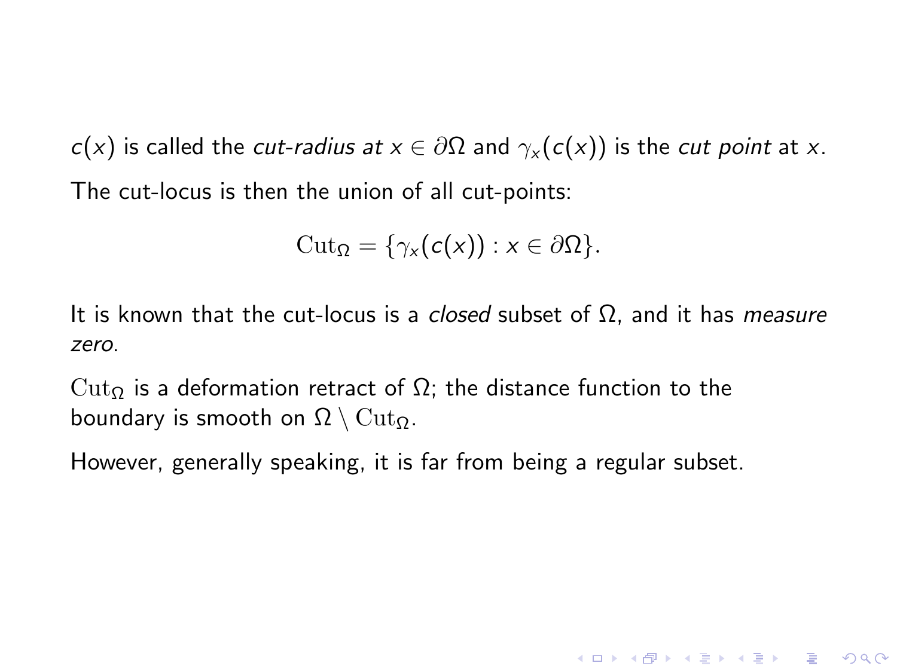$c(x)$ is called the *cut-radius at* $x \in \partial\Omega$ and $\gamma_x(c(x))$ is the *cut point* at $x$.

The cut-locus is then the union of all cut-points:

$$\mathrm{Cut}_\Omega = \{\gamma_x(c(x)) : x \in \partial\Omega\}.$$

It is known that the cut-locus is a *closed* subset of $\Omega$, and it has *measure zero*.

$\mathrm{Cut}_\Omega$ is a deformation retract of $\Omega$; the distance function to the boundary is smooth on $\Omega \setminus \mathrm{Cut}_\Omega$.

However, generally speaking, it is far from being a regular subset.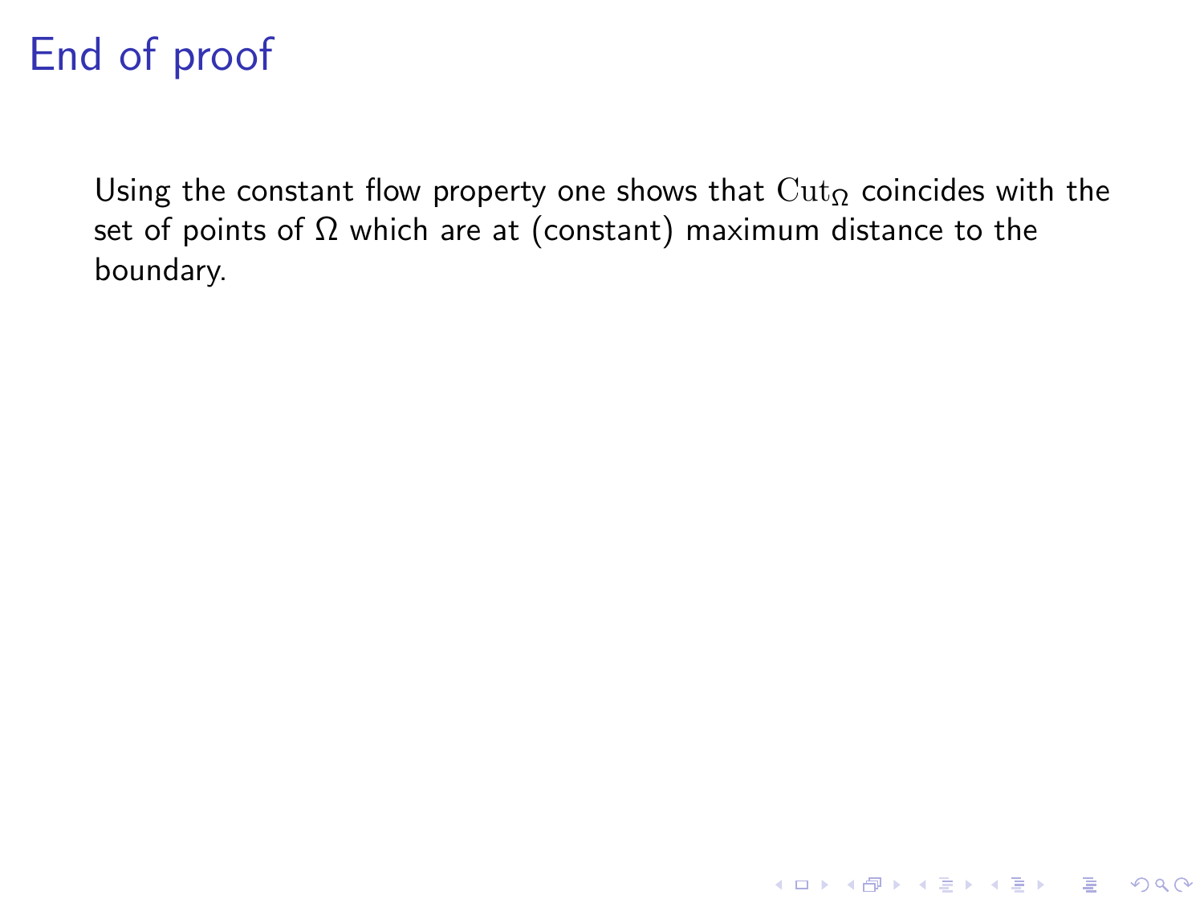# End of proof

Using the constant flow property one shows that $\mathrm{Cut}_\Omega$ coincides with the set of points of $\Omega$ which are at (constant) maximum distance to the boundary.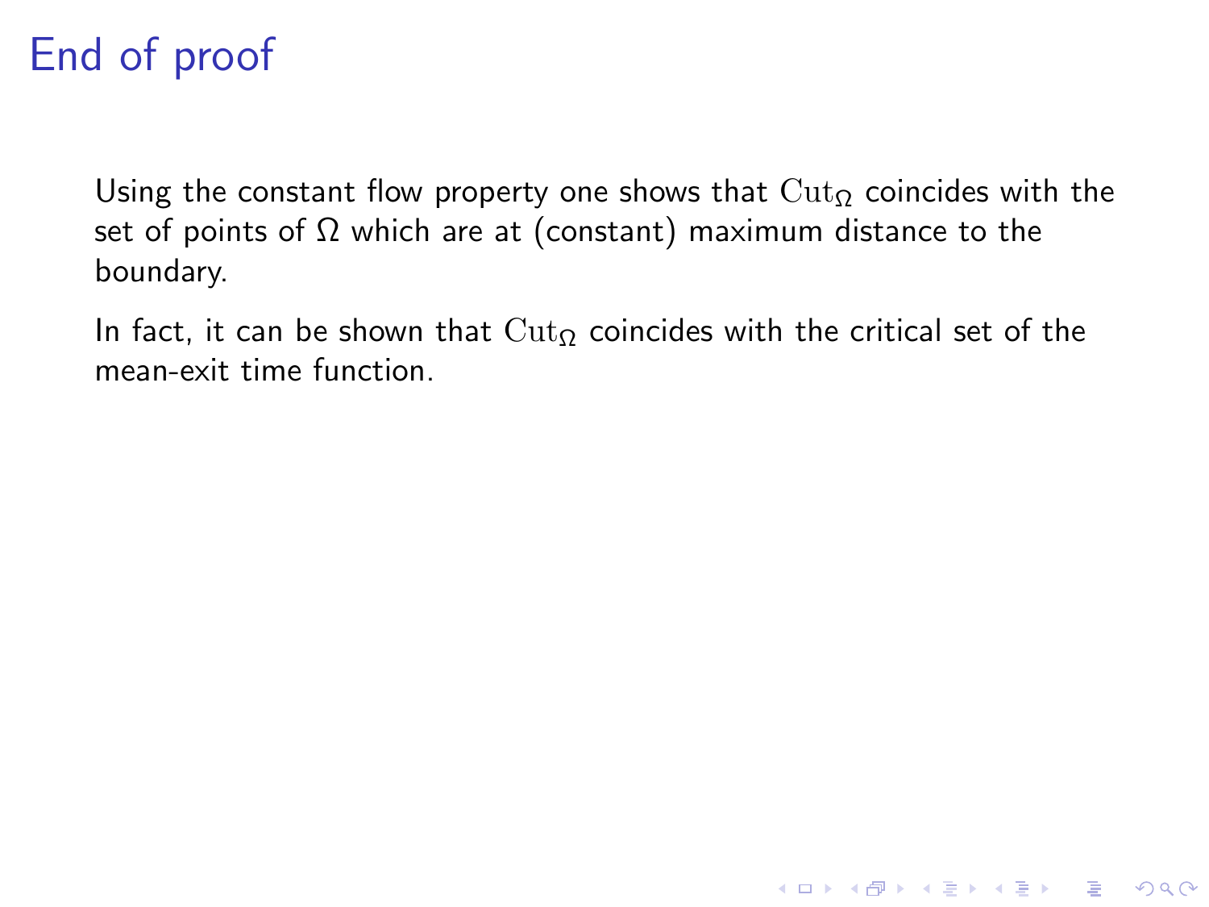# End of proof

Using the constant flow property one shows that $\mathrm{Cut}_\Omega$ coincides with the set of points of $\Omega$ which are at (constant) maximum distance to the boundary.

In fact, it can be shown that $\mathrm{Cut}_\Omega$ coincides with the critical set of the mean-exit time function.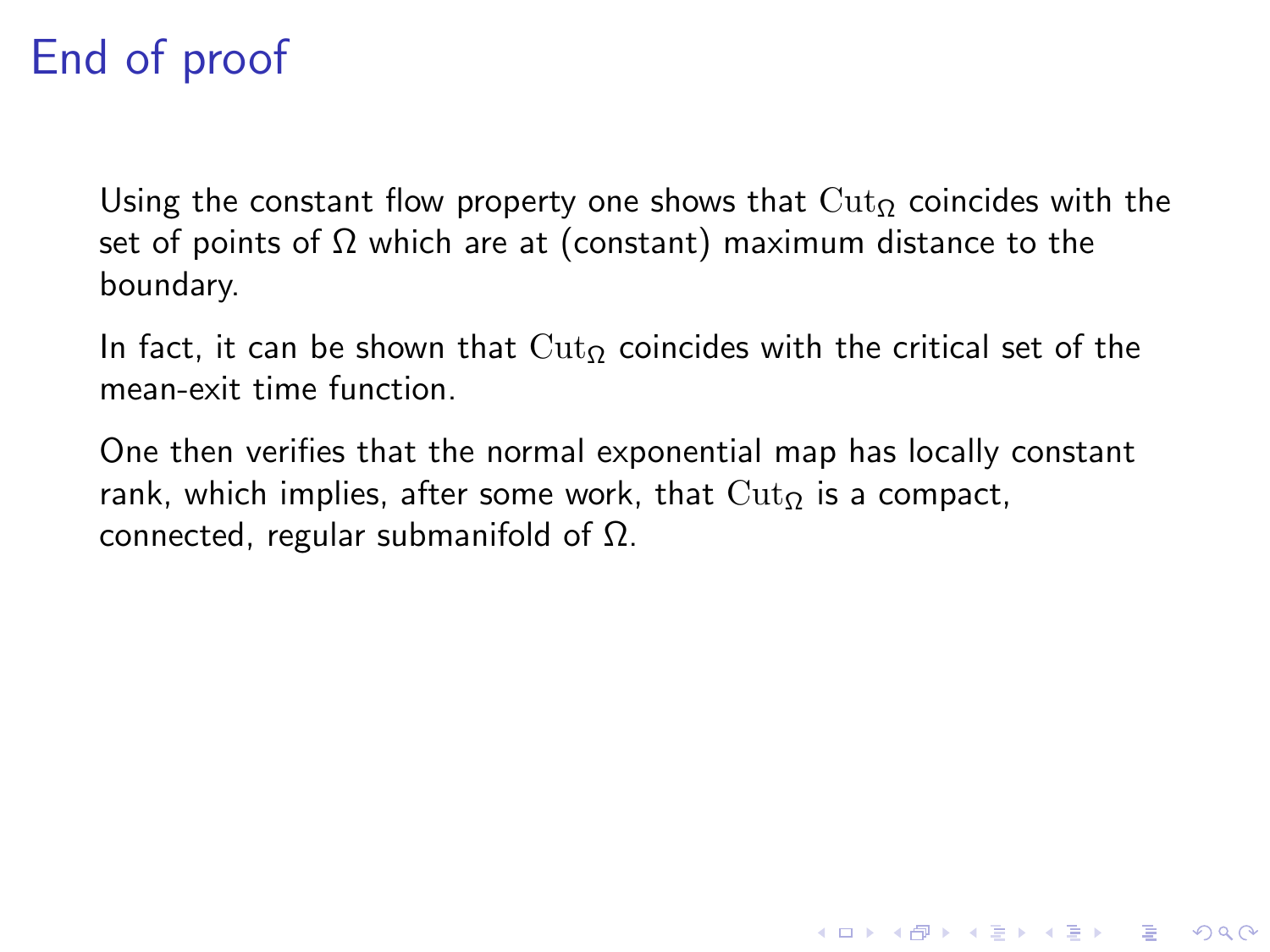# End of proof

Using the constant flow property one shows that $\mathrm{Cut}_\Omega$ coincides with the set of points of $\Omega$ which are at (constant) maximum distance to the boundary.

In fact, it can be shown that $\mathrm{Cut}_\Omega$ coincides with the critical set of the mean-exit time function.

One then verifies that the normal exponential map has locally constant rank, which implies, after some work, that $\mathrm{Cut}_\Omega$ is a compact, connected, regular submanifold of $\Omega$.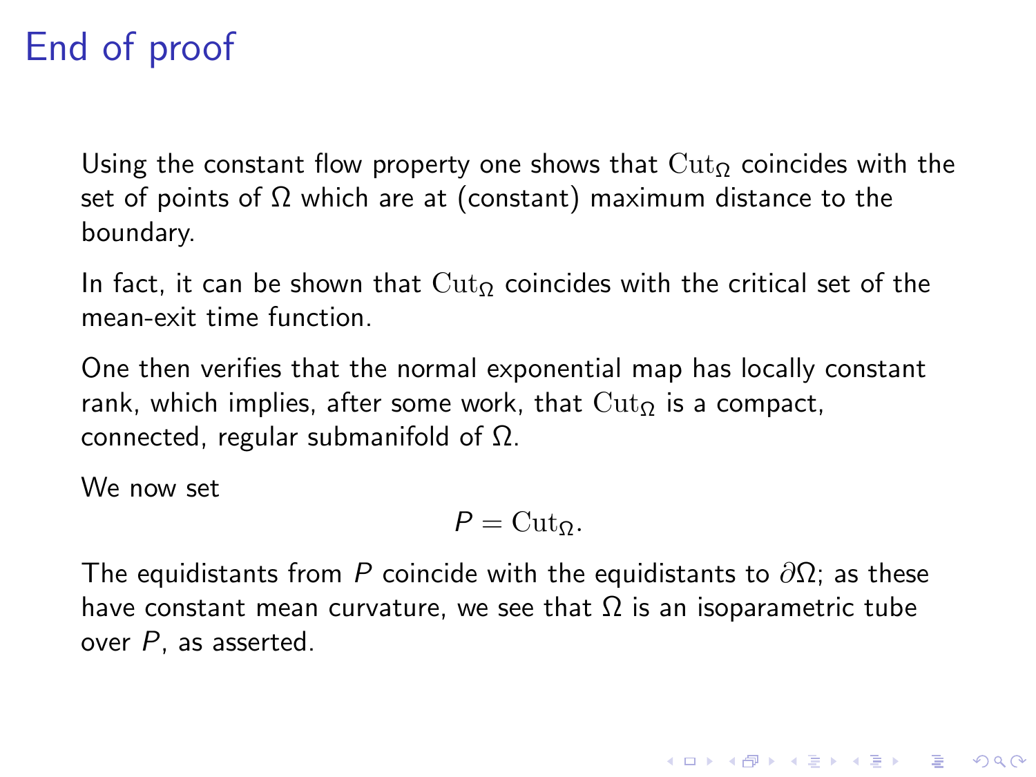# End of proof

Using the constant flow property one shows that $\mathrm{Cut}_\Omega$ coincides with the set of points of $\Omega$ which are at (constant) maximum distance to the boundary.

In fact, it can be shown that $\mathrm{Cut}_\Omega$ coincides with the critical set of the mean-exit time function.

One then verifies that the normal exponential map has locally constant rank, which implies, after some work, that $\mathrm{Cut}_\Omega$ is a compact, connected, regular submanifold of $\Omega$.

We now set

$$P = \mathrm{Cut}_\Omega.$$

The equidistants from $P$ coincide with the equidistants to $\partial\Omega$; as these have constant mean curvature, we see that $\Omega$ is an isoparametric tube over $P$, as asserted.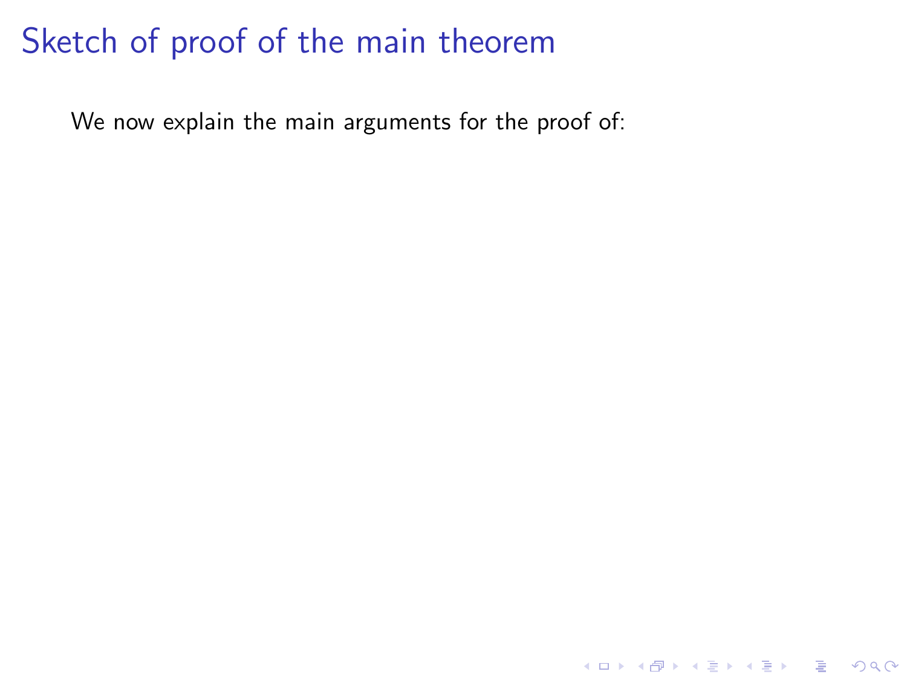# Sketch of proof of the main theorem

We now explain the main arguments for the proof of: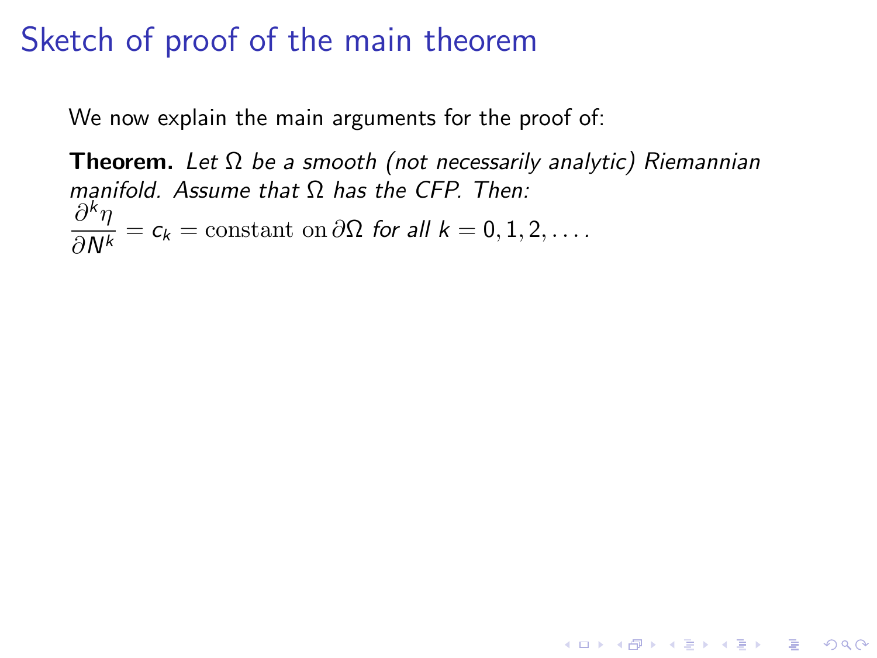# Sketch of proof of the main theorem

We now explain the main arguments for the proof of:

**Theorem.** *Let $\Omega$ be a smooth (not necessarily analytic) Riemannian manifold. Assume that $\Omega$ has the CFP. Then:*

$$\frac{\partial^k \eta}{\partial N^k} = c_k = \text{constant on}\, \partial\Omega \text{ for all } k = 0, 1, 2, \ldots.$$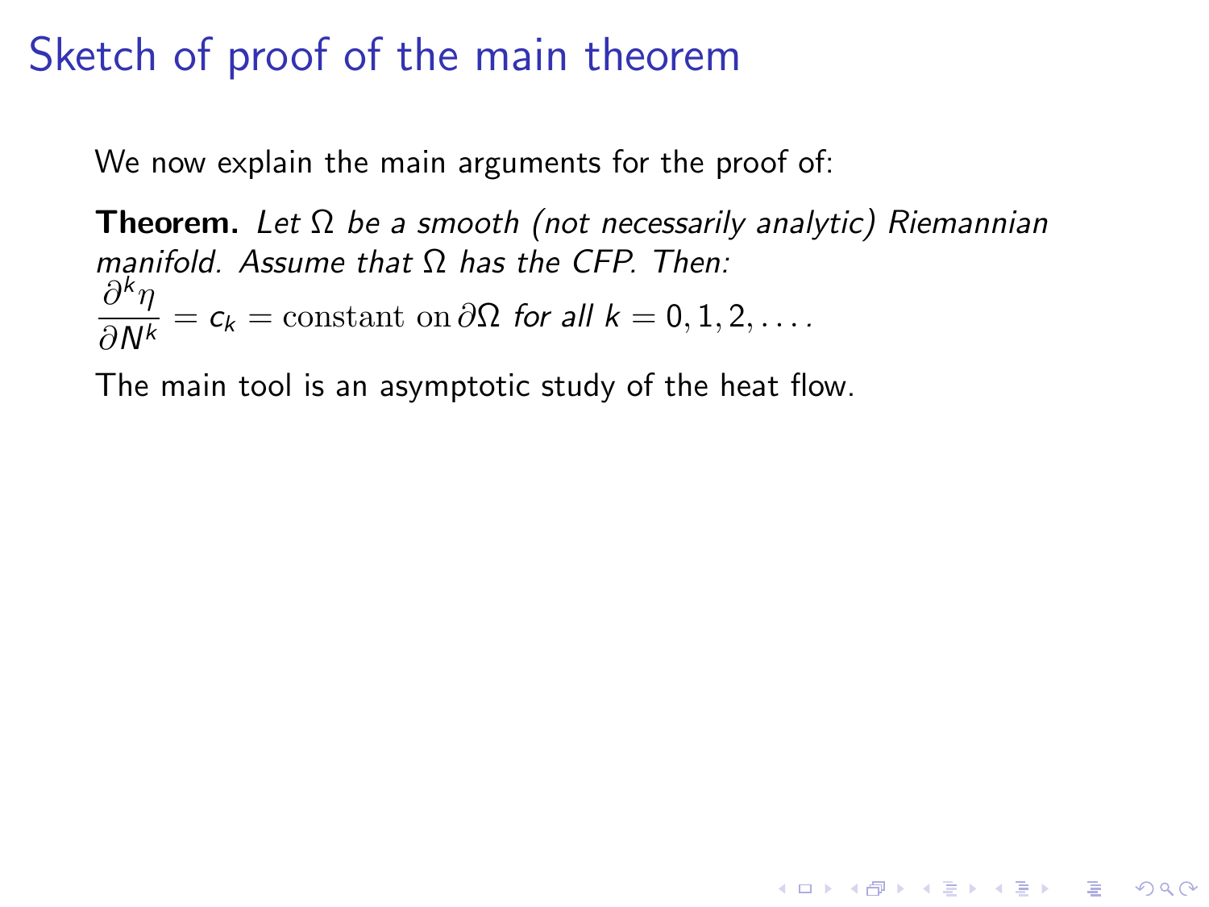# Sketch of proof of the main theorem

We now explain the main arguments for the proof of:

**Theorem.** *Let $\Omega$ be a smooth (not necessarily analytic) Riemannian manifold. Assume that $\Omega$ has the CFP. Then:*
$\dfrac{\partial^k \eta}{\partial N^k} = c_k = \text{constant on}\, \partial\Omega$ *for all* $k = 0, 1, 2, \dots.$

The main tool is an asymptotic study of the heat flow.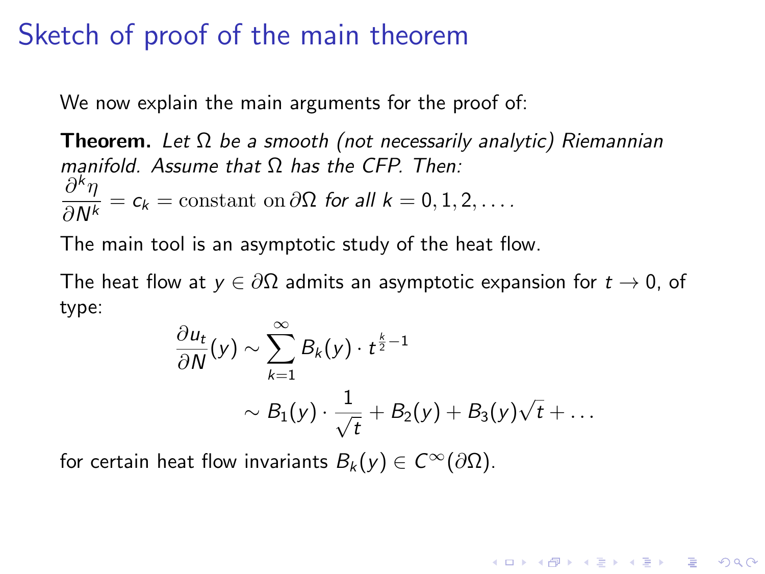# Sketch of proof of the main theorem

We now explain the main arguments for the proof of:

**Theorem.** *Let $\Omega$ be a smooth (not necessarily analytic) Riemannian manifold. Assume that $\Omega$ has the CFP. Then:*

$$\frac{\partial^k \eta}{\partial N^k} = c_k = \text{constant on}\,\partial\Omega \text{ for all } k = 0, 1, 2, \ldots.$$

The main tool is an asymptotic study of the heat flow.

The heat flow at $y \in \partial\Omega$ admits an asymptotic expansion for $t \to 0$, of type:

$$\begin{aligned}
\frac{\partial u_t}{\partial N}(y) &\sim \sum_{k=1}^{\infty} B_k(y) \cdot t^{\frac{k}{2}-1} \\
&\sim B_1(y) \cdot \frac{1}{\sqrt{t}} + B_2(y) + B_3(y)\sqrt{t} + \ldots
\end{aligned}$$

for certain heat flow invariants $B_k(y) \in C^\infty(\partial\Omega)$.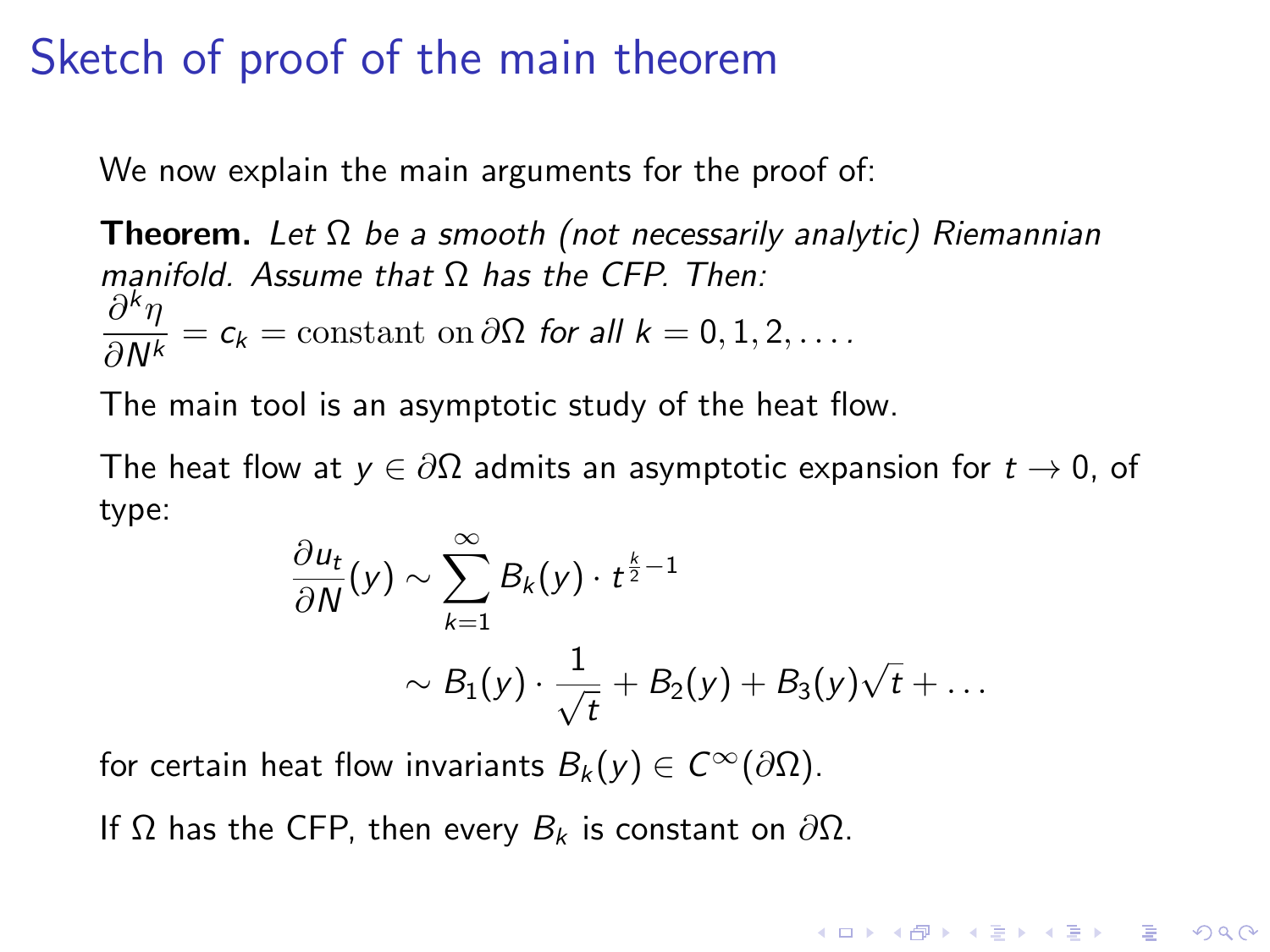# Sketch of proof of the main theorem

We now explain the main arguments for the proof of:

**Theorem.** *Let $\Omega$ be a smooth (not necessarily analytic) Riemannian manifold. Assume that $\Omega$ has the CFP. Then:*
$$\frac{\partial^k \eta}{\partial N^k} = c_k = \text{constant on } \partial\Omega \text{ for all } k = 0, 1, 2, \dots.$$

The main tool is an asymptotic study of the heat flow.

The heat flow at $y \in \partial\Omega$ admits an asymptotic expansion for $t \to 0$, of type:

$$\begin{aligned} \frac{\partial u_t}{\partial N}(y) &\sim \sum_{k=1}^{\infty} B_k(y) \cdot t^{\frac{k}{2}-1} \\ &\sim B_1(y) \cdot \frac{1}{\sqrt{t}} + B_2(y) + B_3(y)\sqrt{t} + \dots \end{aligned}$$

for certain heat flow invariants $B_k(y) \in C^\infty(\partial\Omega)$.

If $\Omega$ has the CFP, then every $B_k$ is constant on $\partial\Omega$.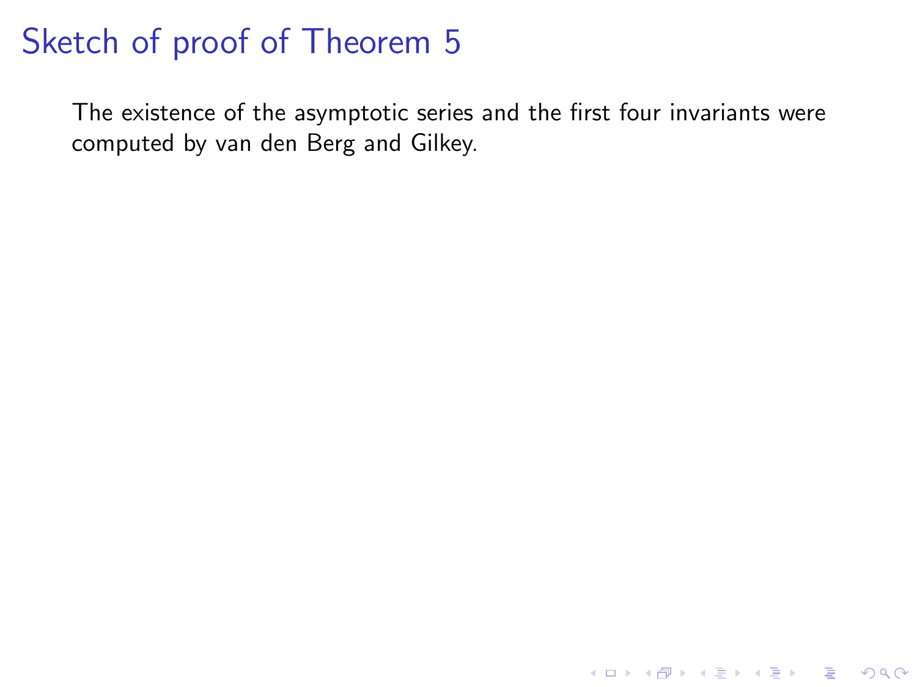# Sketch of proof of Theorem 5

The existence of the asymptotic series and the first four invariants were computed by van den Berg and Gilkey.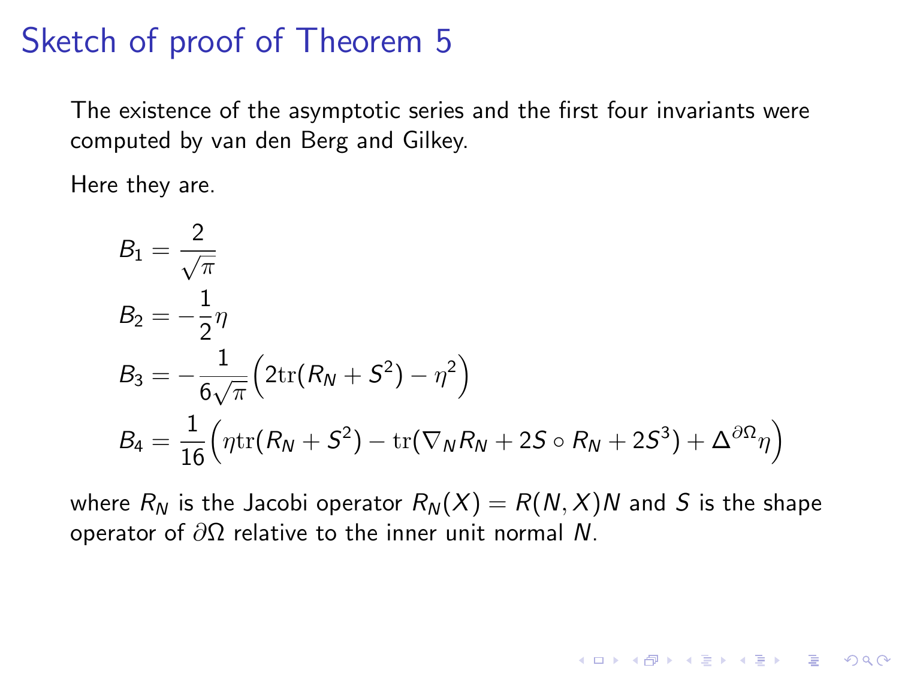# Sketch of proof of Theorem 5

The existence of the asymptotic series and the first four invariants were computed by van den Berg and Gilkey.

Here they are.

$$
\begin{aligned}
B_1 &= \frac{2}{\sqrt{\pi}} \\
B_2 &= -\frac{1}{2}\eta \\
B_3 &= -\frac{1}{6\sqrt{\pi}}\Big(2\mathrm{tr}(R_N + S^2) - \eta^2\Big) \\
B_4 &= \frac{1}{16}\Big(\eta\mathrm{tr}(R_N + S^2) - \mathrm{tr}(\nabla_N R_N + 2S \circ R_N + 2S^3) + \Delta^{\partial\Omega}\eta\Big)
\end{aligned}
$$

where $R_N$ is the Jacobi operator $R_N(X) = R(N, X)N$ and $S$ is the shape operator of $\partial\Omega$ relative to the inner unit normal $N$.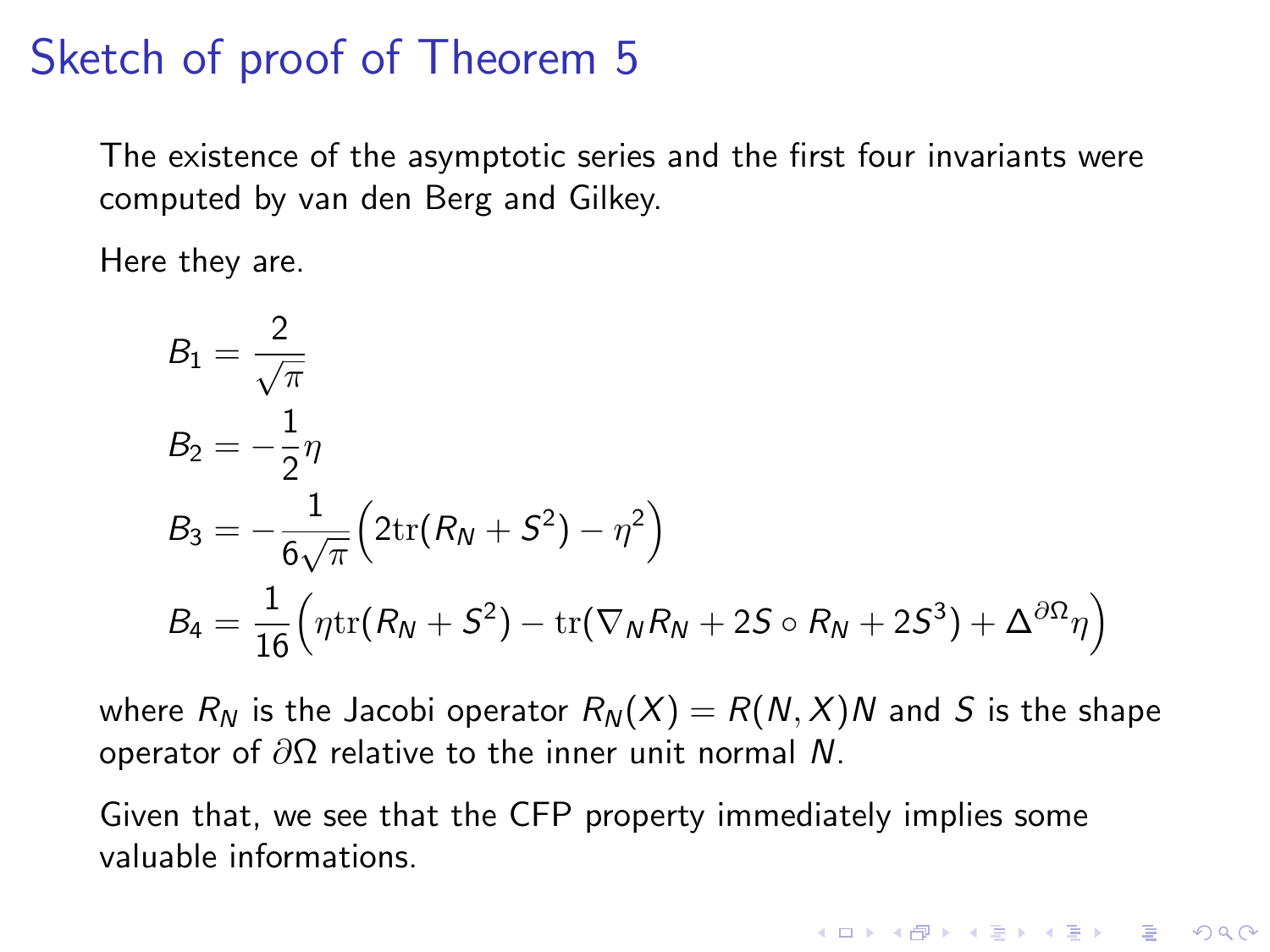# Sketch of proof of Theorem 5

The existence of the asymptotic series and the first four invariants were computed by van den Berg and Gilkey.

Here they are.

$$
\begin{aligned}
B_1 &= \frac{2}{\sqrt{\pi}} \\
B_2 &= -\frac{1}{2}\eta \\
B_3 &= -\frac{1}{6\sqrt{\pi}}\Big(2\operatorname{tr}(R_N + S^2) - \eta^2\Big) \\
B_4 &= \frac{1}{16}\Big(\eta\operatorname{tr}(R_N + S^2) - \operatorname{tr}(\nabla_N R_N + 2S \circ R_N + 2S^3) + \Delta^{\partial\Omega}\eta\Big)
\end{aligned}
$$

where $R_N$ is the Jacobi operator $R_N(X) = R(N, X)N$ and $S$ is the shape operator of $\partial\Omega$ relative to the inner unit normal $N$.

Given that, we see that the CFP property immediately implies some valuable informations.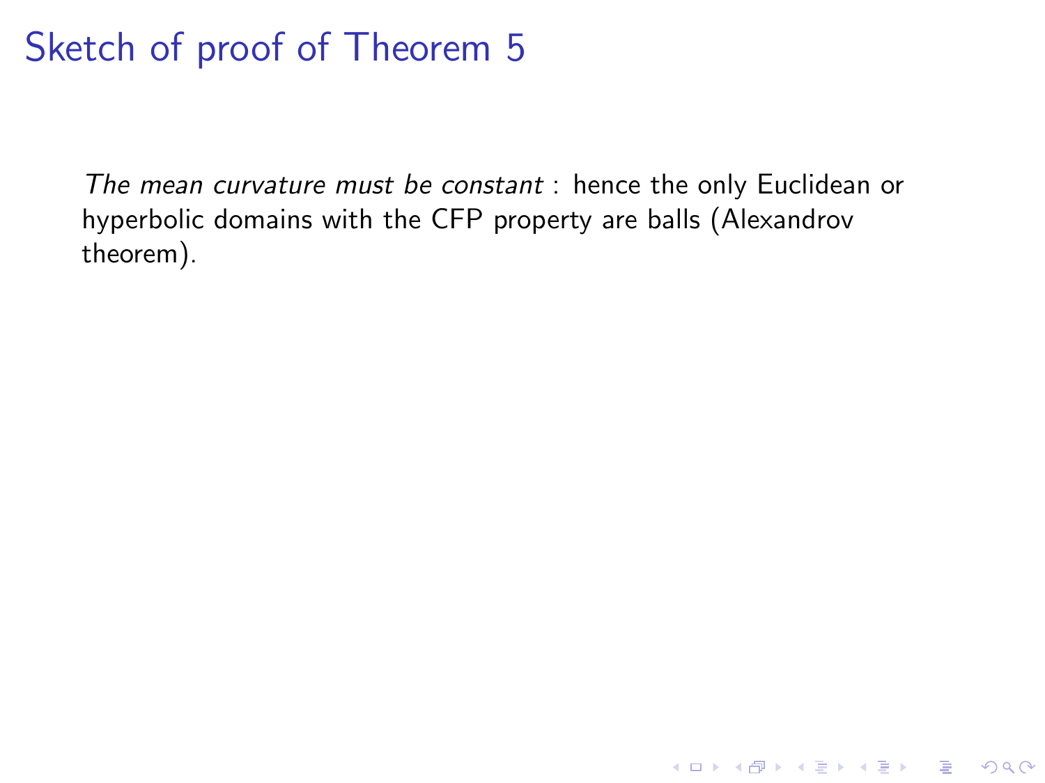# Sketch of proof of Theorem 5

*The mean curvature must be constant* : hence the only Euclidean or hyperbolic domains with the CFP property are balls (Alexandrov theorem).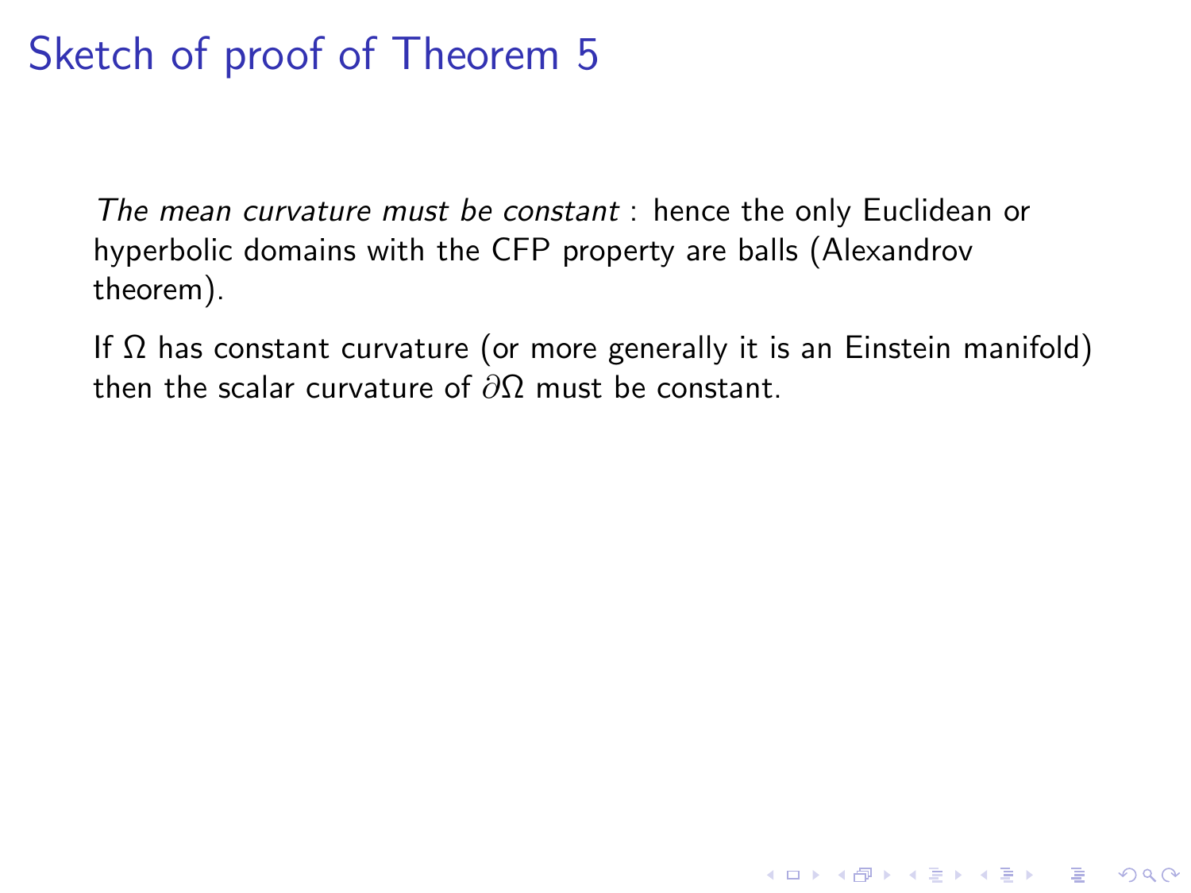# Sketch of proof of Theorem 5

*The mean curvature must be constant* : hence the only Euclidean or hyperbolic domains with the CFP property are balls (Alexandrov theorem).

If $\Omega$ has constant curvature (or more generally it is an Einstein manifold) then the scalar curvature of $\partial\Omega$ must be constant.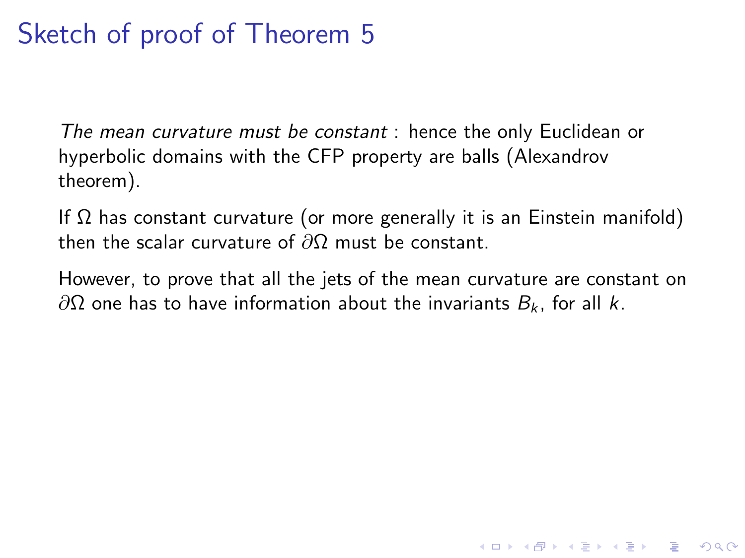# Sketch of proof of Theorem 5

*The mean curvature must be constant* : hence the only Euclidean or hyperbolic domains with the CFP property are balls (Alexandrov theorem).

If $\Omega$ has constant curvature (or more generally it is an Einstein manifold) then the scalar curvature of $\partial\Omega$ must be constant.

However, to prove that all the jets of the mean curvature are constant on $\partial\Omega$ one has to have information about the invariants $B_k$, for all $k$.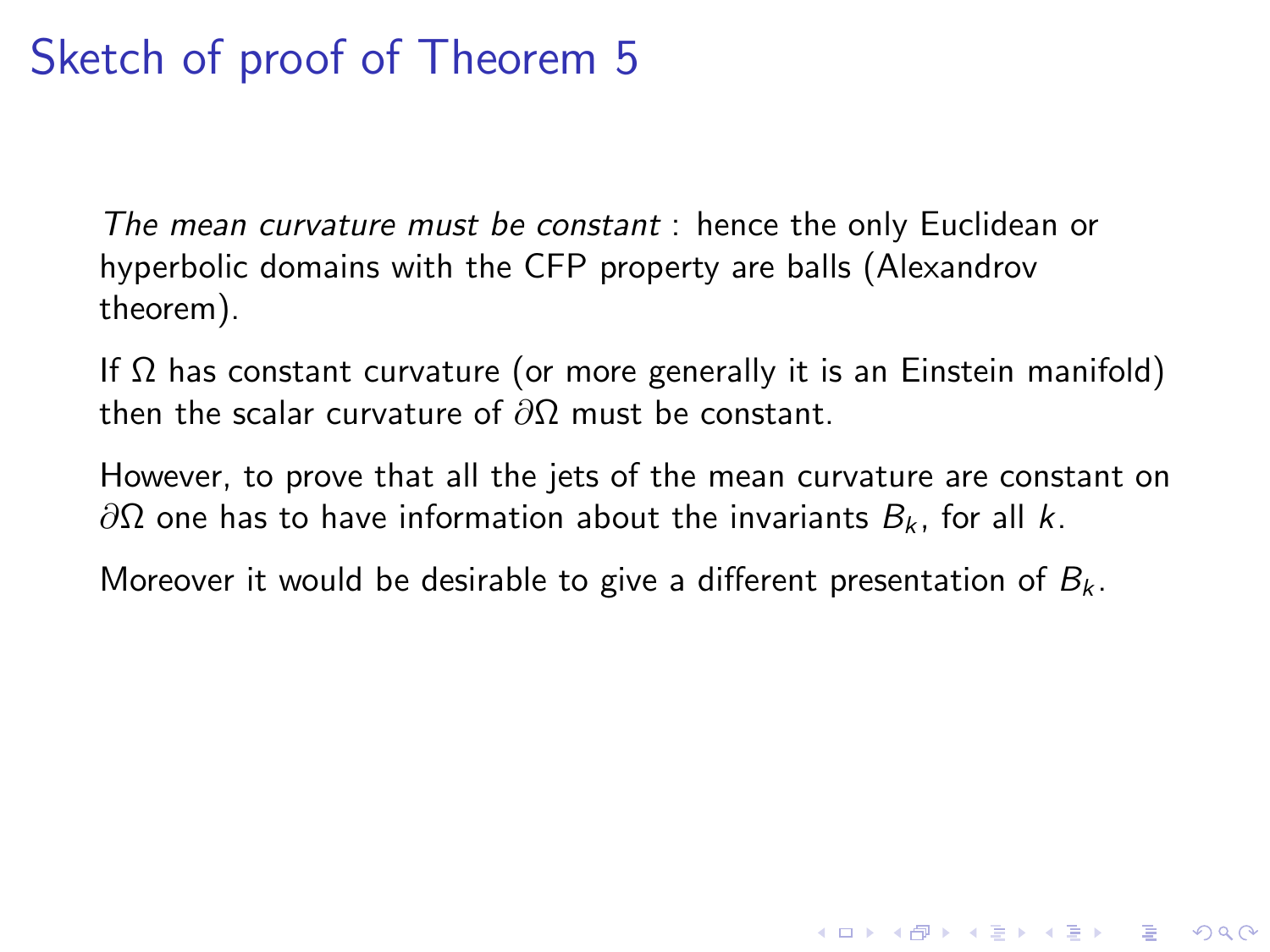# Sketch of proof of Theorem 5

*The mean curvature must be constant* : hence the only Euclidean or hyperbolic domains with the CFP property are balls (Alexandrov theorem).

If $\Omega$ has constant curvature (or more generally it is an Einstein manifold) then the scalar curvature of $\partial\Omega$ must be constant.

However, to prove that all the jets of the mean curvature are constant on $\partial\Omega$ one has to have information about the invariants $B_k$, for all $k$.

Moreover it would be desirable to give a different presentation of $B_k$.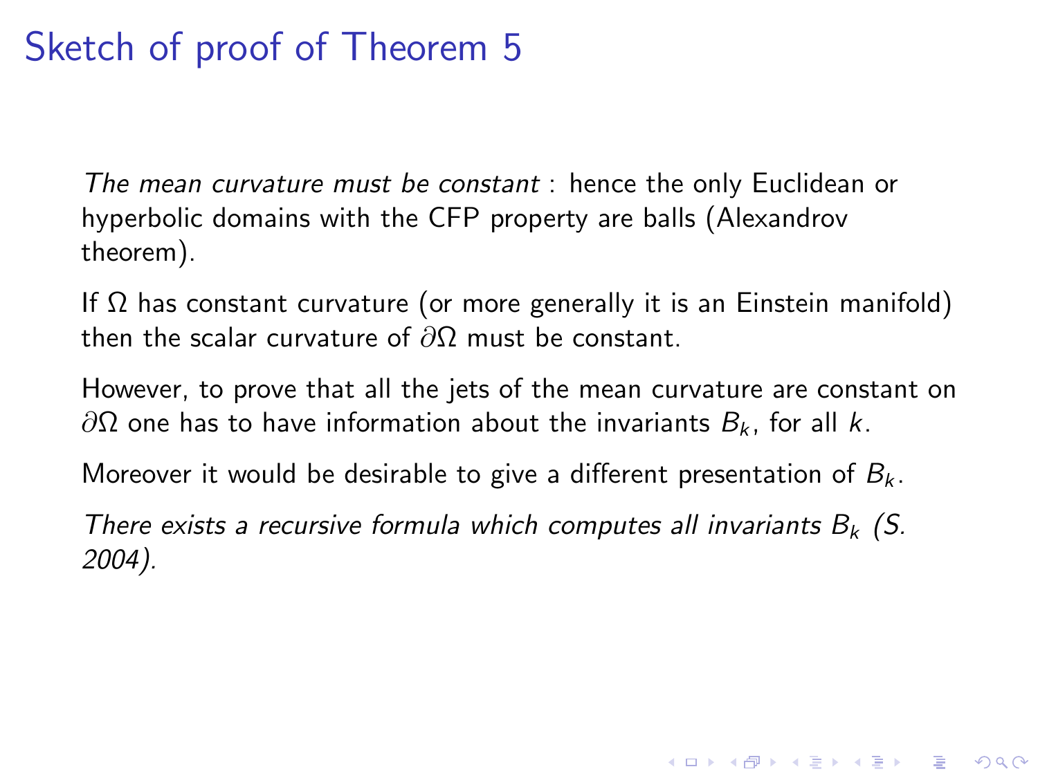# Sketch of proof of Theorem 5

*The mean curvature must be constant* : hence the only Euclidean or hyperbolic domains with the CFP property are balls (Alexandrov theorem).

If $\Omega$ has constant curvature (or more generally it is an Einstein manifold) then the scalar curvature of $\partial\Omega$ must be constant.

However, to prove that all the jets of the mean curvature are constant on $\partial\Omega$ one has to have information about the invariants $B_k$, for all $k$.

Moreover it would be desirable to give a different presentation of $B_k$.

*There exists a recursive formula which computes all invariants $B_k$ (S. 2004).*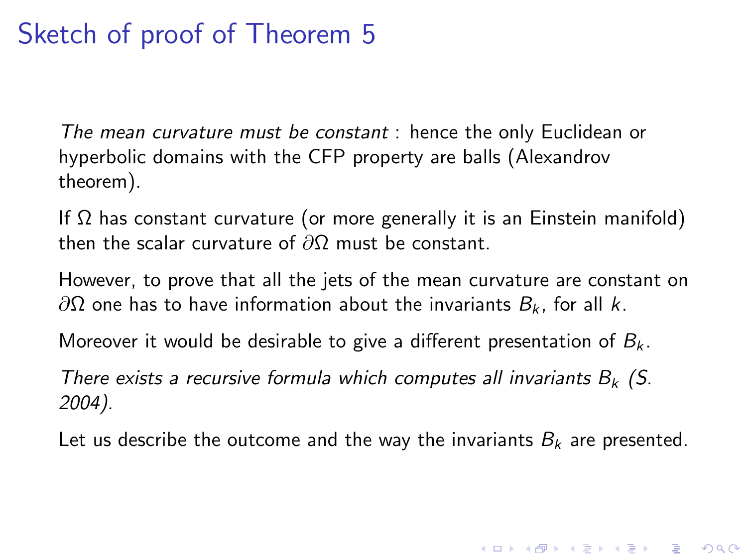# Sketch of proof of Theorem 5

*The mean curvature must be constant* : hence the only Euclidean or hyperbolic domains with the CFP property are balls (Alexandrov theorem).

If $\Omega$ has constant curvature (or more generally it is an Einstein manifold) then the scalar curvature of $\partial\Omega$ must be constant.

However, to prove that all the jets of the mean curvature are constant on $\partial\Omega$ one has to have information about the invariants $B_k$, for all $k$.

Moreover it would be desirable to give a different presentation of $B_k$.

*There exists a recursive formula which computes all invariants $B_k$ (S. 2004).*

Let us describe the outcome and the way the invariants $B_k$ are presented.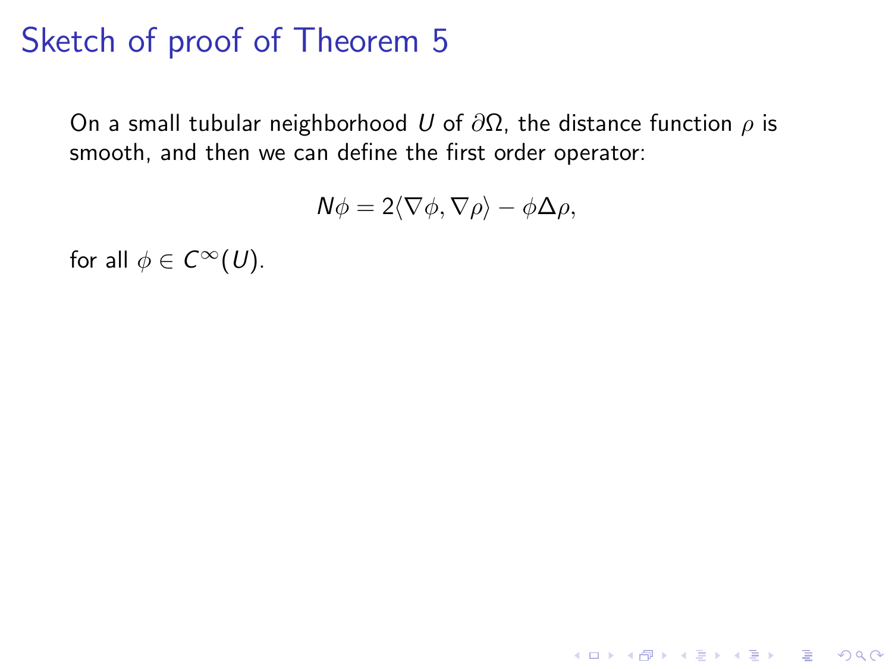# Sketch of proof of Theorem 5

On a small tubular neighborhood $U$ of $\partial\Omega$, the distance function $\rho$ is smooth, and then we can define the first order operator:

$$N\phi = 2\langle \nabla \phi, \nabla \rho \rangle - \phi \Delta \rho,$$

for all $\phi \in C^{\infty}(U)$.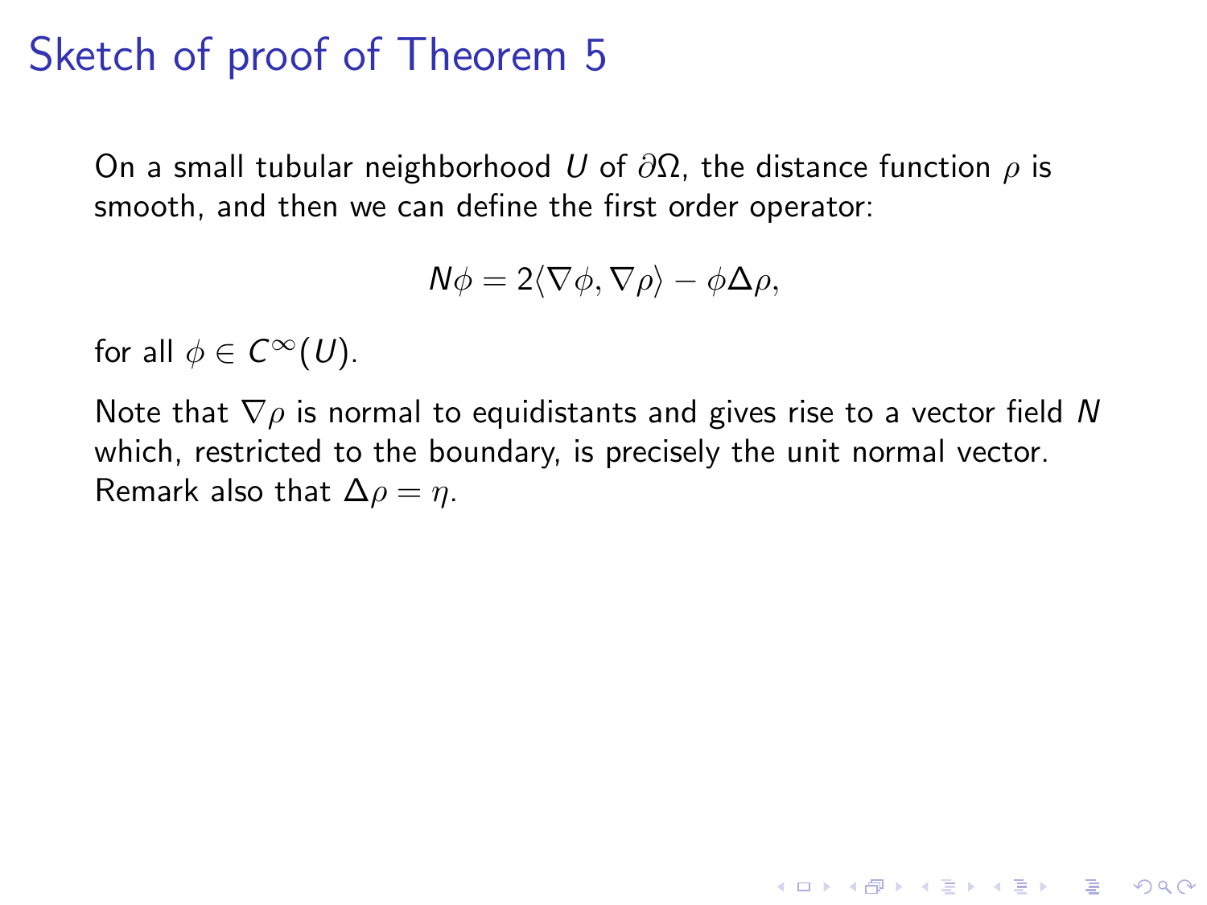# Sketch of proof of Theorem 5

On a small tubular neighborhood $U$ of $\partial\Omega$, the distance function $\rho$ is smooth, and then we can define the first order operator:

$$N\phi = 2\langle \nabla \phi, \nabla \rho \rangle - \phi \Delta \rho,$$

for all $\phi \in C^\infty(U)$.

Note that $\nabla \rho$ is normal to equidistants and gives rise to a vector field $N$ which, restricted to the boundary, is precisely the unit normal vector. Remark also that $\Delta \rho = \eta$.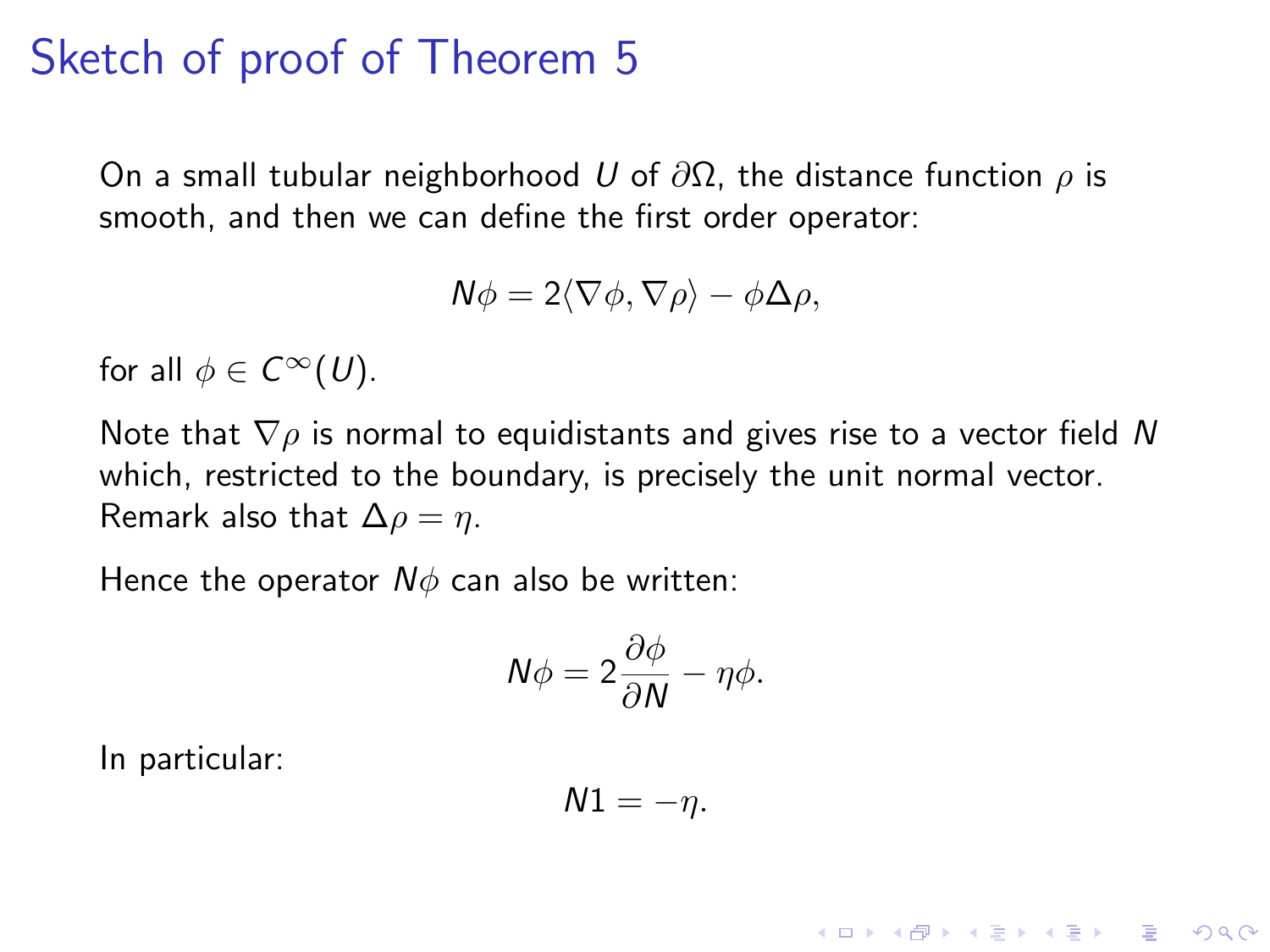# Sketch of proof of Theorem 5

On a small tubular neighborhood $U$ of $\partial\Omega$, the distance function $\rho$ is smooth, and then we can define the first order operator:

$$N\phi = 2\langle \nabla\phi, \nabla\rho \rangle - \phi\Delta\rho,$$

for all $\phi \in C^\infty(U)$.

Note that $\nabla\rho$ is normal to equidistants and gives rise to a vector field $N$ which, restricted to the boundary, is precisely the unit normal vector. Remark also that $\Delta\rho = \eta$.

Hence the operator $N\phi$ can also be written:

$$N\phi = 2\frac{\partial\phi}{\partial N} - \eta\phi.$$

In particular:

$$N1 = -\eta.$$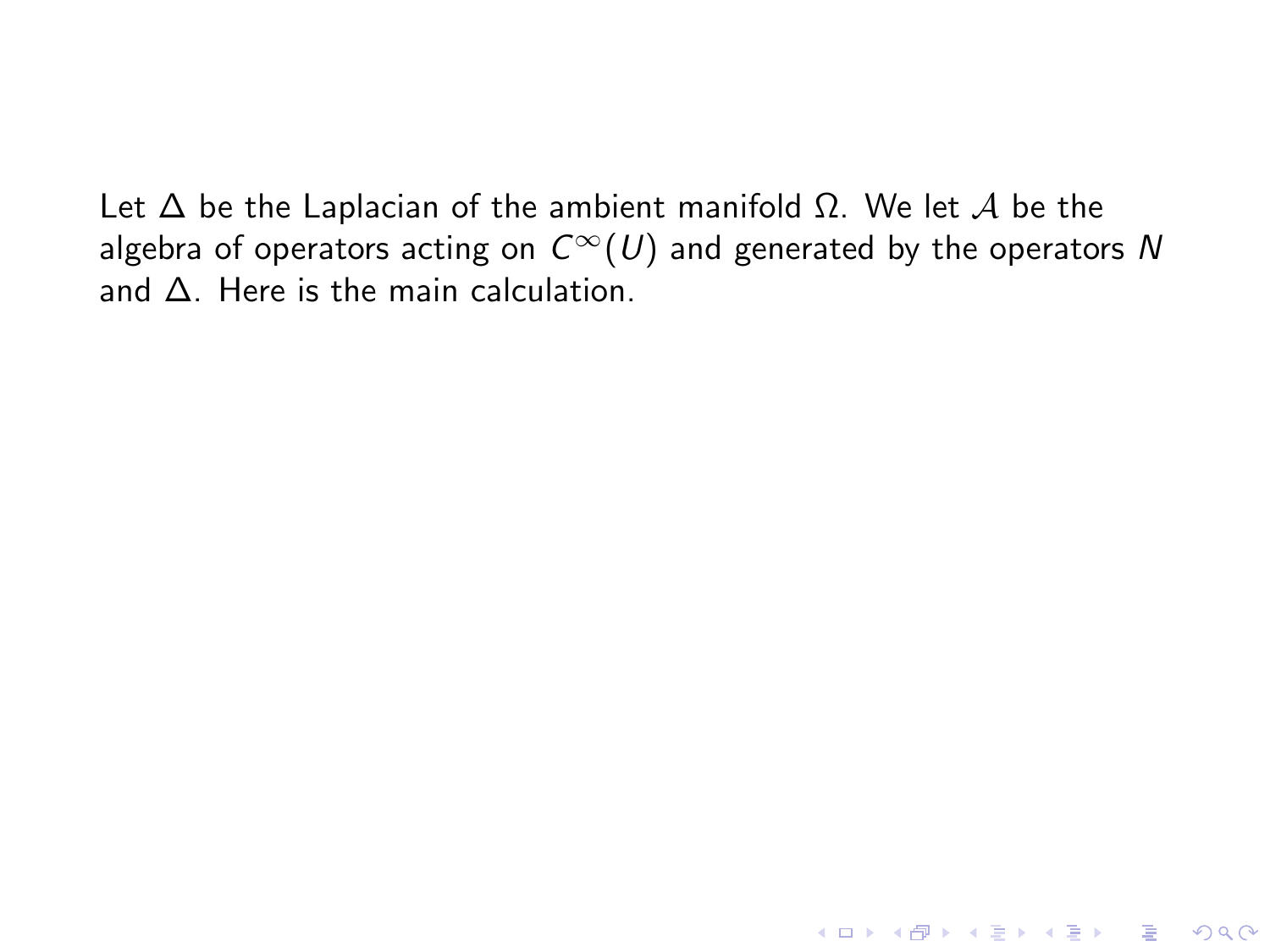Let $\Delta$ be the Laplacian of the ambient manifold $\Omega$. We let $\mathcal{A}$ be the algebra of operators acting on $C^{\infty}(U)$ and generated by the operators $N$ and $\Delta$. Here is the main calculation.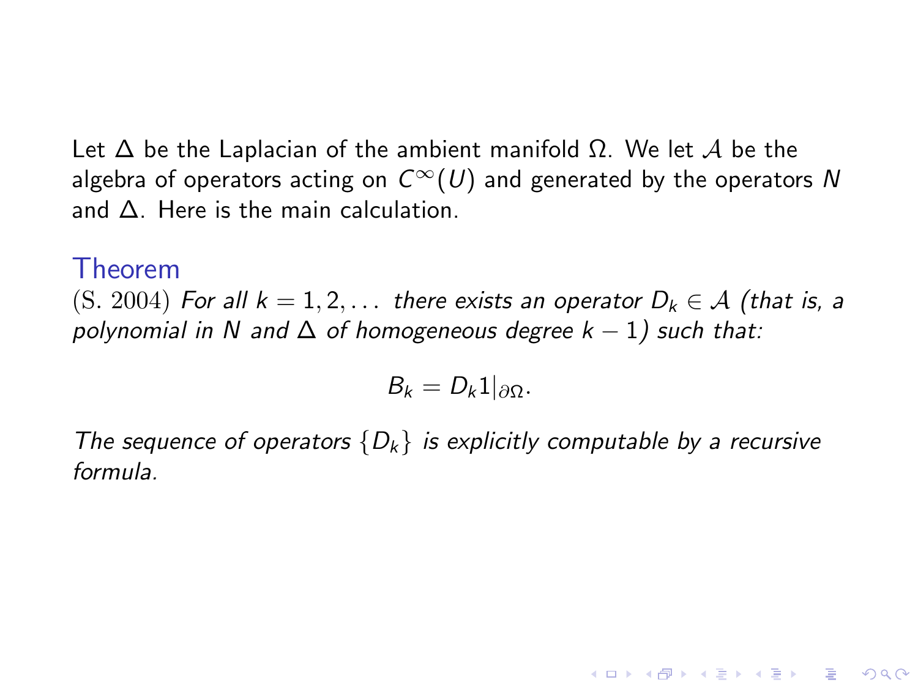Let $\Delta$ be the Laplacian of the ambient manifold $\Omega$. We let $\mathcal{A}$ be the algebra of operators acting on $C^\infty(U)$ and generated by the operators $N$ and $\Delta$. Here is the main calculation.

### Theorem

(S. 2004) *For all $k = 1, 2, \dots$ there exists an operator $D_k \in \mathcal{A}$ (that is, a polynomial in $N$ and $\Delta$ of homogeneous degree $k-1$) such that:*

$$B_k = D_k 1|_{\partial\Omega}.$$

*The sequence of operators $\{D_k\}$ is explicitly computable by a recursive formula.*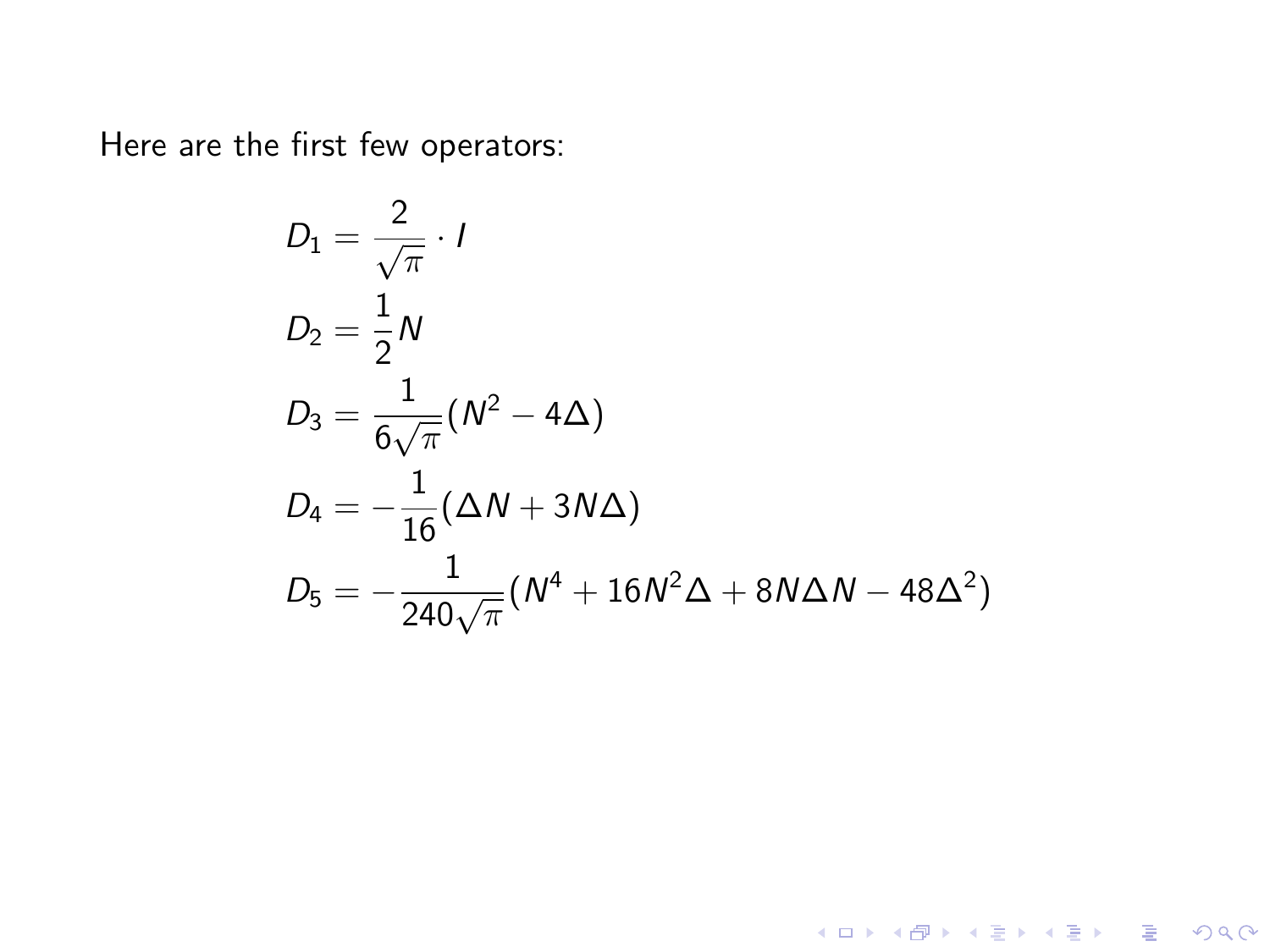Here are the first few operators:

$$
\begin{aligned}
D_1 &= \frac{2}{\sqrt{\pi}} \cdot I \\
D_2 &= \frac{1}{2} N \\
D_3 &= \frac{1}{6\sqrt{\pi}} (N^2 - 4\Delta) \\
D_4 &= -\frac{1}{16} (\Delta N + 3N\Delta) \\
D_5 &= -\frac{1}{240\sqrt{\pi}} (N^4 + 16N^2\Delta + 8N\Delta N - 48\Delta^2)
\end{aligned}
$$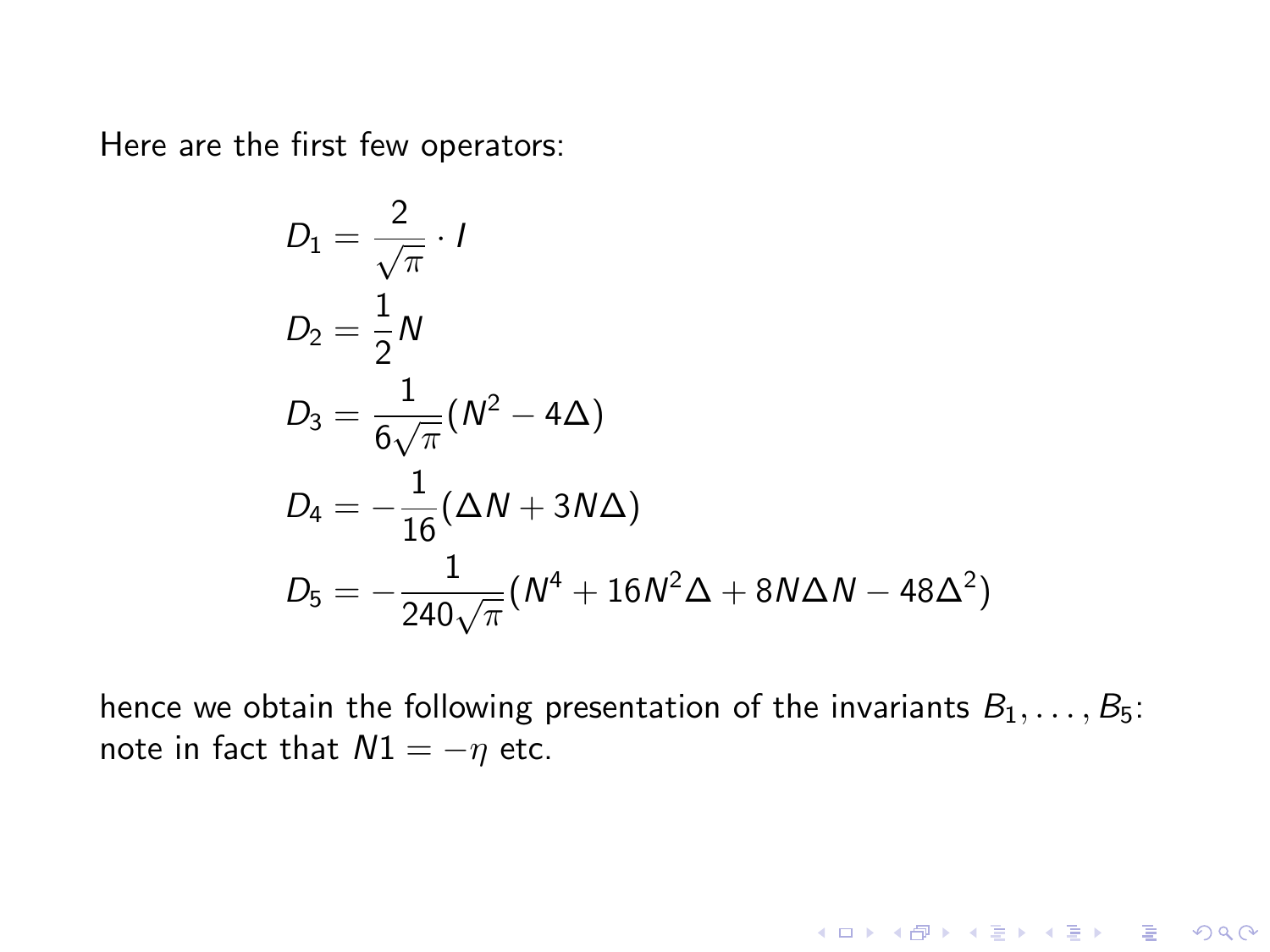Here are the first few operators:

$$
\begin{aligned}
D_1 &= \frac{2}{\sqrt{\pi}} \cdot I \\
D_2 &= \frac{1}{2} N \\
D_3 &= \frac{1}{6\sqrt{\pi}} (N^2 - 4\Delta) \\
D_4 &= -\frac{1}{16} (\Delta N + 3N\Delta) \\
D_5 &= -\frac{1}{240\sqrt{\pi}} (N^4 + 16N^2\Delta + 8N\Delta N - 48\Delta^2)
\end{aligned}
$$

hence we obtain the following presentation of the invariants $B_1, \ldots, B_5$: note in fact that $N1 = -\eta$ etc.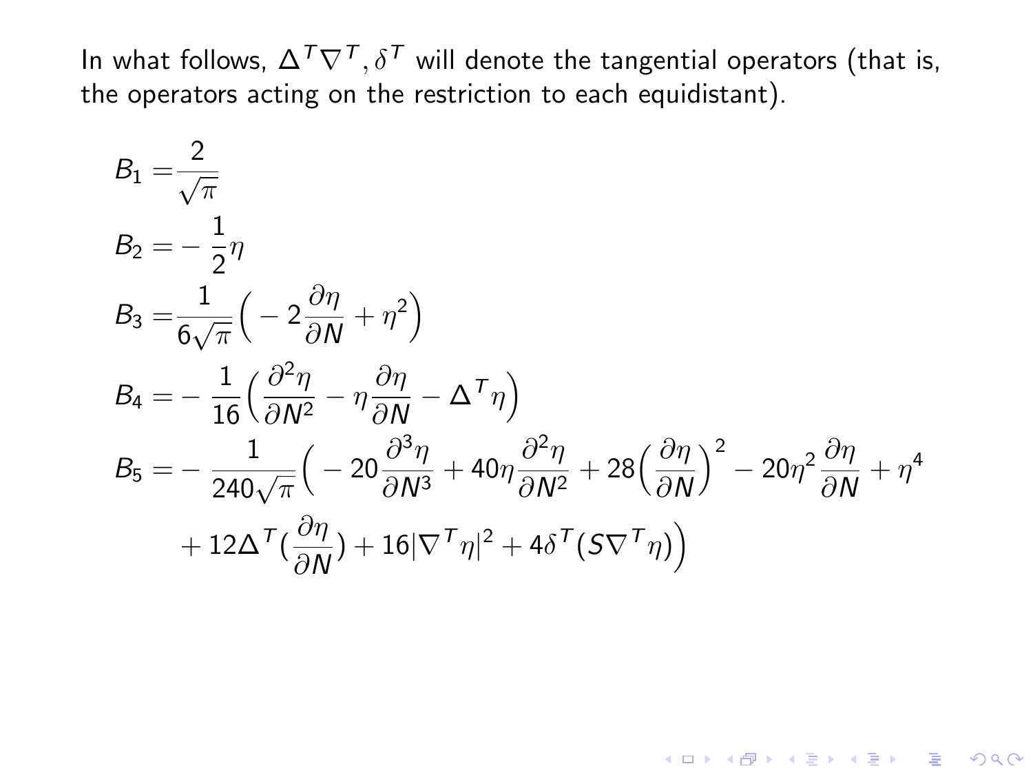In what follows, $\Delta^T\nabla^T, \delta^T$ will denote the tangential operators (that is, the operators acting on the restriction to each equidistant).

$$
\begin{aligned}
B_1 =& \frac{2}{\sqrt{\pi}} \\
B_2 =& -\frac{1}{2}\eta \\
B_3 =& \frac{1}{6\sqrt{\pi}}\Big(-2\frac{\partial \eta}{\partial N} + \eta^2\Big) \\
B_4 =& -\frac{1}{16}\Big(\frac{\partial^2 \eta}{\partial N^2} - \eta\frac{\partial \eta}{\partial N} - \Delta^T \eta\Big) \\
B_5 =& -\frac{1}{240\sqrt{\pi}}\Big(-20\frac{\partial^3 \eta}{\partial N^3} + 40\eta\frac{\partial^2 \eta}{\partial N^2} + 28\Big(\frac{\partial \eta}{\partial N}\Big)^2 - 20\eta^2\frac{\partial \eta}{\partial N} + \eta^4 \\
& + 12\Delta^T(\frac{\partial \eta}{\partial N}) + 16|\nabla^T\eta|^2 + 4\delta^T(S\nabla^T\eta)\Big)
\end{aligned}
$$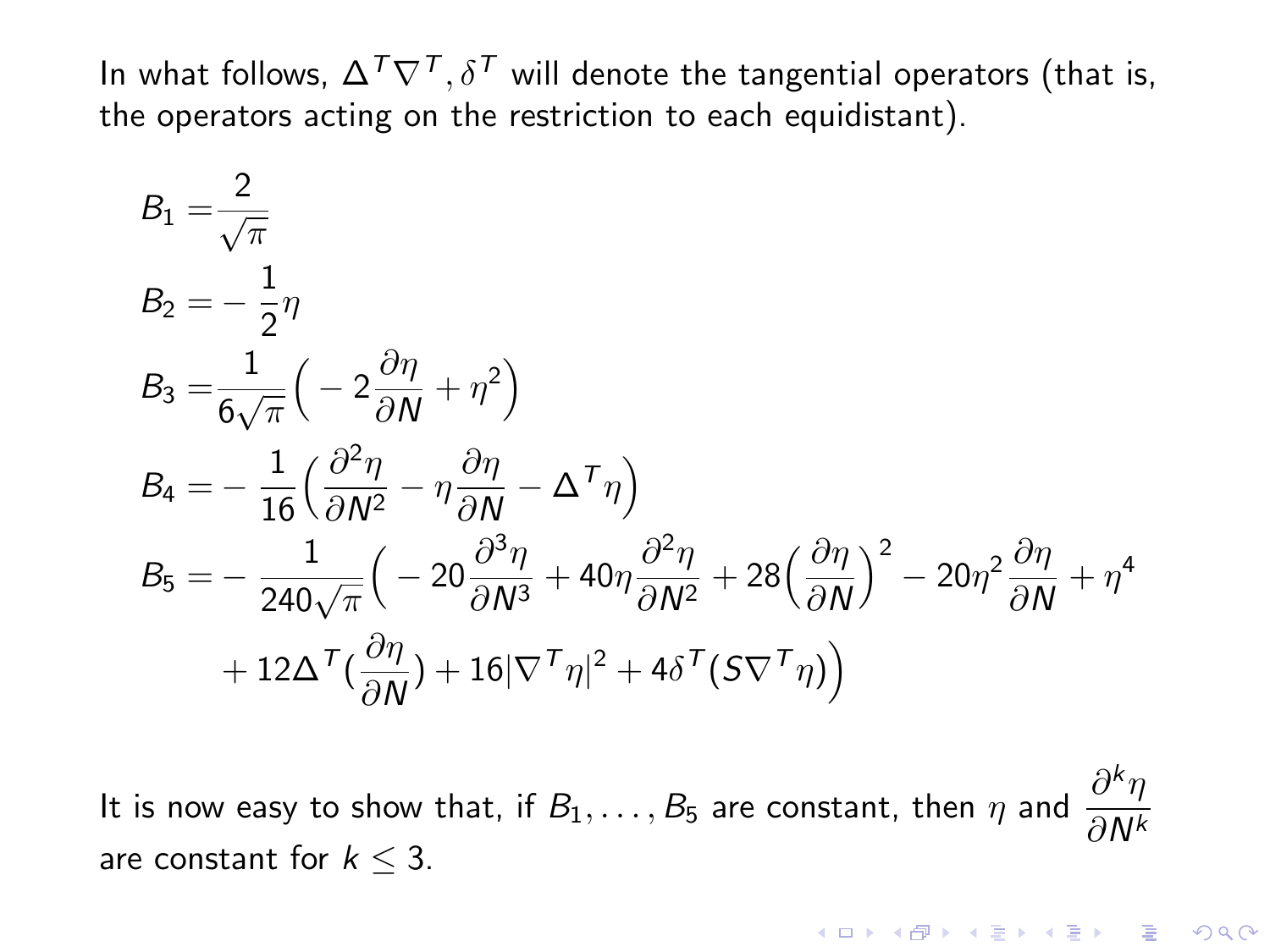In what follows, $\Delta^T \nabla^T, \delta^T$ will denote the tangential operators (that is, the operators acting on the restriction to each equidistant).

$$
\begin{aligned}
B_1 =& \frac{2}{\sqrt{\pi}} \\
B_2 =& -\frac{1}{2}\eta \\
B_3 =& \frac{1}{6\sqrt{\pi}}\Big(-2\frac{\partial \eta}{\partial N} + \eta^2\Big) \\
B_4 =& -\frac{1}{16}\Big(\frac{\partial^2 \eta}{\partial N^2} - \eta\frac{\partial \eta}{\partial N} - \Delta^T \eta\Big) \\
B_5 =& -\frac{1}{240\sqrt{\pi}}\Big(-20\frac{\partial^3 \eta}{\partial N^3} + 40\eta\frac{\partial^2 \eta}{\partial N^2} + 28\Big(\frac{\partial \eta}{\partial N}\Big)^2 - 20\eta^2\frac{\partial \eta}{\partial N} + \eta^4 \\
&+ 12\Delta^T(\frac{\partial \eta}{\partial N}) + 16|\nabla^T \eta|^2 + 4\delta^T(S\nabla^T \eta)\Big)
\end{aligned}
$$

It is now easy to show that, if $B_1, \ldots, B_5$ are constant, then $\eta$ and $\dfrac{\partial^k \eta}{\partial N^k}$ are constant for $k \leq 3$.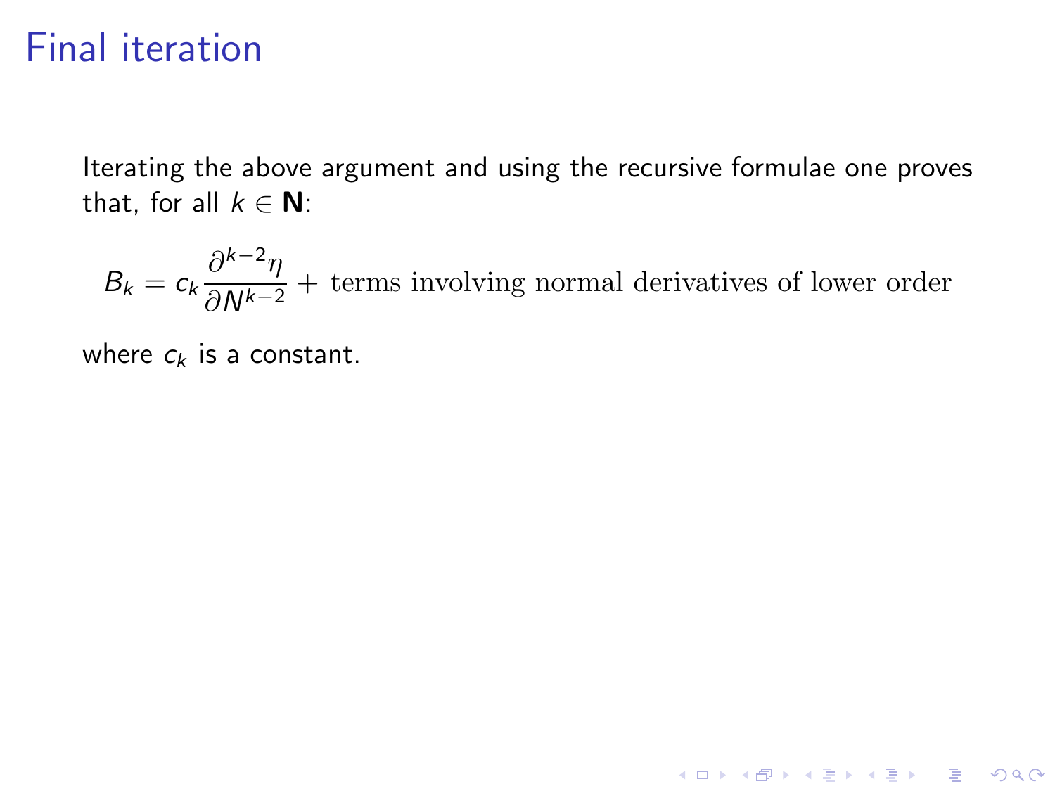# Final iteration

Iterating the above argument and using the recursive formulae one proves that, for all $k \in \mathbf{N}$:

$$B_k = c_k \frac{\partial^{k-2}\eta}{\partial N^{k-2}} + \text{terms involving normal derivatives of lower order}$$

where $c_k$ is a constant.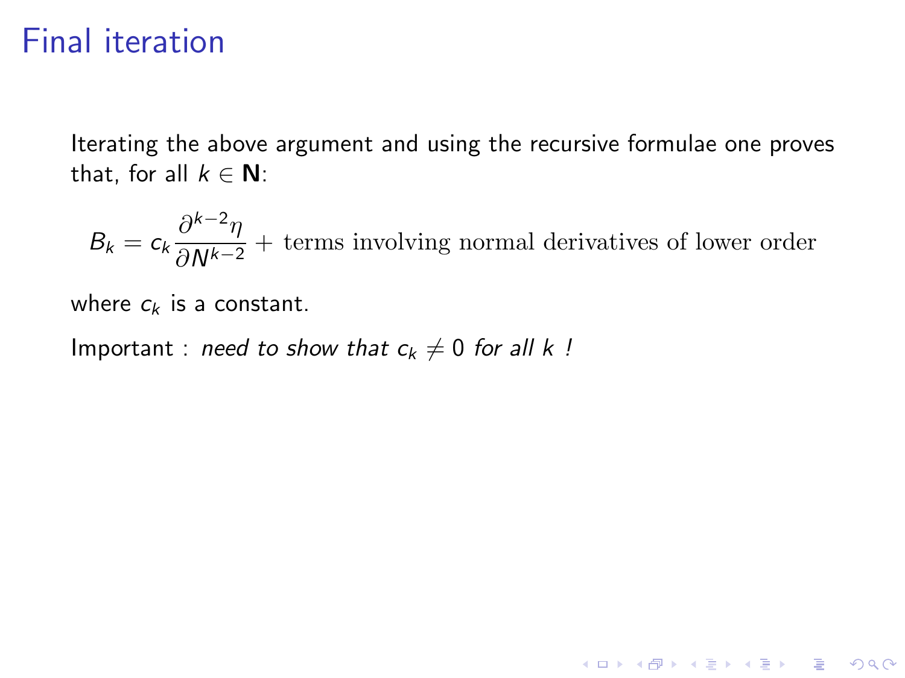# Final iteration

Iterating the above argument and using the recursive formulae one proves that, for all $k \in \mathbf{N}$:

$$B_k = c_k \frac{\partial^{k-2}\eta}{\partial N^{k-2}} + \text{terms involving normal derivatives of lower order}$$

where $c_k$ is a constant.

Important : *need to show that $c_k \neq 0$ for all $k$ !*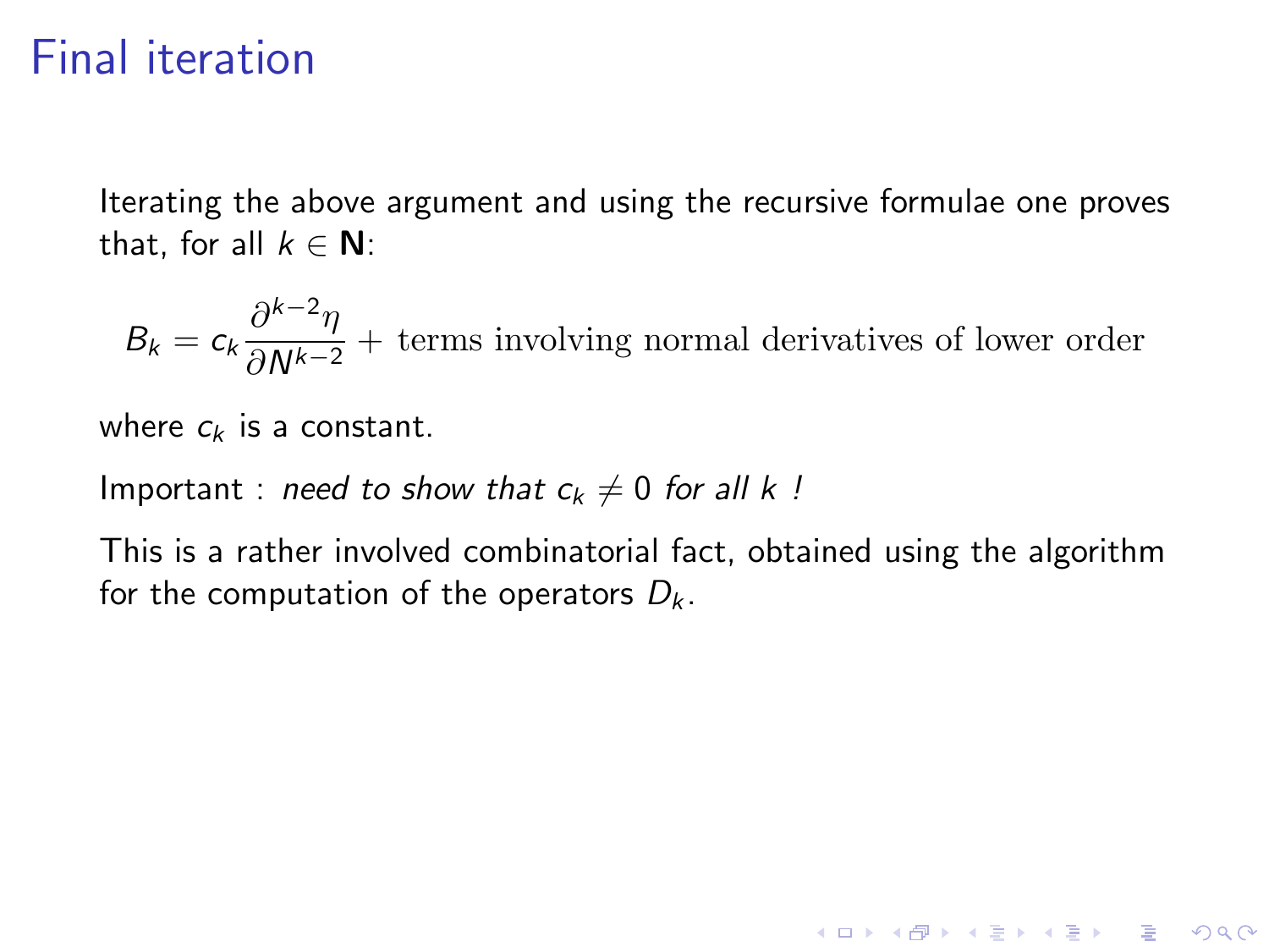# Final iteration

Iterating the above argument and using the recursive formulae one proves that, for all $k \in \mathbf{N}$:

$$B_k = c_k \frac{\partial^{k-2}\eta}{\partial N^{k-2}} + \text{terms involving normal derivatives of lower order}$$

where $c_k$ is a constant.

Important : *need to show that $c_k \neq 0$ for all $k$ !*

This is a rather involved combinatorial fact, obtained using the algorithm for the computation of the operators $D_k$.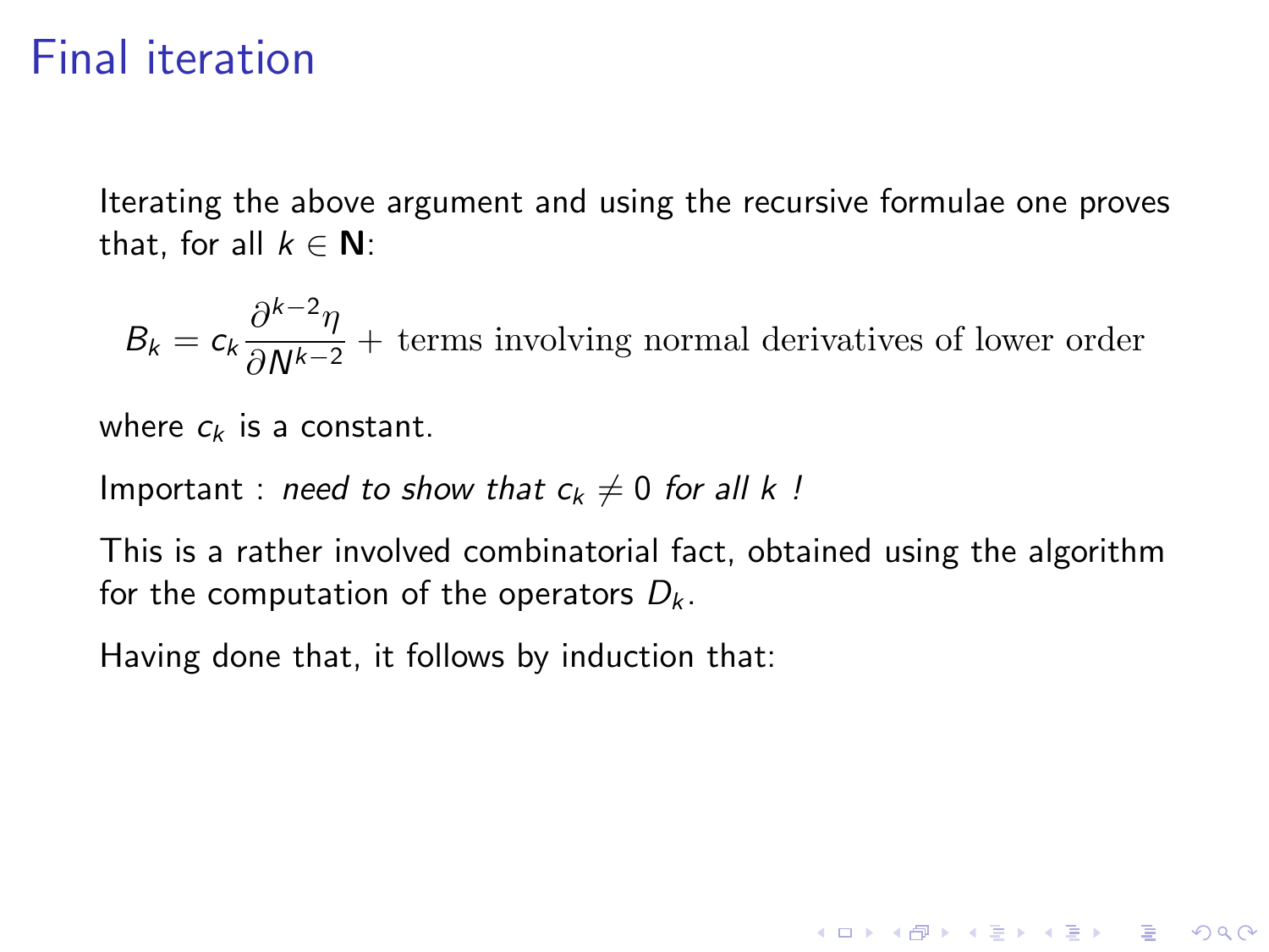# Final iteration

Iterating the above argument and using the recursive formulae one proves that, for all $k \in \mathbf{N}$:

$$B_k = c_k \frac{\partial^{k-2}\eta}{\partial N^{k-2}} + \text{terms involving normal derivatives of lower order}$$

where $c_k$ is a constant.

Important : *need to show that $c_k \neq 0$ for all $k$ !*

This is a rather involved combinatorial fact, obtained using the algorithm for the computation of the operators $D_k$.

Having done that, it follows by induction that: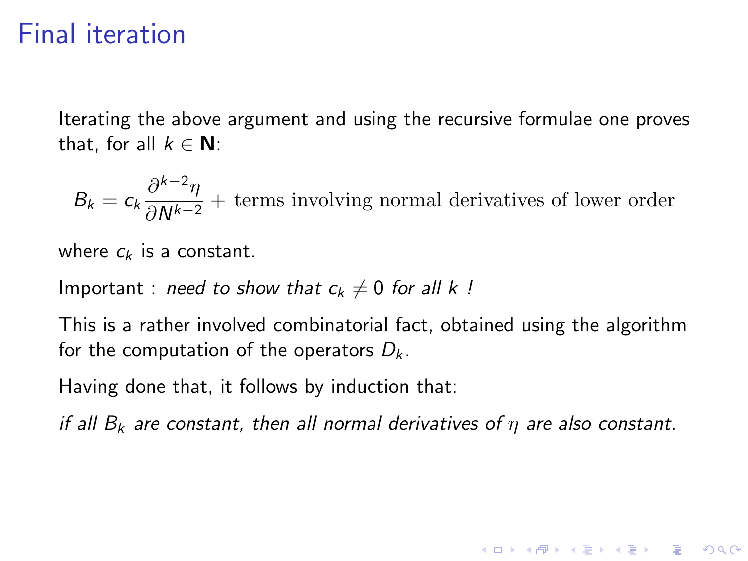# Final iteration

Iterating the above argument and using the recursive formulae one proves that, for all $k \in \mathbf{N}$:

$$B_k = c_k \frac{\partial^{k-2}\eta}{\partial N^{k-2}} + \text{terms involving normal derivatives of lower order}$$

where $c_k$ is a constant.

Important : *need to show that $c_k \neq 0$ for all $k$ !*

This is a rather involved combinatorial fact, obtained using the algorithm for the computation of the operators $D_k$.

Having done that, it follows by induction that:

*if all $B_k$ are constant, then all normal derivatives of $\eta$ are also constant.*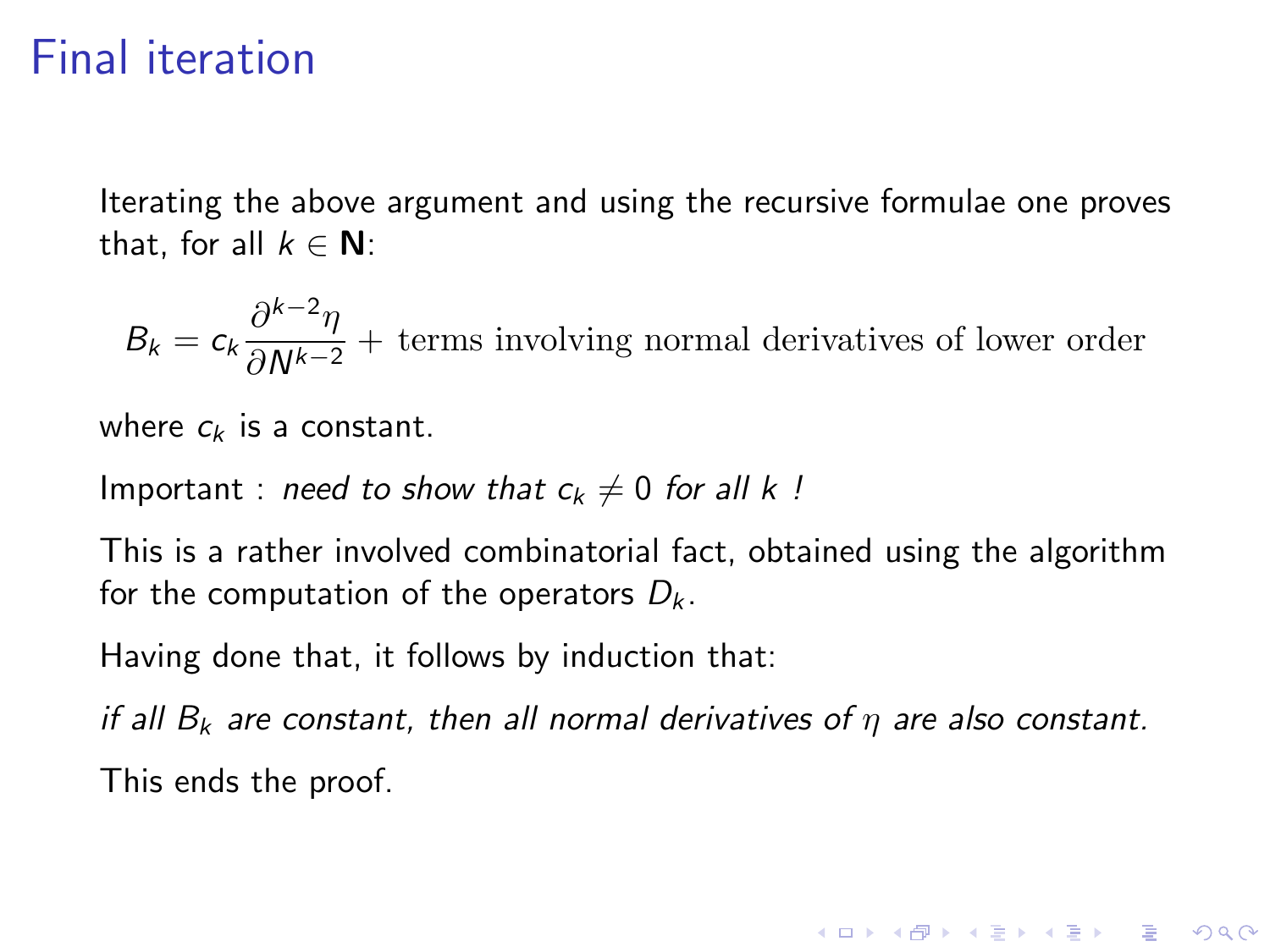# Final iteration

Iterating the above argument and using the recursive formulae one proves that, for all $k \in \mathbf{N}$:

$$B_k = c_k \frac{\partial^{k-2}\eta}{\partial N^{k-2}} + \text{terms involving normal derivatives of lower order}$$

where $c_k$ is a constant.

Important : *need to show that $c_k \neq 0$ for all $k$ !*

This is a rather involved combinatorial fact, obtained using the algorithm for the computation of the operators $D_k$.

Having done that, it follows by induction that:

*if all $B_k$ are constant, then all normal derivatives of $\eta$ are also constant.*

This ends the proof.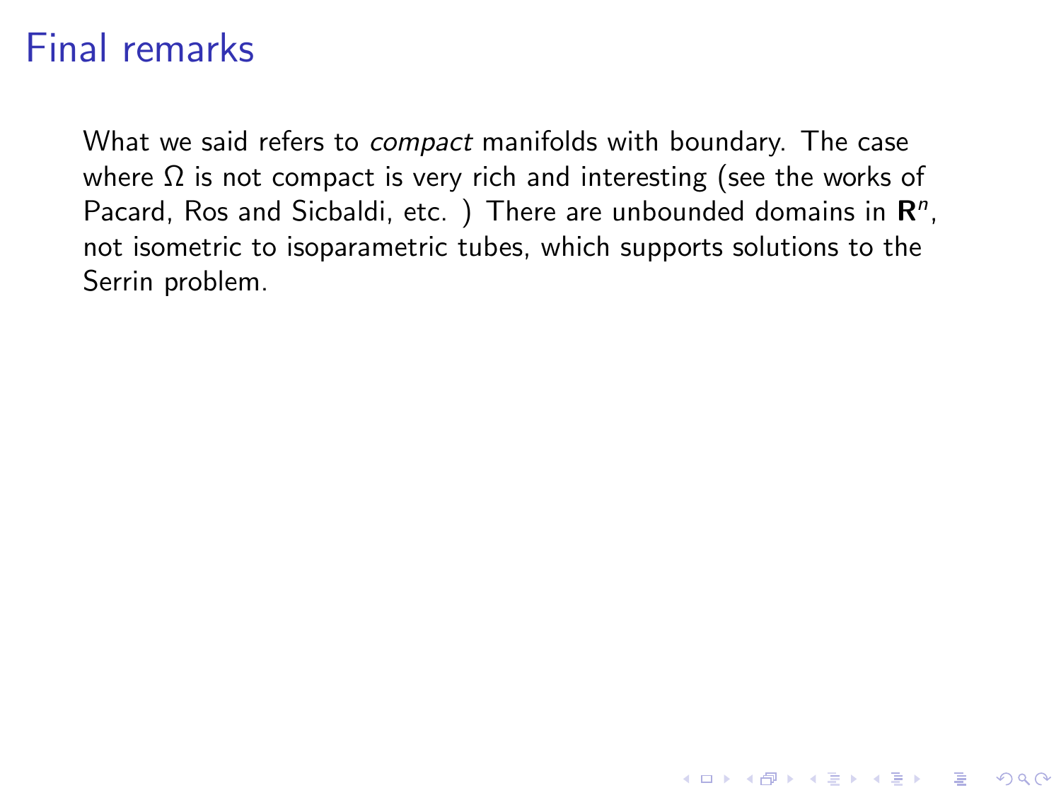# Final remarks

What we said refers to *compact* manifolds with boundary. The case where $\Omega$ is not compact is very rich and interesting (see the works of Pacard, Ros and Sicbaldi, etc. ) There are unbounded domains in $\mathbf{R}^n$, not isometric to isoparametric tubes, which supports solutions to the Serrin problem.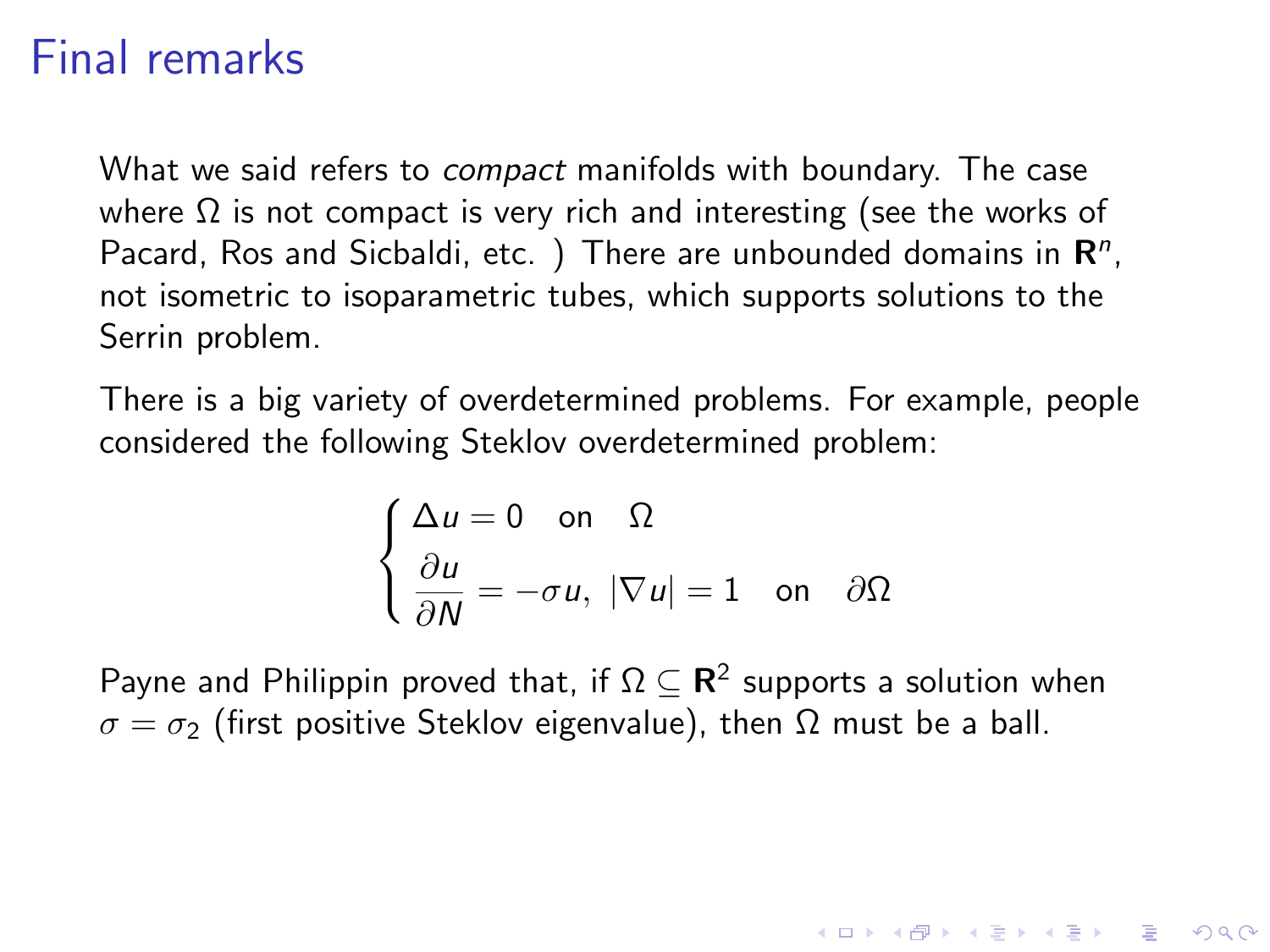# Final remarks

What we said refers to *compact* manifolds with boundary. The case where $\Omega$ is not compact is very rich and interesting (see the works of Pacard, Ros and Sicbaldi, etc. ) There are unbounded domains in $\mathbf{R}^n$, not isometric to isoparametric tubes, which supports solutions to the Serrin problem.

There is a big variety of overdetermined problems. For example, people considered the following Steklov overdetermined problem:

$$
\begin{cases}
\Delta u = 0 \quad \text{on} \quad \Omega \\
\dfrac{\partial u}{\partial N} = -\sigma u, \ |\nabla u| = 1 \quad \text{on} \quad \partial\Omega
\end{cases}
$$

Payne and Philippin proved that, if $\Omega \subseteq \mathbf{R}^2$ supports a solution when $\sigma = \sigma_2$ (first positive Steklov eigenvalue), then $\Omega$ must be a ball.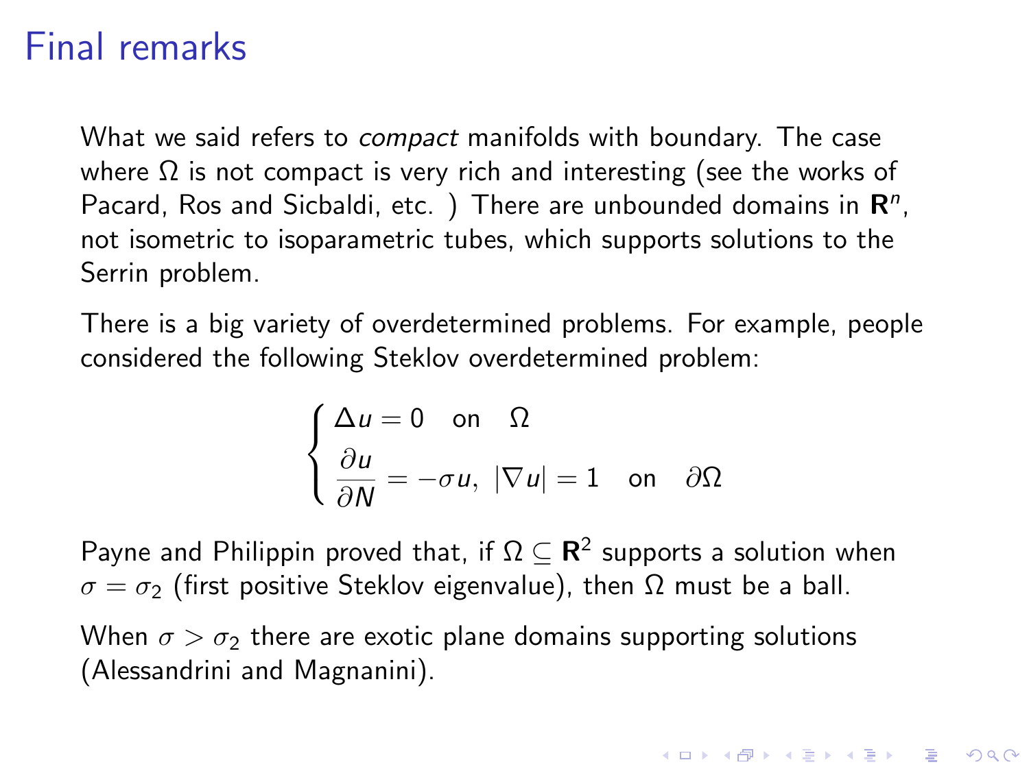# Final remarks

What we said refers to *compact* manifolds with boundary. The case where $\Omega$ is not compact is very rich and interesting (see the works of Pacard, Ros and Sicbaldi, etc. ) There are unbounded domains in $\mathbf{R}^n$, not isometric to isoparametric tubes, which supports solutions to the Serrin problem.

There is a big variety of overdetermined problems. For example, people considered the following Steklov overdetermined problem:

$$\begin{cases} \Delta u = 0 \quad \text{on} \quad \Omega \\ \dfrac{\partial u}{\partial N} = -\sigma u, \ |\nabla u| = 1 \quad \text{on} \quad \partial\Omega \end{cases}$$

Payne and Philippin proved that, if $\Omega \subseteq \mathbf{R}^2$ supports a solution when $\sigma = \sigma_2$ (first positive Steklov eigenvalue), then $\Omega$ must be a ball.

When $\sigma > \sigma_2$ there are exotic plane domains supporting solutions (Alessandrini and Magnanini).